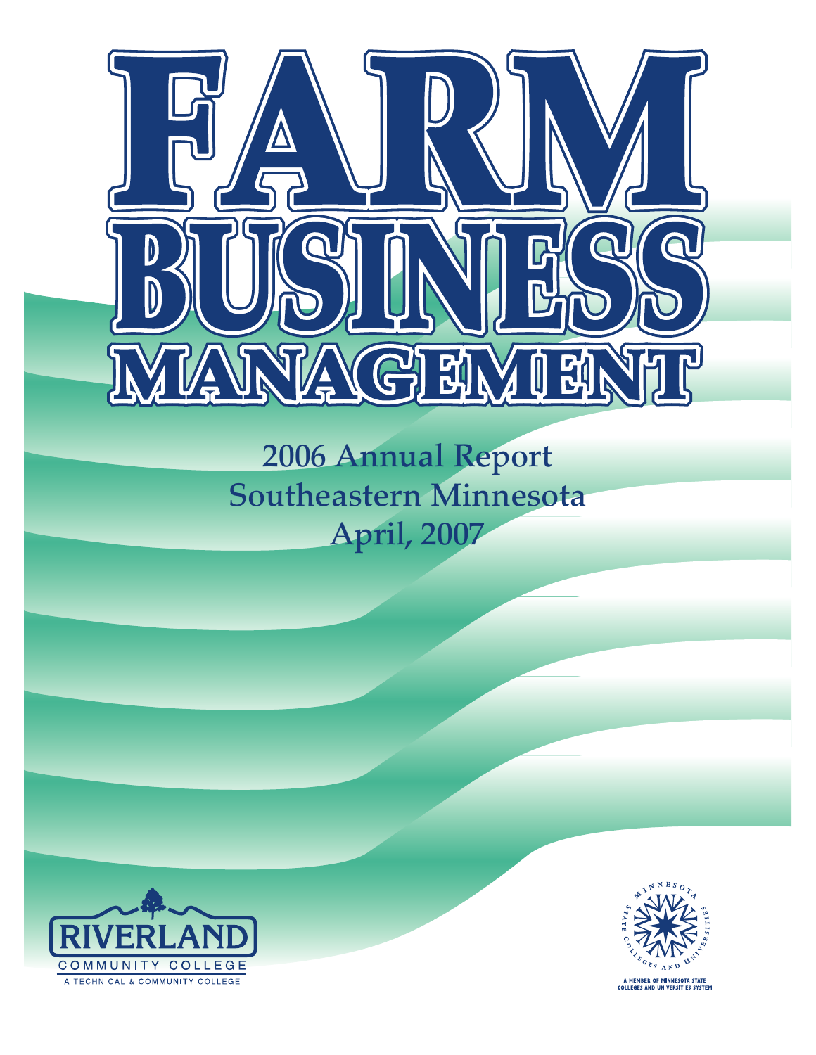# FARM BUSINESS MANAGEMENT

## 2006 Annual Report
## Southeastern Minnesota
## April, 2007

RIVERLAND COMMUNITY COLLEGE
A TECHNICAL & COMMUNITY COLLEGE

MINNESOTA STATE COLLEGES AND UNIVERSITIES

A MEMBER OF MINNESOTA STATE COLLEGES AND UNIVERSITIES SYSTEM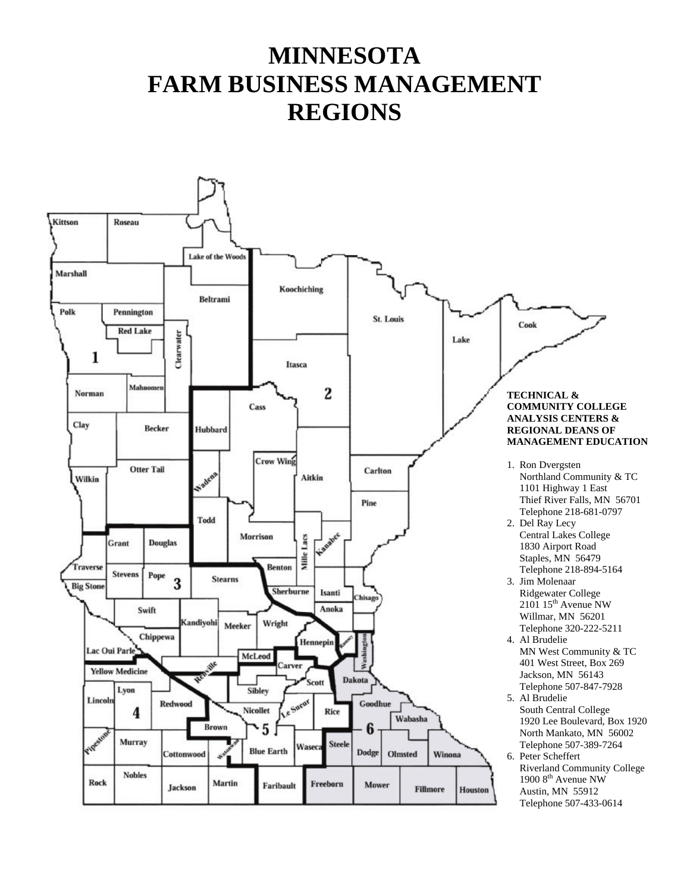# MINNESOTA FARM BUSINESS MANAGEMENT REGIONS

**TECHNICAL & COMMUNITY COLLEGE ANALYSIS CENTERS & REGIONAL DEANS OF MANAGEMENT EDUCATION**

1. Ron Dvergsten
   Northland Community & TC
   1101 Highway 1 East
   Thief River Falls, MN 56701
   Telephone 218-681-0797
2. Del Ray Lecy
   Central Lakes College
   1830 Airport Road
   Staples, MN 56479
   Telephone 218-894-5164
3. Jim Molenaar
   Ridgewater College
   2101 15th Avenue NW
   Willmar, MN 56201
   Telephone 320-222-5211
4. Al Brudelie
   MN West Community & TC
   401 West Street, Box 269
   Jackson, MN 56143
   Telephone 507-847-7928
5. Al Brudelie
   South Central College
   1920 Lee Boulevard, Box 1920
   North Mankato, MN 56002
   Telephone 507-389-7264
6. Peter Scheffert
   Riverland Community College
   1900 8th Avenue NW
   Austin, MN 55912
   Telephone 507-433-0614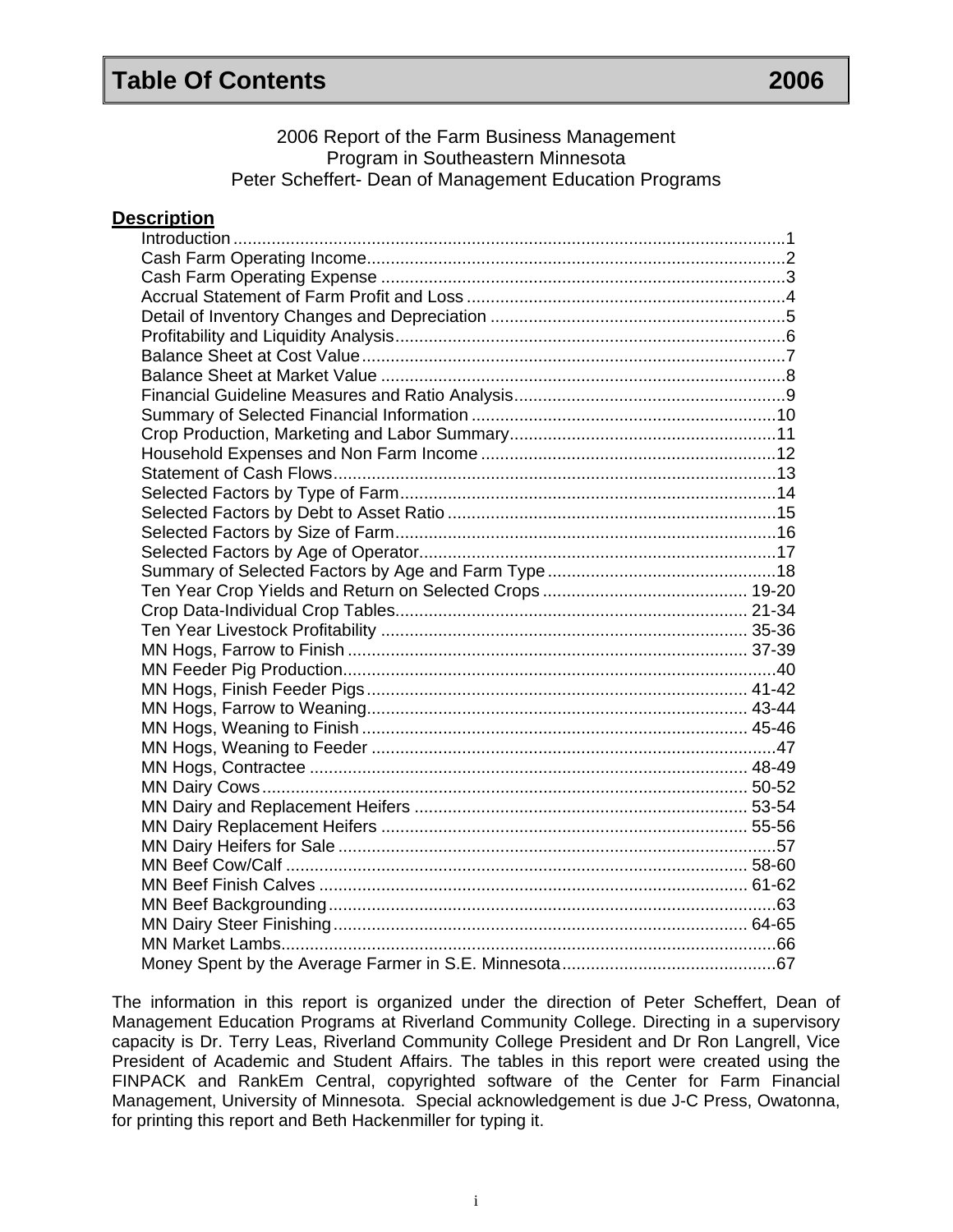# Table Of Contents 2006

2006 Report of the Farm Business Management
Program in Southeastern Minnesota
Peter Scheffert- Dean of Management Education Programs

## Description

| Description | Page |
|---|---|
| Introduction | 1 |
| Cash Farm Operating Income | 2 |
| Cash Farm Operating Expense | 3 |
| Accrual Statement of Farm Profit and Loss | 4 |
| Detail of Inventory Changes and Depreciation | 5 |
| Profitability and Liquidity Analysis | 6 |
| Balance Sheet at Cost Value | 7 |
| Balance Sheet at Market Value | 8 |
| Financial Guideline Measures and Ratio Analysis | 9 |
| Summary of Selected Financial Information | 10 |
| Crop Production, Marketing and Labor Summary | 11 |
| Household Expenses and Non Farm Income | 12 |
| Statement of Cash Flows | 13 |
| Selected Factors by Type of Farm | 14 |
| Selected Factors by Debt to Asset Ratio | 15 |
| Selected Factors by Size of Farm | 16 |
| Selected Factors by Age of Operator | 17 |
| Summary of Selected Factors by Age and Farm Type | 18 |
| Ten Year Crop Yields and Return on Selected Crops | 19-20 |
| Crop Data-Individual Crop Tables | 21-34 |
| Ten Year Livestock Profitability | 35-36 |
| MN Hogs, Farrow to Finish | 37-39 |
| MN Feeder Pig Production | 40 |
| MN Hogs, Finish Feeder Pigs | 41-42 |
| MN Hogs, Farrow to Weaning | 43-44 |
| MN Hogs, Weaning to Finish | 45-46 |
| MN Hogs, Weaning to Feeder | 47 |
| MN Hogs, Contractee | 48-49 |
| MN Dairy Cows | 50-52 |
| MN Dairy and Replacement Heifers | 53-54 |
| MN Dairy Replacement Heifers | 55-56 |
| MN Dairy Heifers for Sale | 57 |
| MN Beef Cow/Calf | 58-60 |
| MN Beef Finish Calves | 61-62 |
| MN Beef Backgrounding | 63 |
| MN Dairy Steer Finishing | 64-65 |
| MN Market Lambs | 66 |
| Money Spent by the Average Farmer in S.E. Minnesota | 67 |

The information in this report is organized under the direction of Peter Scheffert, Dean of Management Education Programs at Riverland Community College. Directing in a supervisory capacity is Dr. Terry Leas, Riverland Community College President and Dr Ron Langrell, Vice President of Academic and Student Affairs. The tables in this report were created using the FINPACK and RankEm Central, copyrighted software of the Center for Farm Financial Management, University of Minnesota. Special acknowledgement is due J-C Press, Owatonna, for printing this report and Beth Hackenmiller for typing it.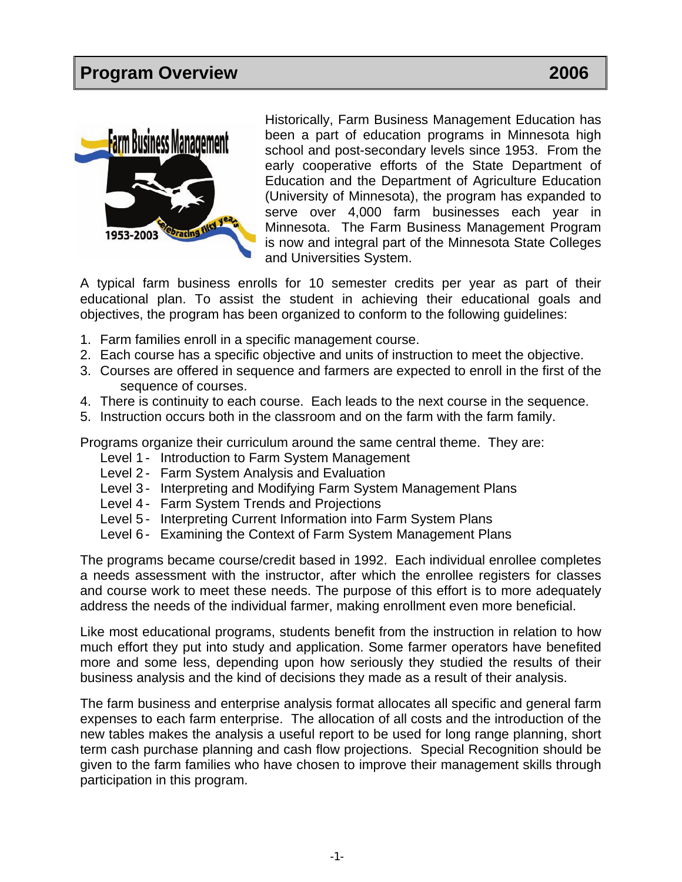# Program Overview 2006

Historically, Farm Business Management Education has been a part of education programs in Minnesota high school and post-secondary levels since 1953. From the early cooperative efforts of the State Department of Education and the Department of Agriculture Education (University of Minnesota), the program has expanded to serve over 4,000 farm businesses each year in Minnesota. The Farm Business Management Program is now and integral part of the Minnesota State Colleges and Universities System.

A typical farm business enrolls for 10 semester credits per year as part of their educational plan. To assist the student in achieving their educational goals and objectives, the program has been organized to conform to the following guidelines:

1. Farm families enroll in a specific management course.
2. Each course has a specific objective and units of instruction to meet the objective.
3. Courses are offered in sequence and farmers are expected to enroll in the first of the sequence of courses.
4. There is continuity to each course. Each leads to the next course in the sequence.
5. Instruction occurs both in the classroom and on the farm with the farm family.

Programs organize their curriculum around the same central theme. They are:

- Level 1 - Introduction to Farm System Management
- Level 2 - Farm System Analysis and Evaluation
- Level 3 - Interpreting and Modifying Farm System Management Plans
- Level 4 - Farm System Trends and Projections
- Level 5 - Interpreting Current Information into Farm System Plans
- Level 6 - Examining the Context of Farm System Management Plans

The programs became course/credit based in 1992. Each individual enrollee completes a needs assessment with the instructor, after which the enrollee registers for classes and course work to meet these needs. The purpose of this effort is to more adequately address the needs of the individual farmer, making enrollment even more beneficial.

Like most educational programs, students benefit from the instruction in relation to how much effort they put into study and application. Some farmer operators have benefited more and some less, depending upon how seriously they studied the results of their business analysis and the kind of decisions they made as a result of their analysis.

The farm business and enterprise analysis format allocates all specific and general farm expenses to each farm enterprise. The allocation of all costs and the introduction of the new tables makes the analysis a useful report to be used for long range planning, short term cash purchase planning and cash flow projections. Special Recognition should be given to the farm families who have chosen to improve their management skills through participation in this program.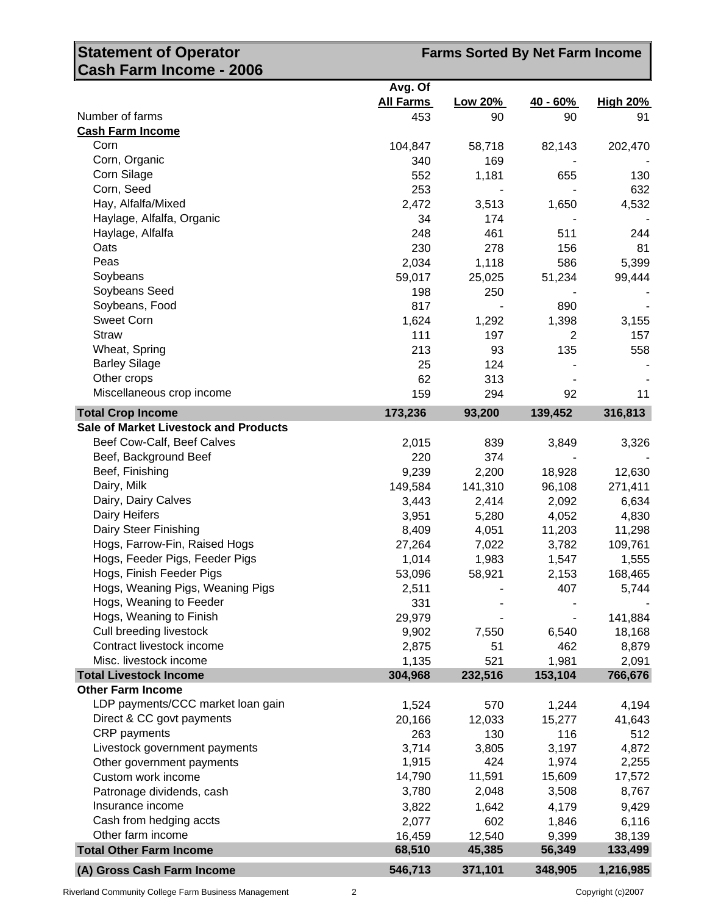## Statement of Operator Cash Farm Income - 2006

**Farms Sorted By Net Farm Income**

| | Avg. Of All Farms | Low 20% | 40 - 60% | High 20% |
|---|---|---|---|---|
| Number of farms | 453 | 90 | 90 | 91 |
| **Cash Farm Income** | | | | |
| Corn | 104,847 | 58,718 | 82,143 | 202,470 |
| Corn, Organic | 340 | 169 | - | - |
| Corn Silage | 552 | 1,181 | 655 | 130 |
| Corn, Seed | 253 | - | - | 632 |
| Hay, Alfalfa/Mixed | 2,472 | 3,513 | 1,650 | 4,532 |
| Haylage, Alfalfa, Organic | 34 | 174 | - | - |
| Haylage, Alfalfa | 248 | 461 | 511 | 244 |
| Oats | 230 | 278 | 156 | 81 |
| Peas | 2,034 | 1,118 | 586 | 5,399 |
| Soybeans | 59,017 | 25,025 | 51,234 | 99,444 |
| Soybeans Seed | 198 | 250 | - | - |
| Soybeans, Food | 817 | - | 890 | - |
| Sweet Corn | 1,624 | 1,292 | 1,398 | 3,155 |
| Straw | 111 | 197 | 2 | 157 |
| Wheat, Spring | 213 | 93 | 135 | 558 |
| Barley Silage | 25 | 124 | - | - |
| Other crops | 62 | 313 | - | - |
| Miscellaneous crop income | 159 | 294 | 92 | 11 |
| **Total Crop Income** | **173,236** | **93,200** | **139,452** | **316,813** |
| **Sale of Market Livestock and Products** | | | | |
| Beef Cow-Calf, Beef Calves | 2,015 | 839 | 3,849 | 3,326 |
| Beef, Background Beef | 220 | 374 | - | - |
| Beef, Finishing | 9,239 | 2,200 | 18,928 | 12,630 |
| Dairy, Milk | 149,584 | 141,310 | 96,108 | 271,411 |
| Dairy, Dairy Calves | 3,443 | 2,414 | 2,092 | 6,634 |
| Dairy Heifers | 3,951 | 5,280 | 4,052 | 4,830 |
| Dairy Steer Finishing | 8,409 | 4,051 | 11,203 | 11,298 |
| Hogs, Farrow-Fin, Raised Hogs | 27,264 | 7,022 | 3,782 | 109,761 |
| Hogs, Feeder Pigs, Feeder Pigs | 1,014 | 1,983 | 1,547 | 1,555 |
| Hogs, Finish Feeder Pigs | 53,096 | 58,921 | 2,153 | 168,465 |
| Hogs, Weaning Pigs, Weaning Pigs | 2,511 | - | 407 | 5,744 |
| Hogs, Weaning to Feeder | 331 | - | - | - |
| Hogs, Weaning to Finish | 29,979 | - | - | 141,884 |
| Cull breeding livestock | 9,902 | 7,550 | 6,540 | 18,168 |
| Contract livestock income | 2,875 | 51 | 462 | 8,879 |
| Misc. livestock income | 1,135 | 521 | 1,981 | 2,091 |
| **Total Livestock Income** | **304,968** | **232,516** | **153,104** | **766,676** |
| **Other Farm Income** | | | | |
| LDP payments/CCC market loan gain | 1,524 | 570 | 1,244 | 4,194 |
| Direct & CC govt payments | 20,166 | 12,033 | 15,277 | 41,643 |
| CRP payments | 263 | 130 | 116 | 512 |
| Livestock government payments | 3,714 | 3,805 | 3,197 | 4,872 |
| Other government payments | 1,915 | 424 | 1,974 | 2,255 |
| Custom work income | 14,790 | 11,591 | 15,609 | 17,572 |
| Patronage dividends, cash | 3,780 | 2,048 | 3,508 | 8,767 |
| Insurance income | 3,822 | 1,642 | 4,179 | 9,429 |
| Cash from hedging accts | 2,077 | 602 | 1,846 | 6,116 |
| Other farm income | 16,459 | 12,540 | 9,399 | 38,139 |
| **Total Other Farm Income** | **68,510** | **45,385** | **56,349** | **133,499** |
| **(A) Gross Cash Farm Income** | **546,713** | **371,101** | **348,905** | **1,216,985** |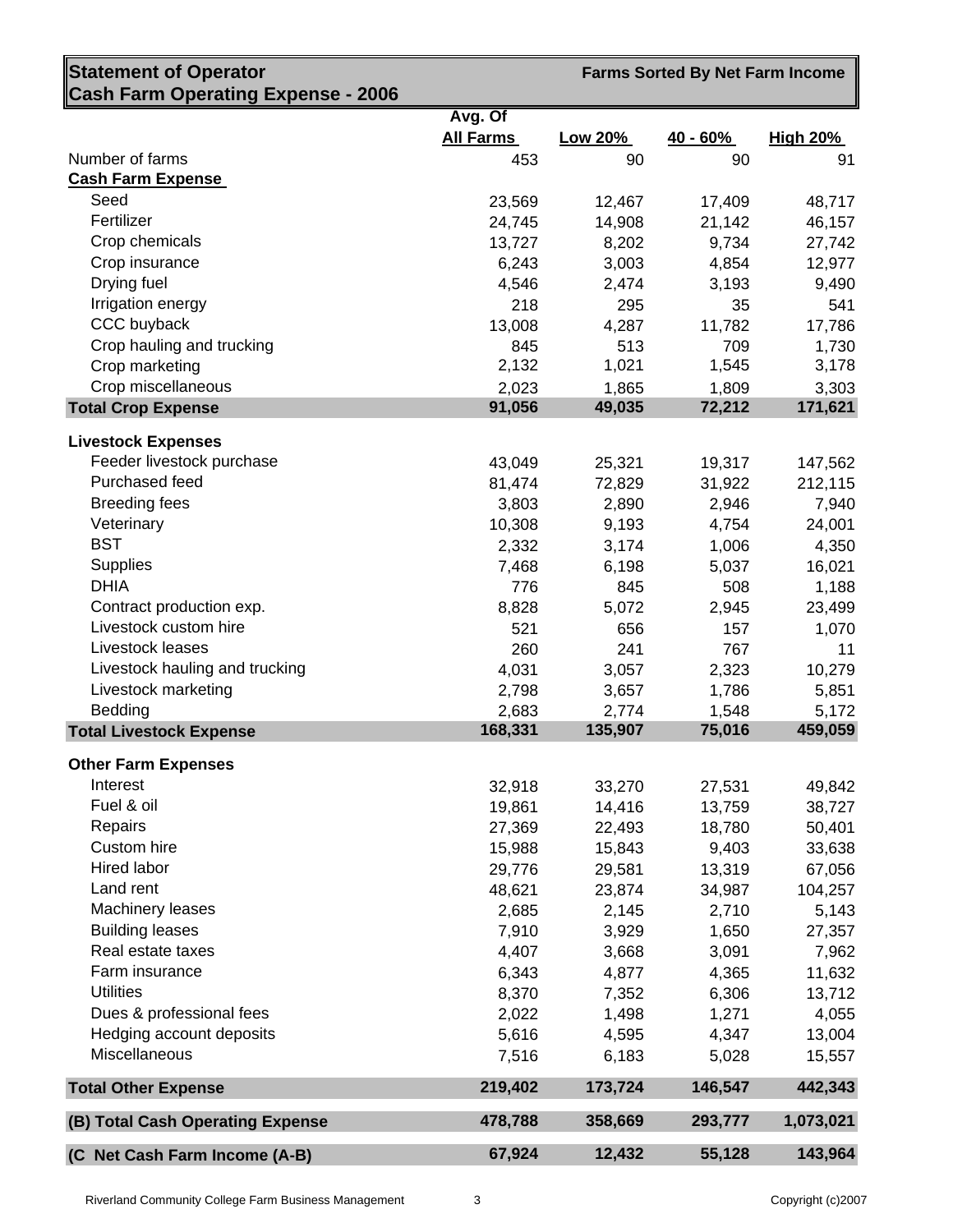## Statement of Operator Cash Farm Operating Expense - 2006

**Farms Sorted By Net Farm Income**

| | Avg. Of All Farms | Low 20% | 40 - 60% | High 20% |
|---|---|---|---|---|
| Number of farms | 453 | 90 | 90 | 91 |
| **Cash Farm Expense** | | | | |
| Seed | 23,569 | 12,467 | 17,409 | 48,717 |
| Fertilizer | 24,745 | 14,908 | 21,142 | 46,157 |
| Crop chemicals | 13,727 | 8,202 | 9,734 | 27,742 |
| Crop insurance | 6,243 | 3,003 | 4,854 | 12,977 |
| Drying fuel | 4,546 | 2,474 | 3,193 | 9,490 |
| Irrigation energy | 218 | 295 | 35 | 541 |
| CCC buyback | 13,008 | 4,287 | 11,782 | 17,786 |
| Crop hauling and trucking | 845 | 513 | 709 | 1,730 |
| Crop marketing | 2,132 | 1,021 | 1,545 | 3,178 |
| Crop miscellaneous | 2,023 | 1,865 | 1,809 | 3,303 |
| **Total Crop Expense** | **91,056** | **49,035** | **72,212** | **171,621** |
| **Livestock Expenses** | | | | |
| Feeder livestock purchase | 43,049 | 25,321 | 19,317 | 147,562 |
| Purchased feed | 81,474 | 72,829 | 31,922 | 212,115 |
| Breeding fees | 3,803 | 2,890 | 2,946 | 7,940 |
| Veterinary | 10,308 | 9,193 | 4,754 | 24,001 |
| BST | 2,332 | 3,174 | 1,006 | 4,350 |
| Supplies | 7,468 | 6,198 | 5,037 | 16,021 |
| DHIA | 776 | 845 | 508 | 1,188 |
| Contract production exp. | 8,828 | 5,072 | 2,945 | 23,499 |
| Livestock custom hire | 521 | 656 | 157 | 1,070 |
| Livestock leases | 260 | 241 | 767 | 11 |
| Livestock hauling and trucking | 4,031 | 3,057 | 2,323 | 10,279 |
| Livestock marketing | 2,798 | 3,657 | 1,786 | 5,851 |
| Bedding | 2,683 | 2,774 | 1,548 | 5,172 |
| **Total Livestock Expense** | **168,331** | **135,907** | **75,016** | **459,059** |
| **Other Farm Expenses** | | | | |
| Interest | 32,918 | 33,270 | 27,531 | 49,842 |
| Fuel & oil | 19,861 | 14,416 | 13,759 | 38,727 |
| Repairs | 27,369 | 22,493 | 18,780 | 50,401 |
| Custom hire | 15,988 | 15,843 | 9,403 | 33,638 |
| Hired labor | 29,776 | 29,581 | 13,319 | 67,056 |
| Land rent | 48,621 | 23,874 | 34,987 | 104,257 |
| Machinery leases | 2,685 | 2,145 | 2,710 | 5,143 |
| Building leases | 7,910 | 3,929 | 1,650 | 27,357 |
| Real estate taxes | 4,407 | 3,668 | 3,091 | 7,962 |
| Farm insurance | 6,343 | 4,877 | 4,365 | 11,632 |
| Utilities | 8,370 | 7,352 | 6,306 | 13,712 |
| Dues & professional fees | 2,022 | 1,498 | 1,271 | 4,055 |
| Hedging account deposits | 5,616 | 4,595 | 4,347 | 13,004 |
| Miscellaneous | 7,516 | 6,183 | 5,028 | 15,557 |
| **Total Other Expense** | **219,402** | **173,724** | **146,547** | **442,343** |
| **(B) Total Cash Operating Expense** | **478,788** | **358,669** | **293,777** | **1,073,021** |
| **(C Net Cash Farm Income (A-B)** | **67,924** | **12,432** | **55,128** | **143,964** |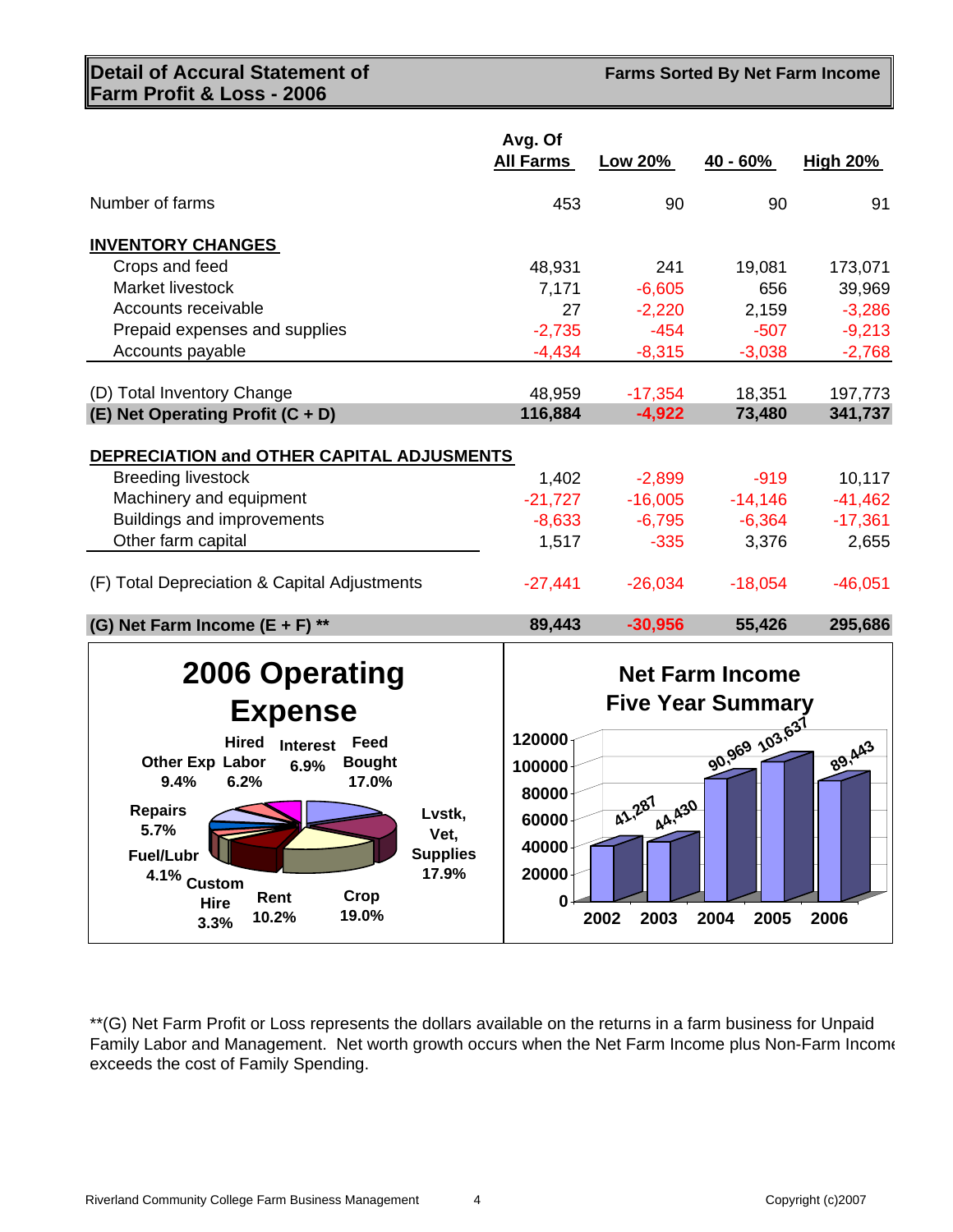# Detail of Accural Statement of Farm Profit & Loss - 2006

**Farms Sorted By Net Farm Income**

| | Avg. Of All Farms | Low 20% | 40 - 60% | High 20% |
|---|---|---|---|---|
| Number of farms | 453 | 90 | 90 | 91 |
| **INVENTORY CHANGES** | | | | |
| Crops and feed | 48,931 | 241 | 19,081 | 173,071 |
| Market livestock | 7,171 | -6,605 | 656 | 39,969 |
| Accounts receivable | 27 | -2,220 | 2,159 | -3,286 |
| Prepaid expenses and supplies | -2,735 | -454 | -507 | -9,213 |
| Accounts payable | -4,434 | -8,315 | -3,038 | -2,768 |
| (D) Total Inventory Change | 48,959 | -17,354 | 18,351 | 197,773 |
| **(E) Net Operating Profit (C + D)** | **116,884** | **-4,922** | **73,480** | **341,737** |
| **DEPRECIATION and OTHER CAPITAL ADJUSMENTS** | | | | |
| Breeding livestock | 1,402 | -2,899 | -919 | 10,117 |
| Machinery and equipment | -21,727 | -16,005 | -14,146 | -41,462 |
| Buildings and improvements | -8,633 | -6,795 | -6,364 | -17,361 |
| Other farm capital | 1,517 | -335 | 3,376 | 2,655 |
| (F) Total Depreciation & Capital Adjustments | -27,441 | -26,034 | -18,054 | -46,051 |
| **(G) Net Farm Income (E + F) \*\*** | **89,443** | **-30,956** | **55,426** | **295,686** |

## 2006 Operating Expense

| Expense | Percent |
|---|---|
| Feed Bought | 17.0% |
| Lvstk, Vet, Supplies | 17.9% |
| Crop | 19.0% |
| Rent | 10.2% |
| Custom Hire | 3.3% |
| Fuel/Lubr | 4.1% |
| Repairs | 5.7% |
| Other Exp | 9.4% |
| Hired Labor | 6.2% |
| Interest | 6.9% |

## Net Farm Income Five Year Summary

| Year | Net Farm Income |
|---|---|
| 2002 | 41,287 |
| 2003 | 44,430 |
| 2004 | 90,969 |
| 2005 | 103,637 |
| 2006 | 89,443 |

\*\*(G) Net Farm Profit or Loss represents the dollars available on the returns in a farm business for Unpaid Family Labor and Management. Net worth growth occurs when the Net Farm Income plus Non-Farm Income exceeds the cost of Family Spending.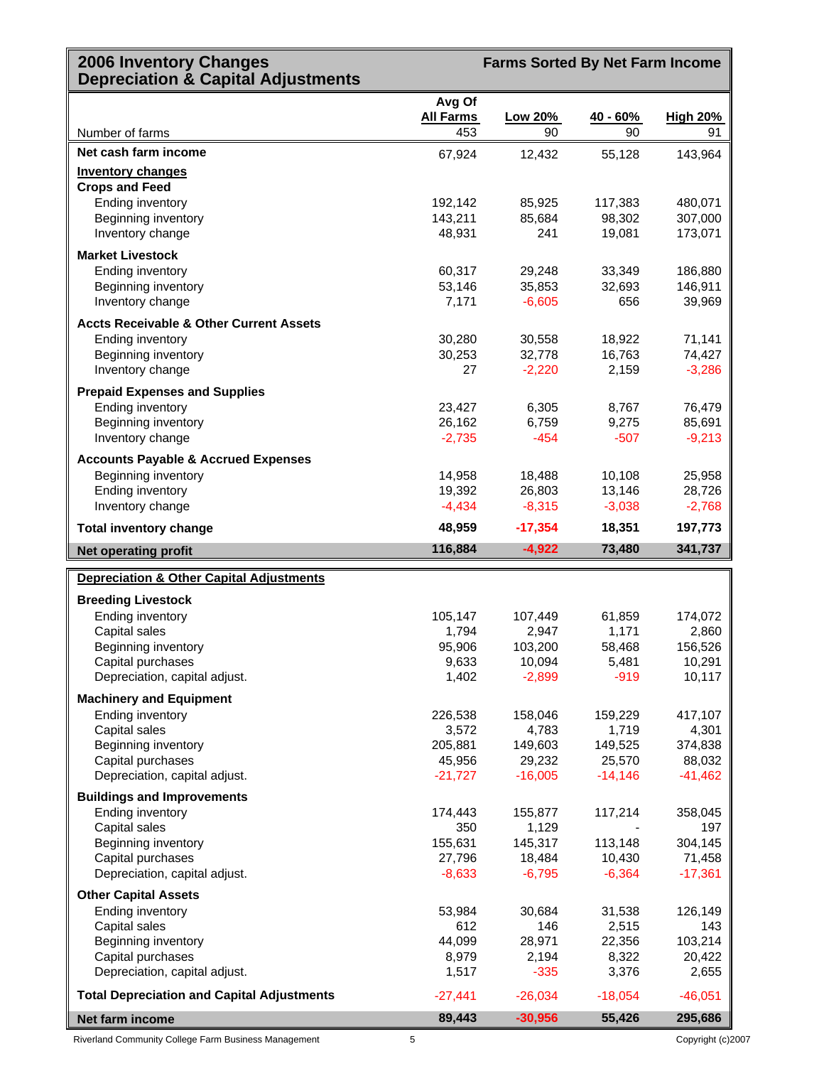# 2006 Inventory Changes
# Depreciation & Capital Adjustments

**Farms Sorted By Net Farm Income**

| | Avg Of All Farms | Low 20% | 40 - 60% | High 20% |
|---|---|---|---|---|
| Number of farms | 453 | 90 | 90 | 91 |
| **Net cash farm income** | 67,924 | 12,432 | 55,128 | 143,964 |
| **Inventory changes** | | | | |
| **Crops and Feed** | | | | |
| Ending inventory | 192,142 | 85,925 | 117,383 | 480,071 |
| Beginning inventory | 143,211 | 85,684 | 98,302 | 307,000 |
| Inventory change | 48,931 | 241 | 19,081 | 173,071 |
| **Market Livestock** | | | | |
| Ending inventory | 60,317 | 29,248 | 33,349 | 186,880 |
| Beginning inventory | 53,146 | 35,853 | 32,693 | 146,911 |
| Inventory change | 7,171 | -6,605 | 656 | 39,969 |
| **Accts Receivable & Other Current Assets** | | | | |
| Ending inventory | 30,280 | 30,558 | 18,922 | 71,141 |
| Beginning inventory | 30,253 | 32,778 | 16,763 | 74,427 |
| Inventory change | 27 | -2,220 | 2,159 | -3,286 |
| **Prepaid Expenses and Supplies** | | | | |
| Ending inventory | 23,427 | 6,305 | 8,767 | 76,479 |
| Beginning inventory | 26,162 | 6,759 | 9,275 | 85,691 |
| Inventory change | -2,735 | -454 | -507 | -9,213 |
| **Accounts Payable & Accrued Expenses** | | | | |
| Beginning inventory | 14,958 | 18,488 | 10,108 | 25,958 |
| Ending inventory | 19,392 | 26,803 | 13,146 | 28,726 |
| Inventory change | -4,434 | -8,315 | -3,038 | -2,768 |
| **Total inventory change** | **48,959** | **-17,354** | **18,351** | **197,773** |
| **Net operating profit** | **116,884** | **-4,922** | **73,480** | **341,737** |

| | Avg Of All Farms | Low 20% | 40 - 60% | High 20% |
|---|---|---|---|---|
| **Depreciation & Other Capital Adjustments** | | | | |
| **Breeding Livestock** | | | | |
| Ending inventory | 105,147 | 107,449 | 61,859 | 174,072 |
| Capital sales | 1,794 | 2,947 | 1,171 | 2,860 |
| Beginning inventory | 95,906 | 103,200 | 58,468 | 156,526 |
| Capital purchases | 9,633 | 10,094 | 5,481 | 10,291 |
| Depreciation, capital adjust. | 1,402 | -2,899 | -919 | 10,117 |
| **Machinery and Equipment** | | | | |
| Ending inventory | 226,538 | 158,046 | 159,229 | 417,107 |
| Capital sales | 3,572 | 4,783 | 1,719 | 4,301 |
| Beginning inventory | 205,881 | 149,603 | 149,525 | 374,838 |
| Capital purchases | 45,956 | 29,232 | 25,570 | 88,032 |
| Depreciation, capital adjust. | -21,727 | -16,005 | -14,146 | -41,462 |
| **Buildings and Improvements** | | | | |
| Ending inventory | 174,443 | 155,877 | 117,214 | 358,045 |
| Capital sales | 350 | 1,129 | - | 197 |
| Beginning inventory | 155,631 | 145,317 | 113,148 | 304,145 |
| Capital purchases | 27,796 | 18,484 | 10,430 | 71,458 |
| Depreciation, capital adjust. | -8,633 | -6,795 | -6,364 | -17,361 |
| **Other Capital Assets** | | | | |
| Ending inventory | 53,984 | 30,684 | 31,538 | 126,149 |
| Capital sales | 612 | 146 | 2,515 | 143 |
| Beginning inventory | 44,099 | 28,971 | 22,356 | 103,214 |
| Capital purchases | 8,979 | 2,194 | 8,322 | 20,422 |
| Depreciation, capital adjust. | 1,517 | -335 | 3,376 | 2,655 |
| **Total Depreciation and Capital Adjustments** | -27,441 | -26,034 | -18,054 | -46,051 |
| **Net farm income** | **89,443** | **-30,956** | **55,426** | **295,686** |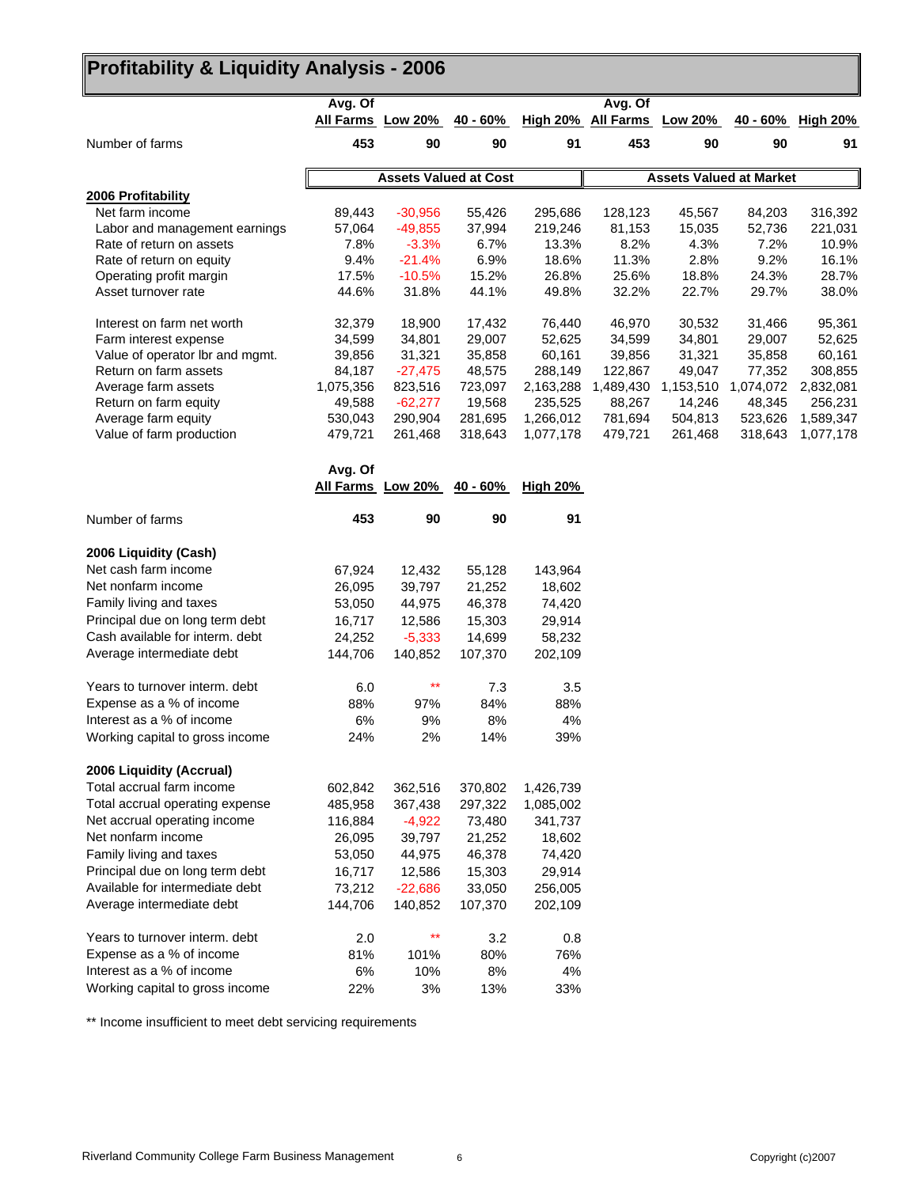# Profitability & Liquidity Analysis - 2006

| | Avg. Of All Farms | Low 20% | 40 - 60% | High 20% | Avg. Of All Farms | Low 20% | 40 - 60% | High 20% |
|---|---|---|---|---|---|---|---|---|
| Number of farms | **453** | **90** | **90** | **91** | **453** | **90** | **90** | **91** |
| | **Assets Valued at Cost** | | | | **Assets Valued at Market** | | | |
| **2006 Profitability** | | | | | | | | |
| Net farm income | 89,443 | -30,956 | 55,426 | 295,686 | 128,123 | 45,567 | 84,203 | 316,392 |
| Labor and management earnings | 57,064 | -49,855 | 37,994 | 219,246 | 81,153 | 15,035 | 52,736 | 221,031 |
| Rate of return on assets | 7.8% | -3.3% | 6.7% | 13.3% | 8.2% | 4.3% | 7.2% | 10.9% |
| Rate of return on equity | 9.4% | -21.4% | 6.9% | 18.6% | 11.3% | 2.8% | 9.2% | 16.1% |
| Operating profit margin | 17.5% | -10.5% | 15.2% | 26.8% | 25.6% | 18.8% | 24.3% | 28.7% |
| Asset turnover rate | 44.6% | 31.8% | 44.1% | 49.8% | 32.2% | 22.7% | 29.7% | 38.0% |
| Interest on farm net worth | 32,379 | 18,900 | 17,432 | 76,440 | 46,970 | 30,532 | 31,466 | 95,361 |
| Farm interest expense | 34,599 | 34,801 | 29,007 | 52,625 | 34,599 | 34,801 | 29,007 | 52,625 |
| Value of operator lbr and mgmt. | 39,856 | 31,321 | 35,858 | 60,161 | 39,856 | 31,321 | 35,858 | 60,161 |
| Return on farm assets | 84,187 | -27,475 | 48,575 | 288,149 | 122,867 | 49,047 | 77,352 | 308,855 |
| Average farm assets | 1,075,356 | 823,516 | 723,097 | 2,163,288 | 1,489,430 | 1,153,510 | 1,074,072 | 2,832,081 |
| Return on farm equity | 49,588 | -62,277 | 19,568 | 235,525 | 88,267 | 14,246 | 48,345 | 256,231 |
| Average farm equity | 530,043 | 290,904 | 281,695 | 1,266,012 | 781,694 | 504,813 | 523,626 | 1,589,347 |
| Value of farm production | 479,721 | 261,468 | 318,643 | 1,077,178 | 479,721 | 261,468 | 318,643 | 1,077,178 |

| | Avg. Of All Farms | Low 20% | 40 - 60% | High 20% |
|---|---|---|---|---|
| Number of farms | **453** | **90** | **90** | **91** |
| **2006 Liquidity (Cash)** | | | | |
| Net cash farm income | 67,924 | 12,432 | 55,128 | 143,964 |
| Net nonfarm income | 26,095 | 39,797 | 21,252 | 18,602 |
| Family living and taxes | 53,050 | 44,975 | 46,378 | 74,420 |
| Principal due on long term debt | 16,717 | 12,586 | 15,303 | 29,914 |
| Cash available for interm. debt | 24,252 | -5,333 | 14,699 | 58,232 |
| Average intermediate debt | 144,706 | 140,852 | 107,370 | 202,109 |
| Years to turnover interm. debt | 6.0 | ** | 7.3 | 3.5 |
| Expense as a % of income | 88% | 97% | 84% | 88% |
| Interest as a % of income | 6% | 9% | 8% | 4% |
| Working capital to gross income | 24% | 2% | 14% | 39% |
| **2006 Liquidity (Accrual)** | | | | |
| Total accrual farm income | 602,842 | 362,516 | 370,802 | 1,426,739 |
| Total accrual operating expense | 485,958 | 367,438 | 297,322 | 1,085,002 |
| Net accrual operating income | 116,884 | -4,922 | 73,480 | 341,737 |
| Net nonfarm income | 26,095 | 39,797 | 21,252 | 18,602 |
| Family living and taxes | 53,050 | 44,975 | 46,378 | 74,420 |
| Principal due on long term debt | 16,717 | 12,586 | 15,303 | 29,914 |
| Available for intermediate debt | 73,212 | -22,686 | 33,050 | 256,005 |
| Average intermediate debt | 144,706 | 140,852 | 107,370 | 202,109 |
| Years to turnover interm. debt | 2.0 | ** | 3.2 | 0.8 |
| Expense as a % of income | 81% | 101% | 80% | 76% |
| Interest as a % of income | 6% | 10% | 8% | 4% |
| Working capital to gross income | 22% | 3% | 13% | 33% |

** Income insufficient to meet debt servicing requirements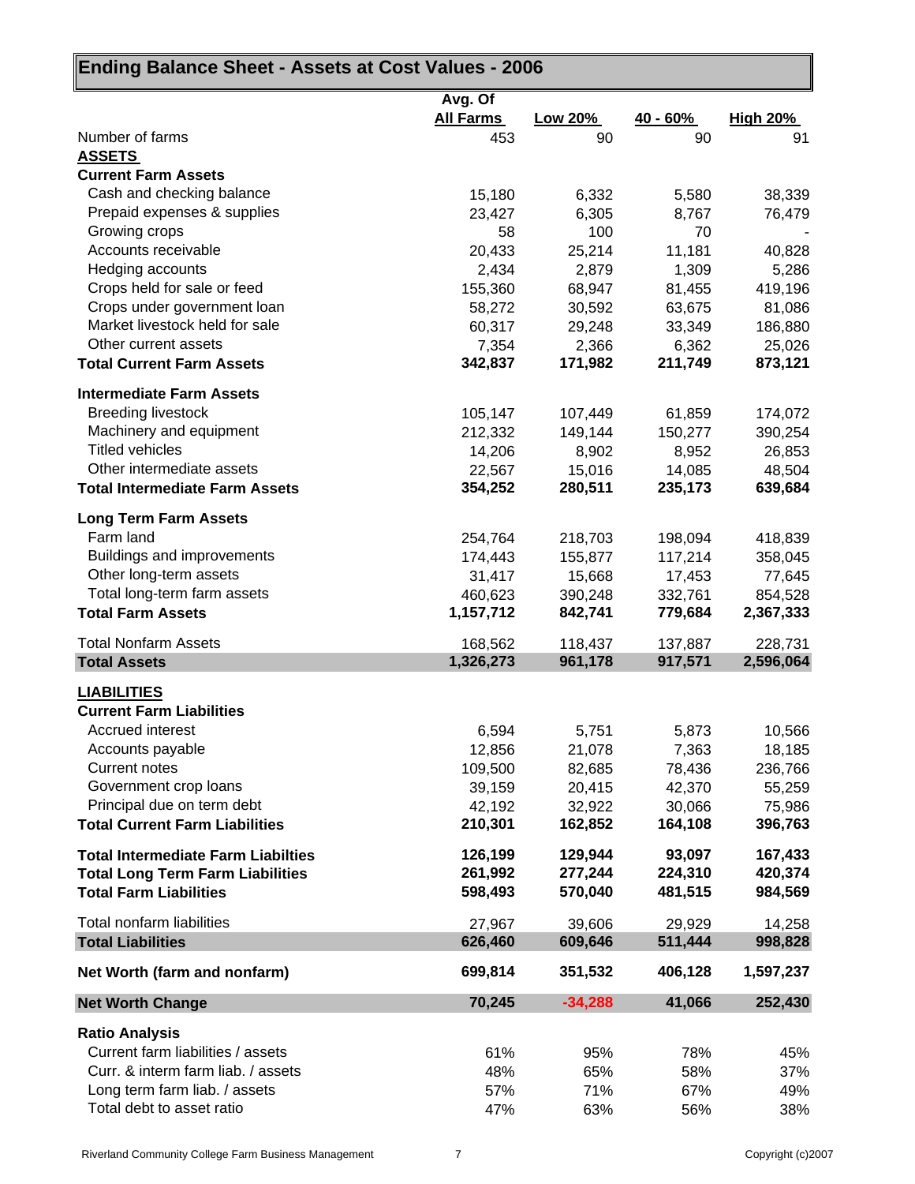## Ending Balance Sheet - Assets at Cost Values - 2006

| | Avg. Of All Farms | Low 20% | 40 - 60% | High 20% |
|---|---|---|---|---|
| Number of farms | 453 | 90 | 90 | 91 |
| **ASSETS** | | | | |
| **Current Farm Assets** | | | | |
| Cash and checking balance | 15,180 | 6,332 | 5,580 | 38,339 |
| Prepaid expenses & supplies | 23,427 | 6,305 | 8,767 | 76,479 |
| Growing crops | 58 | 100 | 70 | - |
| Accounts receivable | 20,433 | 25,214 | 11,181 | 40,828 |
| Hedging accounts | 2,434 | 2,879 | 1,309 | 5,286 |
| Crops held for sale or feed | 155,360 | 68,947 | 81,455 | 419,196 |
| Crops under government loan | 58,272 | 30,592 | 63,675 | 81,086 |
| Market livestock held for sale | 60,317 | 29,248 | 33,349 | 186,880 |
| Other current assets | 7,354 | 2,366 | 6,362 | 25,026 |
| **Total Current Farm Assets** | **342,837** | **171,982** | **211,749** | **873,121** |
| **Intermediate Farm Assets** | | | | |
| Breeding livestock | 105,147 | 107,449 | 61,859 | 174,072 |
| Machinery and equipment | 212,332 | 149,144 | 150,277 | 390,254 |
| Titled vehicles | 14,206 | 8,902 | 8,952 | 26,853 |
| Other intermediate assets | 22,567 | 15,016 | 14,085 | 48,504 |
| **Total Intermediate Farm Assets** | **354,252** | **280,511** | **235,173** | **639,684** |
| **Long Term Farm Assets** | | | | |
| Farm land | 254,764 | 218,703 | 198,094 | 418,839 |
| Buildings and improvements | 174,443 | 155,877 | 117,214 | 358,045 |
| Other long-term assets | 31,417 | 15,668 | 17,453 | 77,645 |
| Total long-term farm assets | 460,623 | 390,248 | 332,761 | 854,528 |
| **Total Farm Assets** | **1,157,712** | **842,741** | **779,684** | **2,367,333** |
| Total Nonfarm Assets | 168,562 | 118,437 | 137,887 | 228,731 |
| **Total Assets** | **1,326,273** | **961,178** | **917,571** | **2,596,064** |
| **LIABILITIES** | | | | |
| **Current Farm Liabilities** | | | | |
| Accrued interest | 6,594 | 5,751 | 5,873 | 10,566 |
| Accounts payable | 12,856 | 21,078 | 7,363 | 18,185 |
| Current notes | 109,500 | 82,685 | 78,436 | 236,766 |
| Government crop loans | 39,159 | 20,415 | 42,370 | 55,259 |
| Principal due on term debt | 42,192 | 32,922 | 30,066 | 75,986 |
| **Total Current Farm Liabilities** | **210,301** | **162,852** | **164,108** | **396,763** |
| **Total Intermediate Farm Liabilties** | **126,199** | **129,944** | **93,097** | **167,433** |
| **Total Long Term Farm Liabilities** | **261,992** | **277,244** | **224,310** | **420,374** |
| **Total Farm Liabilities** | **598,493** | **570,040** | **481,515** | **984,569** |
| Total nonfarm liabilities | 27,967 | 39,606 | 29,929 | 14,258 |
| **Total Liabilities** | **626,460** | **609,646** | **511,444** | **998,828** |
| **Net Worth (farm and nonfarm)** | **699,814** | **351,532** | **406,128** | **1,597,237** |
| **Net Worth Change** | **70,245** | **-34,288** | **41,066** | **252,430** |
| **Ratio Analysis** | | | | |
| Current farm liabilities / assets | 61% | 95% | 78% | 45% |
| Curr. & interm farm liab. / assets | 48% | 65% | 58% | 37% |
| Long term farm liab. / assets | 57% | 71% | 67% | 49% |
| Total debt to asset ratio | 47% | 63% | 56% | 38% |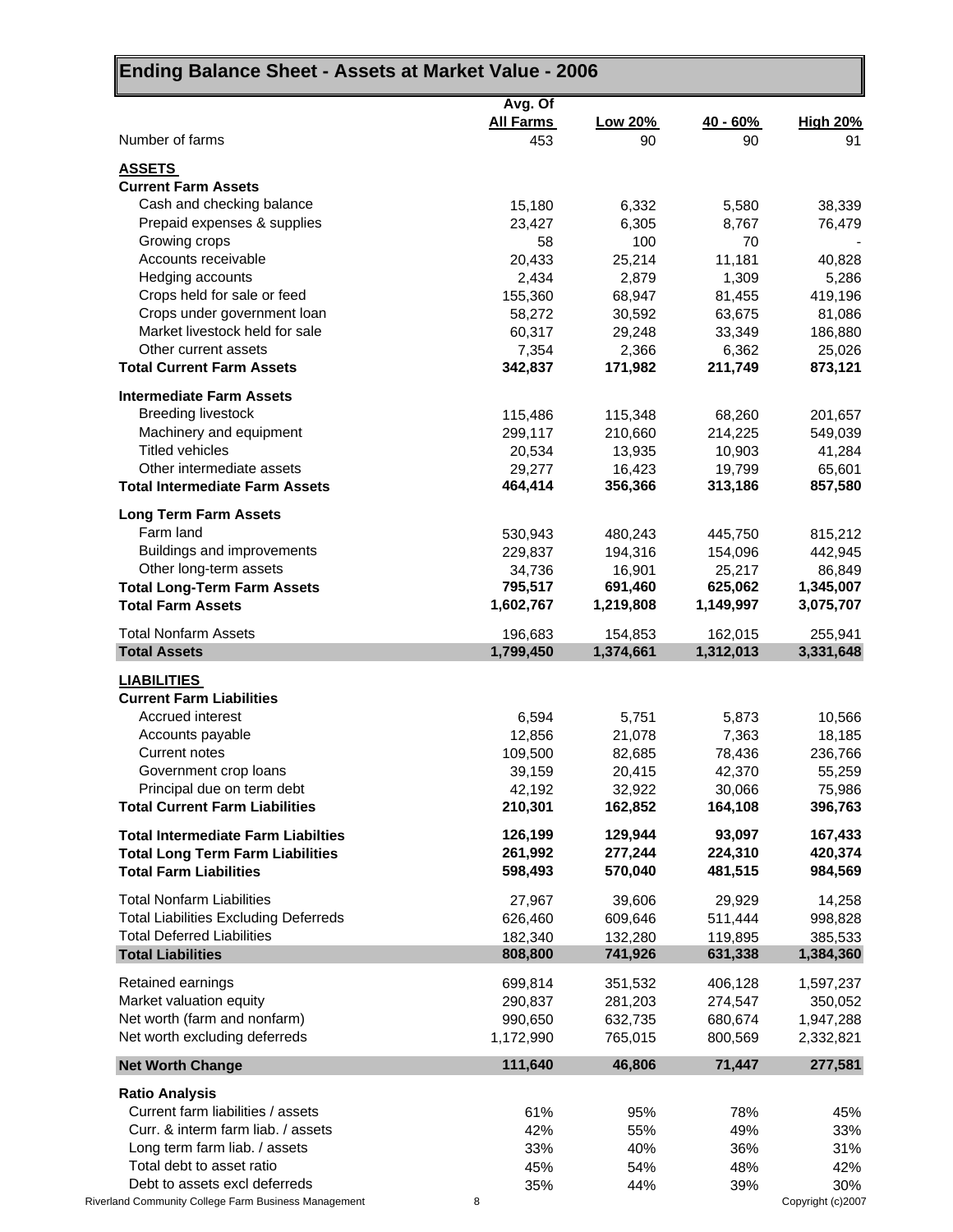# Ending Balance Sheet - Assets at Market Value - 2006

| | Avg. Of All Farms | Low 20% | 40 - 60% | High 20% |
|---|---|---|---|---|
| Number of farms | 453 | 90 | 90 | 91 |
| **ASSETS** | | | | |
| **Current Farm Assets** | | | | |
| Cash and checking balance | 15,180 | 6,332 | 5,580 | 38,339 |
| Prepaid expenses & supplies | 23,427 | 6,305 | 8,767 | 76,479 |
| Growing crops | 58 | 100 | 70 | - |
| Accounts receivable | 20,433 | 25,214 | 11,181 | 40,828 |
| Hedging accounts | 2,434 | 2,879 | 1,309 | 5,286 |
| Crops held for sale or feed | 155,360 | 68,947 | 81,455 | 419,196 |
| Crops under government loan | 58,272 | 30,592 | 63,675 | 81,086 |
| Market livestock held for sale | 60,317 | 29,248 | 33,349 | 186,880 |
| Other current assets | 7,354 | 2,366 | 6,362 | 25,026 |
| **Total Current Farm Assets** | **342,837** | **171,982** | **211,749** | **873,121** |
| **Intermediate Farm Assets** | | | | |
| Breeding livestock | 115,486 | 115,348 | 68,260 | 201,657 |
| Machinery and equipment | 299,117 | 210,660 | 214,225 | 549,039 |
| Titled vehicles | 20,534 | 13,935 | 10,903 | 41,284 |
| Other intermediate assets | 29,277 | 16,423 | 19,799 | 65,601 |
| **Total Intermediate Farm Assets** | **464,414** | **356,366** | **313,186** | **857,580** |
| **Long Term Farm Assets** | | | | |
| Farm land | 530,943 | 480,243 | 445,750 | 815,212 |
| Buildings and improvements | 229,837 | 194,316 | 154,096 | 442,945 |
| Other long-term assets | 34,736 | 16,901 | 25,217 | 86,849 |
| **Total Long-Term Farm Assets** | **795,517** | **691,460** | **625,062** | **1,345,007** |
| **Total Farm Assets** | **1,602,767** | **1,219,808** | **1,149,997** | **3,075,707** |
| Total Nonfarm Assets | 196,683 | 154,853 | 162,015 | 255,941 |
| **Total Assets** | **1,799,450** | **1,374,661** | **1,312,013** | **3,331,648** |
| **LIABILITIES** | | | | |
| **Current Farm Liabilities** | | | | |
| Accrued interest | 6,594 | 5,751 | 5,873 | 10,566 |
| Accounts payable | 12,856 | 21,078 | 7,363 | 18,185 |
| Current notes | 109,500 | 82,685 | 78,436 | 236,766 |
| Government crop loans | 39,159 | 20,415 | 42,370 | 55,259 |
| Principal due on term debt | 42,192 | 32,922 | 30,066 | 75,986 |
| **Total Current Farm Liabilities** | **210,301** | **162,852** | **164,108** | **396,763** |
| **Total Intermediate Farm Liabilties** | **126,199** | **129,944** | **93,097** | **167,433** |
| **Total Long Term Farm Liabilities** | **261,992** | **277,244** | **224,310** | **420,374** |
| **Total Farm Liabilities** | **598,493** | **570,040** | **481,515** | **984,569** |
| Total Nonfarm Liabilities | 27,967 | 39,606 | 29,929 | 14,258 |
| Total Liabilities Excluding Deferreds | 626,460 | 609,646 | 511,444 | 998,828 |
| Total Deferred Liabilities | 182,340 | 132,280 | 119,895 | 385,533 |
| **Total Liabilities** | **808,800** | **741,926** | **631,338** | **1,384,360** |
| Retained earnings | 699,814 | 351,532 | 406,128 | 1,597,237 |
| Market valuation equity | 290,837 | 281,203 | 274,547 | 350,052 |
| Net worth (farm and nonfarm) | 990,650 | 632,735 | 680,674 | 1,947,288 |
| Net worth excluding deferreds | 1,172,990 | 765,015 | 800,569 | 2,332,821 |
| **Net Worth Change** | **111,640** | **46,806** | **71,447** | **277,581** |
| **Ratio Analysis** | | | | |
| Current farm liabilities / assets | 61% | 95% | 78% | 45% |
| Curr. & interm farm liab. / assets | 42% | 55% | 49% | 33% |
| Long term farm liab. / assets | 33% | 40% | 36% | 31% |
| Total debt to asset ratio | 45% | 54% | 48% | 42% |
| Debt to assets excl deferreds | 35% | 44% | 39% | 30% |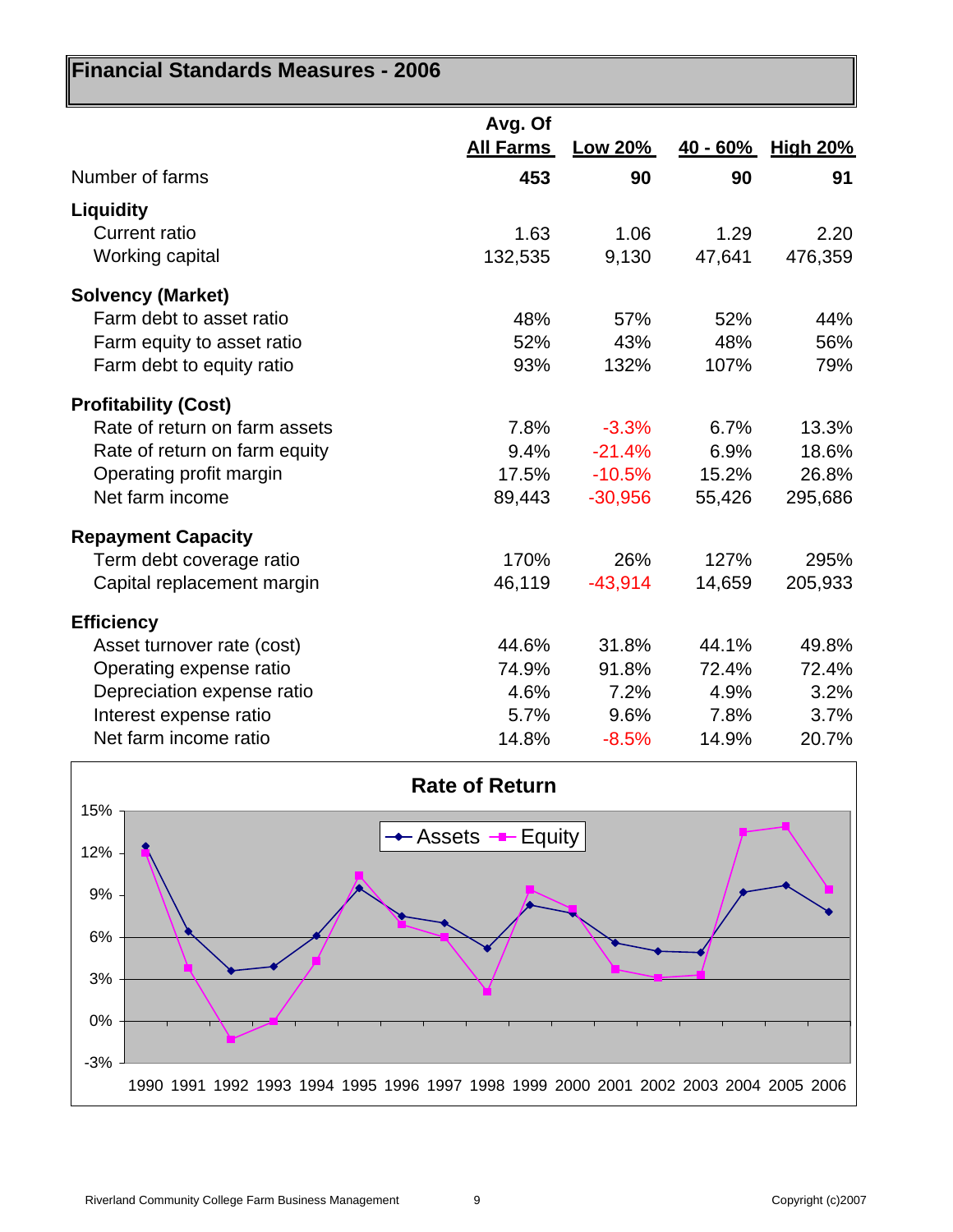# Financial Standards Measures - 2006

| | Avg. Of All Farms | Low 20% | 40 - 60% | High 20% |
|---|---|---|---|---|
| Number of farms | **453** | **90** | **90** | **91** |
| **Liquidity** | | | | |
| Current ratio | 1.63 | 1.06 | 1.29 | 2.20 |
| Working capital | 132,535 | 9,130 | 47,641 | 476,359 |
| **Solvency (Market)** | | | | |
| Farm debt to asset ratio | 48% | 57% | 52% | 44% |
| Farm equity to asset ratio | 52% | 43% | 48% | 56% |
| Farm debt to equity ratio | 93% | 132% | 107% | 79% |
| **Profitability (Cost)** | | | | |
| Rate of return on farm assets | 7.8% | -3.3% | 6.7% | 13.3% |
| Rate of return on farm equity | 9.4% | -21.4% | 6.9% | 18.6% |
| Operating profit margin | 17.5% | -10.5% | 15.2% | 26.8% |
| Net farm income | 89,443 | -30,956 | 55,426 | 295,686 |
| **Repayment Capacity** | | | | |
| Term debt coverage ratio | 170% | 26% | 127% | 295% |
| Capital replacement margin | 46,119 | -43,914 | 14,659 | 205,933 |
| **Efficiency** | | | | |
| Asset turnover rate (cost) | 44.6% | 31.8% | 44.1% | 49.8% |
| Operating expense ratio | 74.9% | 91.8% | 72.4% | 72.4% |
| Depreciation expense ratio | 4.6% | 7.2% | 4.9% | 3.2% |
| Interest expense ratio | 5.7% | 9.6% | 7.8% | 3.7% |
| Net farm income ratio | 14.8% | -8.5% | 14.9% | 20.7% |

**Rate of Return**

Legend: Assets, Equity

Years: 1990 1991 1992 1993 1994 1995 1996 1997 1998 1999 2000 2001 2002 2003 2004 2005 2006

Y-axis: -3%, 0%, 3%, 6%, 9%, 12%, 15%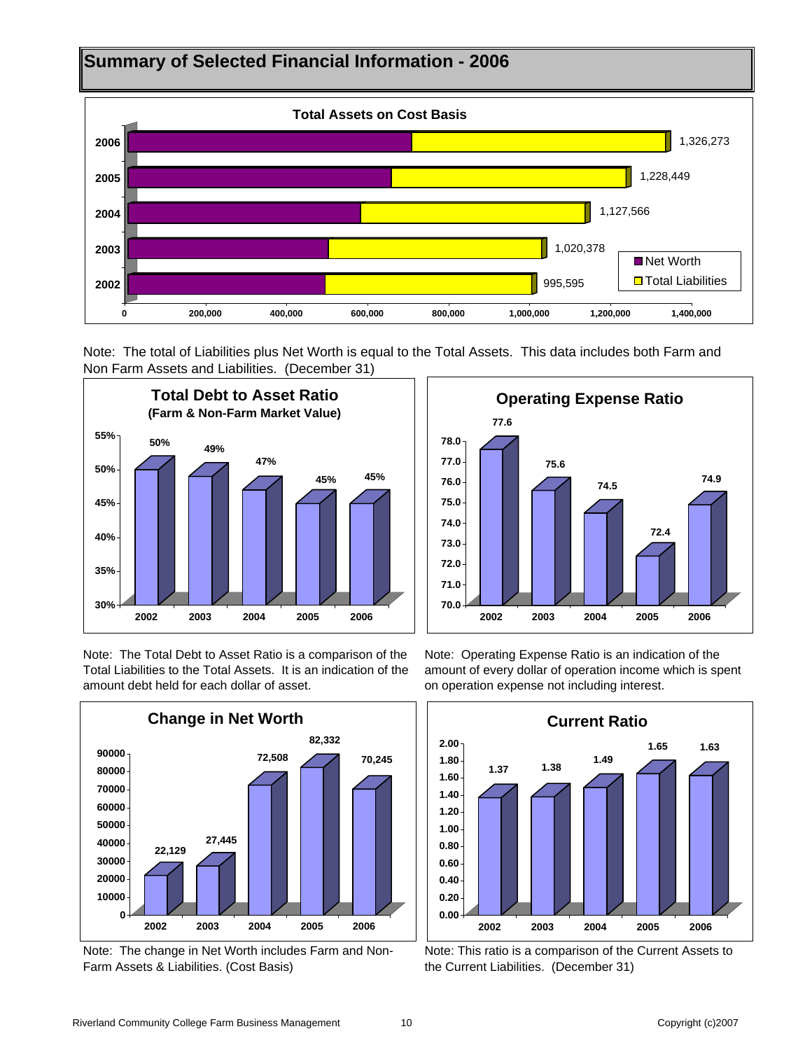# Summary of Selected Financial Information - 2006

**Total Assets on Cost Basis**

| Year | Total Assets |
|---|---|
| 2006 | 1,326,273 |
| 2005 | 1,228,449 |
| 2004 | 1,127,566 |
| 2003 | 1,020,378 |
| 2002 | 995,595 |

Legend: Net Worth, Total Liabilities

Note: The total of Liabilities plus Net Worth is equal to the Total Assets. This data includes both Farm and Non Farm Assets and Liabilities. (December 31)

**Total Debt to Asset Ratio (Farm & Non-Farm Market Value)**

| 2002 | 2003 | 2004 | 2005 | 2006 |
|---|---|---|---|---|
| 50% | 49% | 47% | 45% | 45% |

Note: The Total Debt to Asset Ratio is a comparison of the Total Liabilities to the Total Assets. It is an indication of the amount debt held for each dollar of asset.

**Operating Expense Ratio**

| 2002 | 2003 | 2004 | 2005 | 2006 |
|---|---|---|---|---|
| 77.6 | 75.6 | 74.5 | 72.4 | 74.9 |

Note: Operating Expense Ratio is an indication of the amount of every dollar of operation income which is spent on operation expense not including interest.

**Change in Net Worth**

| 2002 | 2003 | 2004 | 2005 | 2006 |
|---|---|---|---|---|
| 22,129 | 27,445 | 72,508 | 82,332 | 70,245 |

Note: The change in Net Worth includes Farm and Non-Farm Assets & Liabilities. (Cost Basis)

**Current Ratio**

| 2002 | 2003 | 2004 | 2005 | 2006 |
|---|---|---|---|---|
| 1.37 | 1.38 | 1.49 | 1.65 | 1.63 |

Note: This ratio is a comparison of the Current Assets to the Current Liabilities. (December 31)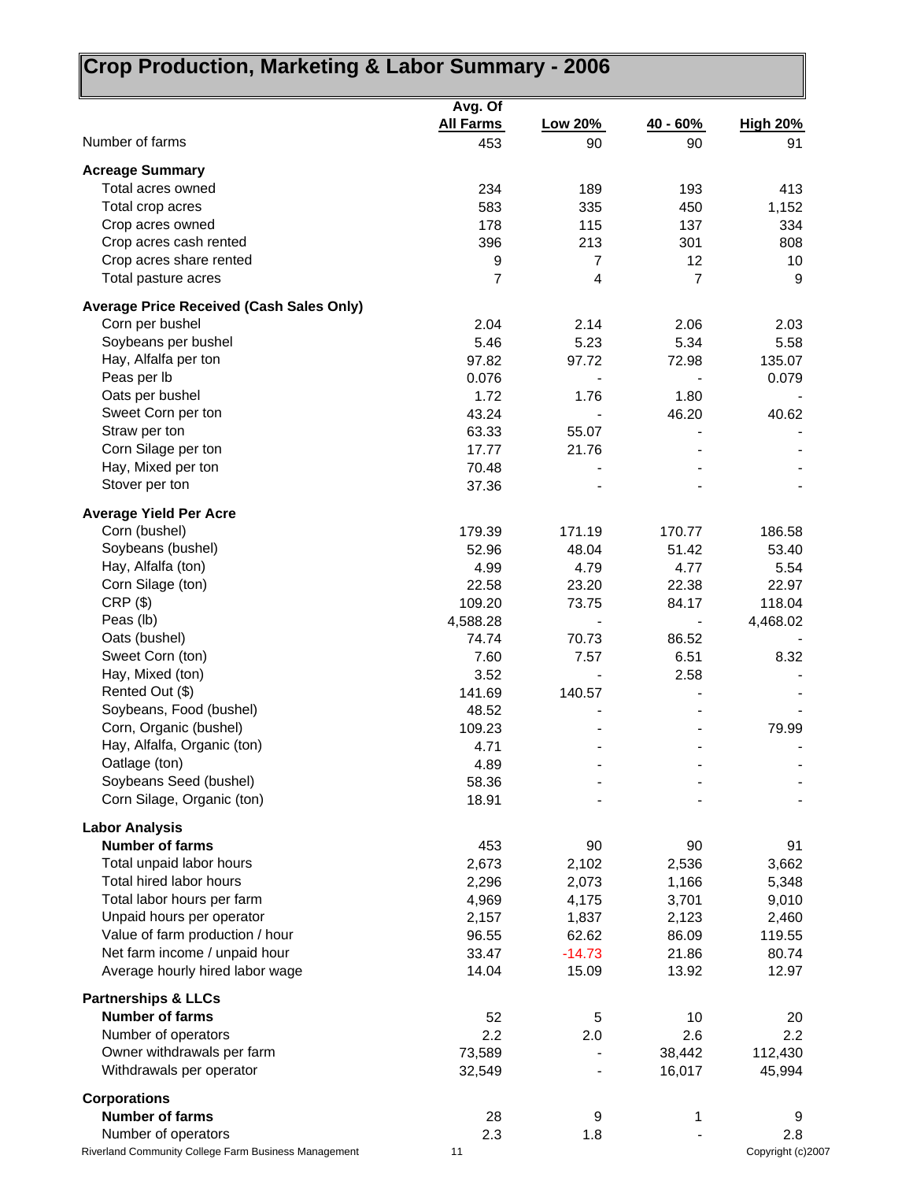# Crop Production, Marketing & Labor Summary - 2006

| | Avg. Of All Farms | Low 20% | 40 - 60% | High 20% |
|---|---|---|---|---|
| Number of farms | 453 | 90 | 90 | 91 |
| **Acreage Summary** | | | | |
| Total acres owned | 234 | 189 | 193 | 413 |
| Total crop acres | 583 | 335 | 450 | 1,152 |
| Crop acres owned | 178 | 115 | 137 | 334 |
| Crop acres cash rented | 396 | 213 | 301 | 808 |
| Crop acres share rented | 9 | 7 | 12 | 10 |
| Total pasture acres | 7 | 4 | 7 | 9 |
| **Average Price Received (Cash Sales Only)** | | | | |
| Corn per bushel | 2.04 | 2.14 | 2.06 | 2.03 |
| Soybeans per bushel | 5.46 | 5.23 | 5.34 | 5.58 |
| Hay, Alfalfa per ton | 97.82 | 97.72 | 72.98 | 135.07 |
| Peas per lb | 0.076 | - | - | 0.079 |
| Oats per bushel | 1.72 | 1.76 | 1.80 | - |
| Sweet Corn per ton | 43.24 | - | 46.20 | 40.62 |
| Straw per ton | 63.33 | 55.07 | - | - |
| Corn Silage per ton | 17.77 | 21.76 | - | - |
| Hay, Mixed per ton | 70.48 | - | - | - |
| Stover per ton | 37.36 | - | - | - |
| **Average Yield Per Acre** | | | | |
| Corn (bushel) | 179.39 | 171.19 | 170.77 | 186.58 |
| Soybeans (bushel) | 52.96 | 48.04 | 51.42 | 53.40 |
| Hay, Alfalfa (ton) | 4.99 | 4.79 | 4.77 | 5.54 |
| Corn Silage (ton) | 22.58 | 23.20 | 22.38 | 22.97 |
| CRP ($) | 109.20 | 73.75 | 84.17 | 118.04 |
| Peas (lb) | 4,588.28 | - | - | 4,468.02 |
| Oats (bushel) | 74.74 | 70.73 | 86.52 | - |
| Sweet Corn (ton) | 7.60 | 7.57 | 6.51 | 8.32 |
| Hay, Mixed (ton) | 3.52 | - | 2.58 | - |
| Rented Out ($) | 141.69 | 140.57 | - | - |
| Soybeans, Food (bushel) | 48.52 | - | - | - |
| Corn, Organic (bushel) | 109.23 | - | - | 79.99 |
| Hay, Alfalfa, Organic (ton) | 4.71 | - | - | - |
| Oatlage (ton) | 4.89 | - | - | - |
| Soybeans Seed (bushel) | 58.36 | - | - | - |
| Corn Silage, Organic (ton) | 18.91 | - | - | - |
| **Labor Analysis** | | | | |
| **Number of farms** | 453 | 90 | 90 | 91 |
| Total unpaid labor hours | 2,673 | 2,102 | 2,536 | 3,662 |
| Total hired labor hours | 2,296 | 2,073 | 1,166 | 5,348 |
| Total labor hours per farm | 4,969 | 4,175 | 3,701 | 9,010 |
| Unpaid hours per operator | 2,157 | 1,837 | 2,123 | 2,460 |
| Value of farm production / hour | 96.55 | 62.62 | 86.09 | 119.55 |
| Net farm income / unpaid hour | 33.47 | -14.73 | 21.86 | 80.74 |
| Average hourly hired labor wage | 14.04 | 15.09 | 13.92 | 12.97 |
| **Partnerships & LLCs** | | | | |
| **Number of farms** | 52 | 5 | 10 | 20 |
| Number of operators | 2.2 | 2.0 | 2.6 | 2.2 |
| Owner withdrawals per farm | 73,589 | - | 38,442 | 112,430 |
| Withdrawals per operator | 32,549 | - | 16,017 | 45,994 |
| **Corporations** | | | | |
| **Number of farms** | 28 | 9 | 1 | 9 |
| Number of operators | 2.3 | 1.8 | - | 2.8 |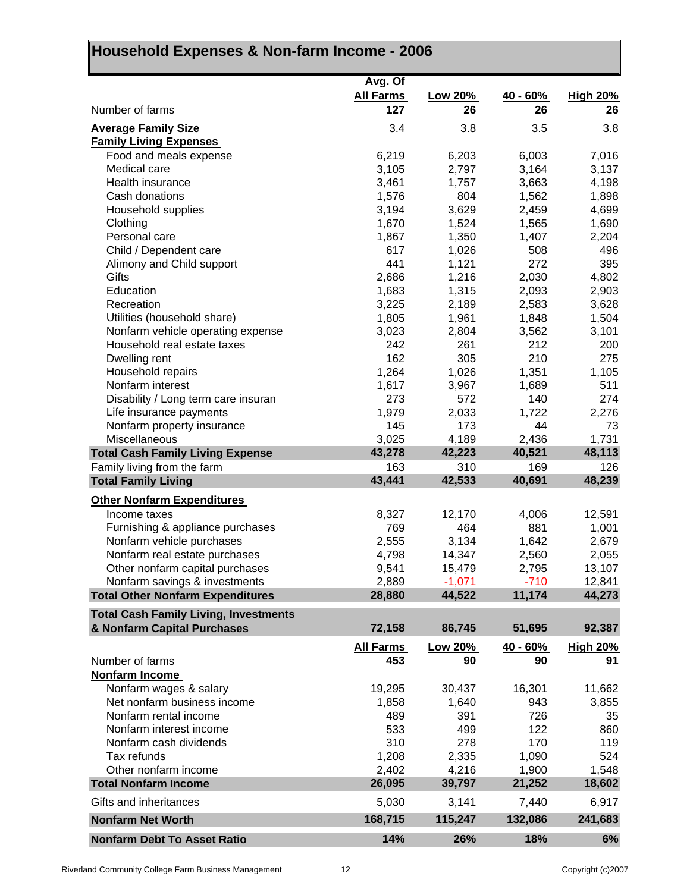# Household Expenses & Non-farm Income - 2006

| | Avg. Of All Farms | Low 20% | 40 - 60% | High 20% |
|---|---|---|---|---|
| Number of farms | **127** | **26** | **26** | **26** |
| **Average Family Size** | 3.4 | 3.8 | 3.5 | 3.8 |
| **Family Living Expenses** | | | | |
| Food and meals expense | 6,219 | 6,203 | 6,003 | 7,016 |
| Medical care | 3,105 | 2,797 | 3,164 | 3,137 |
| Health insurance | 3,461 | 1,757 | 3,663 | 4,198 |
| Cash donations | 1,576 | 804 | 1,562 | 1,898 |
| Household supplies | 3,194 | 3,629 | 2,459 | 4,699 |
| Clothing | 1,670 | 1,524 | 1,565 | 1,690 |
| Personal care | 1,867 | 1,350 | 1,407 | 2,204 |
| Child / Dependent care | 617 | 1,026 | 508 | 496 |
| Alimony and Child support | 441 | 1,121 | 272 | 395 |
| Gifts | 2,686 | 1,216 | 2,030 | 4,802 |
| Education | 1,683 | 1,315 | 2,093 | 2,903 |
| Recreation | 3,225 | 2,189 | 2,583 | 3,628 |
| Utilities (household share) | 1,805 | 1,961 | 1,848 | 1,504 |
| Nonfarm vehicle operating expense | 3,023 | 2,804 | 3,562 | 3,101 |
| Household real estate taxes | 242 | 261 | 212 | 200 |
| Dwelling rent | 162 | 305 | 210 | 275 |
| Household repairs | 1,264 | 1,026 | 1,351 | 1,105 |
| Nonfarm interest | 1,617 | 3,967 | 1,689 | 511 |
| Disability / Long term care insuran | 273 | 572 | 140 | 274 |
| Life insurance payments | 1,979 | 2,033 | 1,722 | 2,276 |
| Nonfarm property insurance | 145 | 173 | 44 | 73 |
| Miscellaneous | 3,025 | 4,189 | 2,436 | 1,731 |
| **Total Cash Family Living Expense** | **43,278** | **42,223** | **40,521** | **48,113** |
| Family living from the farm | 163 | 310 | 169 | 126 |
| **Total Family Living** | **43,441** | **42,533** | **40,691** | **48,239** |
| **Other Nonfarm Expenditures** | | | | |
| Income taxes | 8,327 | 12,170 | 4,006 | 12,591 |
| Furnishing & appliance purchases | 769 | 464 | 881 | 1,001 |
| Nonfarm vehicle purchases | 2,555 | 3,134 | 1,642 | 2,679 |
| Nonfarm real estate purchases | 4,798 | 14,347 | 2,560 | 2,055 |
| Other nonfarm capital purchases | 9,541 | 15,479 | 2,795 | 13,107 |
| Nonfarm savings & investments | 2,889 | -1,071 | -710 | 12,841 |
| **Total Other Nonfarm Expenditures** | **28,880** | **44,522** | **11,174** | **44,273** |
| **Total Cash Family Living, Investments & Nonfarm Capital Purchases** | **72,158** | **86,745** | **51,695** | **92,387** |

| | All Farms | Low 20% | 40 - 60% | High 20% |
|---|---|---|---|---|
| Number of farms | **453** | **90** | **90** | **91** |
| **Nonfarm Income** | | | | |
| Nonfarm wages & salary | 19,295 | 30,437 | 16,301 | 11,662 |
| Net nonfarm business income | 1,858 | 1,640 | 943 | 3,855 |
| Nonfarm rental income | 489 | 391 | 726 | 35 |
| Nonfarm interest income | 533 | 499 | 122 | 860 |
| Nonfarm cash dividends | 310 | 278 | 170 | 119 |
| Tax refunds | 1,208 | 2,335 | 1,090 | 524 |
| Other nonfarm income | 2,402 | 4,216 | 1,900 | 1,548 |
| **Total Nonfarm Income** | **26,095** | **39,797** | **21,252** | **18,602** |
| Gifts and inheritances | 5,030 | 3,141 | 7,440 | 6,917 |
| **Nonfarm Net Worth** | **168,715** | **115,247** | **132,086** | **241,683** |
| **Nonfarm Debt To Asset Ratio** | **14%** | **26%** | **18%** | **6%** |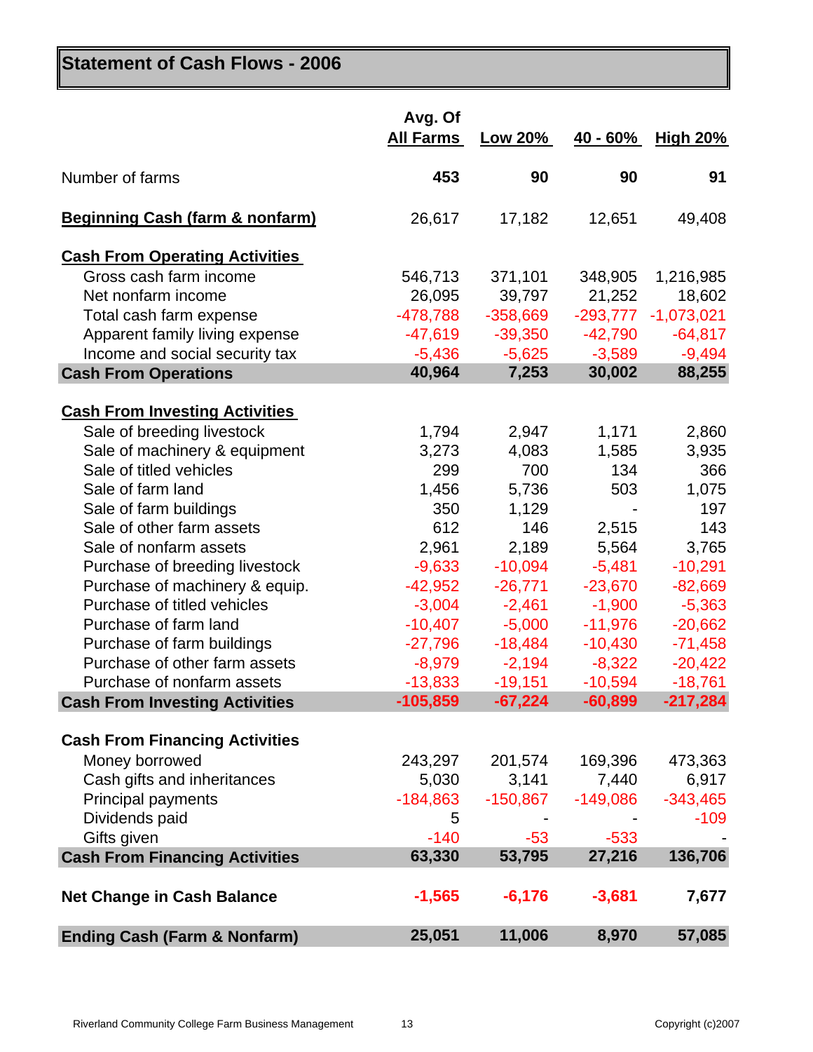# Statement of Cash Flows - 2006

| | Avg. Of All Farms | Low 20% | 40 - 60% | High 20% |
|---|---|---|---|---|
| Number of farms | **453** | **90** | **90** | **91** |
| **Beginning Cash (farm & nonfarm)** | 26,617 | 17,182 | 12,651 | 49,408 |
| **Cash From Operating Activities** | | | | |
| Gross cash farm income | 546,713 | 371,101 | 348,905 | 1,216,985 |
| Net nonfarm income | 26,095 | 39,797 | 21,252 | 18,602 |
| Total cash farm expense | -478,788 | -358,669 | -293,777 | -1,073,021 |
| Apparent family living expense | -47,619 | -39,350 | -42,790 | -64,817 |
| Income and social security tax | -5,436 | -5,625 | -3,589 | -9,494 |
| **Cash From Operations** | **40,964** | **7,253** | **30,002** | **88,255** |
| **Cash From Investing Activities** | | | | |
| Sale of breeding livestock | 1,794 | 2,947 | 1,171 | 2,860 |
| Sale of machinery & equipment | 3,273 | 4,083 | 1,585 | 3,935 |
| Sale of titled vehicles | 299 | 700 | 134 | 366 |
| Sale of farm land | 1,456 | 5,736 | 503 | 1,075 |
| Sale of farm buildings | 350 | 1,129 | - | 197 |
| Sale of other farm assets | 612 | 146 | 2,515 | 143 |
| Sale of nonfarm assets | 2,961 | 2,189 | 5,564 | 3,765 |
| Purchase of breeding livestock | -9,633 | -10,094 | -5,481 | -10,291 |
| Purchase of machinery & equip. | -42,952 | -26,771 | -23,670 | -82,669 |
| Purchase of titled vehicles | -3,004 | -2,461 | -1,900 | -5,363 |
| Purchase of farm land | -10,407 | -5,000 | -11,976 | -20,662 |
| Purchase of farm buildings | -27,796 | -18,484 | -10,430 | -71,458 |
| Purchase of other farm assets | -8,979 | -2,194 | -8,322 | -20,422 |
| Purchase of nonfarm assets | -13,833 | -19,151 | -10,594 | -18,761 |
| **Cash From Investing Activities** | **-105,859** | **-67,224** | **-60,899** | **-217,284** |
| **Cash From Financing Activities** | | | | |
| Money borrowed | 243,297 | 201,574 | 169,396 | 473,363 |
| Cash gifts and inheritances | 5,030 | 3,141 | 7,440 | 6,917 |
| Principal payments | -184,863 | -150,867 | -149,086 | -343,465 |
| Dividends paid | 5 | - | - | -109 |
| Gifts given | -140 | -53 | -533 | - |
| **Cash From Financing Activities** | **63,330** | **53,795** | **27,216** | **136,706** |
| **Net Change in Cash Balance** | **-1,565** | **-6,176** | **-3,681** | **7,677** |
| **Ending Cash (Farm & Nonfarm)** | **25,051** | **11,006** | **8,970** | **57,085** |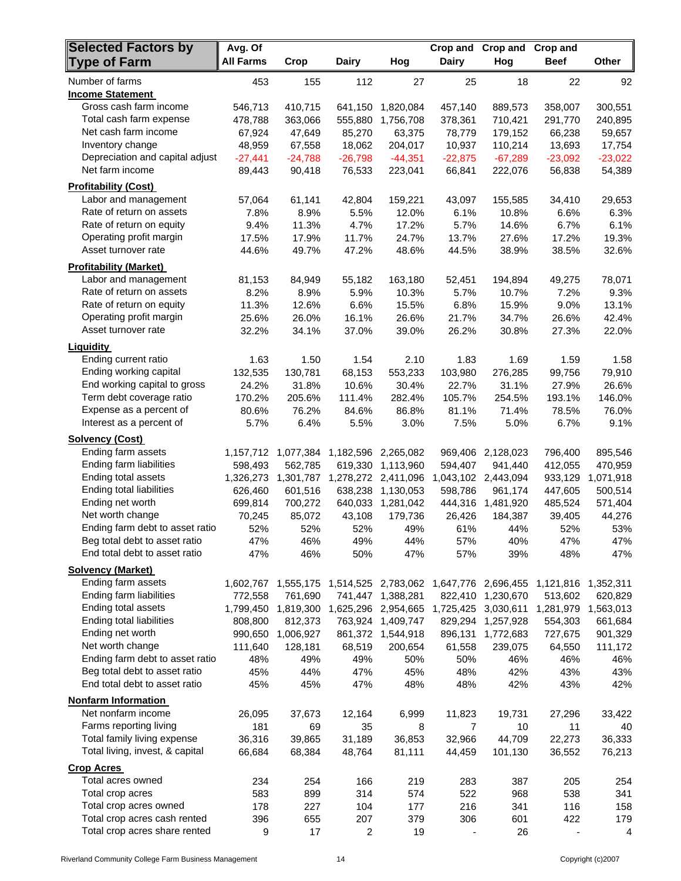| Selected Factors by Type of Farm | Avg. Of All Farms | Crop | Dairy | Hog | Crop and Dairy | Crop and Hog | Crop and Beef | Other |
|---|---|---|---|---|---|---|---|---|
| Number of farms | 453 | 155 | 112 | 27 | 25 | 18 | 22 | 92 |
| **Income Statement** | | | | | | | | |
| Gross cash farm income | 546,713 | 410,715 | 641,150 | 1,820,084 | 457,140 | 889,573 | 358,007 | 300,551 |
| Total cash farm expense | 478,788 | 363,066 | 555,880 | 1,756,708 | 378,361 | 710,421 | 291,770 | 240,895 |
| Net cash farm income | 67,924 | 47,649 | 85,270 | 63,375 | 78,779 | 179,152 | 66,238 | 59,657 |
| Inventory change | 48,959 | 67,558 | 18,062 | 204,017 | 10,937 | 110,214 | 13,693 | 17,754 |
| Depreciation and capital adjust | -27,441 | -24,788 | -26,798 | -44,351 | -22,875 | -67,289 | -23,092 | -23,022 |
| Net farm income | 89,443 | 90,418 | 76,533 | 223,041 | 66,841 | 222,076 | 56,838 | 54,389 |
| **Profitability (Cost)** | | | | | | | | |
| Labor and management | 57,064 | 61,141 | 42,804 | 159,221 | 43,097 | 155,585 | 34,410 | 29,653 |
| Rate of return on assets | 7.8% | 8.9% | 5.5% | 12.0% | 6.1% | 10.8% | 6.6% | 6.3% |
| Rate of return on equity | 9.4% | 11.3% | 4.7% | 17.2% | 5.7% | 14.6% | 6.7% | 6.1% |
| Operating profit margin | 17.5% | 17.9% | 11.7% | 24.7% | 13.7% | 27.6% | 17.2% | 19.3% |
| Asset turnover rate | 44.6% | 49.7% | 47.2% | 48.6% | 44.5% | 38.9% | 38.5% | 32.6% |
| **Profitability (Market)** | | | | | | | | |
| Labor and management | 81,153 | 84,949 | 55,182 | 163,180 | 52,451 | 194,894 | 49,275 | 78,071 |
| Rate of return on assets | 8.2% | 8.9% | 5.9% | 10.3% | 5.7% | 10.7% | 7.2% | 9.3% |
| Rate of return on equity | 11.3% | 12.6% | 6.6% | 15.5% | 6.8% | 15.9% | 9.0% | 13.1% |
| Operating profit margin | 25.6% | 26.0% | 16.1% | 26.6% | 21.7% | 34.7% | 26.6% | 42.4% |
| Asset turnover rate | 32.2% | 34.1% | 37.0% | 39.0% | 26.2% | 30.8% | 27.3% | 22.0% |
| **Liquidity** | | | | | | | | |
| Ending current ratio | 1.63 | 1.50 | 1.54 | 2.10 | 1.83 | 1.69 | 1.59 | 1.58 |
| Ending working capital | 132,535 | 130,781 | 68,153 | 553,233 | 103,980 | 276,285 | 99,756 | 79,910 |
| End working capital to gross | 24.2% | 31.8% | 10.6% | 30.4% | 22.7% | 31.1% | 27.9% | 26.6% |
| Term debt coverage ratio | 170.2% | 205.6% | 111.4% | 282.4% | 105.7% | 254.5% | 193.1% | 146.0% |
| Expense as a percent of | 80.6% | 76.2% | 84.6% | 86.8% | 81.1% | 71.4% | 78.5% | 76.0% |
| Interest as a percent of | 5.7% | 6.4% | 5.5% | 3.0% | 7.5% | 5.0% | 6.7% | 9.1% |
| **Solvency (Cost)** | | | | | | | | |
| Ending farm assets | 1,157,712 | 1,077,384 | 1,182,596 | 2,265,082 | 969,406 | 2,128,023 | 796,400 | 895,546 |
| Ending farm liabilities | 598,493 | 562,785 | 619,330 | 1,113,960 | 594,407 | 941,440 | 412,055 | 470,959 |
| Ending total assets | 1,326,273 | 1,301,787 | 1,278,272 | 2,411,096 | 1,043,102 | 2,443,094 | 933,129 | 1,071,918 |
| Ending total liabilities | 626,460 | 601,516 | 638,238 | 1,130,053 | 598,786 | 961,174 | 447,605 | 500,514 |
| Ending net worth | 699,814 | 700,272 | 640,033 | 1,281,042 | 444,316 | 1,481,920 | 485,524 | 571,404 |
| Net worth change | 70,245 | 85,072 | 43,108 | 179,736 | 26,426 | 184,387 | 39,405 | 44,276 |
| Ending farm debt to asset ratio | 52% | 52% | 52% | 49% | 61% | 44% | 52% | 53% |
| Beg total debt to asset ratio | 47% | 46% | 49% | 44% | 57% | 40% | 47% | 47% |
| End total debt to asset ratio | 47% | 46% | 50% | 47% | 57% | 39% | 48% | 47% |
| **Solvency (Market)** | | | | | | | | |
| Ending farm assets | 1,602,767 | 1,555,175 | 1,514,525 | 2,783,062 | 1,647,776 | 2,696,455 | 1,121,816 | 1,352,311 |
| Ending farm liabilities | 772,558 | 761,690 | 741,447 | 1,388,281 | 822,410 | 1,230,670 | 513,602 | 620,829 |
| Ending total assets | 1,799,450 | 1,819,300 | 1,625,296 | 2,954,665 | 1,725,425 | 3,030,611 | 1,281,979 | 1,563,013 |
| Ending total liabilities | 808,800 | 812,373 | 763,924 | 1,409,747 | 829,294 | 1,257,928 | 554,303 | 661,684 |
| Ending net worth | 990,650 | 1,006,927 | 861,372 | 1,544,918 | 896,131 | 1,772,683 | 727,675 | 901,329 |
| Net worth change | 111,640 | 128,181 | 68,519 | 200,654 | 61,558 | 239,075 | 64,550 | 111,172 |
| Ending farm debt to asset ratio | 48% | 49% | 49% | 50% | 50% | 46% | 46% | 46% |
| Beg total debt to asset ratio | 45% | 44% | 47% | 45% | 48% | 42% | 43% | 43% |
| End total debt to asset ratio | 45% | 45% | 47% | 48% | 48% | 42% | 43% | 42% |
| **Nonfarm Information** | | | | | | | | |
| Net nonfarm income | 26,095 | 37,673 | 12,164 | 6,999 | 11,823 | 19,731 | 27,296 | 33,422 |
| Farms reporting living | 181 | 69 | 35 | 8 | 7 | 10 | 11 | 40 |
| Total family living expense | 36,316 | 39,865 | 31,189 | 36,853 | 32,966 | 44,709 | 22,273 | 36,333 |
| Total living, invest, & capital | 66,684 | 68,384 | 48,764 | 81,111 | 44,459 | 101,130 | 36,552 | 76,213 |
| **Crop Acres** | | | | | | | | |
| Total acres owned | 234 | 254 | 166 | 219 | 283 | 387 | 205 | 254 |
| Total crop acres | 583 | 899 | 314 | 574 | 522 | 968 | 538 | 341 |
| Total crop acres owned | 178 | 227 | 104 | 177 | 216 | 341 | 116 | 158 |
| Total crop acres cash rented | 396 | 655 | 207 | 379 | 306 | 601 | 422 | 179 |
| Total crop acres share rented | 9 | 17 | 2 | 19 | - | 26 | - | 4 |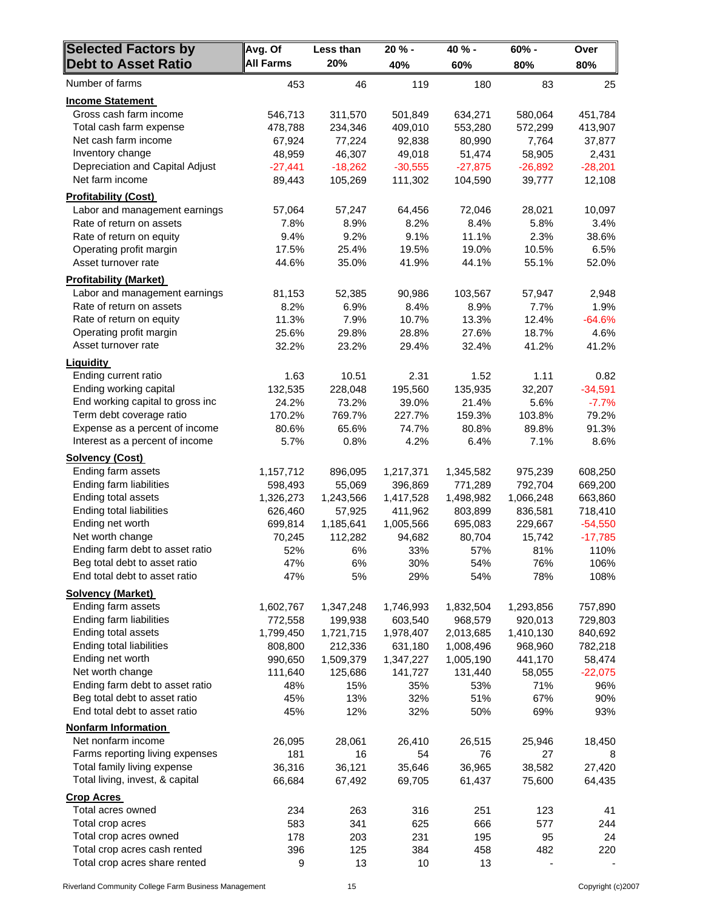| Selected Factors by Debt to Asset Ratio | Avg. Of All Farms | Less than 20% | 20 % - 40% | 40 % - 60% | 60% - 80% | Over 80% |
|---|---|---|---|---|---|---|
| Number of farms | 453 | 46 | 119 | 180 | 83 | 25 |
| **Income Statement** | | | | | | |
| Gross cash farm income | 546,713 | 311,570 | 501,849 | 634,271 | 580,064 | 451,784 |
| Total cash farm expense | 478,788 | 234,346 | 409,010 | 553,280 | 572,299 | 413,907 |
| Net cash farm income | 67,924 | 77,224 | 92,838 | 80,990 | 7,764 | 37,877 |
| Inventory change | 48,959 | 46,307 | 49,018 | 51,474 | 58,905 | 2,431 |
| Depreciation and Capital Adjust | -27,441 | -18,262 | -30,555 | -27,875 | -26,892 | -28,201 |
| Net farm income | 89,443 | 105,269 | 111,302 | 104,590 | 39,777 | 12,108 |
| **Profitability (Cost)** | | | | | | |
| Labor and management earnings | 57,064 | 57,247 | 64,456 | 72,046 | 28,021 | 10,097 |
| Rate of return on assets | 7.8% | 8.9% | 8.2% | 8.4% | 5.8% | 3.4% |
| Rate of return on equity | 9.4% | 9.2% | 9.1% | 11.1% | 2.3% | 38.6% |
| Operating profit margin | 17.5% | 25.4% | 19.5% | 19.0% | 10.5% | 6.5% |
| Asset turnover rate | 44.6% | 35.0% | 41.9% | 44.1% | 55.1% | 52.0% |
| **Profitability (Market)** | | | | | | |
| Labor and management earnings | 81,153 | 52,385 | 90,986 | 103,567 | 57,947 | 2,948 |
| Rate of return on assets | 8.2% | 6.9% | 8.4% | 8.9% | 7.7% | 1.9% |
| Rate of return on equity | 11.3% | 7.9% | 10.7% | 13.3% | 12.4% | -64.6% |
| Operating profit margin | 25.6% | 29.8% | 28.8% | 27.6% | 18.7% | 4.6% |
| Asset turnover rate | 32.2% | 23.2% | 29.4% | 32.4% | 41.2% | 41.2% |
| **Liquidity** | | | | | | |
| Ending current ratio | 1.63 | 10.51 | 2.31 | 1.52 | 1.11 | 0.82 |
| Ending working capital | 132,535 | 228,048 | 195,560 | 135,935 | 32,207 | -34,591 |
| End working capital to gross inc | 24.2% | 73.2% | 39.0% | 21.4% | 5.6% | -7.7% |
| Term debt coverage ratio | 170.2% | 769.7% | 227.7% | 159.3% | 103.8% | 79.2% |
| Expense as a percent of income | 80.6% | 65.6% | 74.7% | 80.8% | 89.8% | 91.3% |
| Interest as a percent of income | 5.7% | 0.8% | 4.2% | 6.4% | 7.1% | 8.6% |
| **Solvency (Cost)** | | | | | | |
| Ending farm assets | 1,157,712 | 896,095 | 1,217,371 | 1,345,582 | 975,239 | 608,250 |
| Ending farm liabilities | 598,493 | 55,069 | 396,869 | 771,289 | 792,704 | 669,200 |
| Ending total assets | 1,326,273 | 1,243,566 | 1,417,528 | 1,498,982 | 1,066,248 | 663,860 |
| Ending total liabilities | 626,460 | 57,925 | 411,962 | 803,899 | 836,581 | 718,410 |
| Ending net worth | 699,814 | 1,185,641 | 1,005,566 | 695,083 | 229,667 | -54,550 |
| Net worth change | 70,245 | 112,282 | 94,682 | 80,704 | 15,742 | -17,785 |
| Ending farm debt to asset ratio | 52% | 6% | 33% | 57% | 81% | 110% |
| Beg total debt to asset ratio | 47% | 6% | 30% | 54% | 76% | 106% |
| End total debt to asset ratio | 47% | 5% | 29% | 54% | 78% | 108% |
| **Solvency (Market)** | | | | | | |
| Ending farm assets | 1,602,767 | 1,347,248 | 1,746,993 | 1,832,504 | 1,293,856 | 757,890 |
| Ending farm liabilities | 772,558 | 199,938 | 603,540 | 968,579 | 920,013 | 729,803 |
| Ending total assets | 1,799,450 | 1,721,715 | 1,978,407 | 2,013,685 | 1,410,130 | 840,692 |
| Ending total liabilities | 808,800 | 212,336 | 631,180 | 1,008,496 | 968,960 | 782,218 |
| Ending net worth | 990,650 | 1,509,379 | 1,347,227 | 1,005,190 | 441,170 | 58,474 |
| Net worth change | 111,640 | 125,686 | 141,727 | 131,440 | 58,055 | -22,075 |
| Ending farm debt to asset ratio | 48% | 15% | 35% | 53% | 71% | 96% |
| Beg total debt to asset ratio | 45% | 13% | 32% | 51% | 67% | 90% |
| End total debt to asset ratio | 45% | 12% | 32% | 50% | 69% | 93% |
| **Nonfarm Information** | | | | | | |
| Net nonfarm income | 26,095 | 28,061 | 26,410 | 26,515 | 25,946 | 18,450 |
| Farms reporting living expenses | 181 | 16 | 54 | 76 | 27 | 8 |
| Total family living expense | 36,316 | 36,121 | 35,646 | 36,965 | 38,582 | 27,420 |
| Total living, invest, & capital | 66,684 | 67,492 | 69,705 | 61,437 | 75,600 | 64,435 |
| **Crop Acres** | | | | | | |
| Total acres owned | 234 | 263 | 316 | 251 | 123 | 41 |
| Total crop acres | 583 | 341 | 625 | 666 | 577 | 244 |
| Total crop acres owned | 178 | 203 | 231 | 195 | 95 | 24 |
| Total crop acres cash rented | 396 | 125 | 384 | 458 | 482 | 220 |
| Total crop acres share rented | 9 | 13 | 10 | 13 | - | - |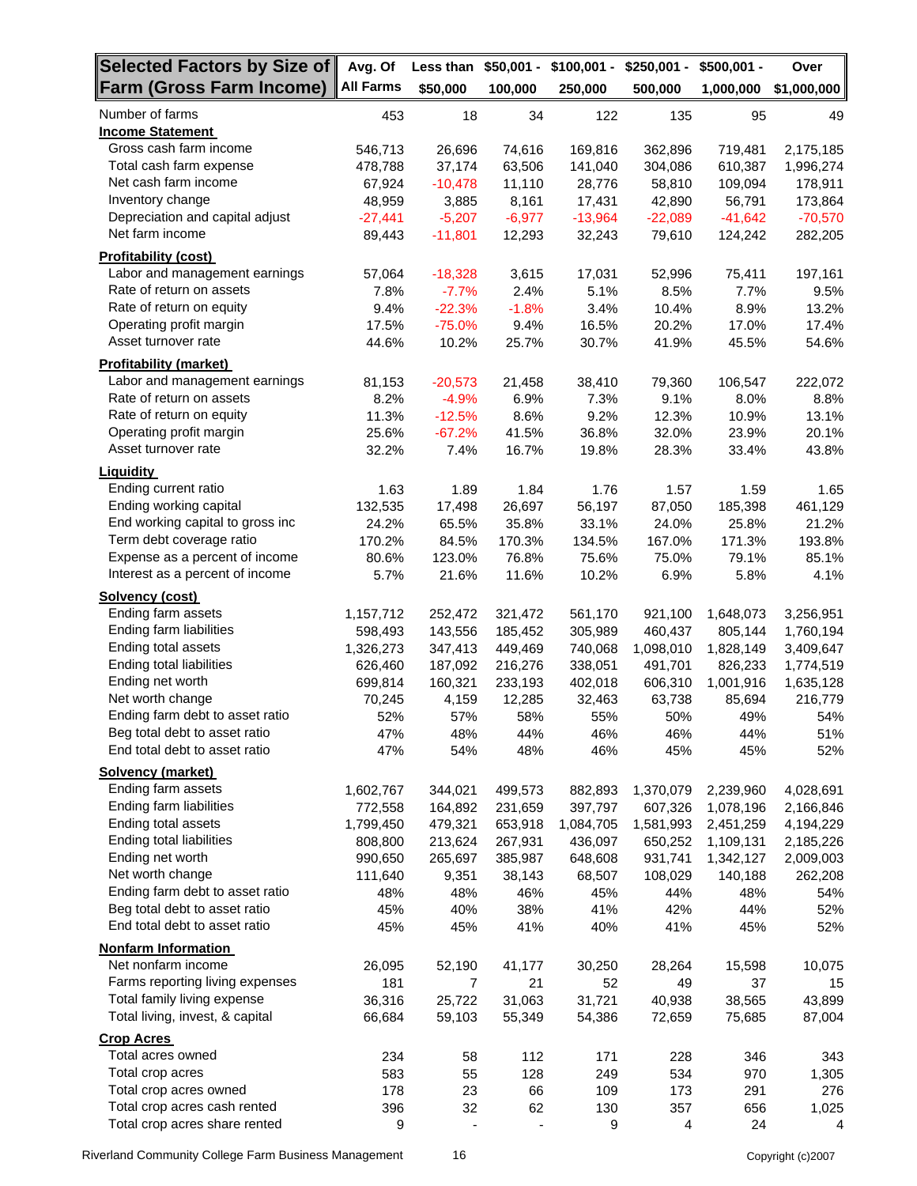| Selected Factors by Size of Farm (Gross Farm Income) | Avg. Of All Farms | Less than $50,000 | $50,001 - 100,000 | $100,001 - 250,000 | $250,001 - 500,000 | $500,001 - 1,000,000 | Over $1,000,000 |
|---|---|---|---|---|---|---|---|
| Number of farms | 453 | 18 | 34 | 122 | 135 | 95 | 49 |
| **Income Statement** | | | | | | | |
| Gross cash farm income | 546,713 | 26,696 | 74,616 | 169,816 | 362,896 | 719,481 | 2,175,185 |
| Total cash farm expense | 478,788 | 37,174 | 63,506 | 141,040 | 304,086 | 610,387 | 1,996,274 |
| Net cash farm income | 67,924 | -10,478 | 11,110 | 28,776 | 58,810 | 109,094 | 178,911 |
| Inventory change | 48,959 | 3,885 | 8,161 | 17,431 | 42,890 | 56,791 | 173,864 |
| Depreciation and capital adjust | -27,441 | -5,207 | -6,977 | -13,964 | -22,089 | -41,642 | -70,570 |
| Net farm income | 89,443 | -11,801 | 12,293 | 32,243 | 79,610 | 124,242 | 282,205 |
| **Profitability (cost)** | | | | | | | |
| Labor and management earnings | 57,064 | -18,328 | 3,615 | 17,031 | 52,996 | 75,411 | 197,161 |
| Rate of return on assets | 7.8% | -7.7% | 2.4% | 5.1% | 8.5% | 7.7% | 9.5% |
| Rate of return on equity | 9.4% | -22.3% | -1.8% | 3.4% | 10.4% | 8.9% | 13.2% |
| Operating profit margin | 17.5% | -75.0% | 9.4% | 16.5% | 20.2% | 17.0% | 17.4% |
| Asset turnover rate | 44.6% | 10.2% | 25.7% | 30.7% | 41.9% | 45.5% | 54.6% |
| **Profitability (market)** | | | | | | | |
| Labor and management earnings | 81,153 | -20,573 | 21,458 | 38,410 | 79,360 | 106,547 | 222,072 |
| Rate of return on assets | 8.2% | -4.9% | 6.9% | 7.3% | 9.1% | 8.0% | 8.8% |
| Rate of return on equity | 11.3% | -12.5% | 8.6% | 9.2% | 12.3% | 10.9% | 13.1% |
| Operating profit margin | 25.6% | -67.2% | 41.5% | 36.8% | 32.0% | 23.9% | 20.1% |
| Asset turnover rate | 32.2% | 7.4% | 16.7% | 19.8% | 28.3% | 33.4% | 43.8% |
| **Liquidity** | | | | | | | |
| Ending current ratio | 1.63 | 1.89 | 1.84 | 1.76 | 1.57 | 1.59 | 1.65 |
| Ending working capital | 132,535 | 17,498 | 26,697 | 56,197 | 87,050 | 185,398 | 461,129 |
| End working capital to gross inc | 24.2% | 65.5% | 35.8% | 33.1% | 24.0% | 25.8% | 21.2% |
| Term debt coverage ratio | 170.2% | 84.5% | 170.3% | 134.5% | 167.0% | 171.3% | 193.8% |
| Expense as a percent of income | 80.6% | 123.0% | 76.8% | 75.6% | 75.0% | 79.1% | 85.1% |
| Interest as a percent of income | 5.7% | 21.6% | 11.6% | 10.2% | 6.9% | 5.8% | 4.1% |
| **Solvency (cost)** | | | | | | | |
| Ending farm assets | 1,157,712 | 252,472 | 321,472 | 561,170 | 921,100 | 1,648,073 | 3,256,951 |
| Ending farm liabilities | 598,493 | 143,556 | 185,452 | 305,989 | 460,437 | 805,144 | 1,760,194 |
| Ending total assets | 1,326,273 | 347,413 | 449,469 | 740,068 | 1,098,010 | 1,828,149 | 3,409,647 |
| Ending total liabilities | 626,460 | 187,092 | 216,276 | 338,051 | 491,701 | 826,233 | 1,774,519 |
| Ending net worth | 699,814 | 160,321 | 233,193 | 402,018 | 606,310 | 1,001,916 | 1,635,128 |
| Net worth change | 70,245 | 4,159 | 12,285 | 32,463 | 63,738 | 85,694 | 216,779 |
| Ending farm debt to asset ratio | 52% | 57% | 58% | 55% | 50% | 49% | 54% |
| Beg total debt to asset ratio | 47% | 48% | 44% | 46% | 46% | 44% | 51% |
| End total debt to asset ratio | 47% | 54% | 48% | 46% | 45% | 45% | 52% |
| **Solvency (market)** | | | | | | | |
| Ending farm assets | 1,602,767 | 344,021 | 499,573 | 882,893 | 1,370,079 | 2,239,960 | 4,028,691 |
| Ending farm liabilities | 772,558 | 164,892 | 231,659 | 397,797 | 607,326 | 1,078,196 | 2,166,846 |
| Ending total assets | 1,799,450 | 479,321 | 653,918 | 1,084,705 | 1,581,993 | 2,451,259 | 4,194,229 |
| Ending total liabilities | 808,800 | 213,624 | 267,931 | 436,097 | 650,252 | 1,109,131 | 2,185,226 |
| Ending net worth | 990,650 | 265,697 | 385,987 | 648,608 | 931,741 | 1,342,127 | 2,009,003 |
| Net worth change | 111,640 | 9,351 | 38,143 | 68,507 | 108,029 | 140,188 | 262,208 |
| Ending farm debt to asset ratio | 48% | 48% | 46% | 45% | 44% | 48% | 54% |
| Beg total debt to asset ratio | 45% | 40% | 38% | 41% | 42% | 44% | 52% |
| End total debt to asset ratio | 45% | 45% | 41% | 40% | 41% | 45% | 52% |
| **Nonfarm Information** | | | | | | | |
| Net nonfarm income | 26,095 | 52,190 | 41,177 | 30,250 | 28,264 | 15,598 | 10,075 |
| Farms reporting living expenses | 181 | 7 | 21 | 52 | 49 | 37 | 15 |
| Total family living expense | 36,316 | 25,722 | 31,063 | 31,721 | 40,938 | 38,565 | 43,899 |
| Total living, invest, & capital | 66,684 | 59,103 | 55,349 | 54,386 | 72,659 | 75,685 | 87,004 |
| **Crop Acres** | | | | | | | |
| Total acres owned | 234 | 58 | 112 | 171 | 228 | 346 | 343 |
| Total crop acres | 583 | 55 | 128 | 249 | 534 | 970 | 1,305 |
| Total crop acres owned | 178 | 23 | 66 | 109 | 173 | 291 | 276 |
| Total crop acres cash rented | 396 | 32 | 62 | 130 | 357 | 656 | 1,025 |
| Total crop acres share rented | 9 | - | - | 9 | 4 | 24 | 4 |

Riverland Community College Farm Business Management

Copyright (c)2007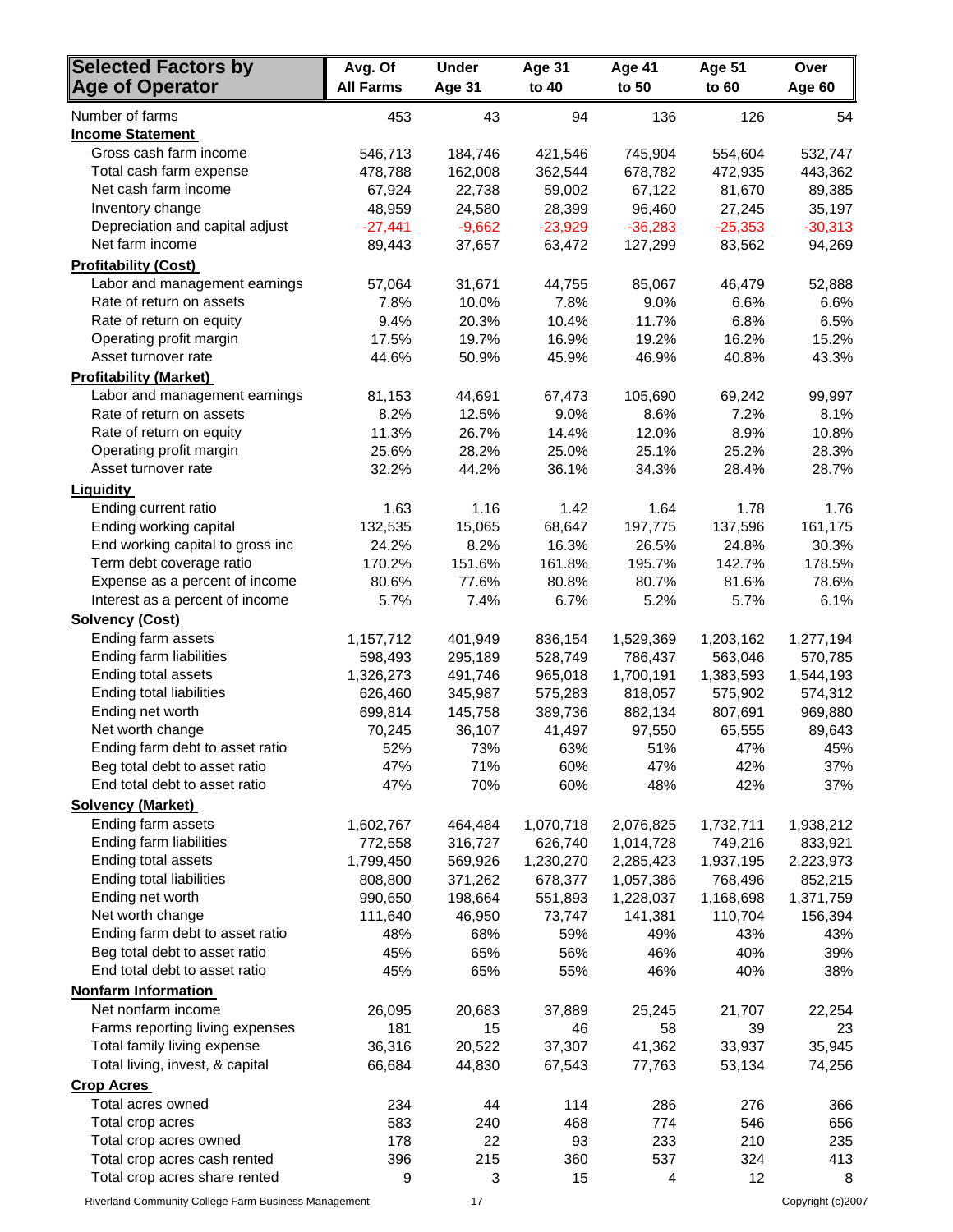| Selected Factors by Age of Operator | Avg. Of All Farms | Under Age 31 | Age 31 to 40 | Age 41 to 50 | Age 51 to 60 | Over Age 60 |
|---|---|---|---|---|---|---|
| Number of farms | 453 | 43 | 94 | 136 | 126 | 54 |
| **Income Statement** | | | | | | |
| Gross cash farm income | 546,713 | 184,746 | 421,546 | 745,904 | 554,604 | 532,747 |
| Total cash farm expense | 478,788 | 162,008 | 362,544 | 678,782 | 472,935 | 443,362 |
| Net cash farm income | 67,924 | 22,738 | 59,002 | 67,122 | 81,670 | 89,385 |
| Inventory change | 48,959 | 24,580 | 28,399 | 96,460 | 27,245 | 35,197 |
| Depreciation and capital adjust | -27,441 | -9,662 | -23,929 | -36,283 | -25,353 | -30,313 |
| Net farm income | 89,443 | 37,657 | 63,472 | 127,299 | 83,562 | 94,269 |
| **Profitability (Cost)** | | | | | | |
| Labor and management earnings | 57,064 | 31,671 | 44,755 | 85,067 | 46,479 | 52,888 |
| Rate of return on assets | 7.8% | 10.0% | 7.8% | 9.0% | 6.6% | 6.6% |
| Rate of return on equity | 9.4% | 20.3% | 10.4% | 11.7% | 6.8% | 6.5% |
| Operating profit margin | 17.5% | 19.7% | 16.9% | 19.2% | 16.2% | 15.2% |
| Asset turnover rate | 44.6% | 50.9% | 45.9% | 46.9% | 40.8% | 43.3% |
| **Profitability (Market)** | | | | | | |
| Labor and management earnings | 81,153 | 44,691 | 67,473 | 105,690 | 69,242 | 99,997 |
| Rate of return on assets | 8.2% | 12.5% | 9.0% | 8.6% | 7.2% | 8.1% |
| Rate of return on equity | 11.3% | 26.7% | 14.4% | 12.0% | 8.9% | 10.8% |
| Operating profit margin | 25.6% | 28.2% | 25.0% | 25.1% | 25.2% | 28.3% |
| Asset turnover rate | 32.2% | 44.2% | 36.1% | 34.3% | 28.4% | 28.7% |
| **Liquidity** | | | | | | |
| Ending current ratio | 1.63 | 1.16 | 1.42 | 1.64 | 1.78 | 1.76 |
| Ending working capital | 132,535 | 15,065 | 68,647 | 197,775 | 137,596 | 161,175 |
| End working capital to gross inc | 24.2% | 8.2% | 16.3% | 26.5% | 24.8% | 30.3% |
| Term debt coverage ratio | 170.2% | 151.6% | 161.8% | 195.7% | 142.7% | 178.5% |
| Expense as a percent of income | 80.6% | 77.6% | 80.8% | 80.7% | 81.6% | 78.6% |
| Interest as a percent of income | 5.7% | 7.4% | 6.7% | 5.2% | 5.7% | 6.1% |
| **Solvency (Cost)** | | | | | | |
| Ending farm assets | 1,157,712 | 401,949 | 836,154 | 1,529,369 | 1,203,162 | 1,277,194 |
| Ending farm liabilities | 598,493 | 295,189 | 528,749 | 786,437 | 563,046 | 570,785 |
| Ending total assets | 1,326,273 | 491,746 | 965,018 | 1,700,191 | 1,383,593 | 1,544,193 |
| Ending total liabilities | 626,460 | 345,987 | 575,283 | 818,057 | 575,902 | 574,312 |
| Ending net worth | 699,814 | 145,758 | 389,736 | 882,134 | 807,691 | 969,880 |
| Net worth change | 70,245 | 36,107 | 41,497 | 97,550 | 65,555 | 89,643 |
| Ending farm debt to asset ratio | 52% | 73% | 63% | 51% | 47% | 45% |
| Beg total debt to asset ratio | 47% | 71% | 60% | 47% | 42% | 37% |
| End total debt to asset ratio | 47% | 70% | 60% | 48% | 42% | 37% |
| **Solvency (Market)** | | | | | | |
| Ending farm assets | 1,602,767 | 464,484 | 1,070,718 | 2,076,825 | 1,732,711 | 1,938,212 |
| Ending farm liabilities | 772,558 | 316,727 | 626,740 | 1,014,728 | 749,216 | 833,921 |
| Ending total assets | 1,799,450 | 569,926 | 1,230,270 | 2,285,423 | 1,937,195 | 2,223,973 |
| Ending total liabilities | 808,800 | 371,262 | 678,377 | 1,057,386 | 768,496 | 852,215 |
| Ending net worth | 990,650 | 198,664 | 551,893 | 1,228,037 | 1,168,698 | 1,371,759 |
| Net worth change | 111,640 | 46,950 | 73,747 | 141,381 | 110,704 | 156,394 |
| Ending farm debt to asset ratio | 48% | 68% | 59% | 49% | 43% | 43% |
| Beg total debt to asset ratio | 45% | 65% | 56% | 46% | 40% | 39% |
| End total debt to asset ratio | 45% | 65% | 55% | 46% | 40% | 38% |
| **Nonfarm Information** | | | | | | |
| Net nonfarm income | 26,095 | 20,683 | 37,889 | 25,245 | 21,707 | 22,254 |
| Farms reporting living expenses | 181 | 15 | 46 | 58 | 39 | 23 |
| Total family living expense | 36,316 | 20,522 | 37,307 | 41,362 | 33,937 | 35,945 |
| Total living, invest, & capital | 66,684 | 44,830 | 67,543 | 77,763 | 53,134 | 74,256 |
| **Crop Acres** | | | | | | |
| Total acres owned | 234 | 44 | 114 | 286 | 276 | 366 |
| Total crop acres | 583 | 240 | 468 | 774 | 546 | 656 |
| Total crop acres owned | 178 | 22 | 93 | 233 | 210 | 235 |
| Total crop acres cash rented | 396 | 215 | 360 | 537 | 324 | 413 |
| Total crop acres share rented | 9 | 3 | 15 | 4 | 12 | 8 |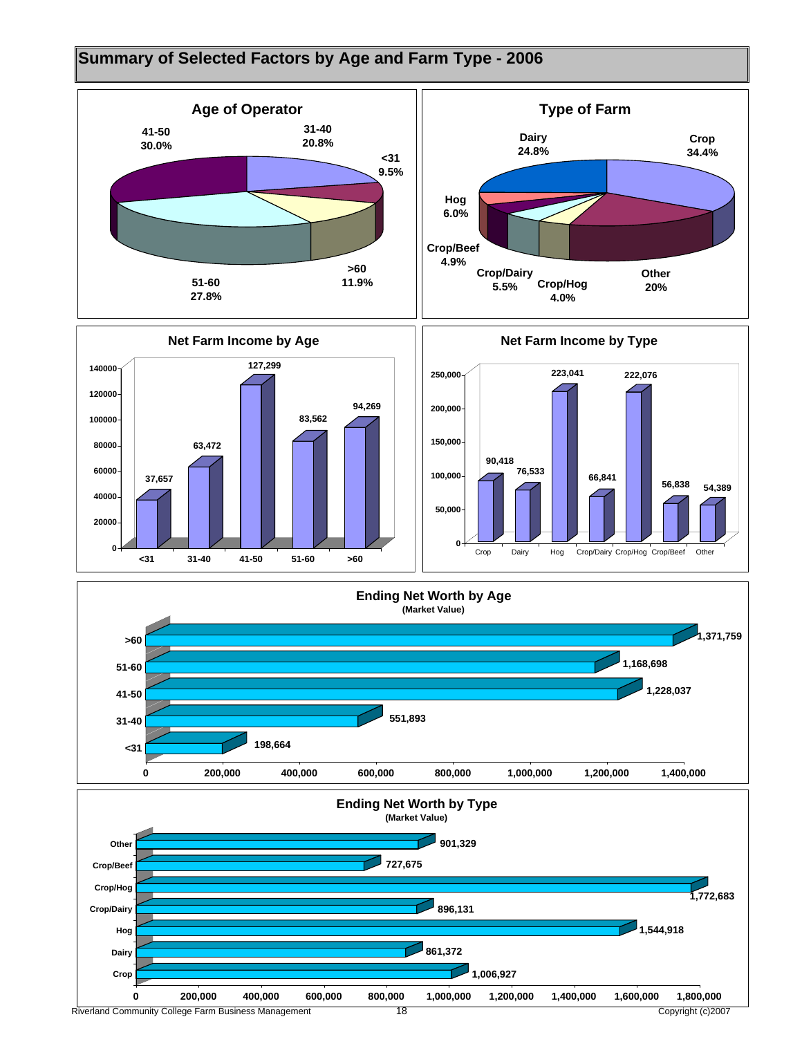# Summary of Selected Factors by Age and Farm Type - 2006

## Age of Operator

| Age | Percent |
|---|---|
| <31 | 9.5% |
| 31-40 | 20.8% |
| 41-50 | 30.0% |
| 51-60 | 27.8% |
| >60 | 11.9% |

## Type of Farm

| Type | Percent |
|---|---|
| Crop | 34.4% |
| Dairy | 24.8% |
| Hog | 6.0% |
| Crop/Beef | 4.9% |
| Crop/Dairy | 5.5% |
| Crop/Hog | 4.0% |
| Other | 20% |

## Net Farm Income by Age

| Age | Net Farm Income |
|---|---|
| <31 | 37,657 |
| 31-40 | 63,472 |
| 41-50 | 127,299 |
| 51-60 | 83,562 |
| >60 | 94,269 |

## Net Farm Income by Type

| Type | Net Farm Income |
|---|---|
| Crop | 90,418 |
| Dairy | 76,533 |
| Hog | 223,041 |
| Crop/Dairy | 66,841 |
| Crop/Hog | 222,076 |
| Crop/Beef | 56,838 |
| Other | 54,389 |

## Ending Net Worth by Age
(Market Value)

| Age | Ending Net Worth |
|---|---|
| >60 | 1,371,759 |
| 51-60 | 1,168,698 |
| 41-50 | 1,228,037 |
| 31-40 | 551,893 |
| <31 | 198,664 |

## Ending Net Worth by Type
(Market Value)

| Type | Ending Net Worth |
|---|---|
| Other | 901,329 |
| Crop/Beef | 727,675 |
| Crop/Hog | 1,772,683 |
| Crop/Dairy | 896,131 |
| Hog | 1,544,918 |
| Dairy | 861,372 |
| Crop | 1,006,927 |

Riverland Community College Farm Business Management

Copyright (c)2007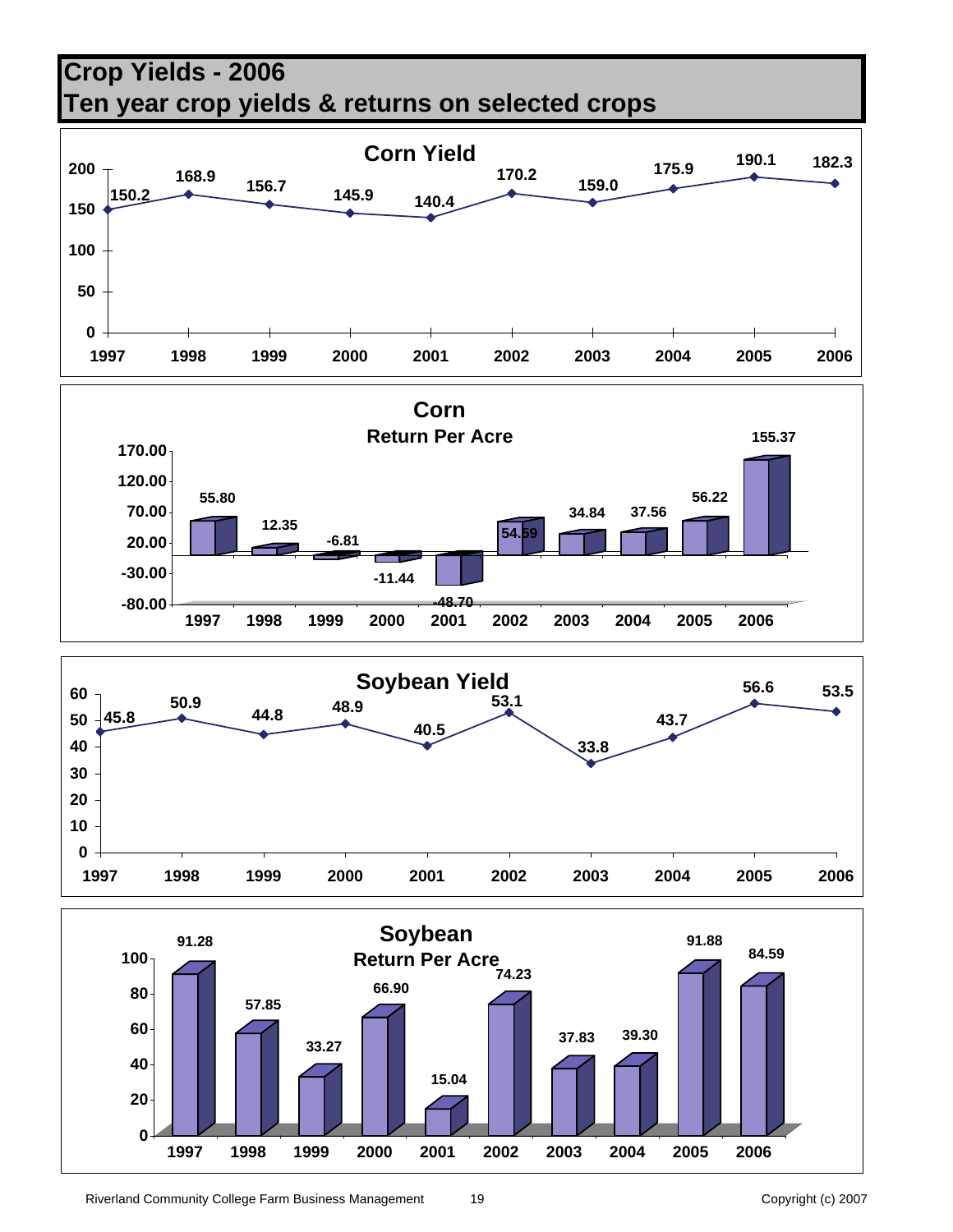# Crop Yields - 2006
## Ten year crop yields & returns on selected crops

**Corn Yield**

| Year | Yield |
|---|---|
| 1997 | 150.2 |
| 1998 | 168.9 |
| 1999 | 156.7 |
| 2000 | 145.9 |
| 2001 | 140.4 |
| 2002 | 170.2 |
| 2003 | 159.0 |
| 2004 | 175.9 |
| 2005 | 190.1 |
| 2006 | 182.3 |

**Corn**
**Return Per Acre**

| Year | Return |
|---|---|
| 1997 | 55.80 |
| 1998 | 12.35 |
| 1999 | -6.81 |
| 2000 | -11.44 |
| 2001 | -48.70 |
| 2002 | 54.59 |
| 2003 | 34.84 |
| 2004 | 37.56 |
| 2005 | 56.22 |
| 2006 | 155.37 |

**Soybean Yield**

| Year | Yield |
|---|---|
| 1997 | 45.8 |
| 1998 | 50.9 |
| 1999 | 44.8 |
| 2000 | 48.9 |
| 2001 | 40.5 |
| 2002 | 53.1 |
| 2003 | 33.8 |
| 2004 | 43.7 |
| 2005 | 56.6 |
| 2006 | 53.5 |

**Soybean**
**Return Per Acre**

| Year | Return |
|---|---|
| 1997 | 91.28 |
| 1998 | 57.85 |
| 1999 | 33.27 |
| 2000 | 66.90 |
| 2001 | 15.04 |
| 2002 | 74.23 |
| 2003 | 37.83 |
| 2004 | 39.30 |
| 2005 | 91.88 |
| 2006 | 84.59 |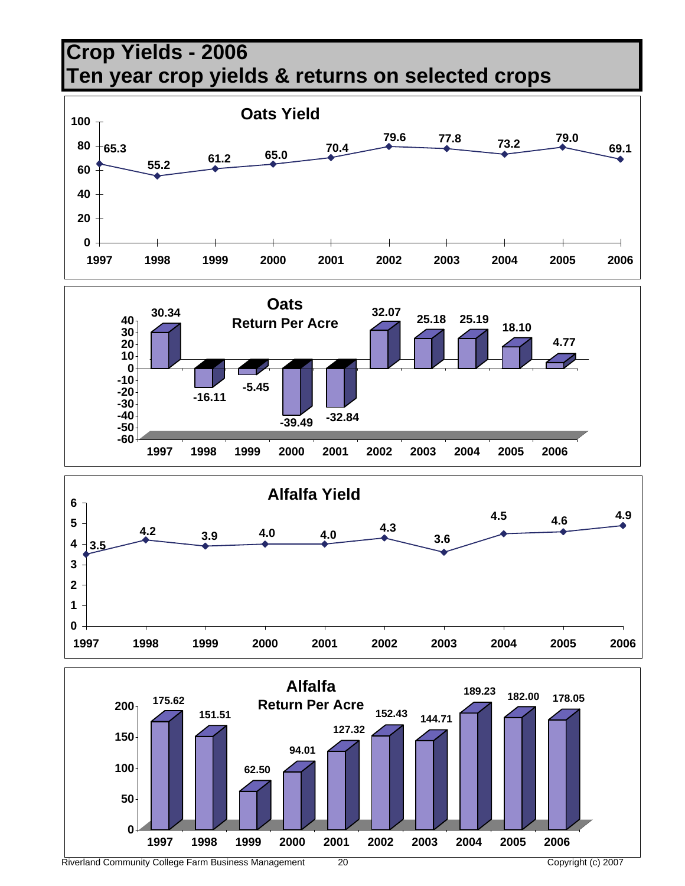# Crop Yields - 2006
## Ten year crop yields & returns on selected crops

### Oats Yield

| Year | Yield |
|---|---|
| 1997 | 65.3 |
| 1998 | 55.2 |
| 1999 | 61.2 |
| 2000 | 65.0 |
| 2001 | 70.4 |
| 2002 | 79.6 |
| 2003 | 77.8 |
| 2004 | 73.2 |
| 2005 | 79.0 |
| 2006 | 69.1 |

### Oats Return Per Acre

| Year | Return Per Acre |
|---|---|
| 1997 | 30.34 |
| 1998 | -16.11 |
| 1999 | -5.45 |
| 2000 | -39.49 |
| 2001 | -32.84 |
| 2002 | 32.07 |
| 2003 | 25.18 |
| 2004 | 25.19 |
| 2005 | 18.10 |
| 2006 | 4.77 |

### Alfalfa Yield

| Year | Yield |
|---|---|
| 1997 | 3.5 |
| 1998 | 4.2 |
| 1999 | 3.9 |
| 2000 | 4.0 |
| 2001 | 4.0 |
| 2002 | 4.3 |
| 2003 | 3.6 |
| 2004 | 4.5 |
| 2005 | 4.6 |
| 2006 | 4.9 |

### Alfalfa Return Per Acre

| Year | Return Per Acre |
|---|---|
| 1997 | 175.62 |
| 1998 | 151.51 |
| 1999 | 62.50 |
| 2000 | 94.01 |
| 2001 | 127.32 |
| 2002 | 152.43 |
| 2003 | 144.71 |
| 2004 | 189.23 |
| 2005 | 182.00 |
| 2006 | 178.05 |

Riverland Community College Farm Business Management

Copyright (c) 2007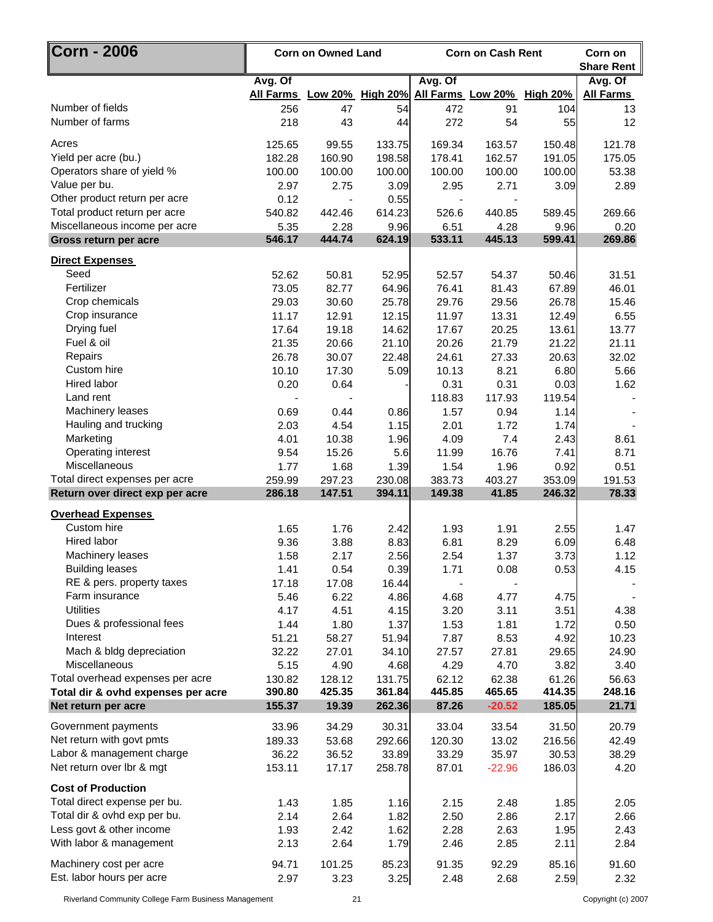| Corn - 2006 | Corn on Owned Land | | | Corn on Cash Rent | | | Corn on Share Rent |
|---|---|---|---|---|---|---|---|
| | Avg. Of All Farms | Low 20% | High 20% | Avg. Of All Farms | Low 20% | High 20% | Avg. Of All Farms |
| Number of fields | 256 | 47 | 54 | 472 | 91 | 104 | 13 |
| Number of farms | 218 | 43 | 44 | 272 | 54 | 55 | 12 |
| Acres | 125.65 | 99.55 | 133.75 | 169.34 | 163.57 | 150.48 | 121.78 |
| Yield per acre (bu.) | 182.28 | 160.90 | 198.58 | 178.41 | 162.57 | 191.05 | 175.05 |
| Operators share of yield % | 100.00 | 100.00 | 100.00 | 100.00 | 100.00 | 100.00 | 53.38 |
| Value per bu. | 2.97 | 2.75 | 3.09 | 2.95 | 2.71 | 3.09 | 2.89 |
| Other product return per acre | 0.12 | - | 0.55 | - | - | | |
| Total product return per acre | 540.82 | 442.46 | 614.23 | 526.6 | 440.85 | 589.45 | 269.66 |
| Miscellaneous income per acre | 5.35 | 2.28 | 9.96 | 6.51 | 4.28 | 9.96 | 0.20 |
| **Gross return per acre** | **546.17** | **444.74** | **624.19** | **533.11** | **445.13** | **599.41** | **269.86** |
| **Direct Expenses** | | | | | | | |
| Seed | 52.62 | 50.81 | 52.95 | 52.57 | 54.37 | 50.46 | 31.51 |
| Fertilizer | 73.05 | 82.77 | 64.96 | 76.41 | 81.43 | 67.89 | 46.01 |
| Crop chemicals | 29.03 | 30.60 | 25.78 | 29.76 | 29.56 | 26.78 | 15.46 |
| Crop insurance | 11.17 | 12.91 | 12.15 | 11.97 | 13.31 | 12.49 | 6.55 |
| Drying fuel | 17.64 | 19.18 | 14.62 | 17.67 | 20.25 | 13.61 | 13.77 |
| Fuel & oil | 21.35 | 20.66 | 21.10 | 20.26 | 21.79 | 21.22 | 21.11 |
| Repairs | 26.78 | 30.07 | 22.48 | 24.61 | 27.33 | 20.63 | 32.02 |
| Custom hire | 10.10 | 17.30 | 5.09 | 10.13 | 8.21 | 6.80 | 5.66 |
| Hired labor | 0.20 | 0.64 | - | 0.31 | 0.31 | 0.03 | 1.62 |
| Land rent | - | - | | 118.83 | 117.93 | 119.54 | - |
| Machinery leases | 0.69 | 0.44 | 0.86 | 1.57 | 0.94 | 1.14 | - |
| Hauling and trucking | 2.03 | 4.54 | 1.15 | 2.01 | 1.72 | 1.74 | - |
| Marketing | 4.01 | 10.38 | 1.96 | 4.09 | 7.4 | 2.43 | 8.61 |
| Operating interest | 9.54 | 15.26 | 5.6 | 11.99 | 16.76 | 7.41 | 8.71 |
| Miscellaneous | 1.77 | 1.68 | 1.39 | 1.54 | 1.96 | 0.92 | 0.51 |
| Total direct expenses per acre | 259.99 | 297.23 | 230.08 | 383.73 | 403.27 | 353.09 | 191.53 |
| **Return over direct exp per acre** | **286.18** | **147.51** | **394.11** | **149.38** | **41.85** | **246.32** | **78.33** |
| **Overhead Expenses** | | | | | | | |
| Custom hire | 1.65 | 1.76 | 2.42 | 1.93 | 1.91 | 2.55 | 1.47 |
| Hired labor | 9.36 | 3.88 | 8.83 | 6.81 | 8.29 | 6.09 | 6.48 |
| Machinery leases | 1.58 | 2.17 | 2.56 | 2.54 | 1.37 | 3.73 | 1.12 |
| Building leases | 1.41 | 0.54 | 0.39 | 1.71 | 0.08 | 0.53 | 4.15 |
| RE & pers. property taxes | 17.18 | 17.08 | 16.44 | - | - | | - |
| Farm insurance | 5.46 | 6.22 | 4.86 | 4.68 | 4.77 | 4.75 | - |
| Utilities | 4.17 | 4.51 | 4.15 | 3.20 | 3.11 | 3.51 | 4.38 |
| Dues & professional fees | 1.44 | 1.80 | 1.37 | 1.53 | 1.81 | 1.72 | 0.50 |
| Interest | 51.21 | 58.27 | 51.94 | 7.87 | 8.53 | 4.92 | 10.23 |
| Mach & bldg depreciation | 32.22 | 27.01 | 34.10 | 27.57 | 27.81 | 29.65 | 24.90 |
| Miscellaneous | 5.15 | 4.90 | 4.68 | 4.29 | 4.70 | 3.82 | 3.40 |
| Total overhead expenses per acre | 130.82 | 128.12 | 131.75 | 62.12 | 62.38 | 61.26 | 56.63 |
| **Total dir & ovhd expenses per acre** | **390.80** | **425.35** | **361.84** | **445.85** | **465.65** | **414.35** | **248.16** |
| **Net return per acre** | **155.37** | **19.39** | **262.36** | **87.26** | **-20.52** | **185.05** | **21.71** |
| Government payments | 33.96 | 34.29 | 30.31 | 33.04 | 33.54 | 31.50 | 20.79 |
| Net return with govt pmts | 189.33 | 53.68 | 292.66 | 120.30 | 13.02 | 216.56 | 42.49 |
| Labor & management charge | 36.22 | 36.52 | 33.89 | 33.29 | 35.97 | 30.53 | 38.29 |
| Net return over lbr & mgt | 153.11 | 17.17 | 258.78 | 87.01 | -22.96 | 186.03 | 4.20 |
| **Cost of Production** | | | | | | | |
| Total direct expense per bu. | 1.43 | 1.85 | 1.16 | 2.15 | 2.48 | 1.85 | 2.05 |
| Total dir & ovhd exp per bu. | 2.14 | 2.64 | 1.82 | 2.50 | 2.86 | 2.17 | 2.66 |
| Less govt & other income | 1.93 | 2.42 | 1.62 | 2.28 | 2.63 | 1.95 | 2.43 |
| With labor & management | 2.13 | 2.64 | 1.79 | 2.46 | 2.85 | 2.11 | 2.84 |
| Machinery cost per acre | 94.71 | 101.25 | 85.23 | 91.35 | 92.29 | 85.16 | 91.60 |
| Est. labor hours per acre | 2.97 | 3.23 | 3.25 | 2.48 | 2.68 | 2.59 | 2.32 |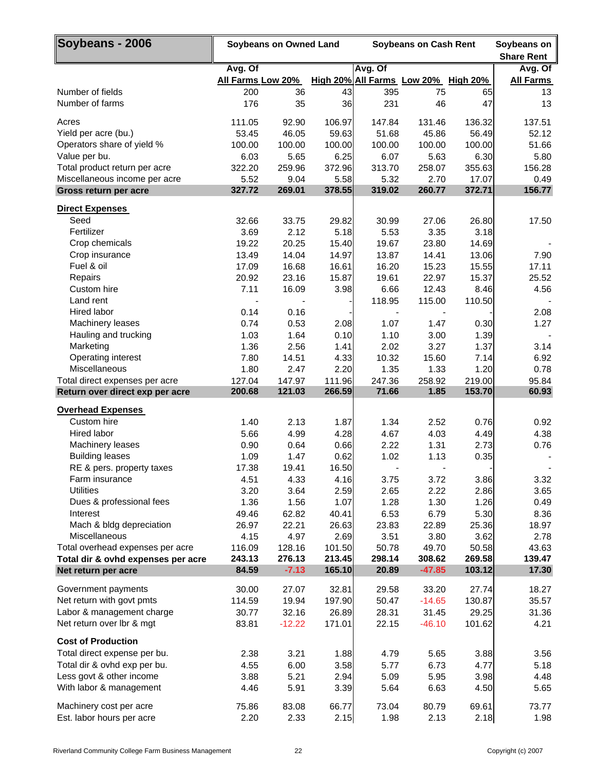| Soybeans - 2006 | Soybeans on Owned Land | | | Soybeans on Cash Rent | | | Soybeans on Share Rent |
|---|---|---|---|---|---|---|---|
| | Avg. Of All Farms | Low 20% | High 20% | Avg. Of All Farms | Low 20% | High 20% | Avg. Of All Farms |
| Number of fields | 200 | 36 | 43 | 395 | 75 | 65 | 13 |
| Number of farms | 176 | 35 | 36 | 231 | 46 | 47 | 13 |
| Acres | 111.05 | 92.90 | 106.97 | 147.84 | 131.46 | 136.32 | 137.51 |
| Yield per acre (bu.) | 53.45 | 46.05 | 59.63 | 51.68 | 45.86 | 56.49 | 52.12 |
| Operators share of yield % | 100.00 | 100.00 | 100.00 | 100.00 | 100.00 | 100.00 | 51.66 |
| Value per bu. | 6.03 | 5.65 | 6.25 | 6.07 | 5.63 | 6.30 | 5.80 |
| Total product return per acre | 322.20 | 259.96 | 372.96 | 313.70 | 258.07 | 355.63 | 156.28 |
| Miscellaneous income per acre | 5.52 | 9.04 | 5.58 | 5.32 | 2.70 | 17.07 | 0.49 |
| **Gross return per acre** | **327.72** | **269.01** | **378.55** | **319.02** | **260.77** | **372.71** | **156.77** |
| **Direct Expenses** | | | | | | | |
| Seed | 32.66 | 33.75 | 29.82 | 30.99 | 27.06 | 26.80 | 17.50 |
| Fertilizer | 3.69 | 2.12 | 5.18 | 5.53 | 3.35 | 3.18 | |
| Crop chemicals | 19.22 | 20.25 | 15.40 | 19.67 | 23.80 | 14.69 | - |
| Crop insurance | 13.49 | 14.04 | 14.97 | 13.87 | 14.41 | 13.06 | 7.90 |
| Fuel & oil | 17.09 | 16.68 | 16.61 | 16.20 | 15.23 | 15.55 | 17.11 |
| Repairs | 20.92 | 23.16 | 15.87 | 19.61 | 22.97 | 15.37 | 25.52 |
| Custom hire | 7.11 | 16.09 | 3.98 | 6.66 | 12.43 | 8.46 | 4.56 |
| Land rent | - | - | - | 118.95 | 115.00 | 110.50 | - |
| Hired labor | 0.14 | 0.16 | - | - | - | - | 2.08 |
| Machinery leases | 0.74 | 0.53 | 2.08 | 1.07 | 1.47 | 0.30 | 1.27 |
| Hauling and trucking | 1.03 | 1.64 | 0.10 | 1.10 | 3.00 | 1.39 | - |
| Marketing | 1.36 | 2.56 | 1.41 | 2.02 | 3.27 | 1.37 | 3.14 |
| Operating interest | 7.80 | 14.51 | 4.33 | 10.32 | 15.60 | 7.14 | 6.92 |
| Miscellaneous | 1.80 | 2.47 | 2.20 | 1.35 | 1.33 | 1.20 | 0.78 |
| Total direct expenses per acre | 127.04 | 147.97 | 111.96 | 247.36 | 258.92 | 219.00 | 95.84 |
| **Return over direct exp per acre** | **200.68** | **121.03** | **266.59** | **71.66** | **1.85** | **153.70** | **60.93** |
| **Overhead Expenses** | | | | | | | |
| Custom hire | 1.40 | 2.13 | 1.87 | 1.34 | 2.52 | 0.76 | 0.92 |
| Hired labor | 5.66 | 4.99 | 4.28 | 4.67 | 4.03 | 4.49 | 4.38 |
| Machinery leases | 0.90 | 0.64 | 0.66 | 2.22 | 1.31 | 2.73 | 0.76 |
| Building leases | 1.09 | 1.47 | 0.62 | 1.02 | 1.13 | 0.35 | - |
| RE & pers. property taxes | 17.38 | 19.41 | 16.50 | - | - | - | - |
| Farm insurance | 4.51 | 4.33 | 4.16 | 3.75 | 3.72 | 3.86 | 3.32 |
| Utilities | 3.20 | 3.64 | 2.59 | 2.65 | 2.22 | 2.86 | 3.65 |
| Dues & professional fees | 1.36 | 1.56 | 1.07 | 1.28 | 1.30 | 1.26 | 0.49 |
| Interest | 49.46 | 62.82 | 40.41 | 6.53 | 6.79 | 5.30 | 8.36 |
| Mach & bldg depreciation | 26.97 | 22.21 | 26.63 | 23.83 | 22.89 | 25.36 | 18.97 |
| Miscellaneous | 4.15 | 4.97 | 2.69 | 3.51 | 3.80 | 3.62 | 2.78 |
| Total overhead expenses per acre | 116.09 | 128.16 | 101.50 | 50.78 | 49.70 | 50.58 | 43.63 |
| **Total dir & ovhd expenses per acre** | **243.13** | **276.13** | **213.45** | **298.14** | **308.62** | **269.58** | **139.47** |
| **Net return per acre** | **84.59** | **-7.13** | **165.10** | **20.89** | **-47.85** | **103.12** | **17.30** |
| Government payments | 30.00 | 27.07 | 32.81 | 29.58 | 33.20 | 27.74 | 18.27 |
| Net return with govt pmts | 114.59 | 19.94 | 197.90 | 50.47 | -14.65 | 130.87 | 35.57 |
| Labor & management charge | 30.77 | 32.16 | 26.89 | 28.31 | 31.45 | 29.25 | 31.36 |
| Net return over lbr & mgt | 83.81 | -12.22 | 171.01 | 22.15 | -46.10 | 101.62 | 4.21 |
| **Cost of Production** | | | | | | | |
| Total direct expense per bu. | 2.38 | 3.21 | 1.88 | 4.79 | 5.65 | 3.88 | 3.56 |
| Total dir & ovhd exp per bu. | 4.55 | 6.00 | 3.58 | 5.77 | 6.73 | 4.77 | 5.18 |
| Less govt & other income | 3.88 | 5.21 | 2.94 | 5.09 | 5.95 | 3.98 | 4.48 |
| With labor & management | 4.46 | 5.91 | 3.39 | 5.64 | 6.63 | 4.50 | 5.65 |
| Machinery cost per acre | 75.86 | 83.08 | 66.77 | 73.04 | 80.79 | 69.61 | 73.77 |
| Est. labor hours per acre | 2.20 | 2.33 | 2.15 | 1.98 | 2.13 | 2.18 | 1.98 |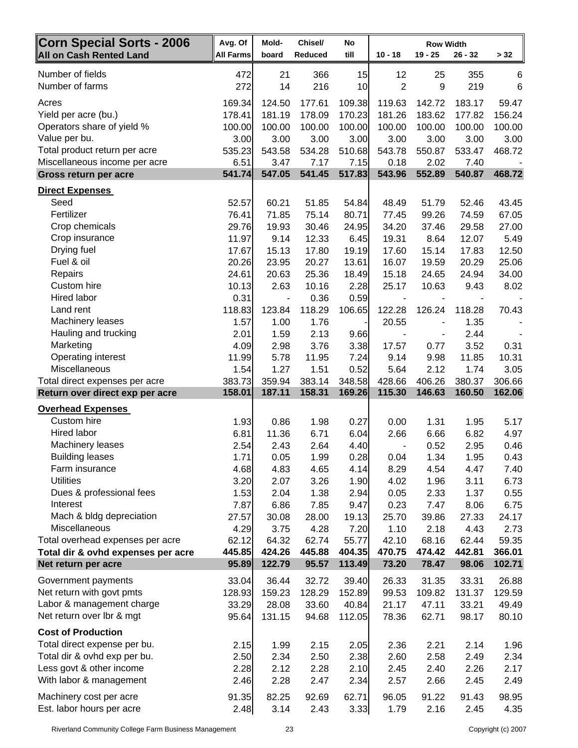| Corn Special Sorts - 2006<br>All on Cash Rented Land | Avg. Of All Farms | Mold-board | Chisel/ Reduced | No till | Row Width 10 - 18 | 19 - 25 | 26 - 32 | > 32 |
|---|---|---|---|---|---|---|---|---|
| Number of fields | 472 | 21 | 366 | 15 | 12 | 25 | 355 | 6 |
| Number of farms | 272 | 14 | 216 | 10 | 2 | 9 | 219 | 6 |
| Acres | 169.34 | 124.50 | 177.61 | 109.38 | 119.63 | 142.72 | 183.17 | 59.47 |
| Yield per acre (bu.) | 178.41 | 181.19 | 178.09 | 170.23 | 181.26 | 183.62 | 177.82 | 156.24 |
| Operators share of yield % | 100.00 | 100.00 | 100.00 | 100.00 | 100.00 | 100.00 | 100.00 | 100.00 |
| Value per bu. | 3.00 | 3.00 | 3.00 | 3.00 | 3.00 | 3.00 | 3.00 | 3.00 |
| Total product return per acre | 535.23 | 543.58 | 534.28 | 510.68 | 543.78 | 550.87 | 533.47 | 468.72 |
| Miscellaneous income per acre | 6.51 | 3.47 | 7.17 | 7.15 | 0.18 | 2.02 | 7.40 | - |
| **Gross return per acre** | **541.74** | **547.05** | **541.45** | **517.83** | **543.96** | **552.89** | **540.87** | **468.72** |
| **Direct Expenses** | | | | | | | | |
| Seed | 52.57 | 60.21 | 51.85 | 54.84 | 48.49 | 51.79 | 52.46 | 43.45 |
| Fertilizer | 76.41 | 71.85 | 75.14 | 80.71 | 77.45 | 99.26 | 74.59 | 67.05 |
| Crop chemicals | 29.76 | 19.93 | 30.46 | 24.95 | 34.20 | 37.46 | 29.58 | 27.00 |
| Crop insurance | 11.97 | 9.14 | 12.33 | 6.45 | 19.31 | 8.64 | 12.07 | 5.49 |
| Drying fuel | 17.67 | 15.13 | 17.80 | 19.19 | 17.60 | 15.14 | 17.83 | 12.50 |
| Fuel & oil | 20.26 | 23.95 | 20.27 | 13.61 | 16.07 | 19.59 | 20.29 | 25.06 |
| Repairs | 24.61 | 20.63 | 25.36 | 18.49 | 15.18 | 24.65 | 24.94 | 34.00 |
| Custom hire | 10.13 | 2.63 | 10.16 | 2.28 | 25.17 | 10.63 | 9.43 | 8.02 |
| Hired labor | 0.31 | - | 0.36 | 0.59 | - | - | - | - |
| Land rent | 118.83 | 123.84 | 118.29 | 106.65 | 122.28 | 126.24 | 118.28 | 70.43 |
| Machinery leases | 1.57 | 1.00 | 1.76 | - | 20.55 | - | 1.35 | - |
| Hauling and trucking | 2.01 | 1.59 | 2.13 | 9.66 | - | - | 2.44 | - |
| Marketing | 4.09 | 2.98 | 3.76 | 3.38 | 17.57 | 0.77 | 3.52 | 0.31 |
| Operating interest | 11.99 | 5.78 | 11.95 | 7.24 | 9.14 | 9.98 | 11.85 | 10.31 |
| Miscellaneous | 1.54 | 1.27 | 1.51 | 0.52 | 5.64 | 2.12 | 1.74 | 3.05 |
| Total direct expenses per acre | 383.73 | 359.94 | 383.14 | 348.58 | 428.66 | 406.26 | 380.37 | 306.66 |
| **Return over direct exp per acre** | **158.01** | **187.11** | **158.31** | **169.26** | **115.30** | **146.63** | **160.50** | **162.06** |
| **Overhead Expenses** | | | | | | | | |
| Custom hire | 1.93 | 0.86 | 1.98 | 0.27 | 0.00 | 1.31 | 1.95 | 5.17 |
| Hired labor | 6.81 | 11.36 | 6.71 | 6.04 | 2.66 | 6.66 | 6.82 | 4.97 |
| Machinery leases | 2.54 | 2.43 | 2.64 | 4.40 | - | 0.52 | 2.95 | 0.46 |
| Building leases | 1.71 | 0.05 | 1.99 | 0.28 | 0.04 | 1.34 | 1.95 | 0.43 |
| Farm insurance | 4.68 | 4.83 | 4.65 | 4.14 | 8.29 | 4.54 | 4.47 | 7.40 |
| Utilities | 3.20 | 2.07 | 3.26 | 1.90 | 4.02 | 1.96 | 3.11 | 6.73 |
| Dues & professional fees | 1.53 | 2.04 | 1.38 | 2.94 | 0.05 | 2.33 | 1.37 | 0.55 |
| Interest | 7.87 | 6.86 | 7.85 | 9.47 | 0.23 | 7.47 | 8.06 | 6.75 |
| Mach & bldg depreciation | 27.57 | 30.08 | 28.00 | 19.13 | 25.70 | 39.86 | 27.33 | 24.17 |
| Miscellaneous | 4.29 | 3.75 | 4.28 | 7.20 | 1.10 | 2.18 | 4.43 | 2.73 |
| Total overhead expenses per acre | 62.12 | 64.32 | 62.74 | 55.77 | 42.10 | 68.16 | 62.44 | 59.35 |
| **Total dir & ovhd expenses per acre** | **445.85** | **424.26** | **445.88** | **404.35** | **470.75** | **474.42** | **442.81** | **366.01** |
| **Net return per acre** | **95.89** | **122.79** | **95.57** | **113.49** | **73.20** | **78.47** | **98.06** | **102.71** |
| Government payments | 33.04 | 36.44 | 32.72 | 39.40 | 26.33 | 31.35 | 33.31 | 26.88 |
| Net return with govt pmts | 128.93 | 159.23 | 128.29 | 152.89 | 99.53 | 109.82 | 131.37 | 129.59 |
| Labor & management charge | 33.29 | 28.08 | 33.60 | 40.84 | 21.17 | 47.11 | 33.21 | 49.49 |
| Net return over lbr & mgt | 95.64 | 131.15 | 94.68 | 112.05 | 78.36 | 62.71 | 98.17 | 80.10 |
| **Cost of Production** | | | | | | | | |
| Total direct expense per bu. | 2.15 | 1.99 | 2.15 | 2.05 | 2.36 | 2.21 | 2.14 | 1.96 |
| Total dir & ovhd exp per bu. | 2.50 | 2.34 | 2.50 | 2.38 | 2.60 | 2.58 | 2.49 | 2.34 |
| Less govt & other income | 2.28 | 2.12 | 2.28 | 2.10 | 2.45 | 2.40 | 2.26 | 2.17 |
| With labor & management | 2.46 | 2.28 | 2.47 | 2.34 | 2.57 | 2.66 | 2.45 | 2.49 |
| Machinery cost per acre | 91.35 | 82.25 | 92.69 | 62.71 | 96.05 | 91.22 | 91.43 | 98.95 |
| Est. labor hours per acre | 2.48 | 3.14 | 2.43 | 3.33 | 1.79 | 2.16 | 2.45 | 4.35 |

Riverland Community College Farm Business Management — Copyright (c) 2007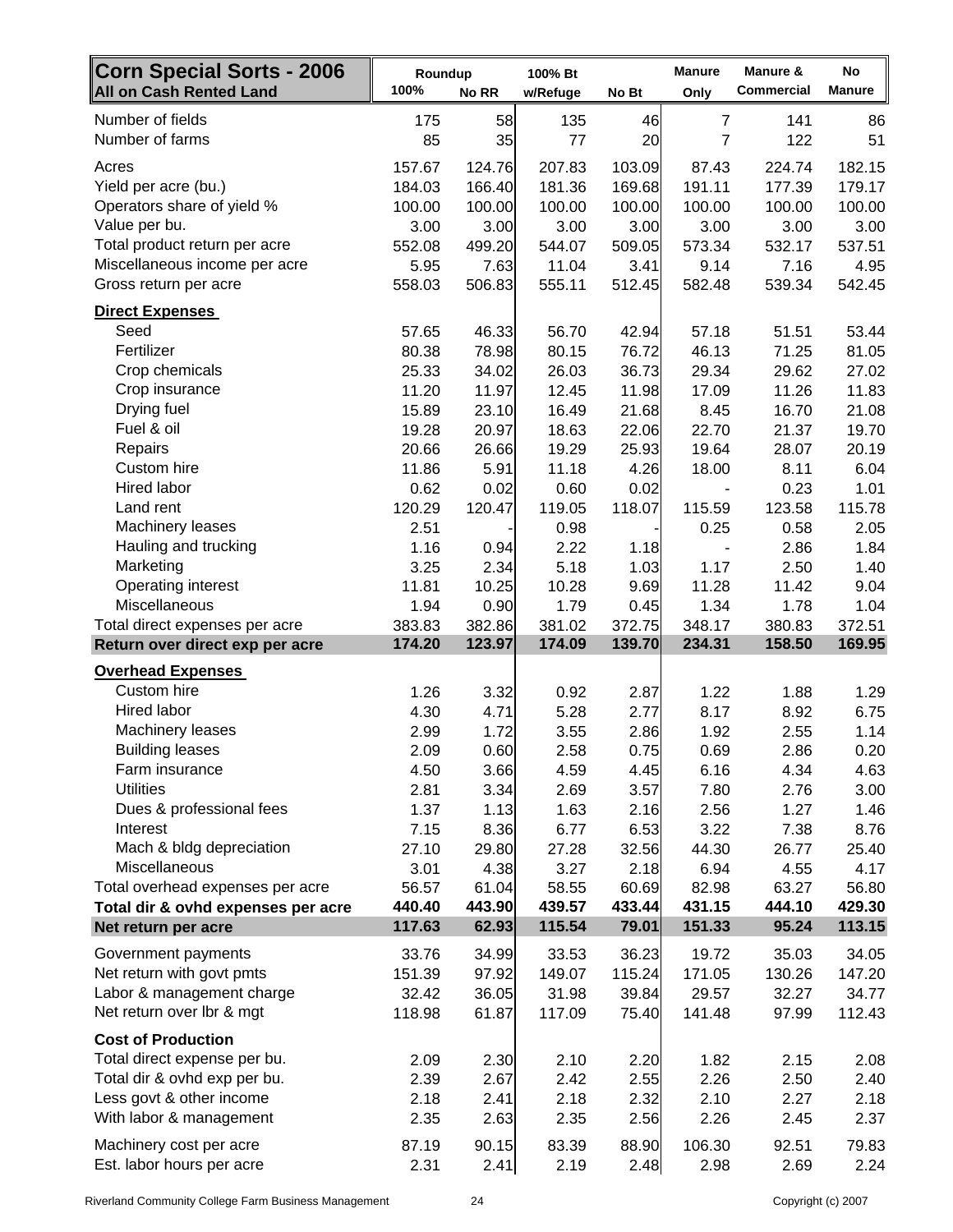| Corn Special Sorts - 2006<br>All on Cash Rented Land | Roundup<br>100% | <br>No RR | 100% Bt<br>w/Refuge | <br>No Bt | Manure<br>Only | Manure &<br>Commercial | No<br>Manure |
|---|---|---|---|---|---|---|---|
| Number of fields | 175 | 58 | 135 | 46 | 7 | 141 | 86 |
| Number of farms | 85 | 35 | 77 | 20 | 7 | 122 | 51 |
| Acres | 157.67 | 124.76 | 207.83 | 103.09 | 87.43 | 224.74 | 182.15 |
| Yield per acre (bu.) | 184.03 | 166.40 | 181.36 | 169.68 | 191.11 | 177.39 | 179.17 |
| Operators share of yield % | 100.00 | 100.00 | 100.00 | 100.00 | 100.00 | 100.00 | 100.00 |
| Value per bu. | 3.00 | 3.00 | 3.00 | 3.00 | 3.00 | 3.00 | 3.00 |
| Total product return per acre | 552.08 | 499.20 | 544.07 | 509.05 | 573.34 | 532.17 | 537.51 |
| Miscellaneous income per acre | 5.95 | 7.63 | 11.04 | 3.41 | 9.14 | 7.16 | 4.95 |
| Gross return per acre | 558.03 | 506.83 | 555.11 | 512.45 | 582.48 | 539.34 | 542.45 |
| **Direct Expenses** | | | | | | | |
| Seed | 57.65 | 46.33 | 56.70 | 42.94 | 57.18 | 51.51 | 53.44 |
| Fertilizer | 80.38 | 78.98 | 80.15 | 76.72 | 46.13 | 71.25 | 81.05 |
| Crop chemicals | 25.33 | 34.02 | 26.03 | 36.73 | 29.34 | 29.62 | 27.02 |
| Crop insurance | 11.20 | 11.97 | 12.45 | 11.98 | 17.09 | 11.26 | 11.83 |
| Drying fuel | 15.89 | 23.10 | 16.49 | 21.68 | 8.45 | 16.70 | 21.08 |
| Fuel & oil | 19.28 | 20.97 | 18.63 | 22.06 | 22.70 | 21.37 | 19.70 |
| Repairs | 20.66 | 26.66 | 19.29 | 25.93 | 19.64 | 28.07 | 20.19 |
| Custom hire | 11.86 | 5.91 | 11.18 | 4.26 | 18.00 | 8.11 | 6.04 |
| Hired labor | 0.62 | 0.02 | 0.60 | 0.02 | - | 0.23 | 1.01 |
| Land rent | 120.29 | 120.47 | 119.05 | 118.07 | 115.59 | 123.58 | 115.78 |
| Machinery leases | 2.51 | - | 0.98 | - | 0.25 | 0.58 | 2.05 |
| Hauling and trucking | 1.16 | 0.94 | 2.22 | 1.18 | - | 2.86 | 1.84 |
| Marketing | 3.25 | 2.34 | 5.18 | 1.03 | 1.17 | 2.50 | 1.40 |
| Operating interest | 11.81 | 10.25 | 10.28 | 9.69 | 11.28 | 11.42 | 9.04 |
| Miscellaneous | 1.94 | 0.90 | 1.79 | 0.45 | 1.34 | 1.78 | 1.04 |
| Total direct expenses per acre | 383.83 | 382.86 | 381.02 | 372.75 | 348.17 | 380.83 | 372.51 |
| **Return over direct exp per acre** | **174.20** | **123.97** | **174.09** | **139.70** | **234.31** | **158.50** | **169.95** |
| **Overhead Expenses** | | | | | | | |
| Custom hire | 1.26 | 3.32 | 0.92 | 2.87 | 1.22 | 1.88 | 1.29 |
| Hired labor | 4.30 | 4.71 | 5.28 | 2.77 | 8.17 | 8.92 | 6.75 |
| Machinery leases | 2.99 | 1.72 | 3.55 | 2.86 | 1.92 | 2.55 | 1.14 |
| Building leases | 2.09 | 0.60 | 2.58 | 0.75 | 0.69 | 2.86 | 0.20 |
| Farm insurance | 4.50 | 3.66 | 4.59 | 4.45 | 6.16 | 4.34 | 4.63 |
| Utilities | 2.81 | 3.34 | 2.69 | 3.57 | 7.80 | 2.76 | 3.00 |
| Dues & professional fees | 1.37 | 1.13 | 1.63 | 2.16 | 2.56 | 1.27 | 1.46 |
| Interest | 7.15 | 8.36 | 6.77 | 6.53 | 3.22 | 7.38 | 8.76 |
| Mach & bldg depreciation | 27.10 | 29.80 | 27.28 | 32.56 | 44.30 | 26.77 | 25.40 |
| Miscellaneous | 3.01 | 4.38 | 3.27 | 2.18 | 6.94 | 4.55 | 4.17 |
| Total overhead expenses per acre | 56.57 | 61.04 | 58.55 | 60.69 | 82.98 | 63.27 | 56.80 |
| **Total dir & ovhd expenses per acre** | **440.40** | **443.90** | **439.57** | **433.44** | **431.15** | **444.10** | **429.30** |
| **Net return per acre** | **117.63** | **62.93** | **115.54** | **79.01** | **151.33** | **95.24** | **113.15** |
| Government payments | 33.76 | 34.99 | 33.53 | 36.23 | 19.72 | 35.03 | 34.05 |
| Net return with govt pmts | 151.39 | 97.92 | 149.07 | 115.24 | 171.05 | 130.26 | 147.20 |
| Labor & management charge | 32.42 | 36.05 | 31.98 | 39.84 | 29.57 | 32.27 | 34.77 |
| Net return over lbr & mgt | 118.98 | 61.87 | 117.09 | 75.40 | 141.48 | 97.99 | 112.43 |
| **Cost of Production** | | | | | | | |
| Total direct expense per bu. | 2.09 | 2.30 | 2.10 | 2.20 | 1.82 | 2.15 | 2.08 |
| Total dir & ovhd exp per bu. | 2.39 | 2.67 | 2.42 | 2.55 | 2.26 | 2.50 | 2.40 |
| Less govt & other income | 2.18 | 2.41 | 2.18 | 2.32 | 2.10 | 2.27 | 2.18 |
| With labor & management | 2.35 | 2.63 | 2.35 | 2.56 | 2.26 | 2.45 | 2.37 |
| Machinery cost per acre | 87.19 | 90.15 | 83.39 | 88.90 | 106.30 | 92.51 | 79.83 |
| Est. labor hours per acre | 2.31 | 2.41 | 2.19 | 2.48 | 2.98 | 2.69 | 2.24 |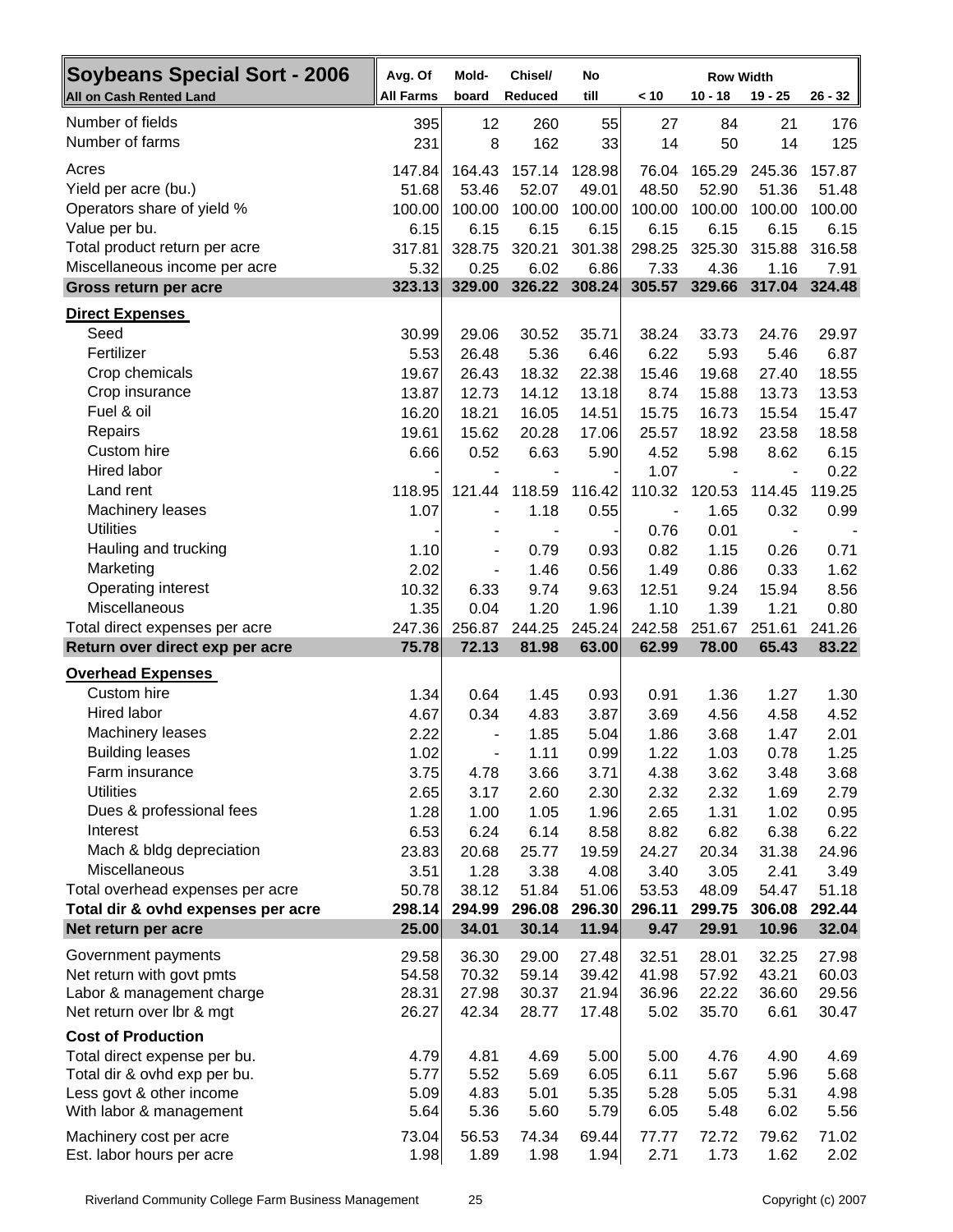| Soybeans Special Sort - 2006 | Avg. Of | Mold- | Chisel/ | No | Row Width | | | |
|---|---|---|---|---|---|---|---|---|
| All on Cash Rented Land | All Farms | board | Reduced | till | < 10 | 10 - 18 | 19 - 25 | 26 - 32 |
| Number of fields | 395 | 12 | 260 | 55 | 27 | 84 | 21 | 176 |
| Number of farms | 231 | 8 | 162 | 33 | 14 | 50 | 14 | 125 |
| Acres | 147.84 | 164.43 | 157.14 | 128.98 | 76.04 | 165.29 | 245.36 | 157.87 |
| Yield per acre (bu.) | 51.68 | 53.46 | 52.07 | 49.01 | 48.50 | 52.90 | 51.36 | 51.48 |
| Operators share of yield % | 100.00 | 100.00 | 100.00 | 100.00 | 100.00 | 100.00 | 100.00 | 100.00 |
| Value per bu. | 6.15 | 6.15 | 6.15 | 6.15 | 6.15 | 6.15 | 6.15 | 6.15 |
| Total product return per acre | 317.81 | 328.75 | 320.21 | 301.38 | 298.25 | 325.30 | 315.88 | 316.58 |
| Miscellaneous income per acre | 5.32 | 0.25 | 6.02 | 6.86 | 7.33 | 4.36 | 1.16 | 7.91 |
| **Gross return per acre** | **323.13** | **329.00** | **326.22** | **308.24** | **305.57** | **329.66** | **317.04** | **324.48** |
| **Direct Expenses** | | | | | | | | |
| Seed | 30.99 | 29.06 | 30.52 | 35.71 | 38.24 | 33.73 | 24.76 | 29.97 |
| Fertilizer | 5.53 | 26.48 | 5.36 | 6.46 | 6.22 | 5.93 | 5.46 | 6.87 |
| Crop chemicals | 19.67 | 26.43 | 18.32 | 22.38 | 15.46 | 19.68 | 27.40 | 18.55 |
| Crop insurance | 13.87 | 12.73 | 14.12 | 13.18 | 8.74 | 15.88 | 13.73 | 13.53 |
| Fuel & oil | 16.20 | 18.21 | 16.05 | 14.51 | 15.75 | 16.73 | 15.54 | 15.47 |
| Repairs | 19.61 | 15.62 | 20.28 | 17.06 | 25.57 | 18.92 | 23.58 | 18.58 |
| Custom hire | 6.66 | 0.52 | 6.63 | 5.90 | 4.52 | 5.98 | 8.62 | 6.15 |
| Hired labor | - | - | - | - | 1.07 | - | - | 0.22 |
| Land rent | 118.95 | 121.44 | 118.59 | 116.42 | 110.32 | 120.53 | 114.45 | 119.25 |
| Machinery leases | 1.07 | - | 1.18 | 0.55 | - | 1.65 | 0.32 | 0.99 |
| Utilities | - | - | - | - | 0.76 | 0.01 | - | - |
| Hauling and trucking | 1.10 | - | 0.79 | 0.93 | 0.82 | 1.15 | 0.26 | 0.71 |
| Marketing | 2.02 | - | 1.46 | 0.56 | 1.49 | 0.86 | 0.33 | 1.62 |
| Operating interest | 10.32 | 6.33 | 9.74 | 9.63 | 12.51 | 9.24 | 15.94 | 8.56 |
| Miscellaneous | 1.35 | 0.04 | 1.20 | 1.96 | 1.10 | 1.39 | 1.21 | 0.80 |
| Total direct expenses per acre | 247.36 | 256.87 | 244.25 | 245.24 | 242.58 | 251.67 | 251.61 | 241.26 |
| **Return over direct exp per acre** | **75.78** | **72.13** | **81.98** | **63.00** | **62.99** | **78.00** | **65.43** | **83.22** |
| **Overhead Expenses** | | | | | | | | |
| Custom hire | 1.34 | 0.64 | 1.45 | 0.93 | 0.91 | 1.36 | 1.27 | 1.30 |
| Hired labor | 4.67 | 0.34 | 4.83 | 3.87 | 3.69 | 4.56 | 4.58 | 4.52 |
| Machinery leases | 2.22 | - | 1.85 | 5.04 | 1.86 | 3.68 | 1.47 | 2.01 |
| Building leases | 1.02 | - | 1.11 | 0.99 | 1.22 | 1.03 | 0.78 | 1.25 |
| Farm insurance | 3.75 | 4.78 | 3.66 | 3.71 | 4.38 | 3.62 | 3.48 | 3.68 |
| Utilities | 2.65 | 3.17 | 2.60 | 2.30 | 2.32 | 2.32 | 1.69 | 2.79 |
| Dues & professional fees | 1.28 | 1.00 | 1.05 | 1.96 | 2.65 | 1.31 | 1.02 | 0.95 |
| Interest | 6.53 | 6.24 | 6.14 | 8.58 | 8.82 | 6.82 | 6.38 | 6.22 |
| Mach & bldg depreciation | 23.83 | 20.68 | 25.77 | 19.59 | 24.27 | 20.34 | 31.38 | 24.96 |
| Miscellaneous | 3.51 | 1.28 | 3.38 | 4.08 | 3.40 | 3.05 | 2.41 | 3.49 |
| Total overhead expenses per acre | 50.78 | 38.12 | 51.84 | 51.06 | 53.53 | 48.09 | 54.47 | 51.18 |
| **Total dir & ovhd expenses per acre** | **298.14** | **294.99** | **296.08** | **296.30** | **296.11** | **299.75** | **306.08** | **292.44** |
| **Net return per acre** | **25.00** | **34.01** | **30.14** | **11.94** | **9.47** | **29.91** | **10.96** | **32.04** |
| Government payments | 29.58 | 36.30 | 29.00 | 27.48 | 32.51 | 28.01 | 32.25 | 27.98 |
| Net return with govt pmts | 54.58 | 70.32 | 59.14 | 39.42 | 41.98 | 57.92 | 43.21 | 60.03 |
| Labor & management charge | 28.31 | 27.98 | 30.37 | 21.94 | 36.96 | 22.22 | 36.60 | 29.56 |
| Net return over lbr & mgt | 26.27 | 42.34 | 28.77 | 17.48 | 5.02 | 35.70 | 6.61 | 30.47 |
| **Cost of Production** | | | | | | | | |
| Total direct expense per bu. | 4.79 | 4.81 | 4.69 | 5.00 | 5.00 | 4.76 | 4.90 | 4.69 |
| Total dir & ovhd exp per bu. | 5.77 | 5.52 | 5.69 | 6.05 | 6.11 | 5.67 | 5.96 | 5.68 |
| Less govt & other income | 5.09 | 4.83 | 5.01 | 5.35 | 5.28 | 5.05 | 5.31 | 4.98 |
| With labor & management | 5.64 | 5.36 | 5.60 | 5.79 | 6.05 | 5.48 | 6.02 | 5.56 |
| Machinery cost per acre | 73.04 | 56.53 | 74.34 | 69.44 | 77.77 | 72.72 | 79.62 | 71.02 |
| Est. labor hours per acre | 1.98 | 1.89 | 1.98 | 1.94 | 2.71 | 1.73 | 1.62 | 2.02 |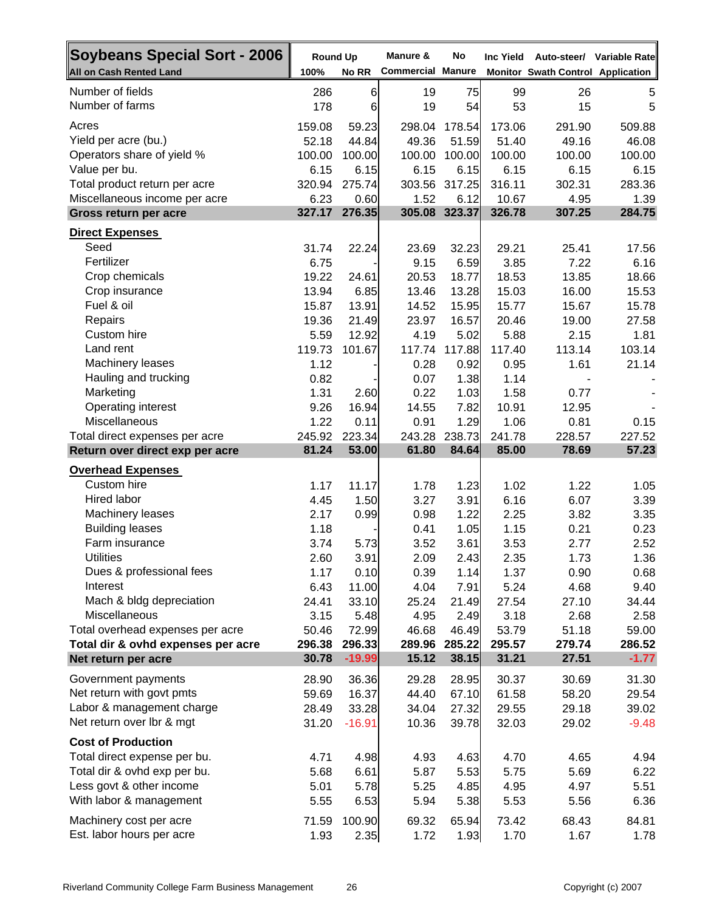| Soybeans Special Sort - 2006 | Round Up | | Manure & | No | Inc Yield | Auto-steer/ | Variable Rate |
|---|---|---|---|---|---|---|---|
| All on Cash Rented Land | 100% | No RR | Commercial | Manure | Monitor | Swath Control | Application |
| Number of fields | 286 | 6 | 19 | 75 | 99 | 26 | 5 |
| Number of farms | 178 | 6 | 19 | 54 | 53 | 15 | 5 |
| Acres | 159.08 | 59.23 | 298.04 | 178.54 | 173.06 | 291.90 | 509.88 |
| Yield per acre (bu.) | 52.18 | 44.84 | 49.36 | 51.59 | 51.40 | 49.16 | 46.08 |
| Operators share of yield % | 100.00 | 100.00 | 100.00 | 100.00 | 100.00 | 100.00 | 100.00 |
| Value per bu. | 6.15 | 6.15 | 6.15 | 6.15 | 6.15 | 6.15 | 6.15 |
| Total product return per acre | 320.94 | 275.74 | 303.56 | 317.25 | 316.11 | 302.31 | 283.36 |
| Miscellaneous income per acre | 6.23 | 0.60 | 1.52 | 6.12 | 10.67 | 4.95 | 1.39 |
| **Gross return per acre** | **327.17** | **276.35** | **305.08** | **323.37** | **326.78** | **307.25** | **284.75** |
| **Direct Expenses** | | | | | | | |
| Seed | 31.74 | 22.24 | 23.69 | 32.23 | 29.21 | 25.41 | 17.56 |
| Fertilizer | 6.75 | - | 9.15 | 6.59 | 3.85 | 7.22 | 6.16 |
| Crop chemicals | 19.22 | 24.61 | 20.53 | 18.77 | 18.53 | 13.85 | 18.66 |
| Crop insurance | 13.94 | 6.85 | 13.46 | 13.28 | 15.03 | 16.00 | 15.53 |
| Fuel & oil | 15.87 | 13.91 | 14.52 | 15.95 | 15.77 | 15.67 | 15.78 |
| Repairs | 19.36 | 21.49 | 23.97 | 16.57 | 20.46 | 19.00 | 27.58 |
| Custom hire | 5.59 | 12.92 | 4.19 | 5.02 | 5.88 | 2.15 | 1.81 |
| Land rent | 119.73 | 101.67 | 117.74 | 117.88 | 117.40 | 113.14 | 103.14 |
| Machinery leases | 1.12 | - | 0.28 | 0.92 | 0.95 | 1.61 | 21.14 |
| Hauling and trucking | 0.82 | - | 0.07 | 1.38 | 1.14 | - | - |
| Marketing | 1.31 | 2.60 | 0.22 | 1.03 | 1.58 | 0.77 | - |
| Operating interest | 9.26 | 16.94 | 14.55 | 7.82 | 10.91 | 12.95 | - |
| Miscellaneous | 1.22 | 0.11 | 0.91 | 1.29 | 1.06 | 0.81 | 0.15 |
| Total direct expenses per acre | 245.92 | 223.34 | 243.28 | 238.73 | 241.78 | 228.57 | 227.52 |
| **Return over direct exp per acre** | **81.24** | **53.00** | **61.80** | **84.64** | **85.00** | **78.69** | **57.23** |
| **Overhead Expenses** | | | | | | | |
| Custom hire | 1.17 | 11.17 | 1.78 | 1.23 | 1.02 | 1.22 | 1.05 |
| Hired labor | 4.45 | 1.50 | 3.27 | 3.91 | 6.16 | 6.07 | 3.39 |
| Machinery leases | 2.17 | 0.99 | 0.98 | 1.22 | 2.25 | 3.82 | 3.35 |
| Building leases | 1.18 | - | 0.41 | 1.05 | 1.15 | 0.21 | 0.23 |
| Farm insurance | 3.74 | 5.73 | 3.52 | 3.61 | 3.53 | 2.77 | 2.52 |
| Utilities | 2.60 | 3.91 | 2.09 | 2.43 | 2.35 | 1.73 | 1.36 |
| Dues & professional fees | 1.17 | 0.10 | 0.39 | 1.14 | 1.37 | 0.90 | 0.68 |
| Interest | 6.43 | 11.00 | 4.04 | 7.91 | 5.24 | 4.68 | 9.40 |
| Mach & bldg depreciation | 24.41 | 33.10 | 25.24 | 21.49 | 27.54 | 27.10 | 34.44 |
| Miscellaneous | 3.15 | 5.48 | 4.95 | 2.49 | 3.18 | 2.68 | 2.58 |
| Total overhead expenses per acre | 50.46 | 72.99 | 46.68 | 46.49 | 53.79 | 51.18 | 59.00 |
| **Total dir & ovhd expenses per acre** | **296.38** | **296.33** | **289.96** | **285.22** | **295.57** | **279.74** | **286.52** |
| **Net return per acre** | **30.78** | **-19.99** | **15.12** | **38.15** | **31.21** | **27.51** | **-1.77** |
| Government payments | 28.90 | 36.36 | 29.28 | 28.95 | 30.37 | 30.69 | 31.30 |
| Net return with govt pmts | 59.69 | 16.37 | 44.40 | 67.10 | 61.58 | 58.20 | 29.54 |
| Labor & management charge | 28.49 | 33.28 | 34.04 | 27.32 | 29.55 | 29.18 | 39.02 |
| Net return over lbr & mgt | 31.20 | -16.91 | 10.36 | 39.78 | 32.03 | 29.02 | -9.48 |
| **Cost of Production** | | | | | | | |
| Total direct expense per bu. | 4.71 | 4.98 | 4.93 | 4.63 | 4.70 | 4.65 | 4.94 |
| Total dir & ovhd exp per bu. | 5.68 | 6.61 | 5.87 | 5.53 | 5.75 | 5.69 | 6.22 |
| Less govt & other income | 5.01 | 5.78 | 5.25 | 4.85 | 4.95 | 4.97 | 5.51 |
| With labor & management | 5.55 | 6.53 | 5.94 | 5.38 | 5.53 | 5.56 | 6.36 |
| Machinery cost per acre | 71.59 | 100.90 | 69.32 | 65.94 | 73.42 | 68.43 | 84.81 |
| Est. labor hours per acre | 1.93 | 2.35 | 1.72 | 1.93 | 1.70 | 1.67 | 1.78 |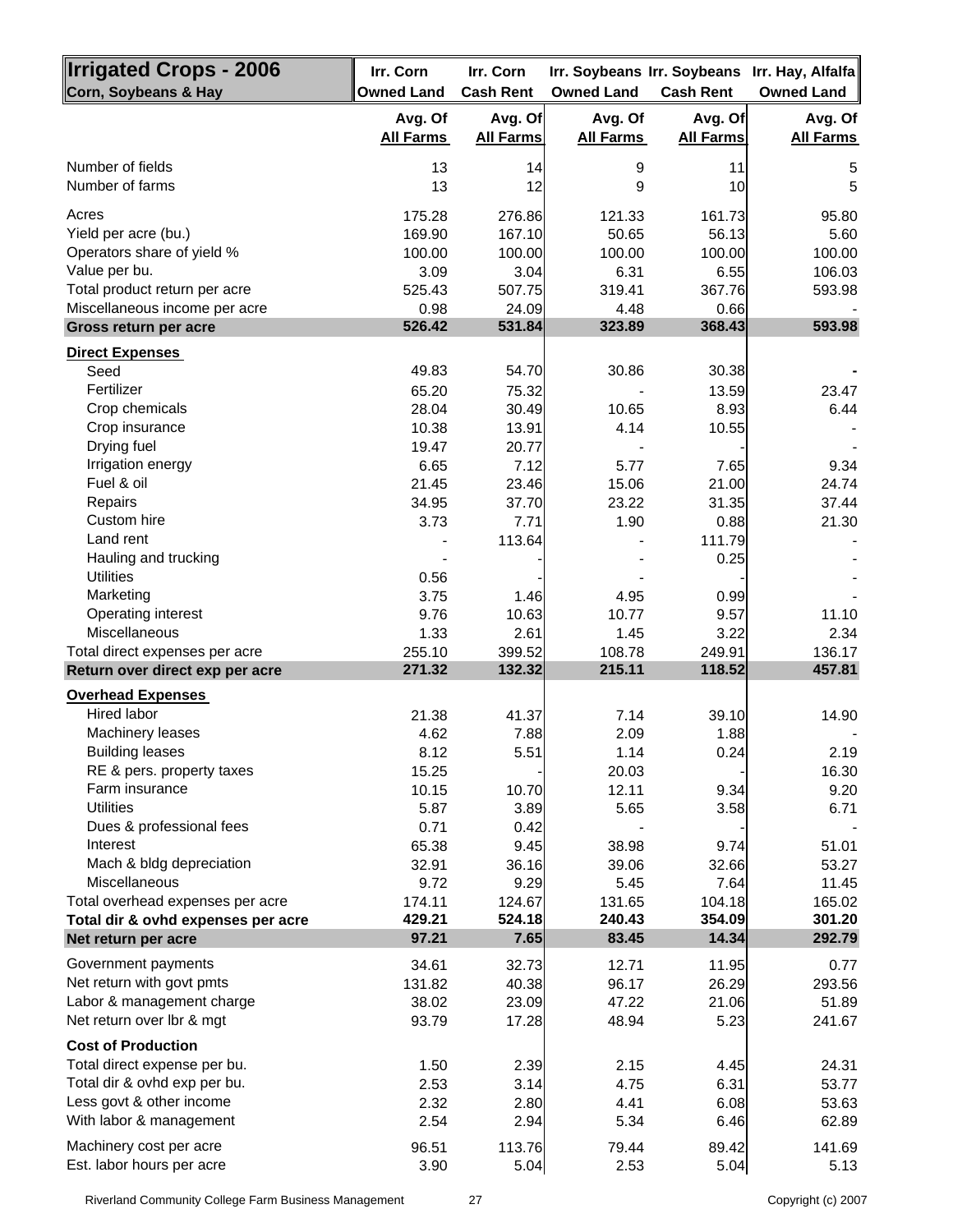| **Irrigated Crops - 2006** <br> **Corn, Soybeans & Hay** | **Irr. Corn Owned Land** | **Irr. Corn Cash Rent** | **Irr. Soybeans Owned Land** | **Irr. Soybeans Cash Rent** | **Irr. Hay, Alfalfa Owned Land** |
|---|---|---|---|---|---|
| | **Avg. Of All Farms** | **Avg. Of All Farms** | **Avg. Of All Farms** | **Avg. Of All Farms** | **Avg. Of All Farms** |
| Number of fields | 13 | 14 | 9 | 11 | 5 |
| Number of farms | 13 | 12 | 9 | 10 | 5 |
| Acres | 175.28 | 276.86 | 121.33 | 161.73 | 95.80 |
| Yield per acre (bu.) | 169.90 | 167.10 | 50.65 | 56.13 | 5.60 |
| Operators share of yield % | 100.00 | 100.00 | 100.00 | 100.00 | 100.00 |
| Value per bu. | 3.09 | 3.04 | 6.31 | 6.55 | 106.03 |
| Total product return per acre | 525.43 | 507.75 | 319.41 | 367.76 | 593.98 |
| Miscellaneous income per acre | 0.98 | 24.09 | 4.48 | 0.66 | - |
| **Gross return per acre** | **526.42** | **531.84** | **323.89** | **368.43** | **593.98** |
| **Direct Expenses** | | | | | |
| Seed | 49.83 | 54.70 | 30.86 | 30.38 | - |
| Fertilizer | 65.20 | 75.32 | - | 13.59 | 23.47 |
| Crop chemicals | 28.04 | 30.49 | 10.65 | 8.93 | 6.44 |
| Crop insurance | 10.38 | 13.91 | 4.14 | 10.55 | - |
| Drying fuel | 19.47 | 20.77 | - | - | - |
| Irrigation energy | 6.65 | 7.12 | 5.77 | 7.65 | 9.34 |
| Fuel & oil | 21.45 | 23.46 | 15.06 | 21.00 | 24.74 |
| Repairs | 34.95 | 37.70 | 23.22 | 31.35 | 37.44 |
| Custom hire | 3.73 | 7.71 | 1.90 | 0.88 | 21.30 |
| Land rent | - | 113.64 | - | 111.79 | - |
| Hauling and trucking | - | - | - | 0.25 | - |
| Utilities | 0.56 | - | - | - | - |
| Marketing | 3.75 | 1.46 | 4.95 | 0.99 | - |
| Operating interest | 9.76 | 10.63 | 10.77 | 9.57 | 11.10 |
| Miscellaneous | 1.33 | 2.61 | 1.45 | 3.22 | 2.34 |
| Total direct expenses per acre | 255.10 | 399.52 | 108.78 | 249.91 | 136.17 |
| **Return over direct exp per acre** | **271.32** | **132.32** | **215.11** | **118.52** | **457.81** |
| **Overhead Expenses** | | | | | |
| Hired labor | 21.38 | 41.37 | 7.14 | 39.10 | 14.90 |
| Machinery leases | 4.62 | 7.88 | 2.09 | 1.88 | - |
| Building leases | 8.12 | 5.51 | 1.14 | 0.24 | 2.19 |
| RE & pers. property taxes | 15.25 | - | 20.03 | - | 16.30 |
| Farm insurance | 10.15 | 10.70 | 12.11 | 9.34 | 9.20 |
| Utilities | 5.87 | 3.89 | 5.65 | 3.58 | 6.71 |
| Dues & professional fees | 0.71 | 0.42 | - | - | - |
| Interest | 65.38 | 9.45 | 38.98 | 9.74 | 51.01 |
| Mach & bldg depreciation | 32.91 | 36.16 | 39.06 | 32.66 | 53.27 |
| Miscellaneous | 9.72 | 9.29 | 5.45 | 7.64 | 11.45 |
| Total overhead expenses per acre | 174.11 | 124.67 | 131.65 | 104.18 | 165.02 |
| **Total dir & ovhd expenses per acre** | **429.21** | **524.18** | **240.43** | **354.09** | **301.20** |
| **Net return per acre** | **97.21** | **7.65** | **83.45** | **14.34** | **292.79** |
| Government payments | 34.61 | 32.73 | 12.71 | 11.95 | 0.77 |
| Net return with govt pmts | 131.82 | 40.38 | 96.17 | 26.29 | 293.56 |
| Labor & management charge | 38.02 | 23.09 | 47.22 | 21.06 | 51.89 |
| Net return over lbr & mgt | 93.79 | 17.28 | 48.94 | 5.23 | 241.67 |
| **Cost of Production** | | | | | |
| Total direct expense per bu. | 1.50 | 2.39 | 2.15 | 4.45 | 24.31 |
| Total dir & ovhd exp per bu. | 2.53 | 3.14 | 4.75 | 6.31 | 53.77 |
| Less govt & other income | 2.32 | 2.80 | 4.41 | 6.08 | 53.63 |
| With labor & management | 2.54 | 2.94 | 5.34 | 6.46 | 62.89 |
| Machinery cost per acre | 96.51 | 113.76 | 79.44 | 89.42 | 141.69 |
| Est. labor hours per acre | 3.90 | 5.04 | 2.53 | 5.04 | 5.13 |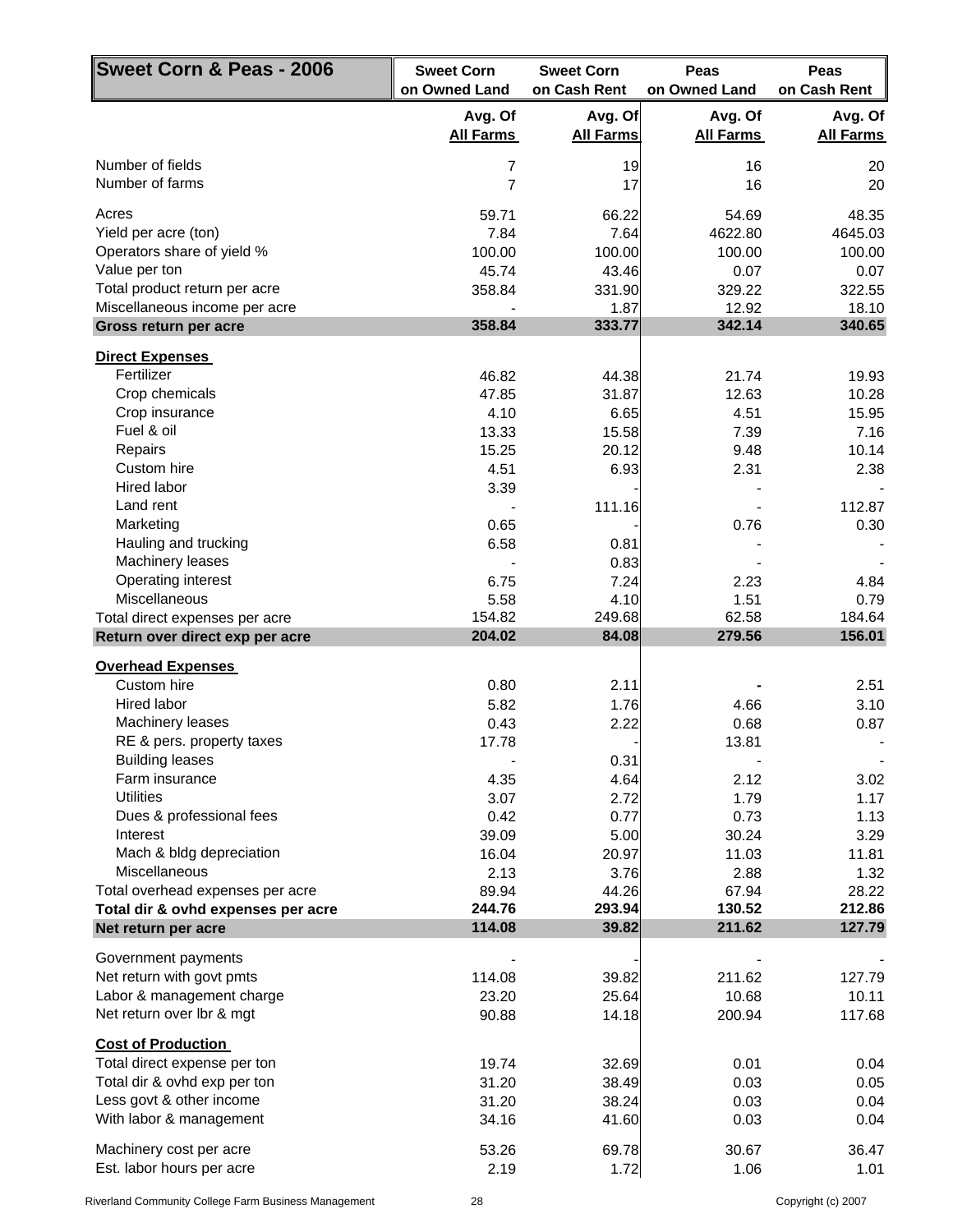| Sweet Corn & Peas - 2006 | Sweet Corn on Owned Land | Sweet Corn on Cash Rent | Peas on Owned Land | Peas on Cash Rent |
|---|---|---|---|---|
| | Avg. Of All Farms | Avg. Of All Farms | Avg. Of All Farms | Avg. Of All Farms |
| Number of fields | 7 | 19 | 16 | 20 |
| Number of farms | 7 | 17 | 16 | 20 |
| Acres | 59.71 | 66.22 | 54.69 | 48.35 |
| Yield per acre (ton) | 7.84 | 7.64 | 4622.80 | 4645.03 |
| Operators share of yield % | 100.00 | 100.00 | 100.00 | 100.00 |
| Value per ton | 45.74 | 43.46 | 0.07 | 0.07 |
| Total product return per acre | 358.84 | 331.90 | 329.22 | 322.55 |
| Miscellaneous income per acre | - | 1.87 | 12.92 | 18.10 |
| **Gross return per acre** | **358.84** | **333.77** | **342.14** | **340.65** |
| **Direct Expenses** | | | | |
| Fertilizer | 46.82 | 44.38 | 21.74 | 19.93 |
| Crop chemicals | 47.85 | 31.87 | 12.63 | 10.28 |
| Crop insurance | 4.10 | 6.65 | 4.51 | 15.95 |
| Fuel & oil | 13.33 | 15.58 | 7.39 | 7.16 |
| Repairs | 15.25 | 20.12 | 9.48 | 10.14 |
| Custom hire | 4.51 | 6.93 | 2.31 | 2.38 |
| Hired labor | 3.39 | - | - | - |
| Land rent | - | 111.16 | - | 112.87 |
| Marketing | 0.65 | - | 0.76 | 0.30 |
| Hauling and trucking | 6.58 | 0.81 | - | - |
| Machinery leases | - | 0.83 | - | - |
| Operating interest | 6.75 | 7.24 | 2.23 | 4.84 |
| Miscellaneous | 5.58 | 4.10 | 1.51 | 0.79 |
| Total direct expenses per acre | 154.82 | 249.68 | 62.58 | 184.64 |
| **Return over direct exp per acre** | **204.02** | **84.08** | **279.56** | **156.01** |
| **Overhead Expenses** | | | | |
| Custom hire | 0.80 | 2.11 | - | 2.51 |
| Hired labor | 5.82 | 1.76 | 4.66 | 3.10 |
| Machinery leases | 0.43 | 2.22 | 0.68 | 0.87 |
| RE & pers. property taxes | 17.78 | - | 13.81 | - |
| Building leases | - | 0.31 | - | - |
| Farm insurance | 4.35 | 4.64 | 2.12 | 3.02 |
| Utilities | 3.07 | 2.72 | 1.79 | 1.17 |
| Dues & professional fees | 0.42 | 0.77 | 0.73 | 1.13 |
| Interest | 39.09 | 5.00 | 30.24 | 3.29 |
| Mach & bldg depreciation | 16.04 | 20.97 | 11.03 | 11.81 |
| Miscellaneous | 2.13 | 3.76 | 2.88 | 1.32 |
| Total overhead expenses per acre | 89.94 | 44.26 | 67.94 | 28.22 |
| **Total dir & ovhd expenses per acre** | **244.76** | **293.94** | **130.52** | **212.86** |
| **Net return per acre** | **114.08** | **39.82** | **211.62** | **127.79** |
| Government payments | - | - | - | - |
| Net return with govt pmts | 114.08 | 39.82 | 211.62 | 127.79 |
| Labor & management charge | 23.20 | 25.64 | 10.68 | 10.11 |
| Net return over lbr & mgt | 90.88 | 14.18 | 200.94 | 117.68 |
| **Cost of Production** | | | | |
| Total direct expense per ton | 19.74 | 32.69 | 0.01 | 0.04 |
| Total dir & ovhd exp per ton | 31.20 | 38.49 | 0.03 | 0.05 |
| Less govt & other income | 31.20 | 38.24 | 0.03 | 0.04 |
| With labor & management | 34.16 | 41.60 | 0.03 | 0.04 |
| Machinery cost per acre | 53.26 | 69.78 | 30.67 | 36.47 |
| Est. labor hours per acre | 2.19 | 1.72 | 1.06 | 1.01 |

Riverland Community College Farm Business Management — Copyright (c) 2007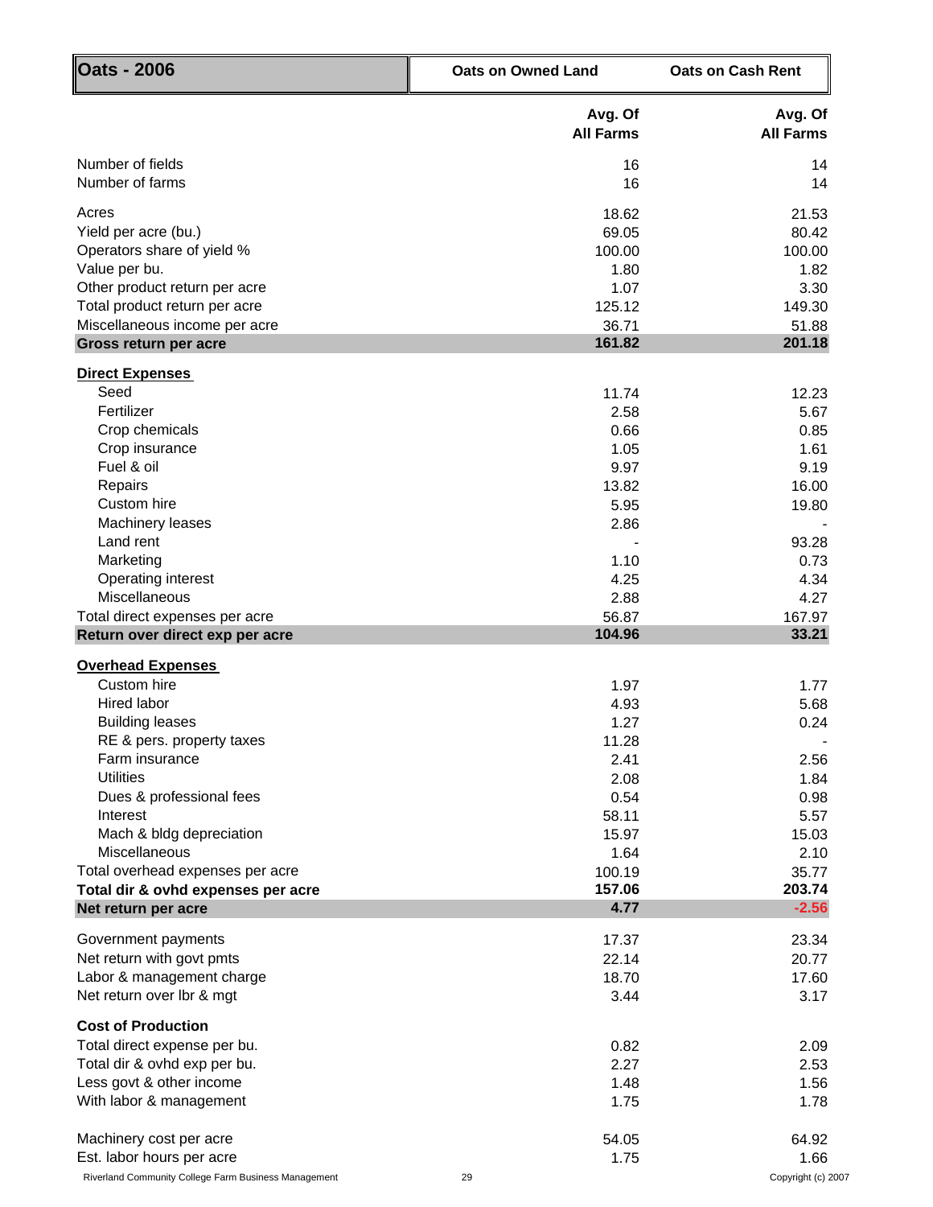| Oats - 2006 | Oats on Owned Land | Oats on Cash Rent |
|---|---|---|
| | Avg. Of All Farms | Avg. Of All Farms |
| Number of fields | 16 | 14 |
| Number of farms | 16 | 14 |
| Acres | 18.62 | 21.53 |
| Yield per acre (bu.) | 69.05 | 80.42 |
| Operators share of yield % | 100.00 | 100.00 |
| Value per bu. | 1.80 | 1.82 |
| Other product return per acre | 1.07 | 3.30 |
| Total product return per acre | 125.12 | 149.30 |
| Miscellaneous income per acre | 36.71 | 51.88 |
| **Gross return per acre** | **161.82** | **201.18** |
| **Direct Expenses** | | |
| Seed | 11.74 | 12.23 |
| Fertilizer | 2.58 | 5.67 |
| Crop chemicals | 0.66 | 0.85 |
| Crop insurance | 1.05 | 1.61 |
| Fuel & oil | 9.97 | 9.19 |
| Repairs | 13.82 | 16.00 |
| Custom hire | 5.95 | 19.80 |
| Machinery leases | 2.86 | - |
| Land rent | - | 93.28 |
| Marketing | 1.10 | 0.73 |
| Operating interest | 4.25 | 4.34 |
| Miscellaneous | 2.88 | 4.27 |
| Total direct expenses per acre | 56.87 | 167.97 |
| **Return over direct exp per acre** | **104.96** | **33.21** |
| **Overhead Expenses** | | |
| Custom hire | 1.97 | 1.77 |
| Hired labor | 4.93 | 5.68 |
| Building leases | 1.27 | 0.24 |
| RE & pers. property taxes | 11.28 | - |
| Farm insurance | 2.41 | 2.56 |
| Utilities | 2.08 | 1.84 |
| Dues & professional fees | 0.54 | 0.98 |
| Interest | 58.11 | 5.57 |
| Mach & bldg depreciation | 15.97 | 15.03 |
| Miscellaneous | 1.64 | 2.10 |
| Total overhead expenses per acre | 100.19 | 35.77 |
| **Total dir & ovhd expenses per acre** | **157.06** | **203.74** |
| **Net return per acre** | **4.77** | **-2.56** |
| Government payments | 17.37 | 23.34 |
| Net return with govt pmts | 22.14 | 20.77 |
| Labor & management charge | 18.70 | 17.60 |
| Net return over lbr & mgt | 3.44 | 3.17 |
| **Cost of Production** | | |
| Total direct expense per bu. | 0.82 | 2.09 |
| Total dir & ovhd exp per bu. | 2.27 | 2.53 |
| Less govt & other income | 1.48 | 1.56 |
| With labor & management | 1.75 | 1.78 |
| Machinery cost per acre | 54.05 | 64.92 |
| Est. labor hours per acre | 1.75 | 1.66 |

Riverland Community College Farm Business Management — Copyright (c) 2007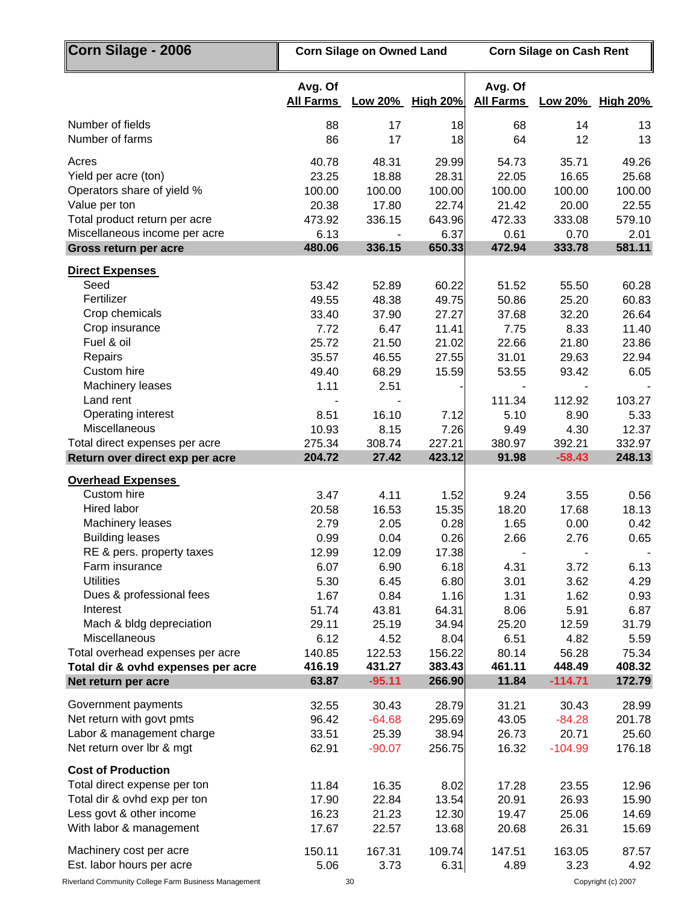| Corn Silage - 2006 | Corn Silage on Owned Land | | | Corn Silage on Cash Rent | | |
|---|---|---|---|---|---|---|
| | Avg. Of All Farms | Low 20% | High 20% | Avg. Of All Farms | Low 20% | High 20% |
| Number of fields | 88 | 17 | 18 | 68 | 14 | 13 |
| Number of farms | 86 | 17 | 18 | 64 | 12 | 13 |
| Acres | 40.78 | 48.31 | 29.99 | 54.73 | 35.71 | 49.26 |
| Yield per acre (ton) | 23.25 | 18.88 | 28.31 | 22.05 | 16.65 | 25.68 |
| Operators share of yield % | 100.00 | 100.00 | 100.00 | 100.00 | 100.00 | 100.00 |
| Value per ton | 20.38 | 17.80 | 22.74 | 21.42 | 20.00 | 22.55 |
| Total product return per acre | 473.92 | 336.15 | 643.96 | 472.33 | 333.08 | 579.10 |
| Miscellaneous income per acre | 6.13 | - | 6.37 | 0.61 | 0.70 | 2.01 |
| **Gross return per acre** | **480.06** | **336.15** | **650.33** | **472.94** | **333.78** | **581.11** |
| **Direct Expenses** | | | | | | |
| Seed | 53.42 | 52.89 | 60.22 | 51.52 | 55.50 | 60.28 |
| Fertilizer | 49.55 | 48.38 | 49.75 | 50.86 | 25.20 | 60.83 |
| Crop chemicals | 33.40 | 37.90 | 27.27 | 37.68 | 32.20 | 26.64 |
| Crop insurance | 7.72 | 6.47 | 11.41 | 7.75 | 8.33 | 11.40 |
| Fuel & oil | 25.72 | 21.50 | 21.02 | 22.66 | 21.80 | 23.86 |
| Repairs | 35.57 | 46.55 | 27.55 | 31.01 | 29.63 | 22.94 |
| Custom hire | 49.40 | 68.29 | 15.59 | 53.55 | 93.42 | 6.05 |
| Machinery leases | 1.11 | 2.51 | - | - | - | - |
| Land rent | - | - | | 111.34 | 112.92 | 103.27 |
| Operating interest | 8.51 | 16.10 | 7.12 | 5.10 | 8.90 | 5.33 |
| Miscellaneous | 10.93 | 8.15 | 7.26 | 9.49 | 4.30 | 12.37 |
| Total direct expenses per acre | 275.34 | 308.74 | 227.21 | 380.97 | 392.21 | 332.97 |
| **Return over direct exp per acre** | **204.72** | **27.42** | **423.12** | **91.98** | **-58.43** | **248.13** |
| **Overhead Expenses** | | | | | | |
| Custom hire | 3.47 | 4.11 | 1.52 | 9.24 | 3.55 | 0.56 |
| Hired labor | 20.58 | 16.53 | 15.35 | 18.20 | 17.68 | 18.13 |
| Machinery leases | 2.79 | 2.05 | 0.28 | 1.65 | 0.00 | 0.42 |
| Building leases | 0.99 | 0.04 | 0.26 | 2.66 | 2.76 | 0.65 |
| RE & pers. property taxes | 12.99 | 12.09 | 17.38 | - | - | - |
| Farm insurance | 6.07 | 6.90 | 6.18 | 4.31 | 3.72 | 6.13 |
| Utilities | 5.30 | 6.45 | 6.80 | 3.01 | 3.62 | 4.29 |
| Dues & professional fees | 1.67 | 0.84 | 1.16 | 1.31 | 1.62 | 0.93 |
| Interest | 51.74 | 43.81 | 64.31 | 8.06 | 5.91 | 6.87 |
| Mach & bldg depreciation | 29.11 | 25.19 | 34.94 | 25.20 | 12.59 | 31.79 |
| Miscellaneous | 6.12 | 4.52 | 8.04 | 6.51 | 4.82 | 5.59 |
| Total overhead expenses per acre | 140.85 | 122.53 | 156.22 | 80.14 | 56.28 | 75.34 |
| **Total dir & ovhd expenses per acre** | **416.19** | **431.27** | **383.43** | **461.11** | **448.49** | **408.32** |
| **Net return per acre** | **63.87** | **-95.11** | **266.90** | **11.84** | **-114.71** | **172.79** |
| Government payments | 32.55 | 30.43 | 28.79 | 31.21 | 30.43 | 28.99 |
| Net return with govt pmts | 96.42 | -64.68 | 295.69 | 43.05 | -84.28 | 201.78 |
| Labor & management charge | 33.51 | 25.39 | 38.94 | 26.73 | 20.71 | 25.60 |
| Net return over lbr & mgt | 62.91 | -90.07 | 256.75 | 16.32 | -104.99 | 176.18 |
| **Cost of Production** | | | | | | |
| Total direct expense per ton | 11.84 | 16.35 | 8.02 | 17.28 | 23.55 | 12.96 |
| Total dir & ovhd exp per ton | 17.90 | 22.84 | 13.54 | 20.91 | 26.93 | 15.90 |
| Less govt & other income | 16.23 | 21.23 | 12.30 | 19.47 | 25.06 | 14.69 |
| With labor & management | 17.67 | 22.57 | 13.68 | 20.68 | 26.31 | 15.69 |
| Machinery cost per acre | 150.11 | 167.31 | 109.74 | 147.51 | 163.05 | 87.57 |
| Est. labor hours per acre | 5.06 | 3.73 | 6.31 | 4.89 | 3.23 | 4.92 |

Riverland Community College Farm Business Management

Copyright (c) 2007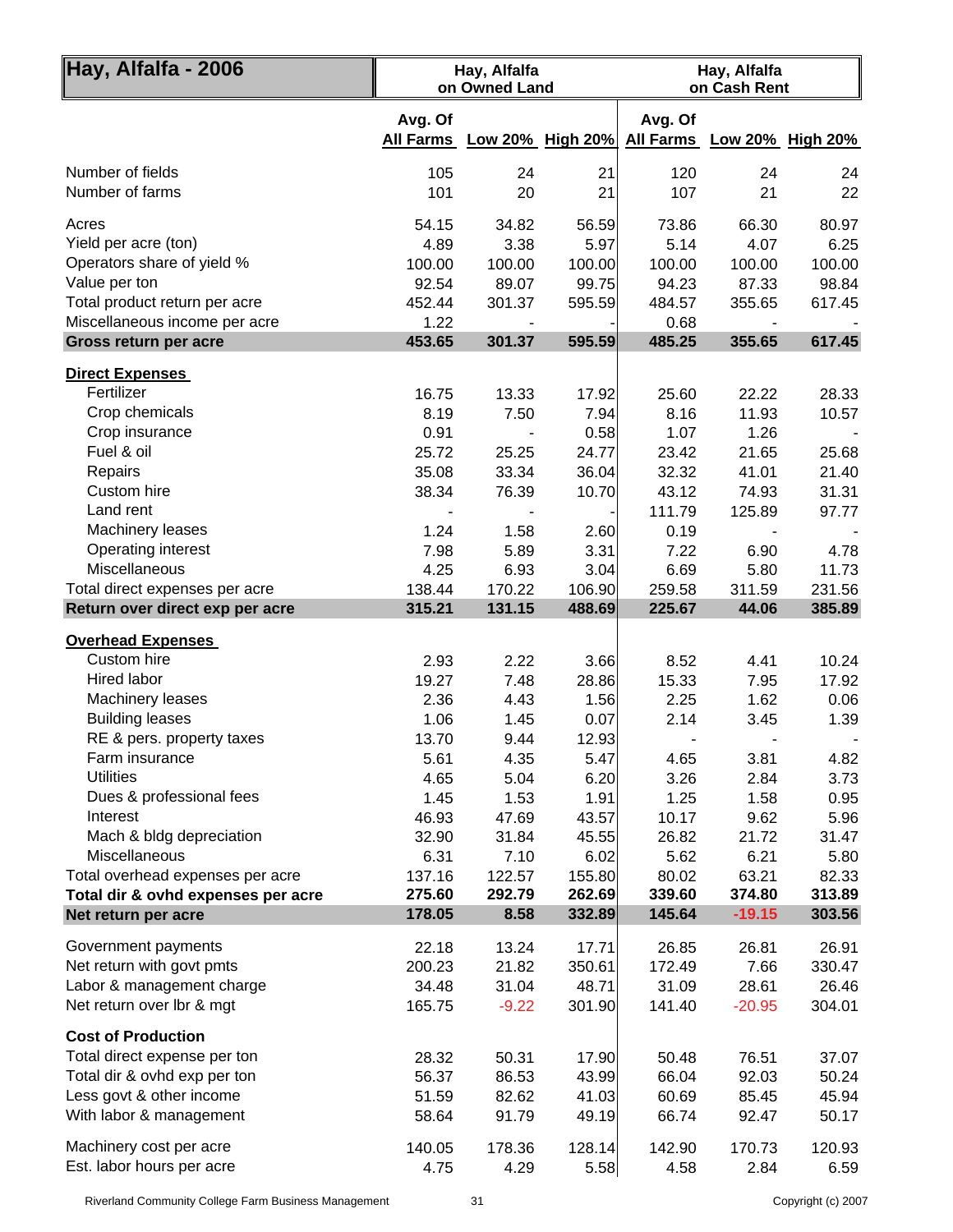| Hay, Alfalfa - 2006 | Hay, Alfalfa on Owned Land | | | Hay, Alfalfa on Cash Rent | | |
|---|---|---|---|---|---|---|
| | Avg. Of All Farms | Low 20% | High 20% | Avg. Of All Farms | Low 20% | High 20% |
| Number of fields | 105 | 24 | 21 | 120 | 24 | 24 |
| Number of farms | 101 | 20 | 21 | 107 | 21 | 22 |
| Acres | 54.15 | 34.82 | 56.59 | 73.86 | 66.30 | 80.97 |
| Yield per acre (ton) | 4.89 | 3.38 | 5.97 | 5.14 | 4.07 | 6.25 |
| Operators share of yield % | 100.00 | 100.00 | 100.00 | 100.00 | 100.00 | 100.00 |
| Value per ton | 92.54 | 89.07 | 99.75 | 94.23 | 87.33 | 98.84 |
| Total product return per acre | 452.44 | 301.37 | 595.59 | 484.57 | 355.65 | 617.45 |
| Miscellaneous income per acre | 1.22 | - | - | 0.68 | - | - |
| **Gross return per acre** | **453.65** | **301.37** | **595.59** | **485.25** | **355.65** | **617.45** |
| **Direct Expenses** | | | | | | |
| Fertilizer | 16.75 | 13.33 | 17.92 | 25.60 | 22.22 | 28.33 |
| Crop chemicals | 8.19 | 7.50 | 7.94 | 8.16 | 11.93 | 10.57 |
| Crop insurance | 0.91 | - | 0.58 | 1.07 | 1.26 | - |
| Fuel & oil | 25.72 | 25.25 | 24.77 | 23.42 | 21.65 | 25.68 |
| Repairs | 35.08 | 33.34 | 36.04 | 32.32 | 41.01 | 21.40 |
| Custom hire | 38.34 | 76.39 | 10.70 | 43.12 | 74.93 | 31.31 |
| Land rent | - | - | - | 111.79 | 125.89 | 97.77 |
| Machinery leases | 1.24 | 1.58 | 2.60 | 0.19 | - | - |
| Operating interest | 7.98 | 5.89 | 3.31 | 7.22 | 6.90 | 4.78 |
| Miscellaneous | 4.25 | 6.93 | 3.04 | 6.69 | 5.80 | 11.73 |
| Total direct expenses per acre | 138.44 | 170.22 | 106.90 | 259.58 | 311.59 | 231.56 |
| **Return over direct exp per acre** | **315.21** | **131.15** | **488.69** | **225.67** | **44.06** | **385.89** |
| **Overhead Expenses** | | | | | | |
| Custom hire | 2.93 | 2.22 | 3.66 | 8.52 | 4.41 | 10.24 |
| Hired labor | 19.27 | 7.48 | 28.86 | 15.33 | 7.95 | 17.92 |
| Machinery leases | 2.36 | 4.43 | 1.56 | 2.25 | 1.62 | 0.06 |
| Building leases | 1.06 | 1.45 | 0.07 | 2.14 | 3.45 | 1.39 |
| RE & pers. property taxes | 13.70 | 9.44 | 12.93 | - | - | - |
| Farm insurance | 5.61 | 4.35 | 5.47 | 4.65 | 3.81 | 4.82 |
| Utilities | 4.65 | 5.04 | 6.20 | 3.26 | 2.84 | 3.73 |
| Dues & professional fees | 1.45 | 1.53 | 1.91 | 1.25 | 1.58 | 0.95 |
| Interest | 46.93 | 47.69 | 43.57 | 10.17 | 9.62 | 5.96 |
| Mach & bldg depreciation | 32.90 | 31.84 | 45.55 | 26.82 | 21.72 | 31.47 |
| Miscellaneous | 6.31 | 7.10 | 6.02 | 5.62 | 6.21 | 5.80 |
| Total overhead expenses per acre | 137.16 | 122.57 | 155.80 | 80.02 | 63.21 | 82.33 |
| **Total dir & ovhd expenses per acre** | **275.60** | **292.79** | **262.69** | **339.60** | **374.80** | **313.89** |
| **Net return per acre** | **178.05** | **8.58** | **332.89** | **145.64** | **-19.15** | **303.56** |
| Government payments | 22.18 | 13.24 | 17.71 | 26.85 | 26.81 | 26.91 |
| Net return with govt pmts | 200.23 | 21.82 | 350.61 | 172.49 | 7.66 | 330.47 |
| Labor & management charge | 34.48 | 31.04 | 48.71 | 31.09 | 28.61 | 26.46 |
| Net return over lbr & mgt | 165.75 | -9.22 | 301.90 | 141.40 | -20.95 | 304.01 |
| **Cost of Production** | | | | | | |
| Total direct expense per ton | 28.32 | 50.31 | 17.90 | 50.48 | 76.51 | 37.07 |
| Total dir & ovhd exp per ton | 56.37 | 86.53 | 43.99 | 66.04 | 92.03 | 50.24 |
| Less govt & other income | 51.59 | 82.62 | 41.03 | 60.69 | 85.45 | 45.94 |
| With labor & management | 58.64 | 91.79 | 49.19 | 66.74 | 92.47 | 50.17 |
| Machinery cost per acre | 140.05 | 178.36 | 128.14 | 142.90 | 170.73 | 120.93 |
| Est. labor hours per acre | 4.75 | 4.29 | 5.58 | 4.58 | 2.84 | 6.59 |

Riverland Community College Farm Business Management — Copyright (c) 2007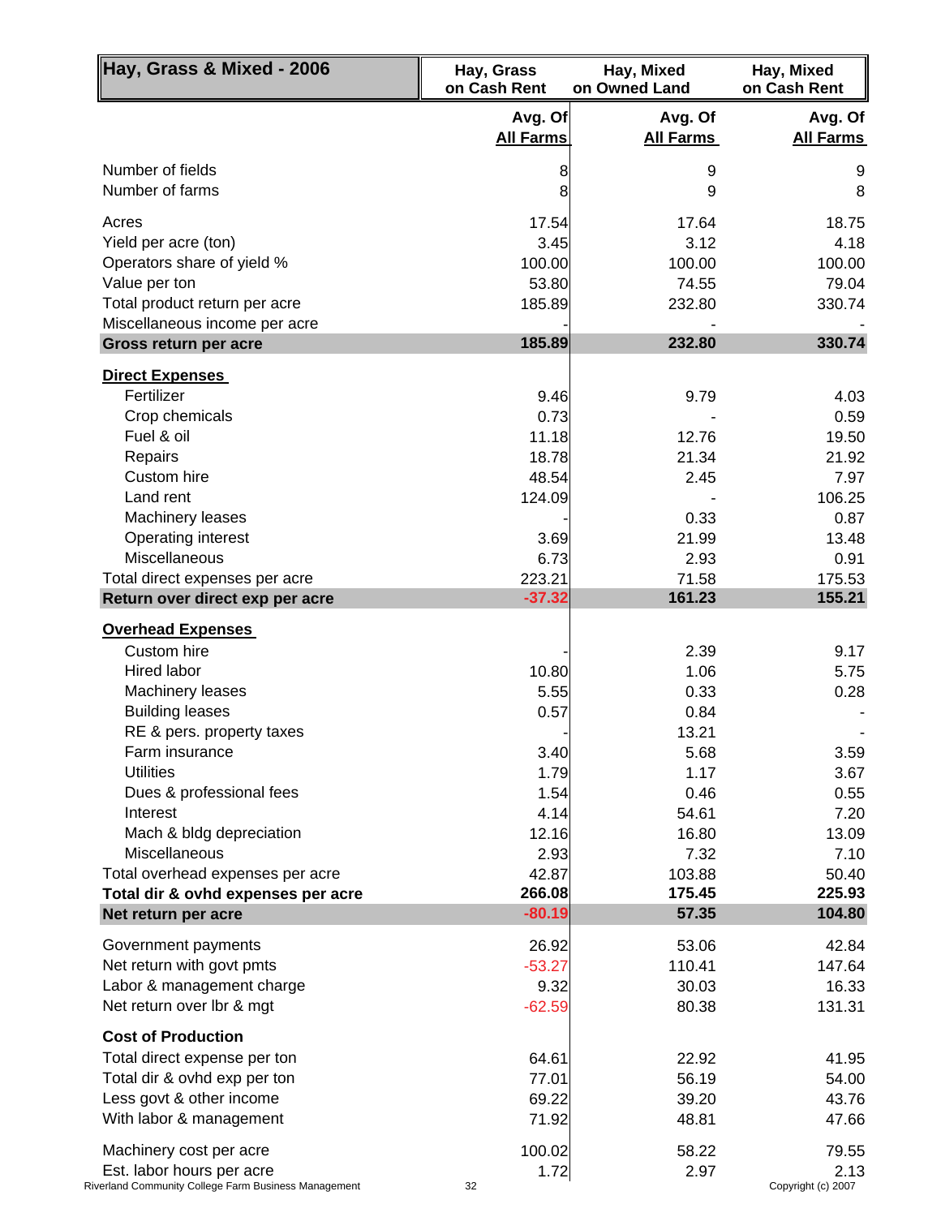| Hay, Grass & Mixed - 2006 | Hay, Grass on Cash Rent | Hay, Mixed on Owned Land | Hay, Mixed on Cash Rent |
|---|---|---|---|
| | Avg. Of All Farms | Avg. Of All Farms | Avg. Of All Farms |
| Number of fields | 8 | 9 | 9 |
| Number of farms | 8 | 9 | 8 |
| Acres | 17.54 | 17.64 | 18.75 |
| Yield per acre (ton) | 3.45 | 3.12 | 4.18 |
| Operators share of yield % | 100.00 | 100.00 | 100.00 |
| Value per ton | 53.80 | 74.55 | 79.04 |
| Total product return per acre | 185.89 | 232.80 | 330.74 |
| Miscellaneous income per acre | - | - | - |
| **Gross return per acre** | **185.89** | **232.80** | **330.74** |
| **Direct Expenses** | | | |
| Fertilizer | 9.46 | 9.79 | 4.03 |
| Crop chemicals | 0.73 | - | 0.59 |
| Fuel & oil | 11.18 | 12.76 | 19.50 |
| Repairs | 18.78 | 21.34 | 21.92 |
| Custom hire | 48.54 | 2.45 | 7.97 |
| Land rent | 124.09 | - | 106.25 |
| Machinery leases | - | 0.33 | 0.87 |
| Operating interest | 3.69 | 21.99 | 13.48 |
| Miscellaneous | 6.73 | 2.93 | 0.91 |
| Total direct expenses per acre | 223.21 | 71.58 | 175.53 |
| **Return over direct exp per acre** | **-37.32** | **161.23** | **155.21** |
| **Overhead Expenses** | | | |
| Custom hire | - | 2.39 | 9.17 |
| Hired labor | 10.80 | 1.06 | 5.75 |
| Machinery leases | 5.55 | 0.33 | 0.28 |
| Building leases | 0.57 | 0.84 | - |
| RE & pers. property taxes | - | 13.21 | - |
| Farm insurance | 3.40 | 5.68 | 3.59 |
| Utilities | 1.79 | 1.17 | 3.67 |
| Dues & professional fees | 1.54 | 0.46 | 0.55 |
| Interest | 4.14 | 54.61 | 7.20 |
| Mach & bldg depreciation | 12.16 | 16.80 | 13.09 |
| Miscellaneous | 2.93 | 7.32 | 7.10 |
| Total overhead expenses per acre | 42.87 | 103.88 | 50.40 |
| **Total dir & ovhd expenses per acre** | **266.08** | **175.45** | **225.93** |
| **Net return per acre** | **-80.19** | **57.35** | **104.80** |
| Government payments | 26.92 | 53.06 | 42.84 |
| Net return with govt pmts | -53.27 | 110.41 | 147.64 |
| Labor & management charge | 9.32 | 30.03 | 16.33 |
| Net return over lbr & mgt | -62.59 | 80.38 | 131.31 |
| **Cost of Production** | | | |
| Total direct expense per ton | 64.61 | 22.92 | 41.95 |
| Total dir & ovhd exp per ton | 77.01 | 56.19 | 54.00 |
| Less govt & other income | 69.22 | 39.20 | 43.76 |
| With labor & management | 71.92 | 48.81 | 47.66 |
| Machinery cost per acre | 100.02 | 58.22 | 79.55 |
| Est. labor hours per acre | 1.72 | 2.97 | 2.13 |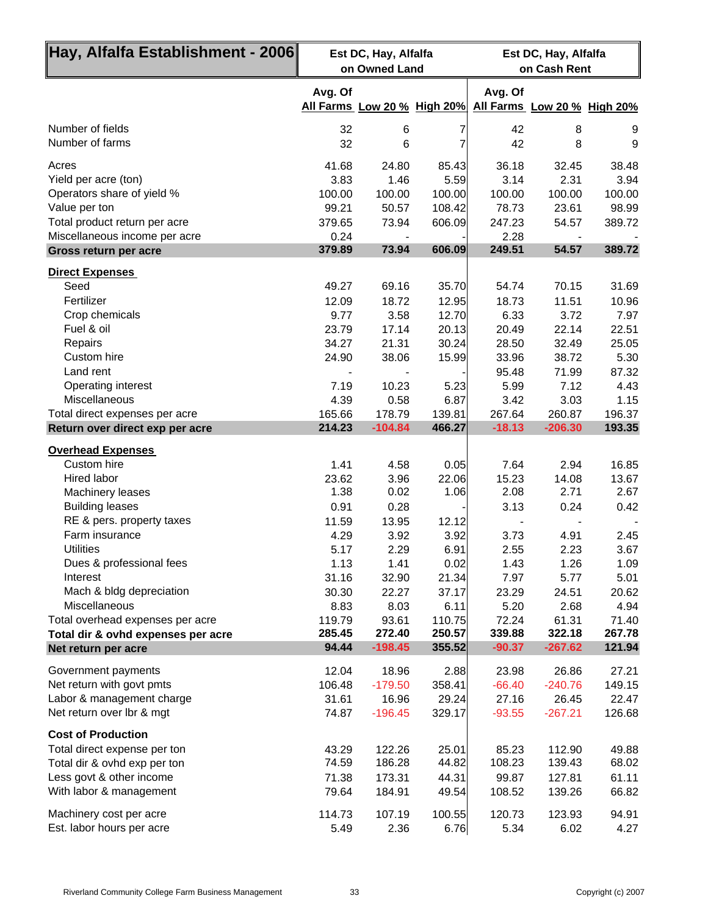| Hay, Alfalfa Establishment - 2006 | Est DC, Hay, Alfalfa on Owned Land | | | Est DC, Hay, Alfalfa on Cash Rent | | |
|---|---|---|---|---|---|---|
| | Avg. Of All Farms | Low 20 % | High 20% | Avg. Of All Farms | Low 20 % | High 20% |
| Number of fields | 32 | 6 | 7 | 42 | 8 | 9 |
| Number of farms | 32 | 6 | 7 | 42 | 8 | 9 |
| Acres | 41.68 | 24.80 | 85.43 | 36.18 | 32.45 | 38.48 |
| Yield per acre (ton) | 3.83 | 1.46 | 5.59 | 3.14 | 2.31 | 3.94 |
| Operators share of yield % | 100.00 | 100.00 | 100.00 | 100.00 | 100.00 | 100.00 |
| Value per ton | 99.21 | 50.57 | 108.42 | 78.73 | 23.61 | 98.99 |
| Total product return per acre | 379.65 | 73.94 | 606.09 | 247.23 | 54.57 | 389.72 |
| Miscellaneous income per acre | 0.24 | - | - | 2.28 | - | - |
| **Gross return per acre** | **379.89** | **73.94** | **606.09** | **249.51** | **54.57** | **389.72** |
| **Direct Expenses** | | | | | | |
| Seed | 49.27 | 69.16 | 35.70 | 54.74 | 70.15 | 31.69 |
| Fertilizer | 12.09 | 18.72 | 12.95 | 18.73 | 11.51 | 10.96 |
| Crop chemicals | 9.77 | 3.58 | 12.70 | 6.33 | 3.72 | 7.97 |
| Fuel & oil | 23.79 | 17.14 | 20.13 | 20.49 | 22.14 | 22.51 |
| Repairs | 34.27 | 21.31 | 30.24 | 28.50 | 32.49 | 25.05 |
| Custom hire | 24.90 | 38.06 | 15.99 | 33.96 | 38.72 | 5.30 |
| Land rent | - | - | - | 95.48 | 71.99 | 87.32 |
| Operating interest | 7.19 | 10.23 | 5.23 | 5.99 | 7.12 | 4.43 |
| Miscellaneous | 4.39 | 0.58 | 6.87 | 3.42 | 3.03 | 1.15 |
| Total direct expenses per acre | 165.66 | 178.79 | 139.81 | 267.64 | 260.87 | 196.37 |
| **Return over direct exp per acre** | **214.23** | **-104.84** | **466.27** | **-18.13** | **-206.30** | **193.35** |
| **Overhead Expenses** | | | | | | |
| Custom hire | 1.41 | 4.58 | 0.05 | 7.64 | 2.94 | 16.85 |
| Hired labor | 23.62 | 3.96 | 22.06 | 15.23 | 14.08 | 13.67 |
| Machinery leases | 1.38 | 0.02 | 1.06 | 2.08 | 2.71 | 2.67 |
| Building leases | 0.91 | 0.28 | - | 3.13 | 0.24 | 0.42 |
| RE & pers. property taxes | 11.59 | 13.95 | 12.12 | - | - | - |
| Farm insurance | 4.29 | 3.92 | 3.92 | 3.73 | 4.91 | 2.45 |
| Utilities | 5.17 | 2.29 | 6.91 | 2.55 | 2.23 | 3.67 |
| Dues & professional fees | 1.13 | 1.41 | 0.02 | 1.43 | 1.26 | 1.09 |
| Interest | 31.16 | 32.90 | 21.34 | 7.97 | 5.77 | 5.01 |
| Mach & bldg depreciation | 30.30 | 22.27 | 37.17 | 23.29 | 24.51 | 20.62 |
| Miscellaneous | 8.83 | 8.03 | 6.11 | 5.20 | 2.68 | 4.94 |
| Total overhead expenses per acre | 119.79 | 93.61 | 110.75 | 72.24 | 61.31 | 71.40 |
| **Total dir & ovhd expenses per acre** | **285.45** | **272.40** | **250.57** | **339.88** | **322.18** | **267.78** |
| **Net return per acre** | **94.44** | **-198.45** | **355.52** | **-90.37** | **-267.62** | **121.94** |
| Government payments | 12.04 | 18.96 | 2.88 | 23.98 | 26.86 | 27.21 |
| Net return with govt pmts | 106.48 | -179.50 | 358.41 | -66.40 | -240.76 | 149.15 |
| Labor & management charge | 31.61 | 16.96 | 29.24 | 27.16 | 26.45 | 22.47 |
| Net return over lbr & mgt | 74.87 | -196.45 | 329.17 | -93.55 | -267.21 | 126.68 |
| **Cost of Production** | | | | | | |
| Total direct expense per ton | 43.29 | 122.26 | 25.01 | 85.23 | 112.90 | 49.88 |
| Total dir & ovhd exp per ton | 74.59 | 186.28 | 44.82 | 108.23 | 139.43 | 68.02 |
| Less govt & other income | 71.38 | 173.31 | 44.31 | 99.87 | 127.81 | 61.11 |
| With labor & management | 79.64 | 184.91 | 49.54 | 108.52 | 139.26 | 66.82 |
| Machinery cost per acre | 114.73 | 107.19 | 100.55 | 120.73 | 123.93 | 94.91 |
| Est. labor hours per acre | 5.49 | 2.36 | 6.76 | 5.34 | 6.02 | 4.27 |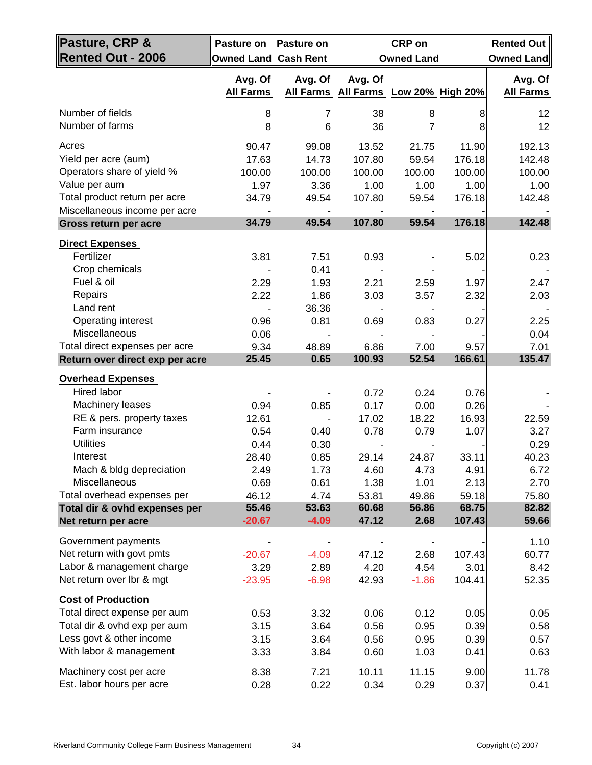| Pasture, CRP & Rented Out - 2006 | Pasture on Owned Land | Pasture on Cash Rent | CRP on Owned Land | | | Rented Out Owned Land |
|---|---|---|---|---|---|---|
| | Avg. Of All Farms | Avg. Of All Farms | Avg. Of All Farms | Low 20% | High 20% | Avg. Of All Farms |
| Number of fields | 8 | 7 | 38 | 8 | 8 | 12 |
| Number of farms | 8 | 6 | 36 | 7 | 8 | 12 |
| Acres | 90.47 | 99.08 | 13.52 | 21.75 | 11.90 | 192.13 |
| Yield per acre (aum) | 17.63 | 14.73 | 107.80 | 59.54 | 176.18 | 142.48 |
| Operators share of yield % | 100.00 | 100.00 | 100.00 | 100.00 | 100.00 | 100.00 |
| Value per aum | 1.97 | 3.36 | 1.00 | 1.00 | 1.00 | 1.00 |
| Total product return per acre | 34.79 | 49.54 | 107.80 | 59.54 | 176.18 | 142.48 |
| Miscellaneous income per acre | - | - | - | - | - | - |
| **Gross return per acre** | **34.79** | **49.54** | **107.80** | **59.54** | **176.18** | **142.48** |
| **Direct Expenses** | | | | | | |
| Fertilizer | 3.81 | 7.51 | 0.93 | - | 5.02 | 0.23 |
| Crop chemicals | - | 0.41 | - | - | - | - |
| Fuel & oil | 2.29 | 1.93 | 2.21 | 2.59 | 1.97 | 2.47 |
| Repairs | 2.22 | 1.86 | 3.03 | 3.57 | 2.32 | 2.03 |
| Land rent | - | 36.36 | - | - | - | - |
| Operating interest | 0.96 | 0.81 | 0.69 | 0.83 | 0.27 | 2.25 |
| Miscellaneous | 0.06 | - | - | - | - | 0.04 |
| Total direct expenses per acre | 9.34 | 48.89 | 6.86 | 7.00 | 9.57 | 7.01 |
| **Return over direct exp per acre** | **25.45** | **0.65** | **100.93** | **52.54** | **166.61** | **135.47** |
| **Overhead Expenses** | | | | | | |
| Hired labor | - | - | 0.72 | 0.24 | 0.76 | - |
| Machinery leases | 0.94 | 0.85 | 0.17 | 0.00 | 0.26 | - |
| RE & pers. property taxes | 12.61 | - | 17.02 | 18.22 | 16.93 | 22.59 |
| Farm insurance | 0.54 | 0.40 | 0.78 | 0.79 | 1.07 | 3.27 |
| Utilities | 0.44 | 0.30 | - | - | - | 0.29 |
| Interest | 28.40 | 0.85 | 29.14 | 24.87 | 33.11 | 40.23 |
| Mach & bldg depreciation | 2.49 | 1.73 | 4.60 | 4.73 | 4.91 | 6.72 |
| Miscellaneous | 0.69 | 0.61 | 1.38 | 1.01 | 2.13 | 2.70 |
| Total overhead expenses per | 46.12 | 4.74 | 53.81 | 49.86 | 59.18 | 75.80 |
| **Total dir & ovhd expenses per** | **55.46** | **53.63** | **60.68** | **56.86** | **68.75** | **82.82** |
| **Net return per acre** | **-20.67** | **-4.09** | **47.12** | **2.68** | **107.43** | **59.66** |
| Government payments | - | - | - | - | - | 1.10 |
| Net return with govt pmts | -20.67 | -4.09 | 47.12 | 2.68 | 107.43 | 60.77 |
| Labor & management charge | 3.29 | 2.89 | 4.20 | 4.54 | 3.01 | 8.42 |
| Net return over lbr & mgt | -23.95 | -6.98 | 42.93 | -1.86 | 104.41 | 52.35 |
| **Cost of Production** | | | | | | |
| Total direct expense per aum | 0.53 | 3.32 | 0.06 | 0.12 | 0.05 | 0.05 |
| Total dir & ovhd exp per aum | 3.15 | 3.64 | 0.56 | 0.95 | 0.39 | 0.58 |
| Less govt & other income | 3.15 | 3.64 | 0.56 | 0.95 | 0.39 | 0.57 |
| With labor & management | 3.33 | 3.84 | 0.60 | 1.03 | 0.41 | 0.63 |
| Machinery cost per acre | 8.38 | 7.21 | 10.11 | 11.15 | 9.00 | 11.78 |
| Est. labor hours per acre | 0.28 | 0.22 | 0.34 | 0.29 | 0.37 | 0.41 |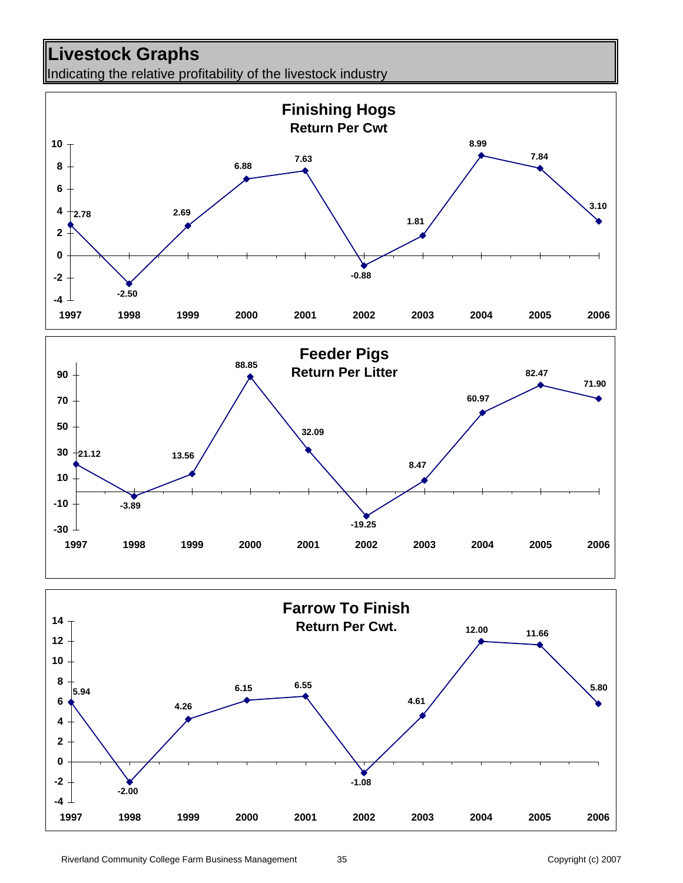# Livestock Graphs

Indicating the relative profitability of the livestock industry

## Finishing Hogs
### Return Per Cwt

| Year | Return |
|---|---|
| 1997 | 2.78 |
| 1998 | -2.50 |
| 1999 | 2.69 |
| 2000 | 6.88 |
| 2001 | 7.63 |
| 2002 | -0.88 |
| 2003 | 1.81 |
| 2004 | 8.99 |
| 2005 | 7.84 |
| 2006 | 3.10 |

## Feeder Pigs
### Return Per Litter

| Year | Return |
|---|---|
| 1997 | 21.12 |
| 1998 | -3.89 |
| 1999 | 13.56 |
| 2000 | 88.85 |
| 2001 | 32.09 |
| 2002 | -19.25 |
| 2003 | 8.47 |
| 2004 | 60.97 |
| 2005 | 82.47 |
| 2006 | 71.90 |

## Farrow To Finish
### Return Per Cwt.

| Year | Return |
|---|---|
| 1997 | 5.94 |
| 1998 | -2.00 |
| 1999 | 4.26 |
| 2000 | 6.15 |
| 2001 | 6.55 |
| 2002 | -1.08 |
| 2003 | 4.61 |
| 2004 | 12.00 |
| 2005 | 11.66 |
| 2006 | 5.80 |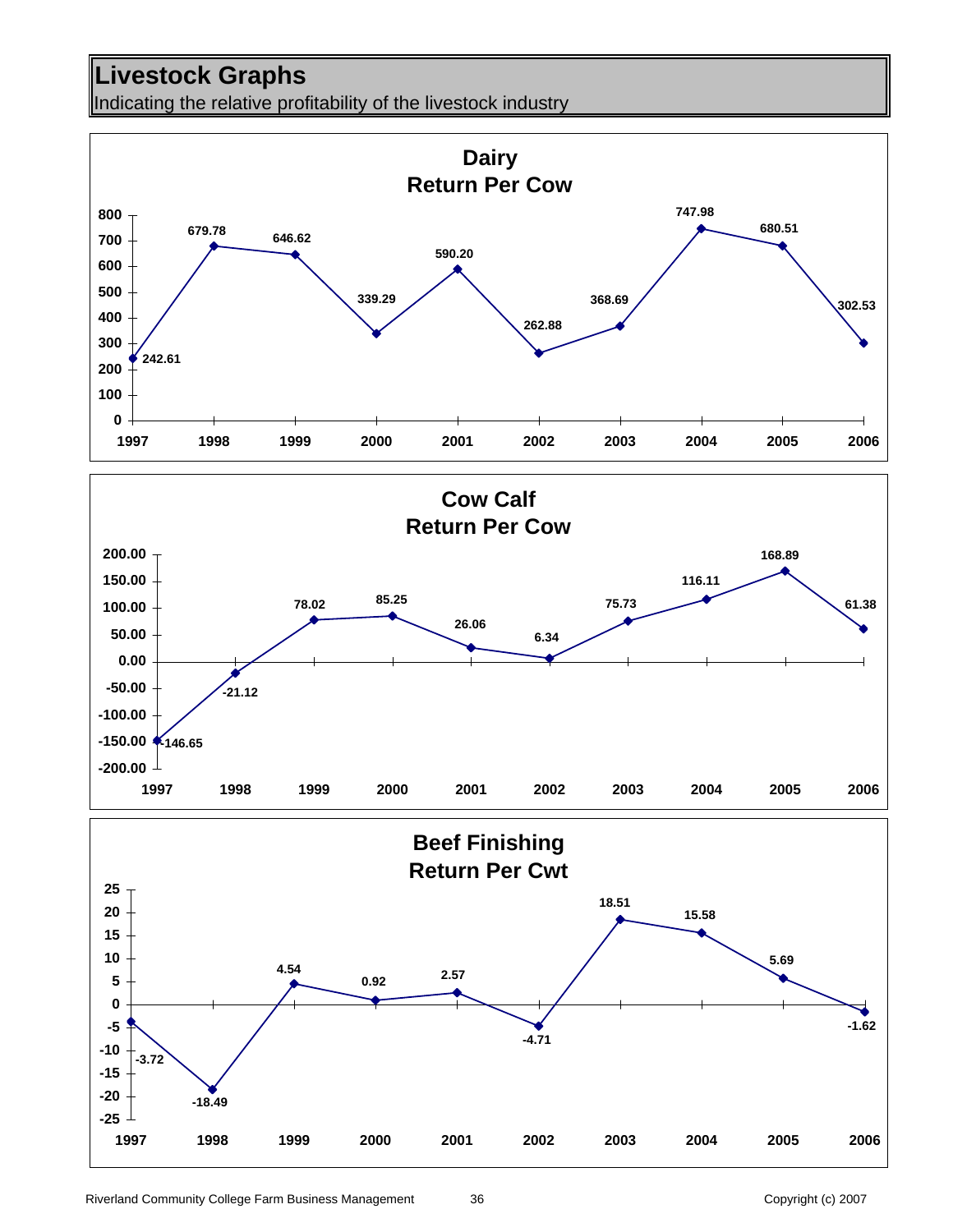# Livestock Graphs

Indicating the relative profitability of the livestock industry

## Dairy Return Per Cow

| Year | Return Per Cow |
|---|---|
| 1997 | 242.61 |
| 1998 | 679.78 |
| 1999 | 646.62 |
| 2000 | 339.29 |
| 2001 | 590.20 |
| 2002 | 262.88 |
| 2003 | 368.69 |
| 2004 | 747.98 |
| 2005 | 680.51 |
| 2006 | 302.53 |

## Cow Calf Return Per Cow

| Year | Return Per Cow |
|---|---|
| 1997 | -146.65 |
| 1998 | -21.12 |
| 1999 | 78.02 |
| 2000 | 85.25 |
| 2001 | 26.06 |
| 2002 | 6.34 |
| 2003 | 75.73 |
| 2004 | 116.11 |
| 2005 | 168.89 |
| 2006 | 61.38 |

## Beef Finishing Return Per Cwt

| Year | Return Per Cwt |
|---|---|
| 1997 | -3.72 |
| 1998 | -18.49 |
| 1999 | 4.54 |
| 2000 | 0.92 |
| 2001 | 2.57 |
| 2002 | -4.71 |
| 2003 | 18.51 |
| 2004 | 15.58 |
| 2005 | 5.69 |
| 2006 | -1.62 |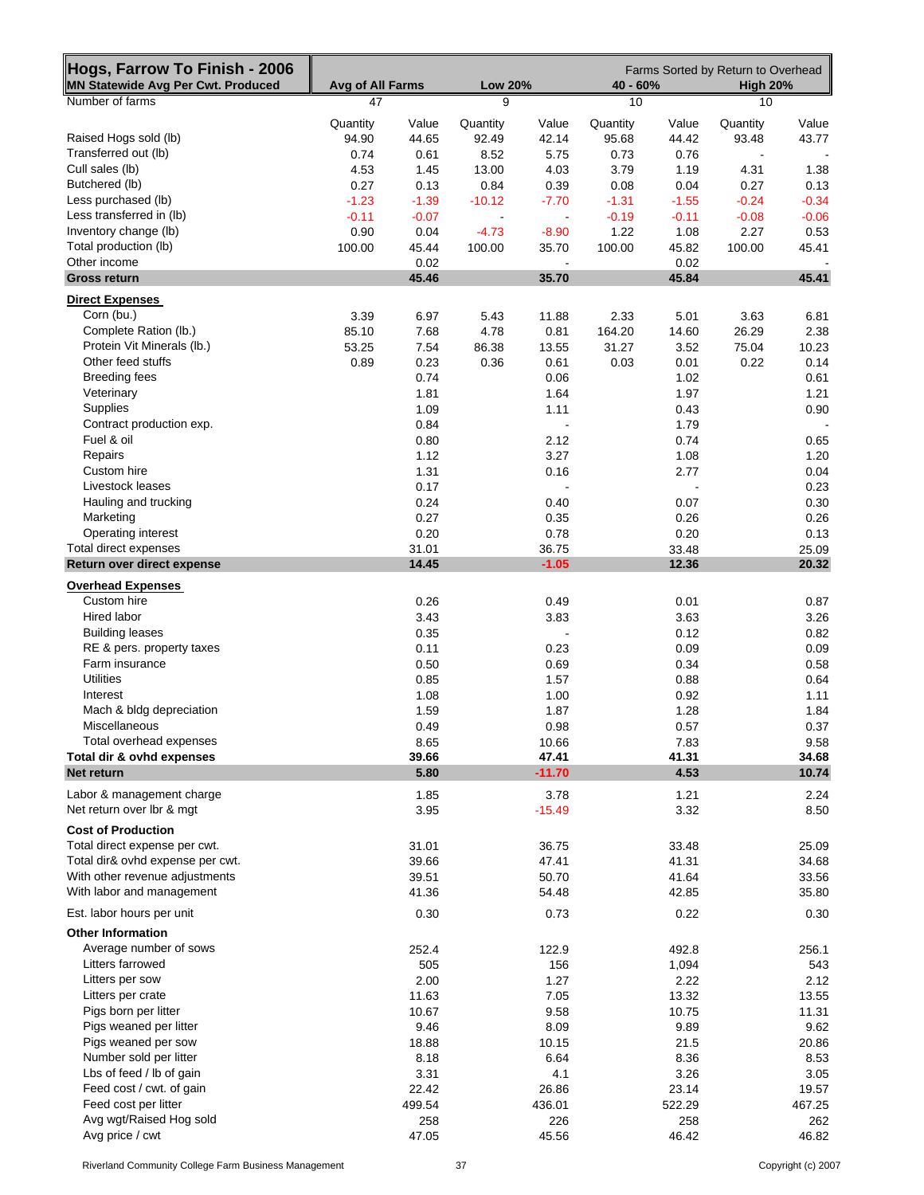| Hogs, Farrow To Finish - 2006 | Farms Sorted by Return to Overhead | | | | | | | |
|---|---|---|---|---|---|---|---|---|
| MN Statewide Avg Per Cwt. Produced | Avg of All Farms | | Low 20% | | 40 - 60% | | High 20% | |
| Number of farms | 47 | | 9 | | 10 | | 10 | |
| | Quantity | Value | Quantity | Value | Quantity | Value | Quantity | Value |
| Raised Hogs sold (lb) | 94.90 | 44.65 | 92.49 | 42.14 | 95.68 | 44.42 | 93.48 | 43.77 |
| Transferred out (lb) | 0.74 | 0.61 | 8.52 | 5.75 | 0.73 | 0.76 | - | - |
| Cull sales (lb) | 4.53 | 1.45 | 13.00 | 4.03 | 3.79 | 1.19 | 4.31 | 1.38 |
| Butchered (lb) | 0.27 | 0.13 | 0.84 | 0.39 | 0.08 | 0.04 | 0.27 | 0.13 |
| Less purchased (lb) | -1.23 | -1.39 | -10.12 | -7.70 | -1.31 | -1.55 | -0.24 | -0.34 |
| Less transferred in (lb) | -0.11 | -0.07 | - | - | -0.19 | -0.11 | -0.08 | -0.06 |
| Inventory change (lb) | 0.90 | 0.04 | -4.73 | -8.90 | 1.22 | 1.08 | 2.27 | 0.53 |
| Total production (lb) | 100.00 | 45.44 | 100.00 | 35.70 | 100.00 | 45.82 | 100.00 | 45.41 |
| Other income | | 0.02 | | - | | 0.02 | | - |
| **Gross return** | | **45.46** | | **35.70** | | **45.84** | | **45.41** |
| **Direct Expenses** | | | | | | | | |
| Corn (bu.) | 3.39 | 6.97 | 5.43 | 11.88 | 2.33 | 5.01 | 3.63 | 6.81 |
| Complete Ration (lb.) | 85.10 | 7.68 | 4.78 | 0.81 | 164.20 | 14.60 | 26.29 | 2.38 |
| Protein Vit Minerals (lb.) | 53.25 | 7.54 | 86.38 | 13.55 | 31.27 | 3.52 | 75.04 | 10.23 |
| Other feed stuffs | 0.89 | 0.23 | 0.36 | 0.61 | 0.03 | 0.01 | 0.22 | 0.14 |
| Breeding fees | | 0.74 | | 0.06 | | 1.02 | | 0.61 |
| Veterinary | | 1.81 | | 1.64 | | 1.97 | | 1.21 |
| Supplies | | 1.09 | | 1.11 | | 0.43 | | 0.90 |
| Contract production exp. | | 0.84 | | - | | 1.79 | | - |
| Fuel & oil | | 0.80 | | 2.12 | | 0.74 | | 0.65 |
| Repairs | | 1.12 | | 3.27 | | 1.08 | | 1.20 |
| Custom hire | | 1.31 | | 0.16 | | 2.77 | | 0.04 |
| Livestock leases | | 0.17 | | - | | - | | 0.23 |
| Hauling and trucking | | 0.24 | | 0.40 | | 0.07 | | 0.30 |
| Marketing | | 0.27 | | 0.35 | | 0.26 | | 0.26 |
| Operating interest | | 0.20 | | 0.78 | | 0.20 | | 0.13 |
| Total direct expenses | | 31.01 | | 36.75 | | 33.48 | | 25.09 |
| **Return over direct expense** | | **14.45** | | **-1.05** | | **12.36** | | **20.32** |
| **Overhead Expenses** | | | | | | | | |
| Custom hire | | 0.26 | | 0.49 | | 0.01 | | 0.87 |
| Hired labor | | 3.43 | | 3.83 | | 3.63 | | 3.26 |
| Building leases | | 0.35 | | - | | 0.12 | | 0.82 |
| RE & pers. property taxes | | 0.11 | | 0.23 | | 0.09 | | 0.09 |
| Farm insurance | | 0.50 | | 0.69 | | 0.34 | | 0.58 |
| Utilities | | 0.85 | | 1.57 | | 0.88 | | 0.64 |
| Interest | | 1.08 | | 1.00 | | 0.92 | | 1.11 |
| Mach & bldg depreciation | | 1.59 | | 1.87 | | 1.28 | | 1.84 |
| Miscellaneous | | 0.49 | | 0.98 | | 0.57 | | 0.37 |
| Total overhead expenses | | 8.65 | | 10.66 | | 7.83 | | 9.58 |
| **Total dir & ovhd expenses** | | **39.66** | | **47.41** | | **41.31** | | **34.68** |
| **Net return** | | **5.80** | | **-11.70** | | **4.53** | | **10.74** |
| Labor & management charge | | 1.85 | | 3.78 | | 1.21 | | 2.24 |
| Net return over lbr & mgt | | 3.95 | | -15.49 | | 3.32 | | 8.50 |
| **Cost of Production** | | | | | | | | |
| Total direct expense per cwt. | | 31.01 | | 36.75 | | 33.48 | | 25.09 |
| Total dir& ovhd expense per cwt. | | 39.66 | | 47.41 | | 41.31 | | 34.68 |
| With other revenue adjustments | | 39.51 | | 50.70 | | 41.64 | | 33.56 |
| With labor and management | | 41.36 | | 54.48 | | 42.85 | | 35.80 |
| Est. labor hours per unit | | 0.30 | | 0.73 | | 0.22 | | 0.30 |
| **Other Information** | | | | | | | | |
| Average number of sows | | 252.4 | | 122.9 | | 492.8 | | 256.1 |
| Litters farrowed | | 505 | | 156 | | 1,094 | | 543 |
| Litters per sow | | 2.00 | | 1.27 | | 2.22 | | 2.12 |
| Litters per crate | | 11.63 | | 7.05 | | 13.32 | | 13.55 |
| Pigs born per litter | | 10.67 | | 9.58 | | 10.75 | | 11.31 |
| Pigs weaned per litter | | 9.46 | | 8.09 | | 9.89 | | 9.62 |
| Pigs weaned per sow | | 18.88 | | 10.15 | | 21.5 | | 20.86 |
| Number sold per litter | | 8.18 | | 6.64 | | 8.36 | | 8.53 |
| Lbs of feed / lb of gain | | 3.31 | | 4.1 | | 3.26 | | 3.05 |
| Feed cost / cwt. of gain | | 22.42 | | 26.86 | | 23.14 | | 19.57 |
| Feed cost per litter | | 499.54 | | 436.01 | | 522.29 | | 467.25 |
| Avg wgt/Raised Hog sold | | 258 | | 226 | | 258 | | 262 |
| Avg price / cwt | | 47.05 | | 45.56 | | 46.42 | | 46.82 |

Riverland Community College Farm Business Management

Copyright (c) 2007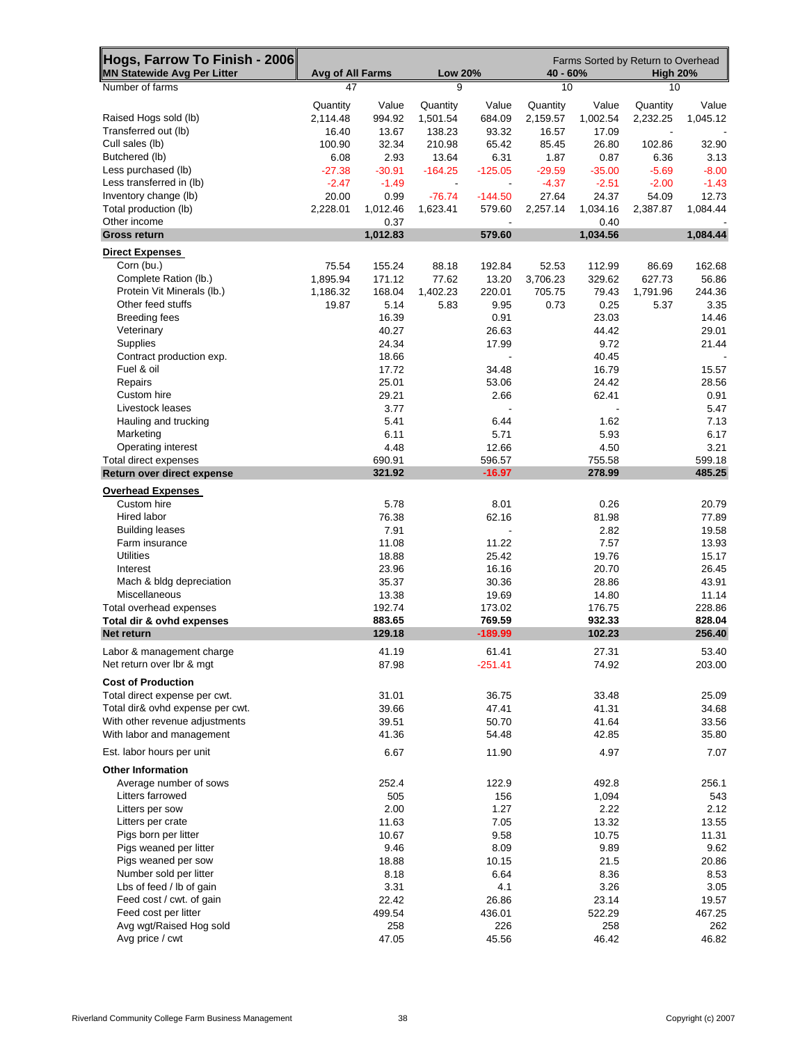| Hogs, Farrow To Finish - 2006<br>MN Statewide Avg Per Litter | Avg of All Farms | | Low 20% | | 40 - 60% | | High 20% | |
|---|---|---|---|---|---|---|---|---|
| | | | Farms Sorted by Return to Overhead | | | | | |
| Number of farms | 47 | | 9 | | 10 | | 10 | |
| | Quantity | Value | Quantity | Value | Quantity | Value | Quantity | Value |
| Raised Hogs sold (lb) | 2,114.48 | 994.92 | 1,501.54 | 684.09 | 2,159.57 | 1,002.54 | 2,232.25 | 1,045.12 |
| Transferred out (lb) | 16.40 | 13.67 | 138.23 | 93.32 | 16.57 | 17.09 | - | - |
| Cull sales (lb) | 100.90 | 32.34 | 210.98 | 65.42 | 85.45 | 26.80 | 102.86 | 32.90 |
| Butchered (lb) | 6.08 | 2.93 | 13.64 | 6.31 | 1.87 | 0.87 | 6.36 | 3.13 |
| Less purchased (lb) | -27.38 | -30.91 | -164.25 | -125.05 | -29.59 | -35.00 | -5.69 | -8.00 |
| Less transferred in (lb) | -2.47 | -1.49 | - | - | -4.37 | -2.51 | -2.00 | -1.43 |
| Inventory change (lb) | 20.00 | 0.99 | -76.74 | -144.50 | 27.64 | 24.37 | 54.09 | 12.73 |
| Total production (lb) | 2,228.01 | 1,012.46 | 1,623.41 | 579.60 | 2,257.14 | 1,034.16 | 2,387.87 | 1,084.44 |
| Other income | | 0.37 | | - | | 0.40 | | - |
| **Gross return** | | **1,012.83** | | **579.60** | | **1,034.56** | | **1,084.44** |
| **Direct Expenses** | | | | | | | | |
| Corn (bu.) | 75.54 | 155.24 | 88.18 | 192.84 | 52.53 | 112.99 | 86.69 | 162.68 |
| Complete Ration (lb.) | 1,895.94 | 171.12 | 77.62 | 13.20 | 3,706.23 | 329.62 | 627.73 | 56.86 |
| Protein Vit Minerals (lb.) | 1,186.32 | 168.04 | 1,402.23 | 220.01 | 705.75 | 79.43 | 1,791.96 | 244.36 |
| Other feed stuffs | 19.87 | 5.14 | 5.83 | 9.95 | 0.73 | 0.25 | 5.37 | 3.35 |
| Breeding fees | | 16.39 | | 0.91 | | 23.03 | | 14.46 |
| Veterinary | | 40.27 | | 26.63 | | 44.42 | | 29.01 |
| Supplies | | 24.34 | | 17.99 | | 9.72 | | 21.44 |
| Contract production exp. | | 18.66 | | - | | 40.45 | | - |
| Fuel & oil | | 17.72 | | 34.48 | | 16.79 | | 15.57 |
| Repairs | | 25.01 | | 53.06 | | 24.42 | | 28.56 |
| Custom hire | | 29.21 | | 2.66 | | 62.41 | | 0.91 |
| Livestock leases | | 3.77 | | - | | - | | 5.47 |
| Hauling and trucking | | 5.41 | | 6.44 | | 1.62 | | 7.13 |
| Marketing | | 6.11 | | 5.71 | | 5.93 | | 6.17 |
| Operating interest | | 4.48 | | 12.66 | | 4.50 | | 3.21 |
| Total direct expenses | | 690.91 | | 596.57 | | 755.58 | | 599.18 |
| **Return over direct expense** | | **321.92** | | **-16.97** | | **278.99** | | **485.25** |
| **Overhead Expenses** | | | | | | | | |
| Custom hire | | 5.78 | | 8.01 | | 0.26 | | 20.79 |
| Hired labor | | 76.38 | | 62.16 | | 81.98 | | 77.89 |
| Building leases | | 7.91 | | - | | 2.82 | | 19.58 |
| Farm insurance | | 11.08 | | 11.22 | | 7.57 | | 13.93 |
| Utilities | | 18.88 | | 25.42 | | 19.76 | | 15.17 |
| Interest | | 23.96 | | 16.16 | | 20.70 | | 26.45 |
| Mach & bldg depreciation | | 35.37 | | 30.36 | | 28.86 | | 43.91 |
| Miscellaneous | | 13.38 | | 19.69 | | 14.80 | | 11.14 |
| Total overhead expenses | | 192.74 | | 173.02 | | 176.75 | | 228.86 |
| **Total dir & ovhd expenses** | | **883.65** | | **769.59** | | **932.33** | | **828.04** |
| **Net return** | | **129.18** | | **-189.99** | | **102.23** | | **256.40** |
| Labor & management charge | | 41.19 | | 61.41 | | 27.31 | | 53.40 |
| Net return over lbr & mgt | | 87.98 | | -251.41 | | 74.92 | | 203.00 |
| **Cost of Production** | | | | | | | | |
| Total direct expense per cwt. | | 31.01 | | 36.75 | | 33.48 | | 25.09 |
| Total dir& ovhd expense per cwt. | | 39.66 | | 47.41 | | 41.31 | | 34.68 |
| With other revenue adjustments | | 39.51 | | 50.70 | | 41.64 | | 33.56 |
| With labor and management | | 41.36 | | 54.48 | | 42.85 | | 35.80 |
| Est. labor hours per unit | | 6.67 | | 11.90 | | 4.97 | | 7.07 |
| **Other Information** | | | | | | | | |
| Average number of sows | | 252.4 | | 122.9 | | 492.8 | | 256.1 |
| Litters farrowed | | 505 | | 156 | | 1,094 | | 543 |
| Litters per sow | | 2.00 | | 1.27 | | 2.22 | | 2.12 |
| Litters per crate | | 11.63 | | 7.05 | | 13.32 | | 13.55 |
| Pigs born per litter | | 10.67 | | 9.58 | | 10.75 | | 11.31 |
| Pigs weaned per litter | | 9.46 | | 8.09 | | 9.89 | | 9.62 |
| Pigs weaned per sow | | 18.88 | | 10.15 | | 21.5 | | 20.86 |
| Number sold per litter | | 8.18 | | 6.64 | | 8.36 | | 8.53 |
| Lbs of feed / lb of gain | | 3.31 | | 4.1 | | 3.26 | | 3.05 |
| Feed cost / cwt. of gain | | 22.42 | | 26.86 | | 23.14 | | 19.57 |
| Feed cost per litter | | 499.54 | | 436.01 | | 522.29 | | 467.25 |
| Avg wgt/Raised Hog sold | | 258 | | 226 | | 258 | | 262 |
| Avg price / cwt | | 47.05 | | 45.56 | | 46.42 | | 46.82 |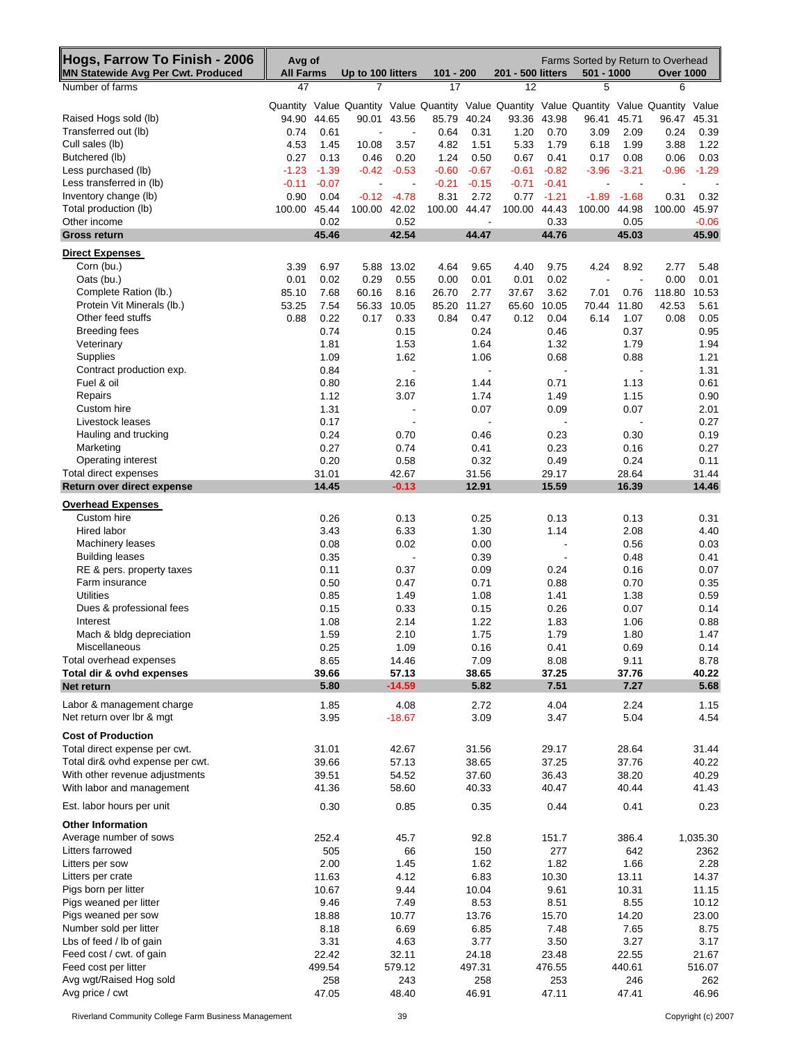| Hogs, Farrow To Finish - 2006<br>MN Statewide Avg Per Cwt. Produced | Avg of All Farms | | Up to 100 litters | | 101 - 200 | | 201 - 500 litters | | 501 - 1000 | | Over 1000 | |
|---|---|---|---|---|---|---|---|---|---|---|---|---|
| | | | Farms Sorted by Return to Overhead | | | | | | | | | |
| Number of farms | 47 | | 7 | | 17 | | 12 | | 5 | | 6 | |
| | Quantity | Value | Quantity | Value | Quantity | Value | Quantity | Value | Quantity | Value | Quantity | Value |
| Raised Hogs sold (lb) | 94.90 | 44.65 | 90.01 | 43.56 | 85.79 | 40.24 | 93.36 | 43.98 | 96.41 | 45.71 | 96.47 | 45.31 |
| Transferred out (lb) | 0.74 | 0.61 | - | - | 0.64 | 0.31 | 1.20 | 0.70 | 3.09 | 2.09 | 0.24 | 0.39 |
| Cull sales (lb) | 4.53 | 1.45 | 10.08 | 3.57 | 4.82 | 1.51 | 5.33 | 1.79 | 6.18 | 1.99 | 3.88 | 1.22 |
| Butchered (lb) | 0.27 | 0.13 | 0.46 | 0.20 | 1.24 | 0.50 | 0.67 | 0.41 | 0.17 | 0.08 | 0.06 | 0.03 |
| Less purchased (lb) | -1.23 | -1.39 | -0.42 | -0.53 | -0.60 | -0.67 | -0.61 | -0.82 | -3.96 | -3.21 | -0.96 | -1.29 |
| Less transferred in (lb) | -0.11 | -0.07 | - | - | -0.21 | -0.15 | -0.71 | -0.41 | - | - | - | - |
| Inventory change (lb) | 0.90 | 0.04 | -0.12 | -4.78 | 8.31 | 2.72 | 0.77 | -1.21 | -1.89 | -1.68 | 0.31 | 0.32 |
| Total production (lb) | 100.00 | 45.44 | 100.00 | 42.02 | 100.00 | 44.47 | 100.00 | 44.43 | 100.00 | 44.98 | 100.00 | 45.97 |
| Other income | | 0.02 | | 0.52 | | - | | 0.33 | | 0.05 | | -0.06 |
| **Gross return** | | **45.46** | | **42.54** | | **44.47** | | **44.76** | | **45.03** | | **45.90** |
| **Direct Expenses** | | | | | | | | | | | | |
| Corn (bu.) | 3.39 | 6.97 | 5.88 | 13.02 | 4.64 | 9.65 | 4.40 | 9.75 | 4.24 | 8.92 | 2.77 | 5.48 |
| Oats (bu.) | 0.01 | 0.02 | 0.29 | 0.55 | 0.00 | 0.01 | 0.01 | 0.02 | - | - | 0.00 | 0.01 |
| Complete Ration (lb.) | 85.10 | 7.68 | 60.16 | 8.16 | 26.70 | 2.77 | 37.67 | 3.62 | 7.01 | 0.76 | 118.80 | 10.53 |
| Protein Vit Minerals (lb.) | 53.25 | 7.54 | 56.33 | 10.05 | 85.20 | 11.27 | 65.60 | 10.05 | 70.44 | 11.80 | 42.53 | 5.61 |
| Other feed stuffs | 0.88 | 0.22 | 0.17 | 0.33 | 0.84 | 0.47 | 0.12 | 0.04 | 6.14 | 1.07 | 0.08 | 0.05 |
| Breeding fees | | 0.74 | | 0.15 | | 0.24 | | 0.46 | | 0.37 | | 0.95 |
| Veterinary | | 1.81 | | 1.53 | | 1.64 | | 1.32 | | 1.79 | | 1.94 |
| Supplies | | 1.09 | | 1.62 | | 1.06 | | 0.68 | | 0.88 | | 1.21 |
| Contract production exp. | | 0.84 | | - | | - | | - | | - | | 1.31 |
| Fuel & oil | | 0.80 | | 2.16 | | 1.44 | | 0.71 | | 1.13 | | 0.61 |
| Repairs | | 1.12 | | 3.07 | | 1.74 | | 1.49 | | 1.15 | | 0.90 |
| Custom hire | | 1.31 | | - | | 0.07 | | 0.09 | | 0.07 | | 2.01 |
| Livestock leases | | 0.17 | | - | | - | | - | | - | | 0.27 |
| Hauling and trucking | | 0.24 | | 0.70 | | 0.46 | | 0.23 | | 0.30 | | 0.19 |
| Marketing | | 0.27 | | 0.74 | | 0.41 | | 0.23 | | 0.16 | | 0.27 |
| Operating interest | | 0.20 | | 0.58 | | 0.32 | | 0.49 | | 0.24 | | 0.11 |
| Total direct expenses | | 31.01 | | 42.67 | | 31.56 | | 29.17 | | 28.64 | | 31.44 |
| **Return over direct expense** | | **14.45** | | **-0.13** | | **12.91** | | **15.59** | | **16.39** | | **14.46** |
| **Overhead Expenses** | | | | | | | | | | | | |
| Custom hire | | 0.26 | | 0.13 | | 0.25 | | 0.13 | | 0.13 | | 0.31 |
| Hired labor | | 3.43 | | 6.33 | | 1.30 | | 1.14 | | 2.08 | | 4.40 |
| Machinery leases | | 0.08 | | 0.02 | | 0.00 | | - | | 0.56 | | 0.03 |
| Building leases | | 0.35 | | - | | 0.39 | | - | | 0.48 | | 0.41 |
| RE & pers. property taxes | | 0.11 | | 0.37 | | 0.09 | | 0.24 | | 0.16 | | 0.07 |
| Farm insurance | | 0.50 | | 0.47 | | 0.71 | | 0.88 | | 0.70 | | 0.35 |
| Utilities | | 0.85 | | 1.49 | | 1.08 | | 1.41 | | 1.38 | | 0.59 |
| Dues & professional fees | | 0.15 | | 0.33 | | 0.15 | | 0.26 | | 0.07 | | 0.14 |
| Interest | | 1.08 | | 2.14 | | 1.22 | | 1.83 | | 1.06 | | 0.88 |
| Mach & bldg depreciation | | 1.59 | | 2.10 | | 1.75 | | 1.79 | | 1.80 | | 1.47 |
| Miscellaneous | | 0.25 | | 1.09 | | 0.16 | | 0.41 | | 0.69 | | 0.14 |
| Total overhead expenses | | 8.65 | | 14.46 | | 7.09 | | 8.08 | | 9.11 | | 8.78 |
| **Total dir & ovhd expenses** | | **39.66** | | **57.13** | | **38.65** | | **37.25** | | **37.76** | | **40.22** |
| **Net return** | | **5.80** | | **-14.59** | | **5.82** | | **7.51** | | **7.27** | | **5.68** |
| Labor & management charge | | 1.85 | | 4.08 | | 2.72 | | 4.04 | | 2.24 | | 1.15 |
| Net return over lbr & mgt | | 3.95 | | -18.67 | | 3.09 | | 3.47 | | 5.04 | | 4.54 |
| **Cost of Production** | | | | | | | | | | | | |
| Total direct expense per cwt. | | 31.01 | | 42.67 | | 31.56 | | 29.17 | | 28.64 | | 31.44 |
| Total dir& ovhd expense per cwt. | | 39.66 | | 57.13 | | 38.65 | | 37.25 | | 37.76 | | 40.22 |
| With other revenue adjustments | | 39.51 | | 54.52 | | 37.60 | | 36.43 | | 38.20 | | 40.29 |
| With labor and management | | 41.36 | | 58.60 | | 40.33 | | 40.47 | | 40.44 | | 41.43 |
| Est. labor hours per unit | | 0.30 | | 0.85 | | 0.35 | | 0.44 | | 0.41 | | 0.23 |
| **Other Information** | | | | | | | | | | | | |
| Average number of sows | | 252.4 | | 45.7 | | 92.8 | | 151.7 | | 386.4 | | 1,035.30 |
| Litters farrowed | | 505 | | 66 | | 150 | | 277 | | 642 | | 2362 |
| Litters per sow | | 2.00 | | 1.45 | | 1.62 | | 1.82 | | 1.66 | | 2.28 |
| Litters per crate | | 11.63 | | 4.12 | | 6.83 | | 10.30 | | 13.11 | | 14.37 |
| Pigs born per litter | | 10.67 | | 9.44 | | 10.04 | | 9.61 | | 10.31 | | 11.15 |
| Pigs weaned per litter | | 9.46 | | 7.49 | | 8.53 | | 8.51 | | 8.55 | | 10.12 |
| Pigs weaned per sow | | 18.88 | | 10.77 | | 13.76 | | 15.70 | | 14.20 | | 23.00 |
| Number sold per litter | | 8.18 | | 6.69 | | 6.85 | | 7.48 | | 7.65 | | 8.75 |
| Lbs of feed / lb of gain | | 3.31 | | 4.63 | | 3.77 | | 3.50 | | 3.27 | | 3.17 |
| Feed cost / cwt. of gain | | 22.42 | | 32.11 | | 24.18 | | 23.48 | | 22.55 | | 21.67 |
| Feed cost per litter | | 499.54 | | 579.12 | | 497.31 | | 476.55 | | 440.61 | | 516.07 |
| Avg wgt/Raised Hog sold | | 258 | | 243 | | 258 | | 253 | | 246 | | 262 |
| Avg price / cwt | | 47.05 | | 48.40 | | 46.91 | | 47.11 | | 47.41 | | 46.96 |

Riverland Community College Farm Business Management

Copyright (c) 2007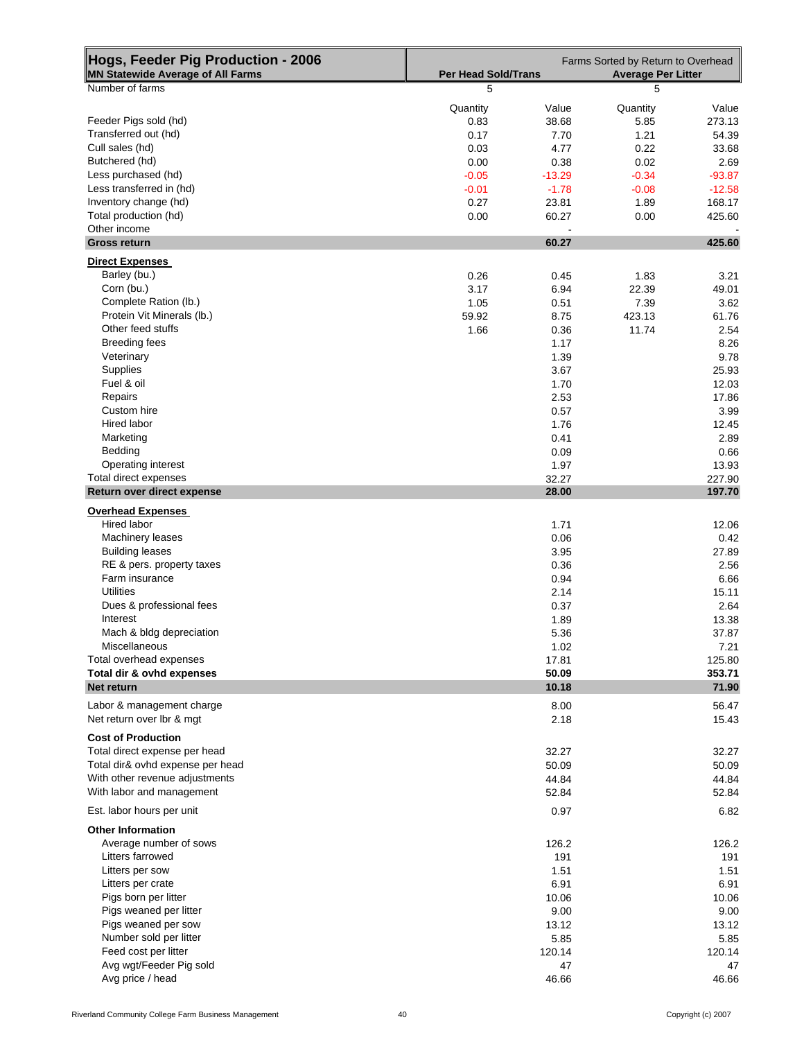| Hogs, Feeder Pig Production - 2006 | Farms Sorted by Return to Overhead | | | |
|---|---|---|---|---|
| **MN Statewide Average of All Farms** | **Per Head Sold/Trans** | | **Average Per Litter** | |
| Number of farms | 5 | | 5 | |
| | Quantity | Value | Quantity | Value |
| Feeder Pigs sold (hd) | 0.83 | 38.68 | 5.85 | 273.13 |
| Transferred out (hd) | 0.17 | 7.70 | 1.21 | 54.39 |
| Cull sales (hd) | 0.03 | 4.77 | 0.22 | 33.68 |
| Butchered (hd) | 0.00 | 0.38 | 0.02 | 2.69 |
| Less purchased (hd) | -0.05 | -13.29 | -0.34 | -93.87 |
| Less transferred in (hd) | -0.01 | -1.78 | -0.08 | -12.58 |
| Inventory change (hd) | 0.27 | 23.81 | 1.89 | 168.17 |
| Total production (hd) | 0.00 | 60.27 | 0.00 | 425.60 |
| Other income | | - | | - |
| **Gross return** | | **60.27** | | **425.60** |
| **Direct Expenses** | | | | |
| Barley (bu.) | 0.26 | 0.45 | 1.83 | 3.21 |
| Corn (bu.) | 3.17 | 6.94 | 22.39 | 49.01 |
| Complete Ration (lb.) | 1.05 | 0.51 | 7.39 | 3.62 |
| Protein Vit Minerals (lb.) | 59.92 | 8.75 | 423.13 | 61.76 |
| Other feed stuffs | 1.66 | 0.36 | 11.74 | 2.54 |
| Breeding fees | | 1.17 | | 8.26 |
| Veterinary | | 1.39 | | 9.78 |
| Supplies | | 3.67 | | 25.93 |
| Fuel & oil | | 1.70 | | 12.03 |
| Repairs | | 2.53 | | 17.86 |
| Custom hire | | 0.57 | | 3.99 |
| Hired labor | | 1.76 | | 12.45 |
| Marketing | | 0.41 | | 2.89 |
| Bedding | | 0.09 | | 0.66 |
| Operating interest | | 1.97 | | 13.93 |
| Total direct expenses | | 32.27 | | 227.90 |
| **Return over direct expense** | | **28.00** | | **197.70** |
| **Overhead Expenses** | | | | |
| Hired labor | | 1.71 | | 12.06 |
| Machinery leases | | 0.06 | | 0.42 |
| Building leases | | 3.95 | | 27.89 |
| RE & pers. property taxes | | 0.36 | | 2.56 |
| Farm insurance | | 0.94 | | 6.66 |
| Utilities | | 2.14 | | 15.11 |
| Dues & professional fees | | 0.37 | | 2.64 |
| Interest | | 1.89 | | 13.38 |
| Mach & bldg depreciation | | 5.36 | | 37.87 |
| Miscellaneous | | 1.02 | | 7.21 |
| Total overhead expenses | | 17.81 | | 125.80 |
| **Total dir & ovhd expenses** | | **50.09** | | **353.71** |
| **Net return** | | **10.18** | | **71.90** |
| Labor & management charge | | 8.00 | | 56.47 |
| Net return over lbr & mgt | | 2.18 | | 15.43 |
| **Cost of Production** | | | | |
| Total direct expense per head | | 32.27 | | 32.27 |
| Total dir& ovhd expense per head | | 50.09 | | 50.09 |
| With other revenue adjustments | | 44.84 | | 44.84 |
| With labor and management | | 52.84 | | 52.84 |
| Est. labor hours per unit | | 0.97 | | 6.82 |
| **Other Information** | | | | |
| Average number of sows | | 126.2 | | 126.2 |
| Litters farrowed | | 191 | | 191 |
| Litters per sow | | 1.51 | | 1.51 |
| Litters per crate | | 6.91 | | 6.91 |
| Pigs born per litter | | 10.06 | | 10.06 |
| Pigs weaned per litter | | 9.00 | | 9.00 |
| Pigs weaned per sow | | 13.12 | | 13.12 |
| Number sold per litter | | 5.85 | | 5.85 |
| Feed cost per litter | | 120.14 | | 120.14 |
| Avg wgt/Feeder Pig sold | | 47 | | 47 |
| Avg price / head | | 46.66 | | 46.66 |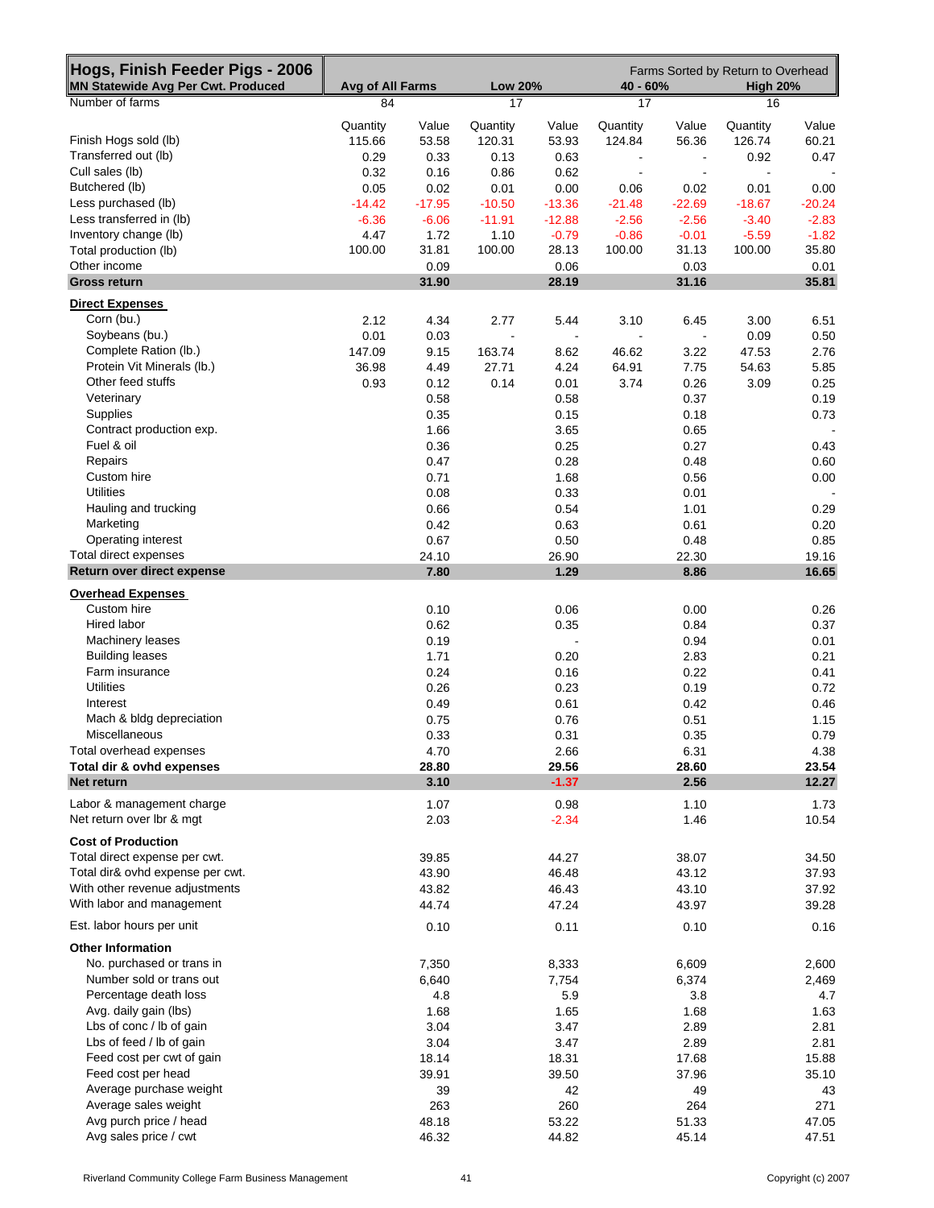| Hogs, Finish Feeder Pigs - 2006 | | | | | | | | Farms Sorted by Return to Overhead |
|---|---|---|---|---|---|---|---|---|
| MN Statewide Avg Per Cwt. Produced | Avg of All Farms | | Low 20% | | 40 - 60% | | High 20% | |
| Number of farms | 84 | | 17 | | 17 | | 16 | |
| | Quantity | Value | Quantity | Value | Quantity | Value | Quantity | Value |
| Finish Hogs sold (lb) | 115.66 | 53.58 | 120.31 | 53.93 | 124.84 | 56.36 | 126.74 | 60.21 |
| Transferred out (lb) | 0.29 | 0.33 | 0.13 | 0.63 | - | - | 0.92 | 0.47 |
| Cull sales (lb) | 0.32 | 0.16 | 0.86 | 0.62 | - | - | - | - |
| Butchered (lb) | 0.05 | 0.02 | 0.01 | 0.00 | 0.06 | 0.02 | 0.01 | 0.00 |
| Less purchased (lb) | -14.42 | -17.95 | -10.50 | -13.36 | -21.48 | -22.69 | -18.67 | -20.24 |
| Less transferred in (lb) | -6.36 | -6.06 | -11.91 | -12.88 | -2.56 | -2.56 | -3.40 | -2.83 |
| Inventory change (lb) | 4.47 | 1.72 | 1.10 | -0.79 | -0.86 | -0.01 | -5.59 | -1.82 |
| Total production (lb) | 100.00 | 31.81 | 100.00 | 28.13 | 100.00 | 31.13 | 100.00 | 35.80 |
| Other income | | 0.09 | | 0.06 | | 0.03 | | 0.01 |
| **Gross return** | | **31.90** | | **28.19** | | **31.16** | | **35.81** |
| **Direct Expenses** | | | | | | | | |
| Corn (bu.) | 2.12 | 4.34 | 2.77 | 5.44 | 3.10 | 6.45 | 3.00 | 6.51 |
| Soybeans (bu.) | 0.01 | 0.03 | - | - | - | - | 0.09 | 0.50 |
| Complete Ration (lb.) | 147.09 | 9.15 | 163.74 | 8.62 | 46.62 | 3.22 | 47.53 | 2.76 |
| Protein Vit Minerals (lb.) | 36.98 | 4.49 | 27.71 | 4.24 | 64.91 | 7.75 | 54.63 | 5.85 |
| Other feed stuffs | 0.93 | 0.12 | 0.14 | 0.01 | 3.74 | 0.26 | 3.09 | 0.25 |
| Veterinary | | 0.58 | | 0.58 | | 0.37 | | 0.19 |
| Supplies | | 0.35 | | 0.15 | | 0.18 | | 0.73 |
| Contract production exp. | | 1.66 | | 3.65 | | 0.65 | | - |
| Fuel & oil | | 0.36 | | 0.25 | | 0.27 | | 0.43 |
| Repairs | | 0.47 | | 0.28 | | 0.48 | | 0.60 |
| Custom hire | | 0.71 | | 1.68 | | 0.56 | | 0.00 |
| Utilities | | 0.08 | | 0.33 | | 0.01 | | - |
| Hauling and trucking | | 0.66 | | 0.54 | | 1.01 | | 0.29 |
| Marketing | | 0.42 | | 0.63 | | 0.61 | | 0.20 |
| Operating interest | | 0.67 | | 0.50 | | 0.48 | | 0.85 |
| Total direct expenses | | 24.10 | | 26.90 | | 22.30 | | 19.16 |
| **Return over direct expense** | | **7.80** | | **1.29** | | **8.86** | | **16.65** |
| **Overhead Expenses** | | | | | | | | |
| Custom hire | | 0.10 | | 0.06 | | 0.00 | | 0.26 |
| Hired labor | | 0.62 | | 0.35 | | 0.84 | | 0.37 |
| Machinery leases | | 0.19 | | - | | 0.94 | | 0.01 |
| Building leases | | 1.71 | | 0.20 | | 2.83 | | 0.21 |
| Farm insurance | | 0.24 | | 0.16 | | 0.22 | | 0.41 |
| Utilities | | 0.26 | | 0.23 | | 0.19 | | 0.72 |
| Interest | | 0.49 | | 0.61 | | 0.42 | | 0.46 |
| Mach & bldg depreciation | | 0.75 | | 0.76 | | 0.51 | | 1.15 |
| Miscellaneous | | 0.33 | | 0.31 | | 0.35 | | 0.79 |
| Total overhead expenses | | 4.70 | | 2.66 | | 6.31 | | 4.38 |
| **Total dir & ovhd expenses** | | **28.80** | | **29.56** | | **28.60** | | **23.54** |
| **Net return** | | **3.10** | | **-1.37** | | **2.56** | | **12.27** |
| Labor & management charge | | 1.07 | | 0.98 | | 1.10 | | 1.73 |
| Net return over lbr & mgt | | 2.03 | | -2.34 | | 1.46 | | 10.54 |
| **Cost of Production** | | | | | | | | |
| Total direct expense per cwt. | | 39.85 | | 44.27 | | 38.07 | | 34.50 |
| Total dir& ovhd expense per cwt. | | 43.90 | | 46.48 | | 43.12 | | 37.93 |
| With other revenue adjustments | | 43.82 | | 46.43 | | 43.10 | | 37.92 |
| With labor and management | | 44.74 | | 47.24 | | 43.97 | | 39.28 |
| Est. labor hours per unit | | 0.10 | | 0.11 | | 0.10 | | 0.16 |
| **Other Information** | | | | | | | | |
| No. purchased or trans in | | 7,350 | | 8,333 | | 6,609 | | 2,600 |
| Number sold or trans out | | 6,640 | | 7,754 | | 6,374 | | 2,469 |
| Percentage death loss | | 4.8 | | 5.9 | | 3.8 | | 4.7 |
| Avg. daily gain (lbs) | | 1.68 | | 1.65 | | 1.68 | | 1.63 |
| Lbs of conc / lb of gain | | 3.04 | | 3.47 | | 2.89 | | 2.81 |
| Lbs of feed / lb of gain | | 3.04 | | 3.47 | | 2.89 | | 2.81 |
| Feed cost per cwt of gain | | 18.14 | | 18.31 | | 17.68 | | 15.88 |
| Feed cost per head | | 39.91 | | 39.50 | | 37.96 | | 35.10 |
| Average purchase weight | | 39 | | 42 | | 49 | | 43 |
| Average sales weight | | 263 | | 260 | | 264 | | 271 |
| Avg purch price / head | | 48.18 | | 53.22 | | 51.33 | | 47.05 |
| Avg sales price / cwt | | 46.32 | | 44.82 | | 45.14 | | 47.51 |

Riverland Community College Farm Business Management

Copyright (c) 2007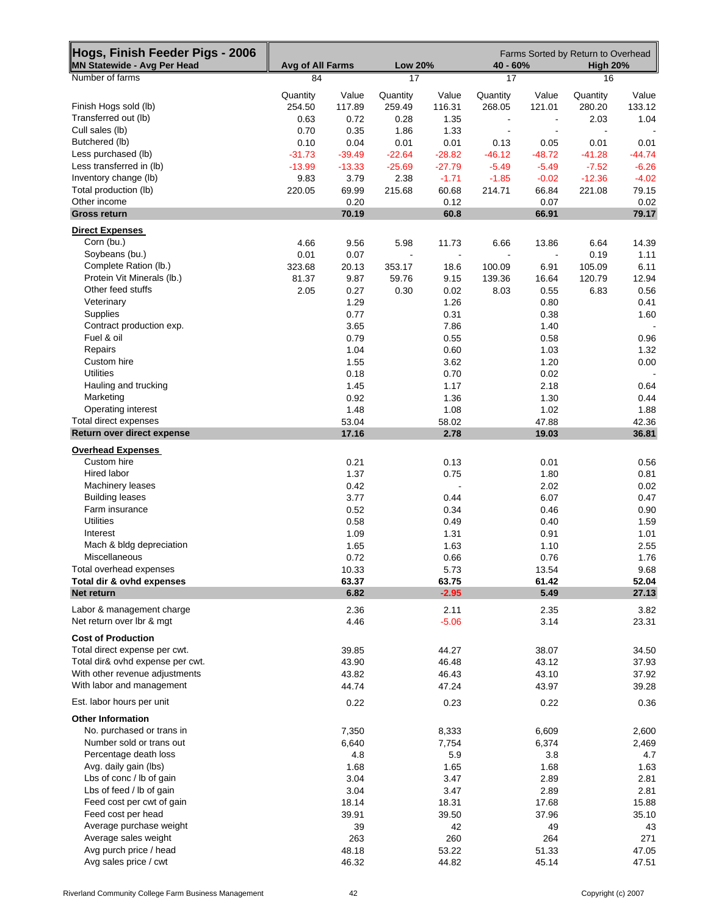| Hogs, Finish Feeder Pigs - 2006 | | | | | Farms Sorted by Return to Overhead | | | |
|---|---|---|---|---|---|---|---|---|
| MN Statewide - Avg Per Head | Avg of All Farms | | Low 20% | | 40 - 60% | | High 20% | |
| Number of farms | 84 | | 17 | | 17 | | 16 | |
| | Quantity | Value | Quantity | Value | Quantity | Value | Quantity | Value |
| Finish Hogs sold (lb) | 254.50 | 117.89 | 259.49 | 116.31 | 268.05 | 121.01 | 280.20 | 133.12 |
| Transferred out (lb) | 0.63 | 0.72 | 0.28 | 1.35 | - | - | 2.03 | 1.04 |
| Cull sales (lb) | 0.70 | 0.35 | 1.86 | 1.33 | - | - | - | - |
| Butchered (lb) | 0.10 | 0.04 | 0.01 | 0.01 | 0.13 | 0.05 | 0.01 | 0.01 |
| Less purchased (lb) | -31.73 | -39.49 | -22.64 | -28.82 | -46.12 | -48.72 | -41.28 | -44.74 |
| Less transferred in (lb) | -13.99 | -13.33 | -25.69 | -27.79 | -5.49 | -5.49 | -7.52 | -6.26 |
| Inventory change (lb) | 9.83 | 3.79 | 2.38 | -1.71 | -1.85 | -0.02 | -12.36 | -4.02 |
| Total production (lb) | 220.05 | 69.99 | 215.68 | 60.68 | 214.71 | 66.84 | 221.08 | 79.15 |
| Other income | | 0.20 | | 0.12 | | 0.07 | | 0.02 |
| **Gross return** | | **70.19** | | **60.8** | | **66.91** | | **79.17** |
| **Direct Expenses** | | | | | | | | |
| Corn (bu.) | 4.66 | 9.56 | 5.98 | 11.73 | 6.66 | 13.86 | 6.64 | 14.39 |
| Soybeans (bu.) | 0.01 | 0.07 | - | - | - | - | 0.19 | 1.11 |
| Complete Ration (lb.) | 323.68 | 20.13 | 353.17 | 18.6 | 100.09 | 6.91 | 105.09 | 6.11 |
| Protein Vit Minerals (lb.) | 81.37 | 9.87 | 59.76 | 9.15 | 139.36 | 16.64 | 120.79 | 12.94 |
| Other feed stuffs | 2.05 | 0.27 | 0.30 | 0.02 | 8.03 | 0.55 | 6.83 | 0.56 |
| Veterinary | | 1.29 | | 1.26 | | 0.80 | | 0.41 |
| Supplies | | 0.77 | | 0.31 | | 0.38 | | 1.60 |
| Contract production exp. | | 3.65 | | 7.86 | | 1.40 | | - |
| Fuel & oil | | 0.79 | | 0.55 | | 0.58 | | 0.96 |
| Repairs | | 1.04 | | 0.60 | | 1.03 | | 1.32 |
| Custom hire | | 1.55 | | 3.62 | | 1.20 | | 0.00 |
| Utilities | | 0.18 | | 0.70 | | 0.02 | | - |
| Hauling and trucking | | 1.45 | | 1.17 | | 2.18 | | 0.64 |
| Marketing | | 0.92 | | 1.36 | | 1.30 | | 0.44 |
| Operating interest | | 1.48 | | 1.08 | | 1.02 | | 1.88 |
| Total direct expenses | | 53.04 | | 58.02 | | 47.88 | | 42.36 |
| **Return over direct expense** | | **17.16** | | **2.78** | | **19.03** | | **36.81** |
| **Overhead Expenses** | | | | | | | | |
| Custom hire | | 0.21 | | 0.13 | | 0.01 | | 0.56 |
| Hired labor | | 1.37 | | 0.75 | | 1.80 | | 0.81 |
| Machinery leases | | 0.42 | | - | | 2.02 | | 0.02 |
| Building leases | | 3.77 | | 0.44 | | 6.07 | | 0.47 |
| Farm insurance | | 0.52 | | 0.34 | | 0.46 | | 0.90 |
| Utilities | | 0.58 | | 0.49 | | 0.40 | | 1.59 |
| Interest | | 1.09 | | 1.31 | | 0.91 | | 1.01 |
| Mach & bldg depreciation | | 1.65 | | 1.63 | | 1.10 | | 2.55 |
| Miscellaneous | | 0.72 | | 0.66 | | 0.76 | | 1.76 |
| Total overhead expenses | | 10.33 | | 5.73 | | 13.54 | | 9.68 |
| **Total dir & ovhd expenses** | | **63.37** | | **63.75** | | **61.42** | | **52.04** |
| **Net return** | | **6.82** | | **-2.95** | | **5.49** | | **27.13** |
| Labor & management charge | | 2.36 | | 2.11 | | 2.35 | | 3.82 |
| Net return over lbr & mgt | | 4.46 | | -5.06 | | 3.14 | | 23.31 |
| **Cost of Production** | | | | | | | | |
| Total direct expense per cwt. | | 39.85 | | 44.27 | | 38.07 | | 34.50 |
| Total dir& ovhd expense per cwt. | | 43.90 | | 46.48 | | 43.12 | | 37.93 |
| With other revenue adjustments | | 43.82 | | 46.43 | | 43.10 | | 37.92 |
| With labor and management | | 44.74 | | 47.24 | | 43.97 | | 39.28 |
| Est. labor hours per unit | | 0.22 | | 0.23 | | 0.22 | | 0.36 |
| **Other Information** | | | | | | | | |
| No. purchased or trans in | | 7,350 | | 8,333 | | 6,609 | | 2,600 |
| Number sold or trans out | | 6,640 | | 7,754 | | 6,374 | | 2,469 |
| Percentage death loss | | 4.8 | | 5.9 | | 3.8 | | 4.7 |
| Avg. daily gain (lbs) | | 1.68 | | 1.65 | | 1.68 | | 1.63 |
| Lbs of conc / lb of gain | | 3.04 | | 3.47 | | 2.89 | | 2.81 |
| Lbs of feed / lb of gain | | 3.04 | | 3.47 | | 2.89 | | 2.81 |
| Feed cost per cwt of gain | | 18.14 | | 18.31 | | 17.68 | | 15.88 |
| Feed cost per head | | 39.91 | | 39.50 | | 37.96 | | 35.10 |
| Average purchase weight | | 39 | | 42 | | 49 | | 43 |
| Average sales weight | | 263 | | 260 | | 264 | | 271 |
| Avg purch price / head | | 48.18 | | 53.22 | | 51.33 | | 47.05 |
| Avg sales price / cwt | | 46.32 | | 44.82 | | 45.14 | | 47.51 |

Riverland Community College Farm Business Management — Copyright (c) 2007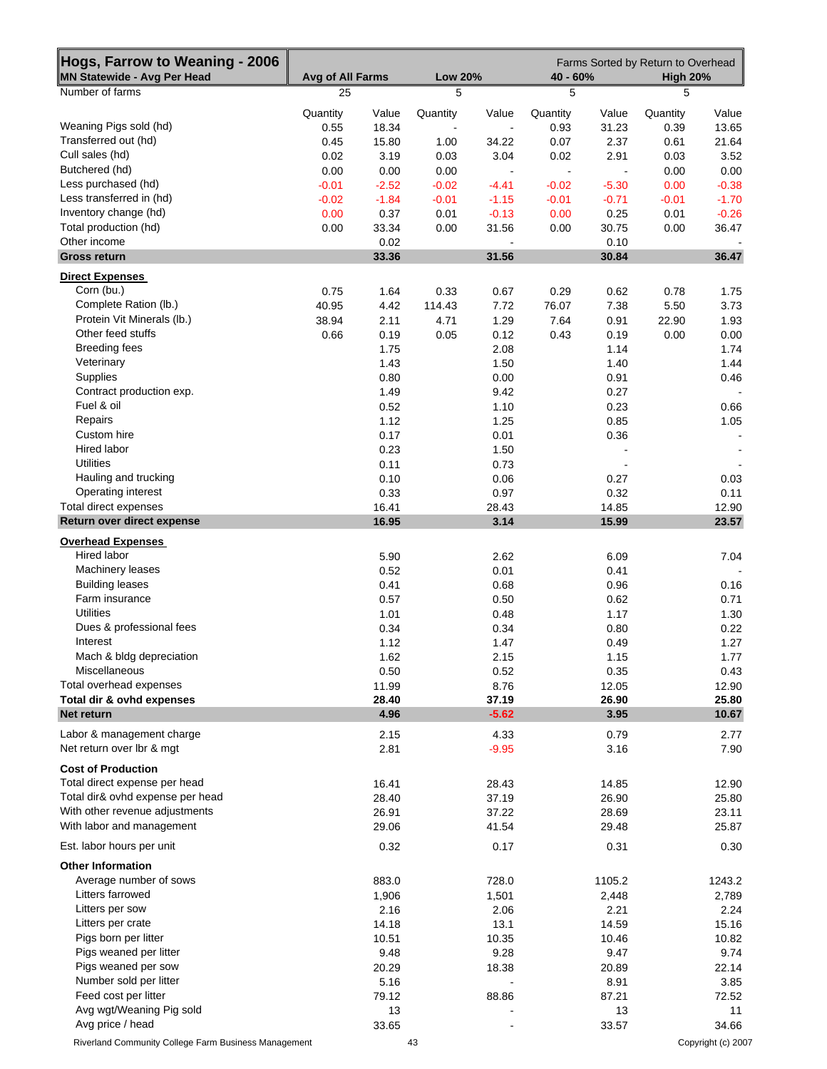| Hogs, Farrow to Weaning - 2006 | | | | | Farms Sorted by Return to Overhead | | | |
|---|---|---|---|---|---|---|---|---|
| MN Statewide - Avg Per Head | Avg of All Farms | | Low 20% | | 40 - 60% | | High 20% | |
| Number of farms | 25 | | 5 | | 5 | | 5 | |
| | Quantity | Value | Quantity | Value | Quantity | Value | Quantity | Value |
| Weaning Pigs sold (hd) | 0.55 | 18.34 | - | - | 0.93 | 31.23 | 0.39 | 13.65 |
| Transferred out (hd) | 0.45 | 15.80 | 1.00 | 34.22 | 0.07 | 2.37 | 0.61 | 21.64 |
| Cull sales (hd) | 0.02 | 3.19 | 0.03 | 3.04 | 0.02 | 2.91 | 0.03 | 3.52 |
| Butchered (hd) | 0.00 | 0.00 | 0.00 | - | - | - | 0.00 | 0.00 |
| Less purchased (hd) | -0.01 | -2.52 | -0.02 | -4.41 | -0.02 | -5.30 | 0.00 | -0.38 |
| Less transferred in (hd) | -0.02 | -1.84 | -0.01 | -1.15 | -0.01 | -0.71 | -0.01 | -1.70 |
| Inventory change (hd) | 0.00 | 0.37 | 0.01 | -0.13 | 0.00 | 0.25 | 0.01 | -0.26 |
| Total production (hd) | 0.00 | 33.34 | 0.00 | 31.56 | 0.00 | 30.75 | 0.00 | 36.47 |
| Other income | | 0.02 | | - | | 0.10 | | - |
| **Gross return** | | **33.36** | | **31.56** | | **30.84** | | **36.47** |
| **Direct Expenses** | | | | | | | | |
| Corn (bu.) | 0.75 | 1.64 | 0.33 | 0.67 | 0.29 | 0.62 | 0.78 | 1.75 |
| Complete Ration (lb.) | 40.95 | 4.42 | 114.43 | 7.72 | 76.07 | 7.38 | 5.50 | 3.73 |
| Protein Vit Minerals (lb.) | 38.94 | 2.11 | 4.71 | 1.29 | 7.64 | 0.91 | 22.90 | 1.93 |
| Other feed stuffs | 0.66 | 0.19 | 0.05 | 0.12 | 0.43 | 0.19 | 0.00 | 0.00 |
| Breeding fees | | 1.75 | | 2.08 | | 1.14 | | 1.74 |
| Veterinary | | 1.43 | | 1.50 | | 1.40 | | 1.44 |
| Supplies | | 0.80 | | 0.00 | | 0.91 | | 0.46 |
| Contract production exp. | | 1.49 | | 9.42 | | 0.27 | | - |
| Fuel & oil | | 0.52 | | 1.10 | | 0.23 | | 0.66 |
| Repairs | | 1.12 | | 1.25 | | 0.85 | | 1.05 |
| Custom hire | | 0.17 | | 0.01 | | 0.36 | | - |
| Hired labor | | 0.23 | | 1.50 | | - | | - |
| Utilities | | 0.11 | | 0.73 | | - | | - |
| Hauling and trucking | | 0.10 | | 0.06 | | 0.27 | | 0.03 |
| Operating interest | | 0.33 | | 0.97 | | 0.32 | | 0.11 |
| Total direct expenses | | 16.41 | | 28.43 | | 14.85 | | 12.90 |
| **Return over direct expense** | | **16.95** | | **3.14** | | **15.99** | | **23.57** |
| **Overhead Expenses** | | | | | | | | |
| Hired labor | | 5.90 | | 2.62 | | 6.09 | | 7.04 |
| Machinery leases | | 0.52 | | 0.01 | | 0.41 | | - |
| Building leases | | 0.41 | | 0.68 | | 0.96 | | 0.16 |
| Farm insurance | | 0.57 | | 0.50 | | 0.62 | | 0.71 |
| Utilities | | 1.01 | | 0.48 | | 1.17 | | 1.30 |
| Dues & professional fees | | 0.34 | | 0.34 | | 0.80 | | 0.22 |
| Interest | | 1.12 | | 1.47 | | 0.49 | | 1.27 |
| Mach & bldg depreciation | | 1.62 | | 2.15 | | 1.15 | | 1.77 |
| Miscellaneous | | 0.50 | | 0.52 | | 0.35 | | 0.43 |
| Total overhead expenses | | 11.99 | | 8.76 | | 12.05 | | 12.90 |
| **Total dir & ovhd expenses** | | **28.40** | | **37.19** | | **26.90** | | **25.80** |
| **Net return** | | **4.96** | | **-5.62** | | **3.95** | | **10.67** |
| Labor & management charge | | 2.15 | | 4.33 | | 0.79 | | 2.77 |
| Net return over lbr & mgt | | 2.81 | | -9.95 | | 3.16 | | 7.90 |
| **Cost of Production** | | | | | | | | |
| Total direct expense per head | | 16.41 | | 28.43 | | 14.85 | | 12.90 |
| Total dir& ovhd expense per head | | 28.40 | | 37.19 | | 26.90 | | 25.80 |
| With other revenue adjustments | | 26.91 | | 37.22 | | 28.69 | | 23.11 |
| With labor and management | | 29.06 | | 41.54 | | 29.48 | | 25.87 |
| Est. labor hours per unit | | 0.32 | | 0.17 | | 0.31 | | 0.30 |
| **Other Information** | | | | | | | | |
| Average number of sows | | 883.0 | | 728.0 | | 1105.2 | | 1243.2 |
| Litters farrowed | | 1,906 | | 1,501 | | 2,448 | | 2,789 |
| Litters per sow | | 2.16 | | 2.06 | | 2.21 | | 2.24 |
| Litters per crate | | 14.18 | | 13.1 | | 14.59 | | 15.16 |
| Pigs born per litter | | 10.51 | | 10.35 | | 10.46 | | 10.82 |
| Pigs weaned per litter | | 9.48 | | 9.28 | | 9.47 | | 9.74 |
| Pigs weaned per sow | | 20.29 | | 18.38 | | 20.89 | | 22.14 |
| Number sold per litter | | 5.16 | | - | | 8.91 | | 3.85 |
| Feed cost per litter | | 79.12 | | 88.86 | | 87.21 | | 72.52 |
| Avg wgt/Weaning Pig sold | | 13 | | - | | 13 | | 11 |
| Avg price / head | | 33.65 | | - | | 33.57 | | 34.66 |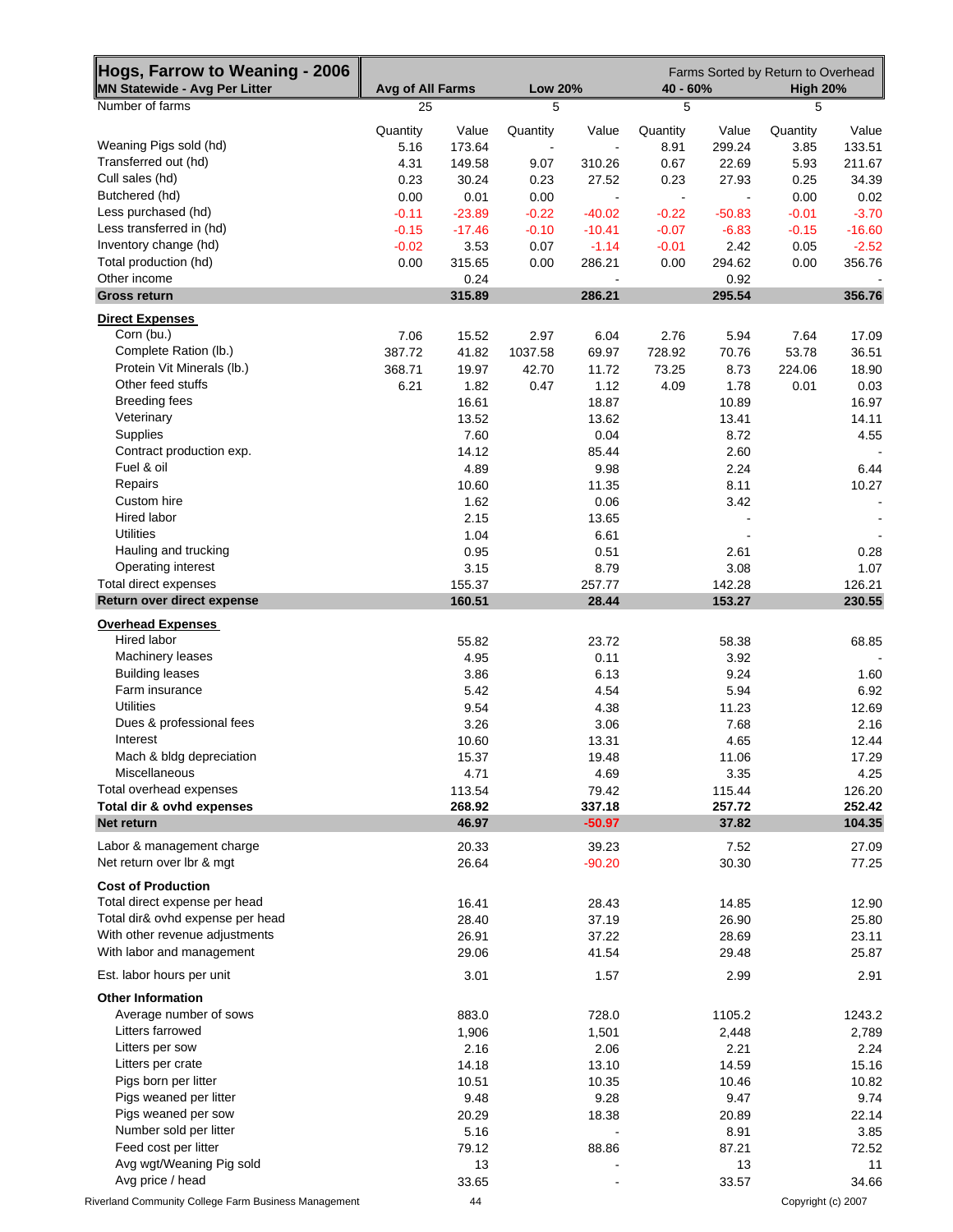| Hogs, Farrow to Weaning - 2006<br>MN Statewide - Avg Per Litter | Avg of All Farms | | Low 20% | | 40 - 60% | | High 20% | |
|---|---|---|---|---|---|---|---|---|
| | | | Farms Sorted by Return to Overhead | | | | | |
| Number of farms | 25 | | 5 | | 5 | | 5 | |
| | Quantity | Value | Quantity | Value | Quantity | Value | Quantity | Value |
| Weaning Pigs sold (hd) | 5.16 | 173.64 | - | - | 8.91 | 299.24 | 3.85 | 133.51 |
| Transferred out (hd) | 4.31 | 149.58 | 9.07 | 310.26 | 0.67 | 22.69 | 5.93 | 211.67 |
| Cull sales (hd) | 0.23 | 30.24 | 0.23 | 27.52 | 0.23 | 27.93 | 0.25 | 34.39 |
| Butchered (hd) | 0.00 | 0.01 | 0.00 | - | - | - | 0.00 | 0.02 |
| Less purchased (hd) | -0.11 | -23.89 | -0.22 | -40.02 | -0.22 | -50.83 | -0.01 | -3.70 |
| Less transferred in (hd) | -0.15 | -17.46 | -0.10 | -10.41 | -0.07 | -6.83 | -0.15 | -16.60 |
| Inventory change (hd) | -0.02 | 3.53 | 0.07 | -1.14 | -0.01 | 2.42 | 0.05 | -2.52 |
| Total production (hd) | 0.00 | 315.65 | 0.00 | 286.21 | 0.00 | 294.62 | 0.00 | 356.76 |
| Other income | | 0.24 | | - | | 0.92 | | - |
| **Gross return** | | **315.89** | | **286.21** | | **295.54** | | **356.76** |
| **Direct Expenses** | | | | | | | | |
| Corn (bu.) | 7.06 | 15.52 | 2.97 | 6.04 | 2.76 | 5.94 | 7.64 | 17.09 |
| Complete Ration (lb.) | 387.72 | 41.82 | 1037.58 | 69.97 | 728.92 | 70.76 | 53.78 | 36.51 |
| Protein Vit Minerals (lb.) | 368.71 | 19.97 | 42.70 | 11.72 | 73.25 | 8.73 | 224.06 | 18.90 |
| Other feed stuffs | 6.21 | 1.82 | 0.47 | 1.12 | 4.09 | 1.78 | 0.01 | 0.03 |
| Breeding fees | | 16.61 | | 18.87 | | 10.89 | | 16.97 |
| Veterinary | | 13.52 | | 13.62 | | 13.41 | | 14.11 |
| Supplies | | 7.60 | | 0.04 | | 8.72 | | 4.55 |
| Contract production exp. | | 14.12 | | 85.44 | | 2.60 | | - |
| Fuel & oil | | 4.89 | | 9.98 | | 2.24 | | 6.44 |
| Repairs | | 10.60 | | 11.35 | | 8.11 | | 10.27 |
| Custom hire | | 1.62 | | 0.06 | | 3.42 | | - |
| Hired labor | | 2.15 | | 13.65 | | - | | - |
| Utilities | | 1.04 | | 6.61 | | - | | - |
| Hauling and trucking | | 0.95 | | 0.51 | | 2.61 | | 0.28 |
| Operating interest | | 3.15 | | 8.79 | | 3.08 | | 1.07 |
| Total direct expenses | | 155.37 | | 257.77 | | 142.28 | | 126.21 |
| **Return over direct expense** | | **160.51** | | **28.44** | | **153.27** | | **230.55** |
| **Overhead Expenses** | | | | | | | | |
| Hired labor | | 55.82 | | 23.72 | | 58.38 | | 68.85 |
| Machinery leases | | 4.95 | | 0.11 | | 3.92 | | - |
| Building leases | | 3.86 | | 6.13 | | 9.24 | | 1.60 |
| Farm insurance | | 5.42 | | 4.54 | | 5.94 | | 6.92 |
| Utilities | | 9.54 | | 4.38 | | 11.23 | | 12.69 |
| Dues & professional fees | | 3.26 | | 3.06 | | 7.68 | | 2.16 |
| Interest | | 10.60 | | 13.31 | | 4.65 | | 12.44 |
| Mach & bldg depreciation | | 15.37 | | 19.48 | | 11.06 | | 17.29 |
| Miscellaneous | | 4.71 | | 4.69 | | 3.35 | | 4.25 |
| Total overhead expenses | | 113.54 | | 79.42 | | 115.44 | | 126.20 |
| **Total dir & ovhd expenses** | | **268.92** | | **337.18** | | **257.72** | | **252.42** |
| **Net return** | | **46.97** | | **-50.97** | | **37.82** | | **104.35** |
| Labor & management charge | | 20.33 | | 39.23 | | 7.52 | | 27.09 |
| Net return over lbr & mgt | | 26.64 | | -90.20 | | 30.30 | | 77.25 |
| **Cost of Production** | | | | | | | | |
| Total direct expense per head | | 16.41 | | 28.43 | | 14.85 | | 12.90 |
| Total dir& ovhd expense per head | | 28.40 | | 37.19 | | 26.90 | | 25.80 |
| With other revenue adjustments | | 26.91 | | 37.22 | | 28.69 | | 23.11 |
| With labor and management | | 29.06 | | 41.54 | | 29.48 | | 25.87 |
| Est. labor hours per unit | | 3.01 | | 1.57 | | 2.99 | | 2.91 |
| **Other Information** | | | | | | | | |
| Average number of sows | | 883.0 | | 728.0 | | 1105.2 | | 1243.2 |
| Litters farrowed | | 1,906 | | 1,501 | | 2,448 | | 2,789 |
| Litters per sow | | 2.16 | | 2.06 | | 2.21 | | 2.24 |
| Litters per crate | | 14.18 | | 13.10 | | 14.59 | | 15.16 |
| Pigs born per litter | | 10.51 | | 10.35 | | 10.46 | | 10.82 |
| Pigs weaned per litter | | 9.48 | | 9.28 | | 9.47 | | 9.74 |
| Pigs weaned per sow | | 20.29 | | 18.38 | | 20.89 | | 22.14 |
| Number sold per litter | | 5.16 | | - | | 8.91 | | 3.85 |
| Feed cost per litter | | 79.12 | | 88.86 | | 87.21 | | 72.52 |
| Avg wgt/Weaning Pig sold | | 13 | | - | | 13 | | 11 |
| Avg price / head | | 33.65 | | - | | 33.57 | | 34.66 |

Riverland Community College Farm Business Management — Copyright (c) 2007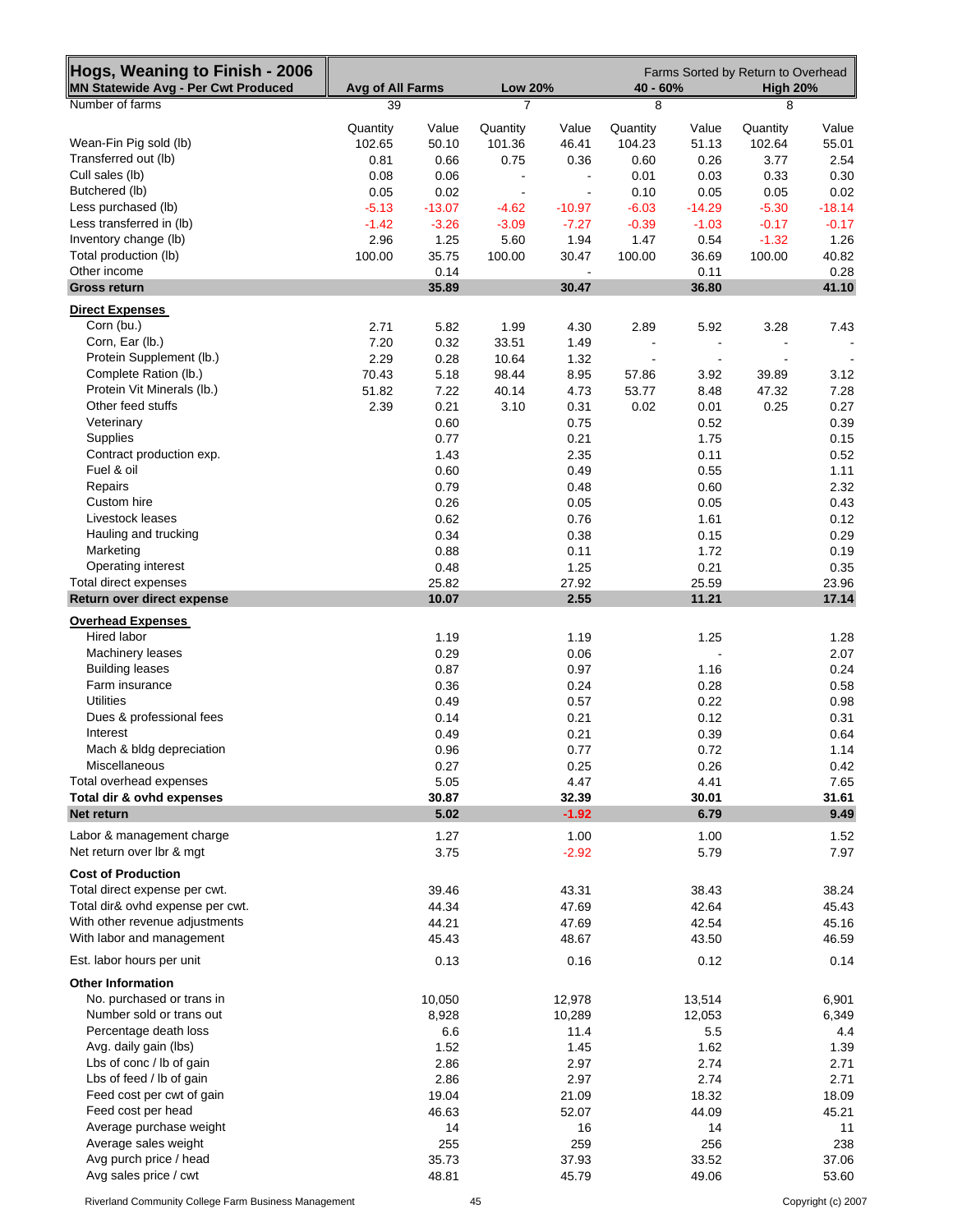| Hogs, Weaning to Finish - 2006 | | | | | | | | Farms Sorted by Return to Overhead |
|---|---|---|---|---|---|---|---|---|
| MN Statewide Avg - Per Cwt Produced | Avg of All Farms | | Low 20% | | 40 - 60% | | High 20% | |
| Number of farms | 39 | | 7 | | 8 | | 8 | |
| | Quantity | Value | Quantity | Value | Quantity | Value | Quantity | Value |
| Wean-Fin Pig sold (lb) | 102.65 | 50.10 | 101.36 | 46.41 | 104.23 | 51.13 | 102.64 | 55.01 |
| Transferred out (lb) | 0.81 | 0.66 | 0.75 | 0.36 | 0.60 | 0.26 | 3.77 | 2.54 |
| Cull sales (lb) | 0.08 | 0.06 | - | - | 0.01 | 0.03 | 0.33 | 0.30 |
| Butchered (lb) | 0.05 | 0.02 | - | - | 0.10 | 0.05 | 0.05 | 0.02 |
| Less purchased (lb) | -5.13 | -13.07 | -4.62 | -10.97 | -6.03 | -14.29 | -5.30 | -18.14 |
| Less transferred in (lb) | -1.42 | -3.26 | -3.09 | -7.27 | -0.39 | -1.03 | -0.17 | -0.17 |
| Inventory change (lb) | 2.96 | 1.25 | 5.60 | 1.94 | 1.47 | 0.54 | -1.32 | 1.26 |
| Total production (lb) | 100.00 | 35.75 | 100.00 | 30.47 | 100.00 | 36.69 | 100.00 | 40.82 |
| Other income | | 0.14 | | - | | 0.11 | | 0.28 |
| **Gross return** | | **35.89** | | **30.47** | | **36.80** | | **41.10** |
| **Direct Expenses** | | | | | | | | |
| Corn (bu.) | 2.71 | 5.82 | 1.99 | 4.30 | 2.89 | 5.92 | 3.28 | 7.43 |
| Corn, Ear (lb.) | 7.20 | 0.32 | 33.51 | 1.49 | - | - | - | - |
| Protein Supplement (lb.) | 2.29 | 0.28 | 10.64 | 1.32 | - | - | - | - |
| Complete Ration (lb.) | 70.43 | 5.18 | 98.44 | 8.95 | 57.86 | 3.92 | 39.89 | 3.12 |
| Protein Vit Minerals (lb.) | 51.82 | 7.22 | 40.14 | 4.73 | 53.77 | 8.48 | 47.32 | 7.28 |
| Other feed stuffs | 2.39 | 0.21 | 3.10 | 0.31 | 0.02 | 0.01 | 0.25 | 0.27 |
| Veterinary | | 0.60 | | 0.75 | | 0.52 | | 0.39 |
| Supplies | | 0.77 | | 0.21 | | 1.75 | | 0.15 |
| Contract production exp. | | 1.43 | | 2.35 | | 0.11 | | 0.52 |
| Fuel & oil | | 0.60 | | 0.49 | | 0.55 | | 1.11 |
| Repairs | | 0.79 | | 0.48 | | 0.60 | | 2.32 |
| Custom hire | | 0.26 | | 0.05 | | 0.05 | | 0.43 |
| Livestock leases | | 0.62 | | 0.76 | | 1.61 | | 0.12 |
| Hauling and trucking | | 0.34 | | 0.38 | | 0.15 | | 0.29 |
| Marketing | | 0.88 | | 0.11 | | 1.72 | | 0.19 |
| Operating interest | | 0.48 | | 1.25 | | 0.21 | | 0.35 |
| Total direct expenses | | 25.82 | | 27.92 | | 25.59 | | 23.96 |
| **Return over direct expense** | | **10.07** | | **2.55** | | **11.21** | | **17.14** |
| **Overhead Expenses** | | | | | | | | |
| Hired labor | | 1.19 | | 1.19 | | 1.25 | | 1.28 |
| Machinery leases | | 0.29 | | 0.06 | | - | | 2.07 |
| Building leases | | 0.87 | | 0.97 | | 1.16 | | 0.24 |
| Farm insurance | | 0.36 | | 0.24 | | 0.28 | | 0.58 |
| Utilities | | 0.49 | | 0.57 | | 0.22 | | 0.98 |
| Dues & professional fees | | 0.14 | | 0.21 | | 0.12 | | 0.31 |
| Interest | | 0.49 | | 0.21 | | 0.39 | | 0.64 |
| Mach & bldg depreciation | | 0.96 | | 0.77 | | 0.72 | | 1.14 |
| Miscellaneous | | 0.27 | | 0.25 | | 0.26 | | 0.42 |
| Total overhead expenses | | 5.05 | | 4.47 | | 4.41 | | 7.65 |
| **Total dir & ovhd expenses** | | **30.87** | | **32.39** | | **30.01** | | **31.61** |
| **Net return** | | **5.02** | | **-1.92** | | **6.79** | | **9.49** |
| Labor & management charge | | 1.27 | | 1.00 | | 1.00 | | 1.52 |
| Net return over lbr & mgt | | 3.75 | | -2.92 | | 5.79 | | 7.97 |
| **Cost of Production** | | | | | | | | |
| Total direct expense per cwt. | | 39.46 | | 43.31 | | 38.43 | | 38.24 |
| Total dir& ovhd expense per cwt. | | 44.34 | | 47.69 | | 42.64 | | 45.43 |
| With other revenue adjustments | | 44.21 | | 47.69 | | 42.54 | | 45.16 |
| With labor and management | | 45.43 | | 48.67 | | 43.50 | | 46.59 |
| Est. labor hours per unit | | 0.13 | | 0.16 | | 0.12 | | 0.14 |
| **Other Information** | | | | | | | | |
| No. purchased or trans in | | 10,050 | | 12,978 | | 13,514 | | 6,901 |
| Number sold or trans out | | 8,928 | | 10,289 | | 12,053 | | 6,349 |
| Percentage death loss | | 6.6 | | 11.4 | | 5.5 | | 4.4 |
| Avg. daily gain (lbs) | | 1.52 | | 1.45 | | 1.62 | | 1.39 |
| Lbs of conc / lb of gain | | 2.86 | | 2.97 | | 2.74 | | 2.71 |
| Lbs of feed / lb of gain | | 2.86 | | 2.97 | | 2.74 | | 2.71 |
| Feed cost per cwt of gain | | 19.04 | | 21.09 | | 18.32 | | 18.09 |
| Feed cost per head | | 46.63 | | 52.07 | | 44.09 | | 45.21 |
| Average purchase weight | | 14 | | 16 | | 14 | | 11 |
| Average sales weight | | 255 | | 259 | | 256 | | 238 |
| Avg purch price / head | | 35.73 | | 37.93 | | 33.52 | | 37.06 |
| Avg sales price / cwt | | 48.81 | | 45.79 | | 49.06 | | 53.60 |

Riverland Community College Farm Business Management

Copyright (c) 2007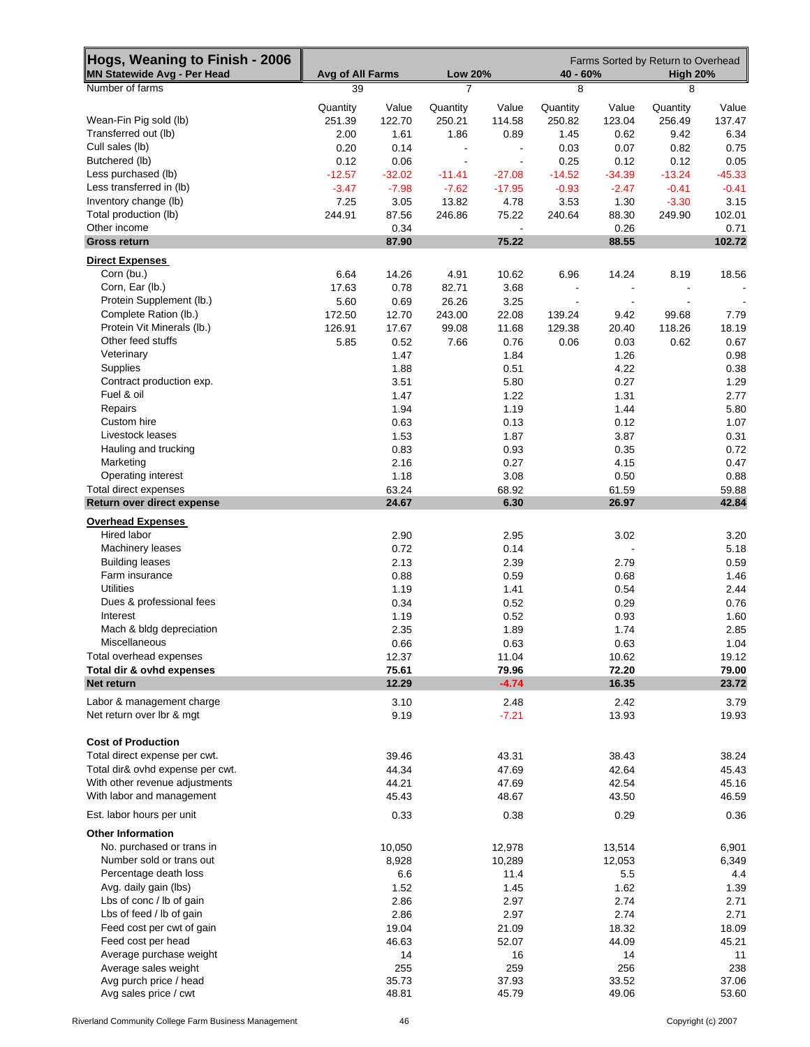| Hogs, Weaning to Finish - 2006 | | | | | | | Farms Sorted by Return to Overhead | |
|---|---|---|---|---|---|---|---|---|
| MN Statewide Avg - Per Head | Avg of All Farms | | Low 20% | | 40 - 60% | | High 20% | |
| Number of farms | 39 | | 7 | | 8 | | 8 | |
| | Quantity | Value | Quantity | Value | Quantity | Value | Quantity | Value |
| Wean-Fin Pig sold (lb) | 251.39 | 122.70 | 250.21 | 114.58 | 250.82 | 123.04 | 256.49 | 137.47 |
| Transferred out (lb) | 2.00 | 1.61 | 1.86 | 0.89 | 1.45 | 0.62 | 9.42 | 6.34 |
| Cull sales (lb) | 0.20 | 0.14 | - | - | 0.03 | 0.07 | 0.82 | 0.75 |
| Butchered (lb) | 0.12 | 0.06 | - | - | 0.25 | 0.12 | 0.12 | 0.05 |
| Less purchased (lb) | -12.57 | -32.02 | -11.41 | -27.08 | -14.52 | -34.39 | -13.24 | -45.33 |
| Less transferred in (lb) | -3.47 | -7.98 | -7.62 | -17.95 | -0.93 | -2.47 | -0.41 | -0.41 |
| Inventory change (lb) | 7.25 | 3.05 | 13.82 | 4.78 | 3.53 | 1.30 | -3.30 | 3.15 |
| Total production (lb) | 244.91 | 87.56 | 246.86 | 75.22 | 240.64 | 88.30 | 249.90 | 102.01 |
| Other income | | 0.34 | | - | | 0.26 | | 0.71 |
| **Gross return** | | **87.90** | | **75.22** | | **88.55** | | **102.72** |
| **Direct Expenses** | | | | | | | | |
| Corn (bu.) | 6.64 | 14.26 | 4.91 | 10.62 | 6.96 | 14.24 | 8.19 | 18.56 |
| Corn, Ear (lb.) | 17.63 | 0.78 | 82.71 | 3.68 | - | - | - | - |
| Protein Supplement (lb.) | 5.60 | 0.69 | 26.26 | 3.25 | - | - | - | - |
| Complete Ration (lb.) | 172.50 | 12.70 | 243.00 | 22.08 | 139.24 | 9.42 | 99.68 | 7.79 |
| Protein Vit Minerals (lb.) | 126.91 | 17.67 | 99.08 | 11.68 | 129.38 | 20.40 | 118.26 | 18.19 |
| Other feed stuffs | 5.85 | 0.52 | 7.66 | 0.76 | 0.06 | 0.03 | 0.62 | 0.67 |
| Veterinary | | 1.47 | | 1.84 | | 1.26 | | 0.98 |
| Supplies | | 1.88 | | 0.51 | | 4.22 | | 0.38 |
| Contract production exp. | | 3.51 | | 5.80 | | 0.27 | | 1.29 |
| Fuel & oil | | 1.47 | | 1.22 | | 1.31 | | 2.77 |
| Repairs | | 1.94 | | 1.19 | | 1.44 | | 5.80 |
| Custom hire | | 0.63 | | 0.13 | | 0.12 | | 1.07 |
| Livestock leases | | 1.53 | | 1.87 | | 3.87 | | 0.31 |
| Hauling and trucking | | 0.83 | | 0.93 | | 0.35 | | 0.72 |
| Marketing | | 2.16 | | 0.27 | | 4.15 | | 0.47 |
| Operating interest | | 1.18 | | 3.08 | | 0.50 | | 0.88 |
| Total direct expenses | | 63.24 | | 68.92 | | 61.59 | | 59.88 |
| **Return over direct expense** | | **24.67** | | **6.30** | | **26.97** | | **42.84** |
| **Overhead Expenses** | | | | | | | | |
| Hired labor | | 2.90 | | 2.95 | | 3.02 | | 3.20 |
| Machinery leases | | 0.72 | | 0.14 | | - | | 5.18 |
| Building leases | | 2.13 | | 2.39 | | 2.79 | | 0.59 |
| Farm insurance | | 0.88 | | 0.59 | | 0.68 | | 1.46 |
| Utilities | | 1.19 | | 1.41 | | 0.54 | | 2.44 |
| Dues & professional fees | | 0.34 | | 0.52 | | 0.29 | | 0.76 |
| Interest | | 1.19 | | 0.52 | | 0.93 | | 1.60 |
| Mach & bldg depreciation | | 2.35 | | 1.89 | | 1.74 | | 2.85 |
| Miscellaneous | | 0.66 | | 0.63 | | 0.63 | | 1.04 |
| Total overhead expenses | | 12.37 | | 11.04 | | 10.62 | | 19.12 |
| **Total dir & ovhd expenses** | | **75.61** | | **79.96** | | **72.20** | | **79.00** |
| **Net return** | | **12.29** | | **-4.74** | | **16.35** | | **23.72** |
| Labor & management charge | | 3.10 | | 2.48 | | 2.42 | | 3.79 |
| Net return over lbr & mgt | | 9.19 | | -7.21 | | 13.93 | | 19.93 |
| **Cost of Production** | | | | | | | | |
| Total direct expense per cwt. | | 39.46 | | 43.31 | | 38.43 | | 38.24 |
| Total dir& ovhd expense per cwt. | | 44.34 | | 47.69 | | 42.64 | | 45.43 |
| With other revenue adjustments | | 44.21 | | 47.69 | | 42.54 | | 45.16 |
| With labor and management | | 45.43 | | 48.67 | | 43.50 | | 46.59 |
| Est. labor hours per unit | | 0.33 | | 0.38 | | 0.29 | | 0.36 |
| **Other Information** | | | | | | | | |
| No. purchased or trans in | | 10,050 | | 12,978 | | 13,514 | | 6,901 |
| Number sold or trans out | | 8,928 | | 10,289 | | 12,053 | | 6,349 |
| Percentage death loss | | 6.6 | | 11.4 | | 5.5 | | 4.4 |
| Avg. daily gain (lbs) | | 1.52 | | 1.45 | | 1.62 | | 1.39 |
| Lbs of conc / lb of gain | | 2.86 | | 2.97 | | 2.74 | | 2.71 |
| Lbs of feed / lb of gain | | 2.86 | | 2.97 | | 2.74 | | 2.71 |
| Feed cost per cwt of gain | | 19.04 | | 21.09 | | 18.32 | | 18.09 |
| Feed cost per head | | 46.63 | | 52.07 | | 44.09 | | 45.21 |
| Average purchase weight | | 14 | | 16 | | 14 | | 11 |
| Average sales weight | | 255 | | 259 | | 256 | | 238 |
| Avg purch price / head | | 35.73 | | 37.93 | | 33.52 | | 37.06 |
| Avg sales price / cwt | | 48.81 | | 45.79 | | 49.06 | | 53.60 |

Riverland Community College Farm Business Management

Copyright (c) 2007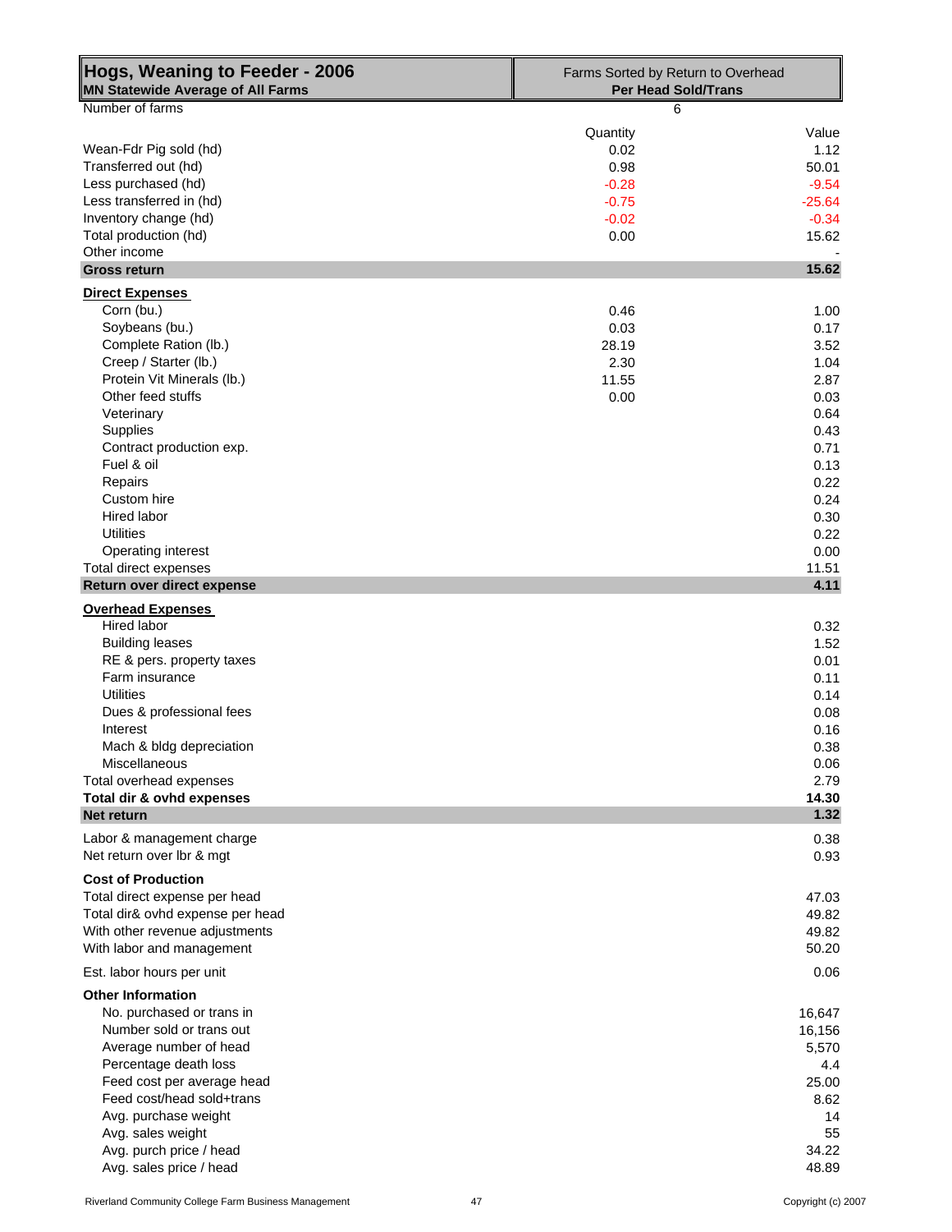| Hogs, Weaning to Feeder - 2006<br>MN Statewide Average of All Farms | Farms Sorted by Return to Overhead<br>**Per Head Sold/Trans** | |
|---|---|---|
| Number of farms | 6 | |
| | Quantity | Value |
| Wean-Fdr Pig sold (hd) | 0.02 | 1.12 |
| Transferred out (hd) | 0.98 | 50.01 |
| Less purchased (hd) | -0.28 | -9.54 |
| Less transferred in (hd) | -0.75 | -25.64 |
| Inventory change (hd) | -0.02 | -0.34 |
| Total production (hd) | 0.00 | 15.62 |
| Other income | | - |
| **Gross return** | | **15.62** |
| **Direct Expenses** | | |
| Corn (bu.) | 0.46 | 1.00 |
| Soybeans (bu.) | 0.03 | 0.17 |
| Complete Ration (lb.) | 28.19 | 3.52 |
| Creep / Starter (lb.) | 2.30 | 1.04 |
| Protein Vit Minerals (lb.) | 11.55 | 2.87 |
| Other feed stuffs | 0.00 | 0.03 |
| Veterinary | | 0.64 |
| Supplies | | 0.43 |
| Contract production exp. | | 0.71 |
| Fuel & oil | | 0.13 |
| Repairs | | 0.22 |
| Custom hire | | 0.24 |
| Hired labor | | 0.30 |
| Utilities | | 0.22 |
| Operating interest | | 0.00 |
| Total direct expenses | | 11.51 |
| **Return over direct expense** | | **4.11** |
| **Overhead Expenses** | | |
| Hired labor | | 0.32 |
| Building leases | | 1.52 |
| RE & pers. property taxes | | 0.01 |
| Farm insurance | | 0.11 |
| Utilities | | 0.14 |
| Dues & professional fees | | 0.08 |
| Interest | | 0.16 |
| Mach & bldg depreciation | | 0.38 |
| Miscellaneous | | 0.06 |
| Total overhead expenses | | 2.79 |
| **Total dir & ovhd expenses** | | **14.30** |
| **Net return** | | **1.32** |
| Labor & management charge | | 0.38 |
| Net return over lbr & mgt | | 0.93 |
| **Cost of Production** | | |
| Total direct expense per head | | 47.03 |
| Total dir& ovhd expense per head | | 49.82 |
| With other revenue adjustments | | 49.82 |
| With labor and management | | 50.20 |
| Est. labor hours per unit | | 0.06 |
| **Other Information** | | |
| No. purchased or trans in | | 16,647 |
| Number sold or trans out | | 16,156 |
| Average number of head | | 5,570 |
| Percentage death loss | | 4.4 |
| Feed cost per average head | | 25.00 |
| Feed cost/head sold+trans | | 8.62 |
| Avg. purchase weight | | 14 |
| Avg. sales weight | | 55 |
| Avg. purch price / head | | 34.22 |
| Avg. sales price / head | | 48.89 |

Riverland Community College Farm Business Management    Copyright (c) 2007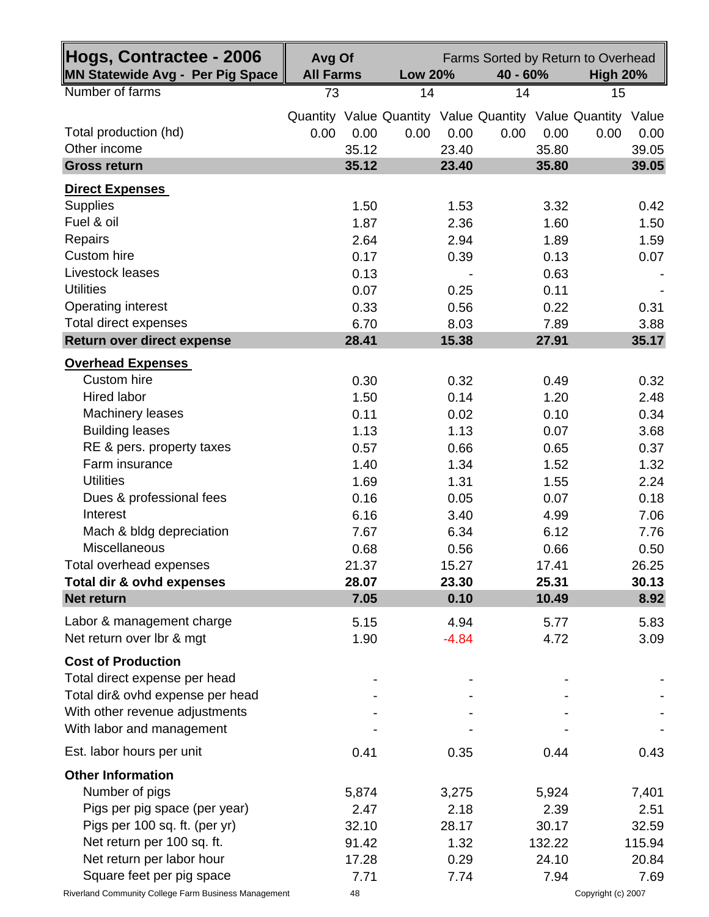| **Hogs, Contractee - 2006** | **Avg Of** | | Farms Sorted by Return to Overhead | | | | | |
|---|---|---|---|---|---|---|---|---|
| **MN Statewide Avg - Per Pig Space** | **All Farms** | | **Low 20%** | | **40 - 60%** | | **High 20%** | |
| Number of farms | 73 | | 14 | | 14 | | 15 | |
| | Quantity | Value | Quantity | Value | Quantity | Value | Quantity | Value |
| Total production (hd) | 0.00 | 0.00 | 0.00 | 0.00 | 0.00 | 0.00 | 0.00 | 0.00 |
| Other income | | 35.12 | | 23.40 | | 35.80 | | 39.05 |
| **Gross return** | | **35.12** | | **23.40** | | **35.80** | | **39.05** |
| **Direct Expenses** | | | | | | | | |
| Supplies | | 1.50 | | 1.53 | | 3.32 | | 0.42 |
| Fuel & oil | | 1.87 | | 2.36 | | 1.60 | | 1.50 |
| Repairs | | 2.64 | | 2.94 | | 1.89 | | 1.59 |
| Custom hire | | 0.17 | | 0.39 | | 0.13 | | 0.07 |
| Livestock leases | | 0.13 | | - | | 0.63 | | - |
| Utilities | | 0.07 | | 0.25 | | 0.11 | | - |
| Operating interest | | 0.33 | | 0.56 | | 0.22 | | 0.31 |
| Total direct expenses | | 6.70 | | 8.03 | | 7.89 | | 3.88 |
| **Return over direct expense** | | **28.41** | | **15.38** | | **27.91** | | **35.17** |
| **Overhead Expenses** | | | | | | | | |
| Custom hire | | 0.30 | | 0.32 | | 0.49 | | 0.32 |
| Hired labor | | 1.50 | | 0.14 | | 1.20 | | 2.48 |
| Machinery leases | | 0.11 | | 0.02 | | 0.10 | | 0.34 |
| Building leases | | 1.13 | | 1.13 | | 0.07 | | 3.68 |
| RE & pers. property taxes | | 0.57 | | 0.66 | | 0.65 | | 0.37 |
| Farm insurance | | 1.40 | | 1.34 | | 1.52 | | 1.32 |
| Utilities | | 1.69 | | 1.31 | | 1.55 | | 2.24 |
| Dues & professional fees | | 0.16 | | 0.05 | | 0.07 | | 0.18 |
| Interest | | 6.16 | | 3.40 | | 4.99 | | 7.06 |
| Mach & bldg depreciation | | 7.67 | | 6.34 | | 6.12 | | 7.76 |
| Miscellaneous | | 0.68 | | 0.56 | | 0.66 | | 0.50 |
| Total overhead expenses | | 21.37 | | 15.27 | | 17.41 | | 26.25 |
| **Total dir & ovhd expenses** | | **28.07** | | **23.30** | | **25.31** | | **30.13** |
| **Net return** | | **7.05** | | **0.10** | | **10.49** | | **8.92** |
| Labor & management charge | | 5.15 | | 4.94 | | 5.77 | | 5.83 |
| Net return over lbr & mgt | | 1.90 | | -4.84 | | 4.72 | | 3.09 |
| **Cost of Production** | | | | | | | | |
| Total direct expense per head | | - | | - | | - | | - |
| Total dir& ovhd expense per head | | - | | - | | - | | - |
| With other revenue adjustments | | - | | - | | - | | - |
| With labor and management | | - | | - | | - | | - |
| Est. labor hours per unit | | 0.41 | | 0.35 | | 0.44 | | 0.43 |
| **Other Information** | | | | | | | | |
| Number of pigs | | 5,874 | | 3,275 | | 5,924 | | 7,401 |
| Pigs per pig space (per year) | | 2.47 | | 2.18 | | 2.39 | | 2.51 |
| Pigs per 100 sq. ft. (per yr) | | 32.10 | | 28.17 | | 30.17 | | 32.59 |
| Net return per 100 sq. ft. | | 91.42 | | 1.32 | | 132.22 | | 115.94 |
| Net return per labor hour | | 17.28 | | 0.29 | | 24.10 | | 20.84 |
| Square feet per pig space | | 7.71 | | 7.74 | | 7.94 | | 7.69 |

Riverland Community College Farm Business Management

Copyright (c) 2007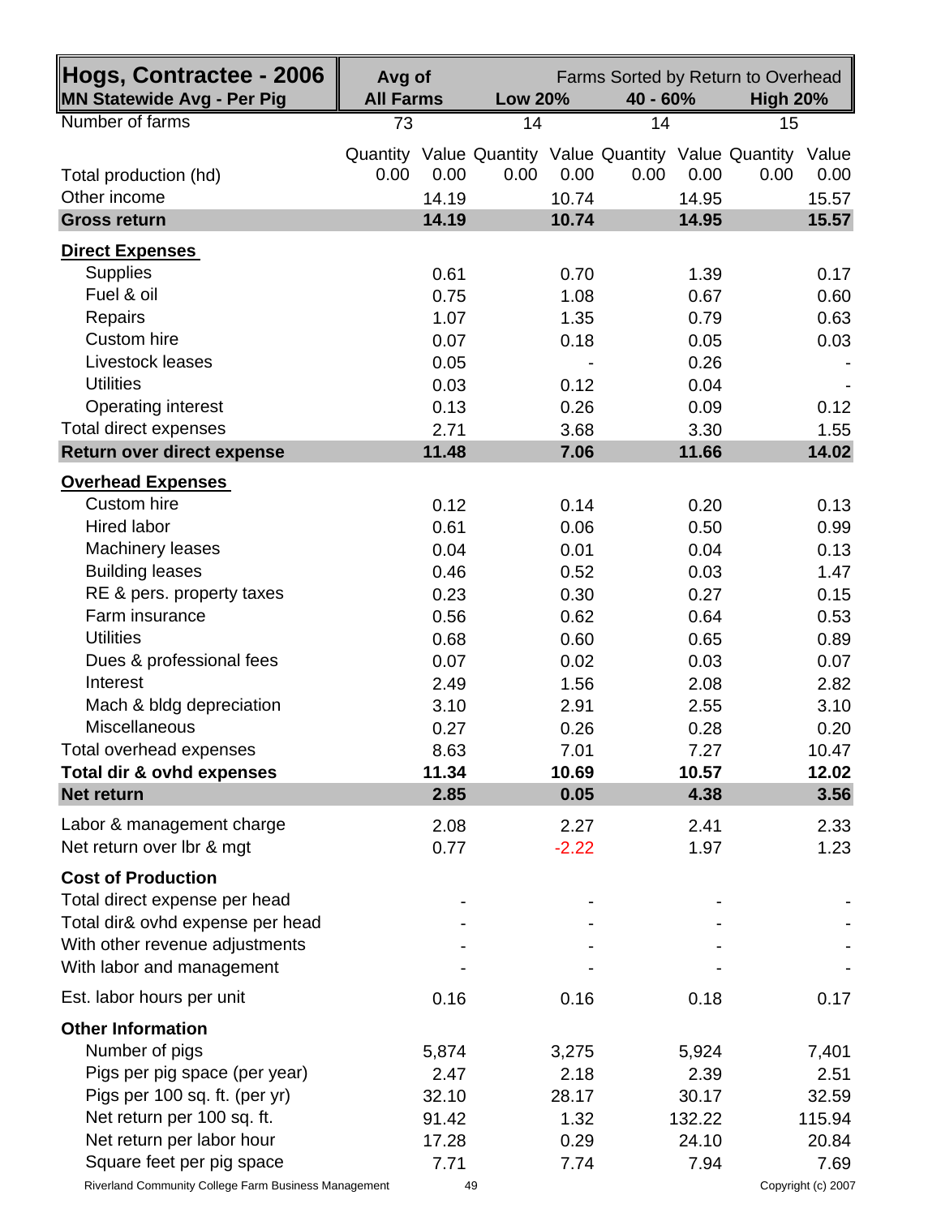| **Hogs, Contractee - 2006**<br>**MN Statewide Avg - Per Pig** | **Avg of All Farms** | | Farms Sorted by Return to Overhead | | | | | |
|---|---|---|---|---|---|---|---|---|
| | | | **Low 20%** | | **40 - 60%** | | **High 20%** | |
| Number of farms | 73 | | 14 | | 14 | | 15 | |
| | Quantity | Value | Quantity | Value | Quantity | Value | Quantity | Value |
| Total production (hd) | 0.00 | 0.00 | 0.00 | 0.00 | 0.00 | 0.00 | 0.00 | 0.00 |
| Other income | | 14.19 | | 10.74 | | 14.95 | | 15.57 |
| **Gross return** | | **14.19** | | **10.74** | | **14.95** | | **15.57** |
| **Direct Expenses** | | | | | | | | |
| Supplies | | 0.61 | | 0.70 | | 1.39 | | 0.17 |
| Fuel & oil | | 0.75 | | 1.08 | | 0.67 | | 0.60 |
| Repairs | | 1.07 | | 1.35 | | 0.79 | | 0.63 |
| Custom hire | | 0.07 | | 0.18 | | 0.05 | | 0.03 |
| Livestock leases | | 0.05 | | - | | 0.26 | | - |
| Utilities | | 0.03 | | 0.12 | | 0.04 | | - |
| Operating interest | | 0.13 | | 0.26 | | 0.09 | | 0.12 |
| Total direct expenses | | 2.71 | | 3.68 | | 3.30 | | 1.55 |
| **Return over direct expense** | | **11.48** | | **7.06** | | **11.66** | | **14.02** |
| **Overhead Expenses** | | | | | | | | |
| Custom hire | | 0.12 | | 0.14 | | 0.20 | | 0.13 |
| Hired labor | | 0.61 | | 0.06 | | 0.50 | | 0.99 |
| Machinery leases | | 0.04 | | 0.01 | | 0.04 | | 0.13 |
| Building leases | | 0.46 | | 0.52 | | 0.03 | | 1.47 |
| RE & pers. property taxes | | 0.23 | | 0.30 | | 0.27 | | 0.15 |
| Farm insurance | | 0.56 | | 0.62 | | 0.64 | | 0.53 |
| Utilities | | 0.68 | | 0.60 | | 0.65 | | 0.89 |
| Dues & professional fees | | 0.07 | | 0.02 | | 0.03 | | 0.07 |
| Interest | | 2.49 | | 1.56 | | 2.08 | | 2.82 |
| Mach & bldg depreciation | | 3.10 | | 2.91 | | 2.55 | | 3.10 |
| Miscellaneous | | 0.27 | | 0.26 | | 0.28 | | 0.20 |
| Total overhead expenses | | 8.63 | | 7.01 | | 7.27 | | 10.47 |
| **Total dir & ovhd expenses** | | **11.34** | | **10.69** | | **10.57** | | **12.02** |
| **Net return** | | **2.85** | | **0.05** | | **4.38** | | **3.56** |
| Labor & management charge | | 2.08 | | 2.27 | | 2.41 | | 2.33 |
| Net return over lbr & mgt | | 0.77 | | -2.22 | | 1.97 | | 1.23 |
| **Cost of Production** | | | | | | | | |
| Total direct expense per head | | - | | - | | - | | - |
| Total dir& ovhd expense per head | | - | | - | | - | | - |
| With other revenue adjustments | | - | | - | | - | | - |
| With labor and management | | - | | - | | - | | - |
| Est. labor hours per unit | | 0.16 | | 0.16 | | 0.18 | | 0.17 |
| **Other Information** | | | | | | | | |
| Number of pigs | | 5,874 | | 3,275 | | 5,924 | | 7,401 |
| Pigs per pig space (per year) | | 2.47 | | 2.18 | | 2.39 | | 2.51 |
| Pigs per 100 sq. ft. (per yr) | | 32.10 | | 28.17 | | 30.17 | | 32.59 |
| Net return per 100 sq. ft. | | 91.42 | | 1.32 | | 132.22 | | 115.94 |
| Net return per labor hour | | 17.28 | | 0.29 | | 24.10 | | 20.84 |
| Square feet per pig space | | 7.71 | | 7.74 | | 7.94 | | 7.69 |

Riverland Community College Farm Business Management — Copyright (c) 2007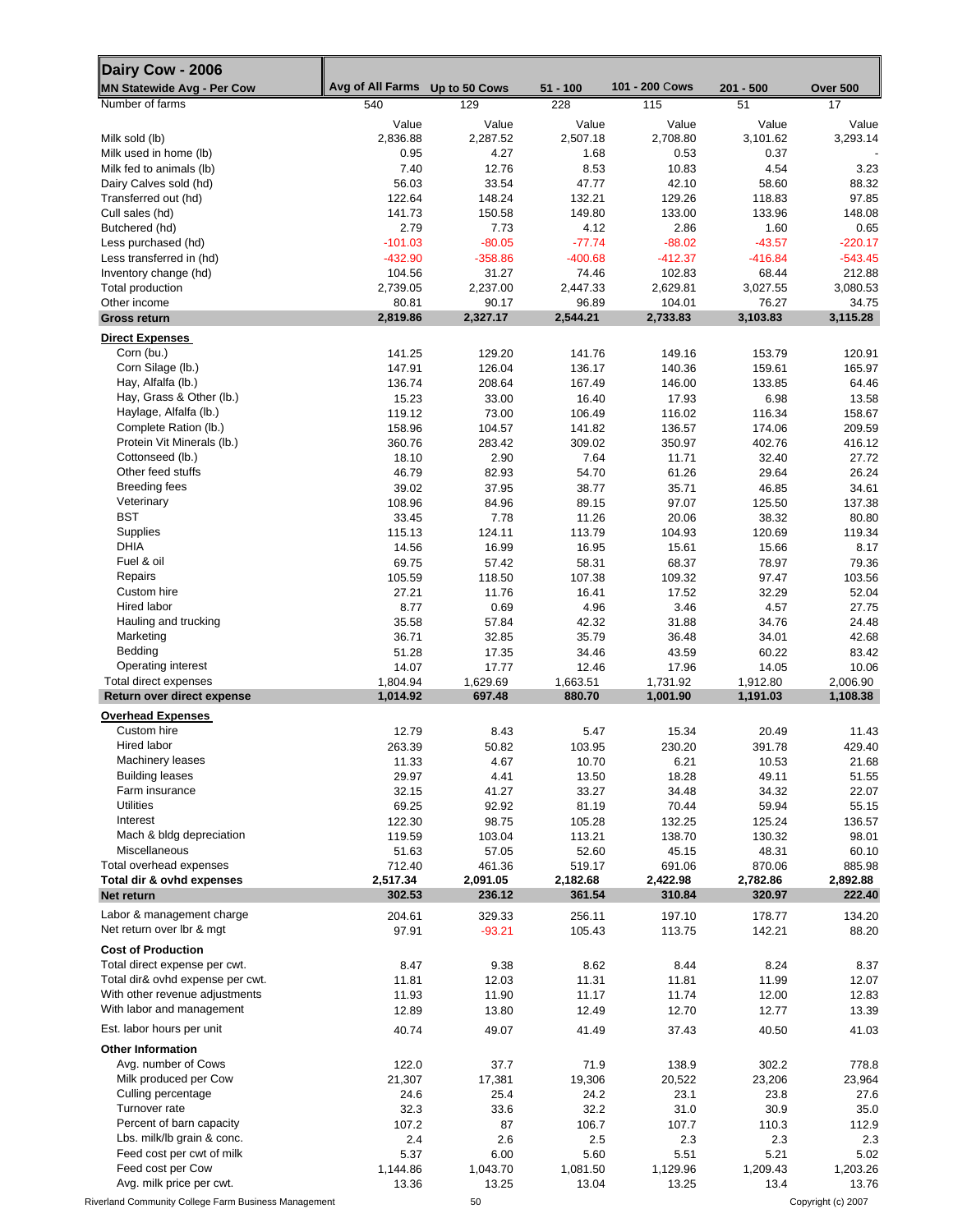| Dairy Cow - 2006<br>MN Statewide Avg - Per Cow | Avg of All Farms | Up to 50 Cows | 51 - 100 | 101 - 200 Cows | 201 - 500 | Over 500 |
|---|---|---|---|---|---|---|
| Number of farms | 540 | 129 | 228 | 115 | 51 | 17 |
| | Value | Value | Value | Value | Value | Value |
| Milk sold (lb) | 2,836.88 | 2,287.52 | 2,507.18 | 2,708.80 | 3,101.62 | 3,293.14 |
| Milk used in home (lb) | 0.95 | 4.27 | 1.68 | 0.53 | 0.37 | - |
| Milk fed to animals (lb) | 7.40 | 12.76 | 8.53 | 10.83 | 4.54 | 3.23 |
| Dairy Calves sold (hd) | 56.03 | 33.54 | 47.77 | 42.10 | 58.60 | 88.32 |
| Transferred out (hd) | 122.64 | 148.24 | 132.21 | 129.26 | 118.83 | 97.85 |
| Cull sales (hd) | 141.73 | 150.58 | 149.80 | 133.00 | 133.96 | 148.08 |
| Butchered (hd) | 2.79 | 7.73 | 4.12 | 2.86 | 1.60 | 0.65 |
| Less purchased (hd) | -101.03 | -80.05 | -77.74 | -88.02 | -43.57 | -220.17 |
| Less transferred in (hd) | -432.90 | -358.86 | -400.68 | -412.37 | -416.84 | -543.45 |
| Inventory change (hd) | 104.56 | 31.27 | 74.46 | 102.83 | 68.44 | 212.88 |
| Total production | 2,739.05 | 2,237.00 | 2,447.33 | 2,629.81 | 3,027.55 | 3,080.53 |
| Other income | 80.81 | 90.17 | 96.89 | 104.01 | 76.27 | 34.75 |
| **Gross return** | **2,819.86** | **2,327.17** | **2,544.21** | **2,733.83** | **3,103.83** | **3,115.28** |
| **Direct Expenses** | | | | | | |
| Corn (bu.) | 141.25 | 129.20 | 141.76 | 149.16 | 153.79 | 120.91 |
| Corn Silage (lb.) | 147.91 | 126.04 | 136.17 | 140.36 | 159.61 | 165.97 |
| Hay, Alfalfa (lb.) | 136.74 | 208.64 | 167.49 | 146.00 | 133.85 | 64.46 |
| Hay, Grass & Other (lb.) | 15.23 | 33.00 | 16.40 | 17.93 | 6.98 | 13.58 |
| Haylage, Alfalfa (lb.) | 119.12 | 73.00 | 106.49 | 116.02 | 116.34 | 158.67 |
| Complete Ration (lb.) | 158.96 | 104.57 | 141.82 | 136.57 | 174.06 | 209.59 |
| Protein Vit Minerals (lb.) | 360.76 | 283.42 | 309.02 | 350.97 | 402.76 | 416.12 |
| Cottonseed (lb.) | 18.10 | 2.90 | 7.64 | 11.71 | 32.40 | 27.72 |
| Other feed stuffs | 46.79 | 82.93 | 54.70 | 61.26 | 29.64 | 26.24 |
| Breeding fees | 39.02 | 37.95 | 38.77 | 35.71 | 46.85 | 34.61 |
| Veterinary | 108.96 | 84.96 | 89.15 | 97.07 | 125.50 | 137.38 |
| BST | 33.45 | 7.78 | 11.26 | 20.06 | 38.32 | 80.80 |
| Supplies | 115.13 | 124.11 | 113.79 | 104.93 | 120.69 | 119.34 |
| DHIA | 14.56 | 16.99 | 16.95 | 15.61 | 15.66 | 8.17 |
| Fuel & oil | 69.75 | 57.42 | 58.31 | 68.37 | 78.97 | 79.36 |
| Repairs | 105.59 | 118.50 | 107.38 | 109.32 | 97.47 | 103.56 |
| Custom hire | 27.21 | 11.76 | 16.41 | 17.52 | 32.29 | 52.04 |
| Hired labor | 8.77 | 0.69 | 4.96 | 3.46 | 4.57 | 27.75 |
| Hauling and trucking | 35.58 | 57.84 | 42.32 | 31.88 | 34.76 | 24.48 |
| Marketing | 36.71 | 32.85 | 35.79 | 36.48 | 34.01 | 42.68 |
| Bedding | 51.28 | 17.35 | 34.46 | 43.59 | 60.22 | 83.42 |
| Operating interest | 14.07 | 17.77 | 12.46 | 17.96 | 14.05 | 10.06 |
| Total direct expenses | 1,804.94 | 1,629.69 | 1,663.51 | 1,731.92 | 1,912.80 | 2,006.90 |
| **Return over direct expense** | **1,014.92** | **697.48** | **880.70** | **1,001.90** | **1,191.03** | **1,108.38** |
| **Overhead Expenses** | | | | | | |
| Custom hire | 12.79 | 8.43 | 5.47 | 15.34 | 20.49 | 11.43 |
| Hired labor | 263.39 | 50.82 | 103.95 | 230.20 | 391.78 | 429.40 |
| Machinery leases | 11.33 | 4.67 | 10.70 | 6.21 | 10.53 | 21.68 |
| Building leases | 29.97 | 4.41 | 13.50 | 18.28 | 49.11 | 51.55 |
| Farm insurance | 32.15 | 41.27 | 33.27 | 34.48 | 34.32 | 22.07 |
| Utilities | 69.25 | 92.92 | 81.19 | 70.44 | 59.94 | 55.15 |
| Interest | 122.30 | 98.75 | 105.28 | 132.25 | 125.24 | 136.57 |
| Mach & bldg depreciation | 119.59 | 103.04 | 113.21 | 138.70 | 130.32 | 98.01 |
| Miscellaneous | 51.63 | 57.05 | 52.60 | 45.15 | 48.31 | 60.10 |
| Total overhead expenses | 712.40 | 461.36 | 519.17 | 691.06 | 870.06 | 885.98 |
| **Total dir & ovhd expenses** | **2,517.34** | **2,091.05** | **2,182.68** | **2,422.98** | **2,782.86** | **2,892.88** |
| **Net return** | **302.53** | **236.12** | **361.54** | **310.84** | **320.97** | **222.40** |
| Labor & management charge | 204.61 | 329.33 | 256.11 | 197.10 | 178.77 | 134.20 |
| Net return over lbr & mgt | 97.91 | -93.21 | 105.43 | 113.75 | 142.21 | 88.20 |
| **Cost of Production** | | | | | | |
| Total direct expense per cwt. | 8.47 | 9.38 | 8.62 | 8.44 | 8.24 | 8.37 |
| Total dir& ovhd expense per cwt. | 11.81 | 12.03 | 11.31 | 11.81 | 11.99 | 12.07 |
| With other revenue adjustments | 11.93 | 11.90 | 11.17 | 11.74 | 12.00 | 12.83 |
| With labor and management | 12.89 | 13.80 | 12.49 | 12.70 | 12.77 | 13.39 |
| Est. labor hours per unit | 40.74 | 49.07 | 41.49 | 37.43 | 40.50 | 41.03 |
| **Other Information** | | | | | | |
| Avg. number of Cows | 122.0 | 37.7 | 71.9 | 138.9 | 302.2 | 778.8 |
| Milk produced per Cow | 21,307 | 17,381 | 19,306 | 20,522 | 23,206 | 23,964 |
| Culling percentage | 24.6 | 25.4 | 24.2 | 23.1 | 23.8 | 27.6 |
| Turnover rate | 32.3 | 33.6 | 32.2 | 31.0 | 30.9 | 35.0 |
| Percent of barn capacity | 107.2 | 87 | 106.7 | 107.7 | 110.3 | 112.9 |
| Lbs. milk/lb grain & conc. | 2.4 | 2.6 | 2.5 | 2.3 | 2.3 | 2.3 |
| Feed cost per cwt of milk | 5.37 | 6.00 | 5.60 | 5.51 | 5.21 | 5.02 |
| Feed cost per Cow | 1,144.86 | 1,043.70 | 1,081.50 | 1,129.96 | 1,209.43 | 1,203.26 |
| Avg. milk price per cwt. | 13.36 | 13.25 | 13.04 | 13.25 | 13.4 | 13.76 |

Riverland Community College Farm Business Management | Copyright (c) 2007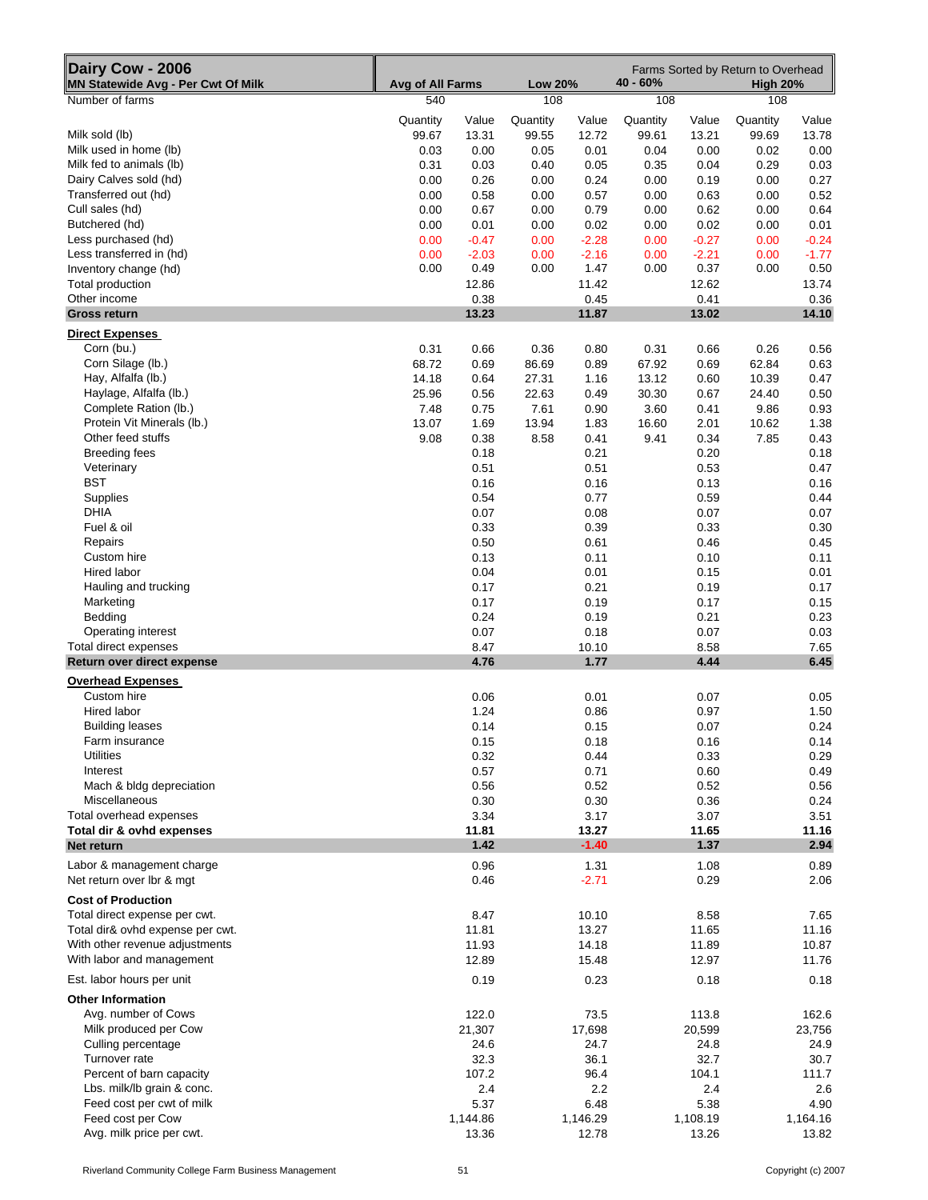| Dairy Cow - 2006<br>MN Statewide Avg - Per Cwt Of Milk | Avg of All Farms | | Low 20% | | 40 - 60% | | High 20% | |
|---|---|---|---|---|---|---|---|---|
| | | | Farms Sorted by Return to Overhead | | | | | |
| Number of farms | 540 | | 108 | | 108 | | 108 | |
| | Quantity | Value | Quantity | Value | Quantity | Value | Quantity | Value |
| Milk sold (lb) | 99.67 | 13.31 | 99.55 | 12.72 | 99.61 | 13.21 | 99.69 | 13.78 |
| Milk used in home (lb) | 0.03 | 0.00 | 0.05 | 0.01 | 0.04 | 0.00 | 0.02 | 0.00 |
| Milk fed to animals (lb) | 0.31 | 0.03 | 0.40 | 0.05 | 0.35 | 0.04 | 0.29 | 0.03 |
| Dairy Calves sold (hd) | 0.00 | 0.26 | 0.00 | 0.24 | 0.00 | 0.19 | 0.00 | 0.27 |
| Transferred out (hd) | 0.00 | 0.58 | 0.00 | 0.57 | 0.00 | 0.63 | 0.00 | 0.52 |
| Cull sales (hd) | 0.00 | 0.67 | 0.00 | 0.79 | 0.00 | 0.62 | 0.00 | 0.64 |
| Butchered (hd) | 0.00 | 0.01 | 0.00 | 0.02 | 0.00 | 0.02 | 0.00 | 0.01 |
| Less purchased (hd) | 0.00 | -0.47 | 0.00 | -2.28 | 0.00 | -0.27 | 0.00 | -0.24 |
| Less transferred in (hd) | 0.00 | -2.03 | 0.00 | -2.16 | 0.00 | -2.21 | 0.00 | -1.77 |
| Inventory change (hd) | 0.00 | 0.49 | 0.00 | 1.47 | 0.00 | 0.37 | 0.00 | 0.50 |
| Total production | | 12.86 | | 11.42 | | 12.62 | | 13.74 |
| Other income | | 0.38 | | 0.45 | | 0.41 | | 0.36 |
| **Gross return** | | **13.23** | | **11.87** | | **13.02** | | **14.10** |
| **Direct Expenses** | | | | | | | | |
| Corn (bu.) | 0.31 | 0.66 | 0.36 | 0.80 | 0.31 | 0.66 | 0.26 | 0.56 |
| Corn Silage (lb.) | 68.72 | 0.69 | 86.69 | 0.89 | 67.92 | 0.69 | 62.84 | 0.63 |
| Hay, Alfalfa (lb.) | 14.18 | 0.64 | 27.31 | 1.16 | 13.12 | 0.60 | 10.39 | 0.47 |
| Haylage, Alfalfa (lb.) | 25.96 | 0.56 | 22.63 | 0.49 | 30.30 | 0.67 | 24.40 | 0.50 |
| Complete Ration (lb.) | 7.48 | 0.75 | 7.61 | 0.90 | 3.60 | 0.41 | 9.86 | 0.93 |
| Protein Vit Minerals (lb.) | 13.07 | 1.69 | 13.94 | 1.83 | 16.60 | 2.01 | 10.62 | 1.38 |
| Other feed stuffs | 9.08 | 0.38 | 8.58 | 0.41 | 9.41 | 0.34 | 7.85 | 0.43 |
| Breeding fees | | 0.18 | | 0.21 | | 0.20 | | 0.18 |
| Veterinary | | 0.51 | | 0.51 | | 0.53 | | 0.47 |
| BST | | 0.16 | | 0.16 | | 0.13 | | 0.16 |
| Supplies | | 0.54 | | 0.77 | | 0.59 | | 0.44 |
| DHIA | | 0.07 | | 0.08 | | 0.07 | | 0.07 |
| Fuel & oil | | 0.33 | | 0.39 | | 0.33 | | 0.30 |
| Repairs | | 0.50 | | 0.61 | | 0.46 | | 0.45 |
| Custom hire | | 0.13 | | 0.11 | | 0.10 | | 0.11 |
| Hired labor | | 0.04 | | 0.01 | | 0.15 | | 0.01 |
| Hauling and trucking | | 0.17 | | 0.21 | | 0.19 | | 0.17 |
| Marketing | | 0.17 | | 0.19 | | 0.17 | | 0.15 |
| Bedding | | 0.24 | | 0.19 | | 0.21 | | 0.23 |
| Operating interest | | 0.07 | | 0.18 | | 0.07 | | 0.03 |
| Total direct expenses | | 8.47 | | 10.10 | | 8.58 | | 7.65 |
| **Return over direct expense** | | **4.76** | | **1.77** | | **4.44** | | **6.45** |
| **Overhead Expenses** | | | | | | | | |
| Custom hire | | 0.06 | | 0.01 | | 0.07 | | 0.05 |
| Hired labor | | 1.24 | | 0.86 | | 0.97 | | 1.50 |
| Building leases | | 0.14 | | 0.15 | | 0.07 | | 0.24 |
| Farm insurance | | 0.15 | | 0.18 | | 0.16 | | 0.14 |
| Utilities | | 0.32 | | 0.44 | | 0.33 | | 0.29 |
| Interest | | 0.57 | | 0.71 | | 0.60 | | 0.49 |
| Mach & bldg depreciation | | 0.56 | | 0.52 | | 0.52 | | 0.56 |
| Miscellaneous | | 0.30 | | 0.30 | | 0.36 | | 0.24 |
| Total overhead expenses | | 3.34 | | 3.17 | | 3.07 | | 3.51 |
| **Total dir & ovhd expenses** | | **11.81** | | **13.27** | | **11.65** | | **11.16** |
| **Net return** | | **1.42** | | **-1.40** | | **1.37** | | **2.94** |
| Labor & management charge | | 0.96 | | 1.31 | | 1.08 | | 0.89 |
| Net return over lbr & mgt | | 0.46 | | -2.71 | | 0.29 | | 2.06 |
| **Cost of Production** | | | | | | | | |
| Total direct expense per cwt. | | 8.47 | | 10.10 | | 8.58 | | 7.65 |
| Total dir& ovhd expense per cwt. | | 11.81 | | 13.27 | | 11.65 | | 11.16 |
| With other revenue adjustments | | 11.93 | | 14.18 | | 11.89 | | 10.87 |
| With labor and management | | 12.89 | | 15.48 | | 12.97 | | 11.76 |
| Est. labor hours per unit | | 0.19 | | 0.23 | | 0.18 | | 0.18 |
| **Other Information** | | | | | | | | |
| Avg. number of Cows | | 122.0 | | 73.5 | | 113.8 | | 162.6 |
| Milk produced per Cow | | 21,307 | | 17,698 | | 20,599 | | 23,756 |
| Culling percentage | | 24.6 | | 24.7 | | 24.8 | | 24.9 |
| Turnover rate | | 32.3 | | 36.1 | | 32.7 | | 30.7 |
| Percent of barn capacity | | 107.2 | | 96.4 | | 104.1 | | 111.7 |
| Lbs. milk/lb grain & conc. | | 2.4 | | 2.2 | | 2.4 | | 2.6 |
| Feed cost per cwt of milk | | 5.37 | | 6.48 | | 5.38 | | 4.90 |
| Feed cost per Cow | | 1,144.86 | | 1,146.29 | | 1,108.19 | | 1,164.16 |
| Avg. milk price per cwt. | | 13.36 | | 12.78 | | 13.26 | | 13.82 |

Riverland Community College Farm Business Management

Copyright (c) 2007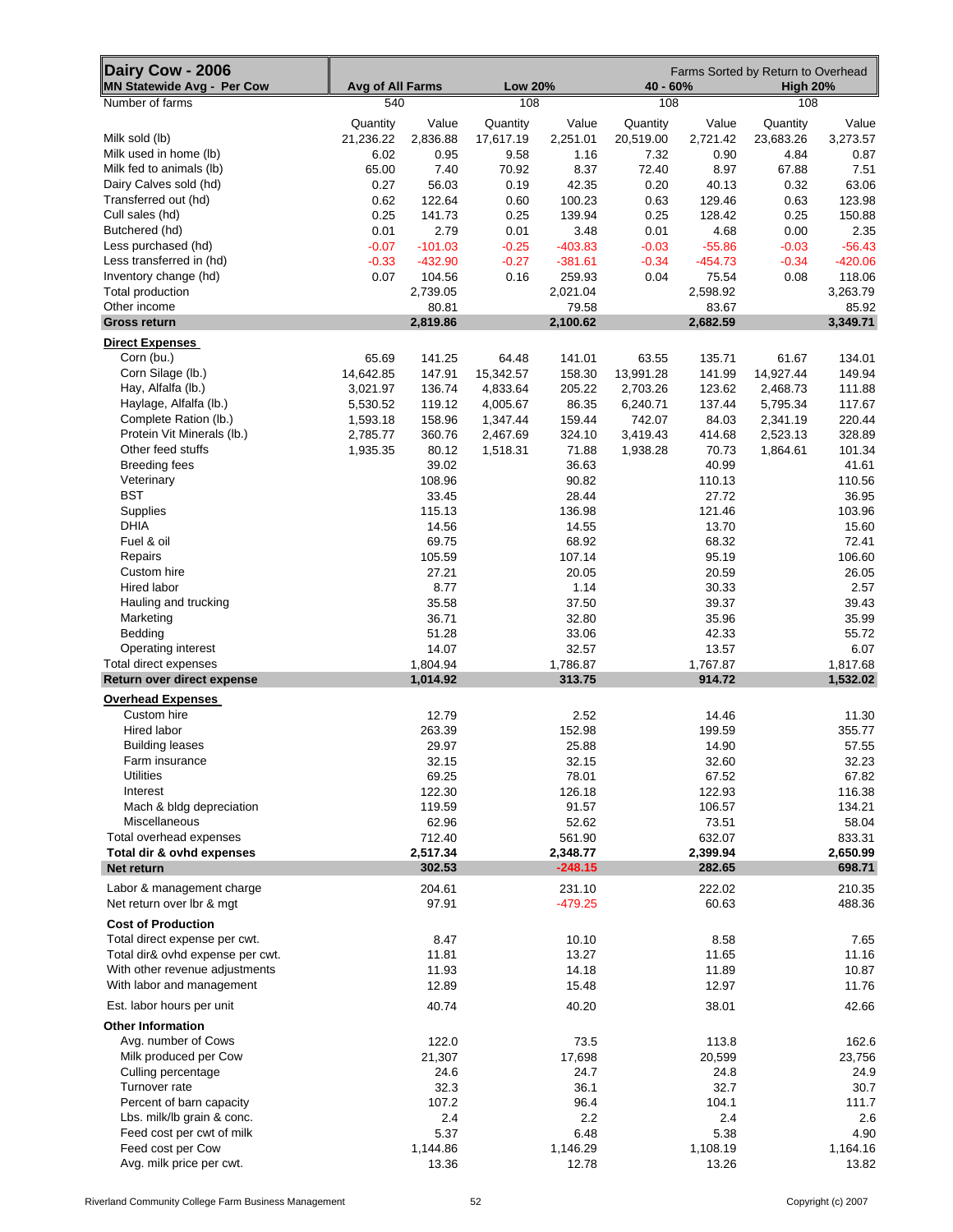| Dairy Cow - 2006 MN Statewide Avg - Per Cow | Avg of All Farms | | Low 20% | | 40 - 60% | | High 20% | |
|---|---|---|---|---|---|---|---|---|
| | | | | | Farms Sorted by Return to Overhead | | | |
| Number of farms | 540 | | 108 | | 108 | | 108 | |
| | Quantity | Value | Quantity | Value | Quantity | Value | Quantity | Value |
| Milk sold (lb) | 21,236.22 | 2,836.88 | 17,617.19 | 2,251.01 | 20,519.00 | 2,721.42 | 23,683.26 | 3,273.57 |
| Milk used in home (lb) | 6.02 | 0.95 | 9.58 | 1.16 | 7.32 | 0.90 | 4.84 | 0.87 |
| Milk fed to animals (lb) | 65.00 | 7.40 | 70.92 | 8.37 | 72.40 | 8.97 | 67.88 | 7.51 |
| Dairy Calves sold (hd) | 0.27 | 56.03 | 0.19 | 42.35 | 0.20 | 40.13 | 0.32 | 63.06 |
| Transferred out (hd) | 0.62 | 122.64 | 0.60 | 100.23 | 0.63 | 129.46 | 0.63 | 123.98 |
| Cull sales (hd) | 0.25 | 141.73 | 0.25 | 139.94 | 0.25 | 128.42 | 0.25 | 150.88 |
| Butchered (hd) | 0.01 | 2.79 | 0.01 | 3.48 | 0.01 | 4.68 | 0.00 | 2.35 |
| Less purchased (hd) | -0.07 | -101.03 | -0.25 | -403.83 | -0.03 | -55.86 | -0.03 | -56.43 |
| Less transferred in (hd) | -0.33 | -432.90 | -0.27 | -381.61 | -0.34 | -454.73 | -0.34 | -420.06 |
| Inventory change (hd) | 0.07 | 104.56 | 0.16 | 259.93 | 0.04 | 75.54 | 0.08 | 118.06 |
| Total production | | 2,739.05 | | 2,021.04 | | 2,598.92 | | 3,263.79 |
| Other income | | 80.81 | | 79.58 | | 83.67 | | 85.92 |
| **Gross return** | | **2,819.86** | | **2,100.62** | | **2,682.59** | | **3,349.71** |
| **Direct Expenses** | | | | | | | | |
| Corn (bu.) | 65.69 | 141.25 | 64.48 | 141.01 | 63.55 | 135.71 | 61.67 | 134.01 |
| Corn Silage (lb.) | 14,642.85 | 147.91 | 15,342.57 | 158.30 | 13,991.28 | 141.99 | 14,927.44 | 149.94 |
| Hay, Alfalfa (lb.) | 3,021.97 | 136.74 | 4,833.64 | 205.22 | 2,703.26 | 123.62 | 2,468.73 | 111.88 |
| Haylage, Alfalfa (lb.) | 5,530.52 | 119.12 | 4,005.67 | 86.35 | 6,240.71 | 137.44 | 5,795.34 | 117.67 |
| Complete Ration (lb.) | 1,593.18 | 158.96 | 1,347.44 | 159.44 | 742.07 | 84.03 | 2,341.19 | 220.44 |
| Protein Vit Minerals (lb.) | 2,785.77 | 360.76 | 2,467.69 | 324.10 | 3,419.43 | 414.68 | 2,523.13 | 328.89 |
| Other feed stuffs | 1,935.35 | 80.12 | 1,518.31 | 71.88 | 1,938.28 | 70.73 | 1,864.61 | 101.34 |
| Breeding fees | | 39.02 | | 36.63 | | 40.99 | | 41.61 |
| Veterinary | | 108.96 | | 90.82 | | 110.13 | | 110.56 |
| BST | | 33.45 | | 28.44 | | 27.72 | | 36.95 |
| Supplies | | 115.13 | | 136.98 | | 121.46 | | 103.96 |
| DHIA | | 14.56 | | 14.55 | | 13.70 | | 15.60 |
| Fuel & oil | | 69.75 | | 68.92 | | 68.32 | | 72.41 |
| Repairs | | 105.59 | | 107.14 | | 95.19 | | 106.60 |
| Custom hire | | 27.21 | | 20.05 | | 20.59 | | 26.05 |
| Hired labor | | 8.77 | | 1.14 | | 30.33 | | 2.57 |
| Hauling and trucking | | 35.58 | | 37.50 | | 39.37 | | 39.43 |
| Marketing | | 36.71 | | 32.80 | | 35.96 | | 35.99 |
| Bedding | | 51.28 | | 33.06 | | 42.33 | | 55.72 |
| Operating interest | | 14.07 | | 32.57 | | 13.57 | | 6.07 |
| Total direct expenses | | 1,804.94 | | 1,786.87 | | 1,767.87 | | 1,817.68 |
| **Return over direct expense** | | **1,014.92** | | **313.75** | | **914.72** | | **1,532.02** |
| **Overhead Expenses** | | | | | | | | |
| Custom hire | | 12.79 | | 2.52 | | 14.46 | | 11.30 |
| Hired labor | | 263.39 | | 152.98 | | 199.59 | | 355.77 |
| Building leases | | 29.97 | | 25.88 | | 14.90 | | 57.55 |
| Farm insurance | | 32.15 | | 32.15 | | 32.60 | | 32.23 |
| Utilities | | 69.25 | | 78.01 | | 67.52 | | 67.82 |
| Interest | | 122.30 | | 126.18 | | 122.93 | | 116.38 |
| Mach & bldg depreciation | | 119.59 | | 91.57 | | 106.57 | | 134.21 |
| Miscellaneous | | 62.96 | | 52.62 | | 73.51 | | 58.04 |
| Total overhead expenses | | 712.40 | | 561.90 | | 632.07 | | 833.31 |
| **Total dir & ovhd expenses** | | **2,517.34** | | **2,348.77** | | **2,399.94** | | **2,650.99** |
| **Net return** | | **302.53** | | **-248.15** | | **282.65** | | **698.71** |
| Labor & management charge | | 204.61 | | 231.10 | | 222.02 | | 210.35 |
| Net return over lbr & mgt | | 97.91 | | -479.25 | | 60.63 | | 488.36 |
| **Cost of Production** | | | | | | | | |
| Total direct expense per cwt. | | 8.47 | | 10.10 | | 8.58 | | 7.65 |
| Total dir& ovhd expense per cwt. | | 11.81 | | 13.27 | | 11.65 | | 11.16 |
| With other revenue adjustments | | 11.93 | | 14.18 | | 11.89 | | 10.87 |
| With labor and management | | 12.89 | | 15.48 | | 12.97 | | 11.76 |
| Est. labor hours per unit | | 40.74 | | 40.20 | | 38.01 | | 42.66 |
| **Other Information** | | | | | | | | |
| Avg. number of Cows | | 122.0 | | 73.5 | | 113.8 | | 162.6 |
| Milk produced per Cow | | 21,307 | | 17,698 | | 20,599 | | 23,756 |
| Culling percentage | | 24.6 | | 24.7 | | 24.8 | | 24.9 |
| Turnover rate | | 32.3 | | 36.1 | | 32.7 | | 30.7 |
| Percent of barn capacity | | 107.2 | | 96.4 | | 104.1 | | 111.7 |
| Lbs. milk/lb grain & conc. | | 2.4 | | 2.2 | | 2.4 | | 2.6 |
| Feed cost per cwt of milk | | 5.37 | | 6.48 | | 5.38 | | 4.90 |
| Feed cost per Cow | | 1,144.86 | | 1,146.29 | | 1,108.19 | | 1,164.16 |
| Avg. milk price per cwt. | | 13.36 | | 12.78 | | 13.26 | | 13.82 |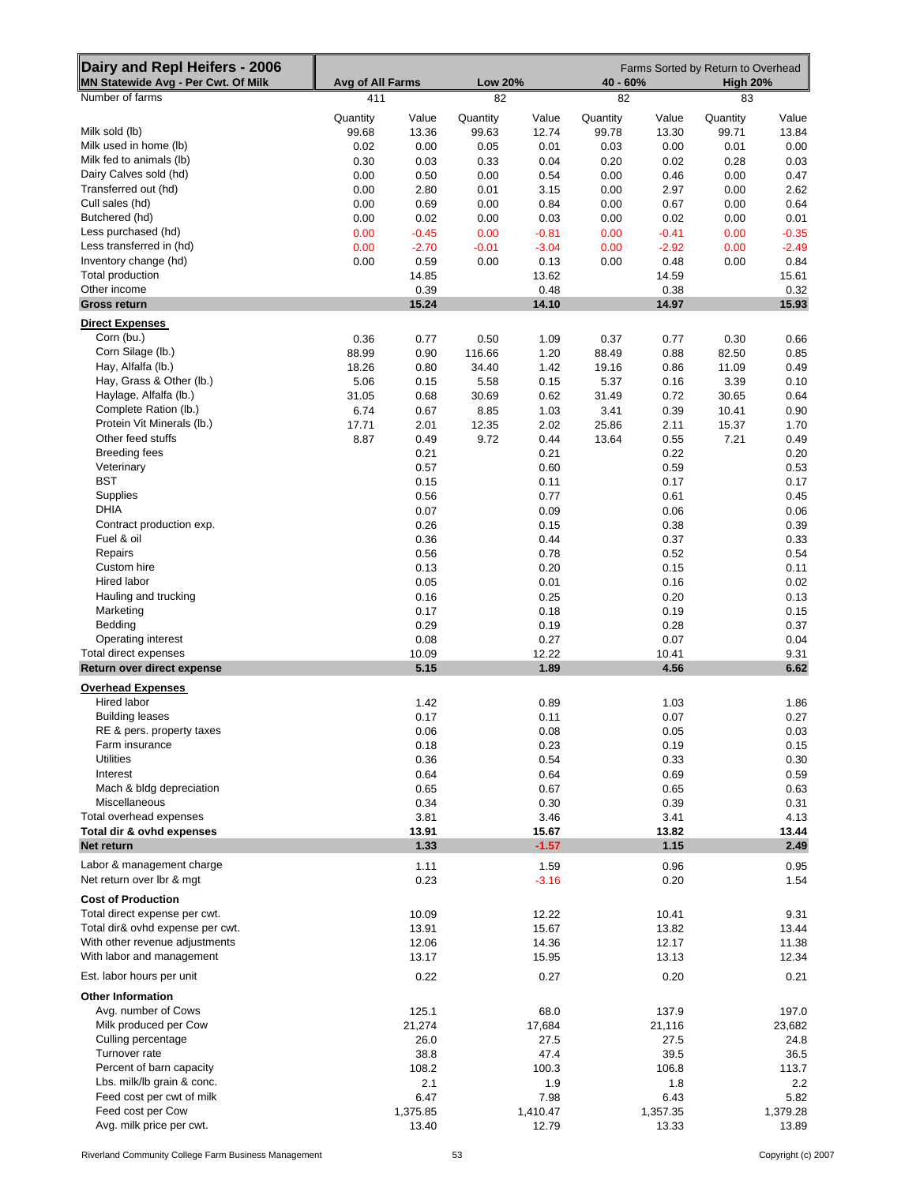| Dairy and Repl Heifers - 2006 | | | | | | | Farms Sorted by Return to Overhead | |
|---|---|---|---|---|---|---|---|---|
| MN Statewide Avg - Per Cwt. Of Milk | Avg of All Farms | | Low 20% | | 40 - 60% | | High 20% | |
| Number of farms | 411 | | 82 | | 82 | | 83 | |
| | Quantity | Value | Quantity | Value | Quantity | Value | Quantity | Value |
| Milk sold (lb) | 99.68 | 13.36 | 99.63 | 12.74 | 99.78 | 13.30 | 99.71 | 13.84 |
| Milk used in home (lb) | 0.02 | 0.00 | 0.05 | 0.01 | 0.03 | 0.00 | 0.01 | 0.00 |
| Milk fed to animals (lb) | 0.30 | 0.03 | 0.33 | 0.04 | 0.20 | 0.02 | 0.28 | 0.03 |
| Dairy Calves sold (hd) | 0.00 | 0.50 | 0.00 | 0.54 | 0.00 | 0.46 | 0.00 | 0.47 |
| Transferred out (hd) | 0.00 | 2.80 | 0.01 | 3.15 | 0.00 | 2.97 | 0.00 | 2.62 |
| Cull sales (hd) | 0.00 | 0.69 | 0.00 | 0.84 | 0.00 | 0.67 | 0.00 | 0.64 |
| Butchered (hd) | 0.00 | 0.02 | 0.00 | 0.03 | 0.00 | 0.02 | 0.00 | 0.01 |
| Less purchased (hd) | 0.00 | -0.45 | 0.00 | -0.81 | 0.00 | -0.41 | 0.00 | -0.35 |
| Less transferred in (hd) | 0.00 | -2.70 | -0.01 | -3.04 | 0.00 | -2.92 | 0.00 | -2.49 |
| Inventory change (hd) | 0.00 | 0.59 | 0.00 | 0.13 | 0.00 | 0.48 | 0.00 | 0.84 |
| Total production | | 14.85 | | 13.62 | | 14.59 | | 15.61 |
| Other income | | 0.39 | | 0.48 | | 0.38 | | 0.32 |
| **Gross return** | | **15.24** | | **14.10** | | **14.97** | | **15.93** |
| **Direct Expenses** | | | | | | | | |
| Corn (bu.) | 0.36 | 0.77 | 0.50 | 1.09 | 0.37 | 0.77 | 0.30 | 0.66 |
| Corn Silage (lb.) | 88.99 | 0.90 | 116.66 | 1.20 | 88.49 | 0.88 | 82.50 | 0.85 |
| Hay, Alfalfa (lb.) | 18.26 | 0.80 | 34.40 | 1.42 | 19.16 | 0.86 | 11.09 | 0.49 |
| Hay, Grass & Other (lb.) | 5.06 | 0.15 | 5.58 | 0.15 | 5.37 | 0.16 | 3.39 | 0.10 |
| Haylage, Alfalfa (lb.) | 31.05 | 0.68 | 30.69 | 0.62 | 31.49 | 0.72 | 30.65 | 0.64 |
| Complete Ration (lb.) | 6.74 | 0.67 | 8.85 | 1.03 | 3.41 | 0.39 | 10.41 | 0.90 |
| Protein Vit Minerals (lb.) | 17.71 | 2.01 | 12.35 | 2.02 | 25.86 | 2.11 | 15.37 | 1.70 |
| Other feed stuffs | 8.87 | 0.49 | 9.72 | 0.44 | 13.64 | 0.55 | 7.21 | 0.49 |
| Breeding fees | | 0.21 | | 0.21 | | 0.22 | | 0.20 |
| Veterinary | | 0.57 | | 0.60 | | 0.59 | | 0.53 |
| BST | | 0.15 | | 0.11 | | 0.17 | | 0.17 |
| Supplies | | 0.56 | | 0.77 | | 0.61 | | 0.45 |
| DHIA | | 0.07 | | 0.09 | | 0.06 | | 0.06 |
| Contract production exp. | | 0.26 | | 0.15 | | 0.38 | | 0.39 |
| Fuel & oil | | 0.36 | | 0.44 | | 0.37 | | 0.33 |
| Repairs | | 0.56 | | 0.78 | | 0.52 | | 0.54 |
| Custom hire | | 0.13 | | 0.20 | | 0.15 | | 0.11 |
| Hired labor | | 0.05 | | 0.01 | | 0.16 | | 0.02 |
| Hauling and trucking | | 0.16 | | 0.25 | | 0.20 | | 0.13 |
| Marketing | | 0.17 | | 0.18 | | 0.19 | | 0.15 |
| Bedding | | 0.29 | | 0.19 | | 0.28 | | 0.37 |
| Operating interest | | 0.08 | | 0.27 | | 0.07 | | 0.04 |
| Total direct expenses | | 10.09 | | 12.22 | | 10.41 | | 9.31 |
| **Return over direct expense** | | **5.15** | | **1.89** | | **4.56** | | **6.62** |
| **Overhead Expenses** | | | | | | | | |
| Hired labor | | 1.42 | | 0.89 | | 1.03 | | 1.86 |
| Building leases | | 0.17 | | 0.11 | | 0.07 | | 0.27 |
| RE & pers. property taxes | | 0.06 | | 0.08 | | 0.05 | | 0.03 |
| Farm insurance | | 0.18 | | 0.23 | | 0.19 | | 0.15 |
| Utilities | | 0.36 | | 0.54 | | 0.33 | | 0.30 |
| Interest | | 0.64 | | 0.64 | | 0.69 | | 0.59 |
| Mach & bldg depreciation | | 0.65 | | 0.67 | | 0.65 | | 0.63 |
| Miscellaneous | | 0.34 | | 0.30 | | 0.39 | | 0.31 |
| Total overhead expenses | | 3.81 | | 3.46 | | 3.41 | | 4.13 |
| **Total dir & ovhd expenses** | | **13.91** | | **15.67** | | **13.82** | | **13.44** |
| **Net return** | | **1.33** | | **-1.57** | | **1.15** | | **2.49** |
| Labor & management charge | | 1.11 | | 1.59 | | 0.96 | | 0.95 |
| Net return over lbr & mgt | | 0.23 | | -3.16 | | 0.20 | | 1.54 |
| **Cost of Production** | | | | | | | | |
| Total direct expense per cwt. | | 10.09 | | 12.22 | | 10.41 | | 9.31 |
| Total dir& ovhd expense per cwt. | | 13.91 | | 15.67 | | 13.82 | | 13.44 |
| With other revenue adjustments | | 12.06 | | 14.36 | | 12.17 | | 11.38 |
| With labor and management | | 13.17 | | 15.95 | | 13.13 | | 12.34 |
| Est. labor hours per unit | | 0.22 | | 0.27 | | 0.20 | | 0.21 |
| **Other Information** | | | | | | | | |
| Avg. number of Cows | | 125.1 | | 68.0 | | 137.9 | | 197.0 |
| Milk produced per Cow | | 21,274 | | 17,684 | | 21,116 | | 23,682 |
| Culling percentage | | 26.0 | | 27.5 | | 27.5 | | 24.8 |
| Turnover rate | | 38.8 | | 47.4 | | 39.5 | | 36.5 |
| Percent of barn capacity | | 108.2 | | 100.3 | | 106.8 | | 113.7 |
| Lbs. milk/lb grain & conc. | | 2.1 | | 1.9 | | 1.8 | | 2.2 |
| Feed cost per cwt of milk | | 6.47 | | 7.98 | | 6.43 | | 5.82 |
| Feed cost per Cow | | 1,375.85 | | 1,410.47 | | 1,357.35 | | 1,379.28 |
| Avg. milk price per cwt. | | 13.40 | | 12.79 | | 13.33 | | 13.89 |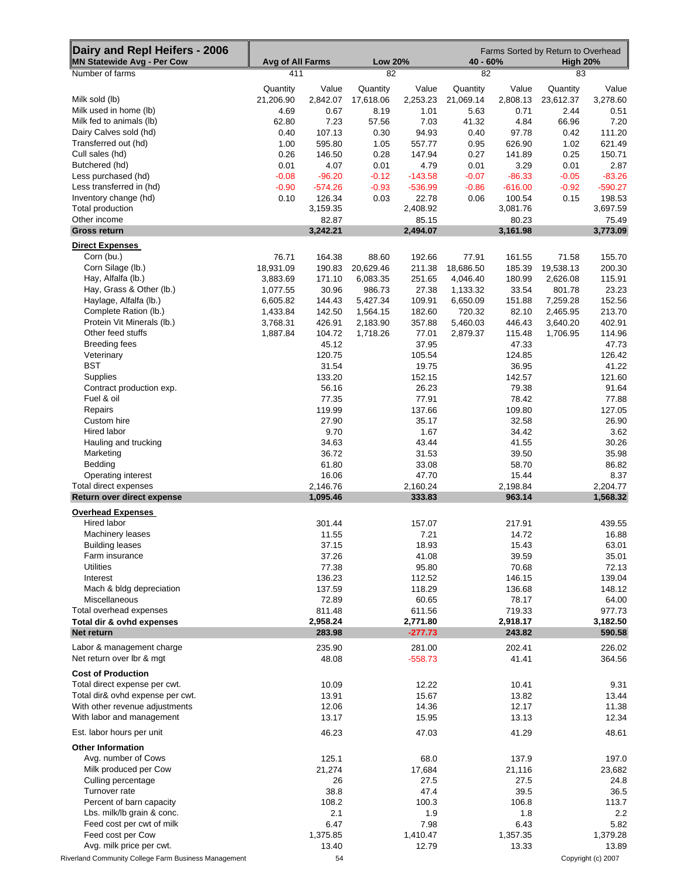| **Dairy and Repl Heifers - 2006** | Farms Sorted by Return to Overhead | | | | | | | |
|---|---|---|---|---|---|---|---|---|
| **MN Statewide Avg - Per Cow** | **Avg of All Farms** | | **Low 20%** | | **40 - 60%** | | **High 20%** | |
| Number of farms | 411 | | 82 | | 82 | | 83 | |
| | Quantity | Value | Quantity | Value | Quantity | Value | Quantity | Value |
| Milk sold (lb) | 21,206.90 | 2,842.07 | 17,618.06 | 2,253.23 | 21,069.14 | 2,808.13 | 23,612.37 | 3,278.60 |
| Milk used in home (lb) | 4.69 | 0.67 | 8.19 | 1.01 | 5.63 | 0.71 | 2.44 | 0.51 |
| Milk fed to animals (lb) | 62.80 | 7.23 | 57.56 | 7.03 | 41.32 | 4.84 | 66.96 | 7.20 |
| Dairy Calves sold (hd) | 0.40 | 107.13 | 0.30 | 94.93 | 0.40 | 97.78 | 0.42 | 111.20 |
| Transferred out (hd) | 1.00 | 595.80 | 1.05 | 557.77 | 0.95 | 626.90 | 1.02 | 621.49 |
| Cull sales (hd) | 0.26 | 146.50 | 0.28 | 147.94 | 0.27 | 141.89 | 0.25 | 150.71 |
| Butchered (hd) | 0.01 | 4.07 | 0.01 | 4.79 | 0.01 | 3.29 | 0.01 | 2.87 |
| Less purchased (hd) | -0.08 | -96.20 | -0.12 | -143.58 | -0.07 | -86.33 | -0.05 | -83.26 |
| Less transferred in (hd) | -0.90 | -574.26 | -0.93 | -536.99 | -0.86 | -616.00 | -0.92 | -590.27 |
| Inventory change (hd) | 0.10 | 126.34 | 0.03 | 22.78 | 0.06 | 100.54 | 0.15 | 198.53 |
| Total production | | 3,159.35 | | 2,408.92 | | 3,081.76 | | 3,697.59 |
| Other income | | 82.87 | | 85.15 | | 80.23 | | 75.49 |
| **Gross return** | | **3,242.21** | | **2,494.07** | | **3,161.98** | | **3,773.09** |
| **Direct Expenses** | | | | | | | | |
| Corn (bu.) | 76.71 | 164.38 | 88.60 | 192.66 | 77.91 | 161.55 | 71.58 | 155.70 |
| Corn Silage (lb.) | 18,931.09 | 190.83 | 20,629.46 | 211.38 | 18,686.50 | 185.39 | 19,538.13 | 200.30 |
| Hay, Alfalfa (lb.) | 3,883.69 | 171.10 | 6,083.35 | 251.65 | 4,046.40 | 180.99 | 2,626.08 | 115.91 |
| Hay, Grass & Other (lb.) | 1,077.55 | 30.96 | 986.73 | 27.38 | 1,133.32 | 33.54 | 801.78 | 23.23 |
| Haylage, Alfalfa (lb.) | 6,605.82 | 144.43 | 5,427.34 | 109.91 | 6,650.09 | 151.88 | 7,259.28 | 152.56 |
| Complete Ration (lb.) | 1,433.84 | 142.50 | 1,564.15 | 182.60 | 720.32 | 82.10 | 2,465.95 | 213.70 |
| Protein Vit Minerals (lb.) | 3,768.31 | 426.91 | 2,183.90 | 357.88 | 5,460.03 | 446.43 | 3,640.20 | 402.91 |
| Other feed stuffs | 1,887.84 | 104.72 | 1,718.26 | 77.01 | 2,879.37 | 115.48 | 1,706.95 | 114.96 |
| Breeding fees | | 45.12 | | 37.95 | | 47.33 | | 47.73 |
| Veterinary | | 120.75 | | 105.54 | | 124.85 | | 126.42 |
| BST | | 31.54 | | 19.75 | | 36.95 | | 41.22 |
| Supplies | | 133.20 | | 152.15 | | 142.57 | | 121.60 |
| Contract production exp. | | 56.16 | | 26.23 | | 79.38 | | 91.64 |
| Fuel & oil | | 77.35 | | 77.91 | | 78.42 | | 77.88 |
| Repairs | | 119.99 | | 137.66 | | 109.80 | | 127.05 |
| Custom hire | | 27.90 | | 35.17 | | 32.58 | | 26.90 |
| Hired labor | | 9.70 | | 1.67 | | 34.42 | | 3.62 |
| Hauling and trucking | | 34.63 | | 43.44 | | 41.55 | | 30.26 |
| Marketing | | 36.72 | | 31.53 | | 39.50 | | 35.98 |
| Bedding | | 61.80 | | 33.08 | | 58.70 | | 86.82 |
| Operating interest | | 16.06 | | 47.70 | | 15.44 | | 8.37 |
| Total direct expenses | | 2,146.76 | | 2,160.24 | | 2,198.84 | | 2,204.77 |
| **Return over direct expense** | | **1,095.46** | | **333.83** | | **963.14** | | **1,568.32** |
| **Overhead Expenses** | | | | | | | | |
| Hired labor | | 301.44 | | 157.07 | | 217.91 | | 439.55 |
| Machinery leases | | 11.55 | | 7.21 | | 14.72 | | 16.88 |
| Building leases | | 37.15 | | 18.93 | | 15.43 | | 63.01 |
| Farm insurance | | 37.26 | | 41.08 | | 39.59 | | 35.01 |
| Utilities | | 77.38 | | 95.80 | | 70.68 | | 72.13 |
| Interest | | 136.23 | | 112.52 | | 146.15 | | 139.04 |
| Mach & bldg depreciation | | 137.59 | | 118.29 | | 136.68 | | 148.12 |
| Miscellaneous | | 72.89 | | 60.65 | | 78.17 | | 64.00 |
| Total overhead expenses | | 811.48 | | 611.56 | | 719.33 | | 977.73 |
| **Total dir & ovhd expenses** | | **2,958.24** | | **2,771.80** | | **2,918.17** | | **3,182.50** |
| **Net return** | | **283.98** | | **-277.73** | | **243.82** | | **590.58** |
| Labor & management charge | | 235.90 | | 281.00 | | 202.41 | | 226.02 |
| Net return over lbr & mgt | | 48.08 | | -558.73 | | 41.41 | | 364.56 |
| **Cost of Production** | | | | | | | | |
| Total direct expense per cwt. | | 10.09 | | 12.22 | | 10.41 | | 9.31 |
| Total dir& ovhd expense per cwt. | | 13.91 | | 15.67 | | 13.82 | | 13.44 |
| With other revenue adjustments | | 12.06 | | 14.36 | | 12.17 | | 11.38 |
| With labor and management | | 13.17 | | 15.95 | | 13.13 | | 12.34 |
| Est. labor hours per unit | | 46.23 | | 47.03 | | 41.29 | | 48.61 |
| **Other Information** | | | | | | | | |
| Avg. number of Cows | | 125.1 | | 68.0 | | 137.9 | | 197.0 |
| Milk produced per Cow | | 21,274 | | 17,684 | | 21,116 | | 23,682 |
| Culling percentage | | 26 | | 27.5 | | 27.5 | | 24.8 |
| Turnover rate | | 38.8 | | 47.4 | | 39.5 | | 36.5 |
| Percent of barn capacity | | 108.2 | | 100.3 | | 106.8 | | 113.7 |
| Lbs. milk/lb grain & conc. | | 2.1 | | 1.9 | | 1.8 | | 2.2 |
| Feed cost per cwt of milk | | 6.47 | | 7.98 | | 6.43 | | 5.82 |
| Feed cost per Cow | | 1,375.85 | | 1,410.47 | | 1,357.35 | | 1,379.28 |
| Avg. milk price per cwt. | | 13.40 | | 12.79 | | 13.33 | | 13.89 |

Riverland Community College Farm Business Management

Copyright (c) 2007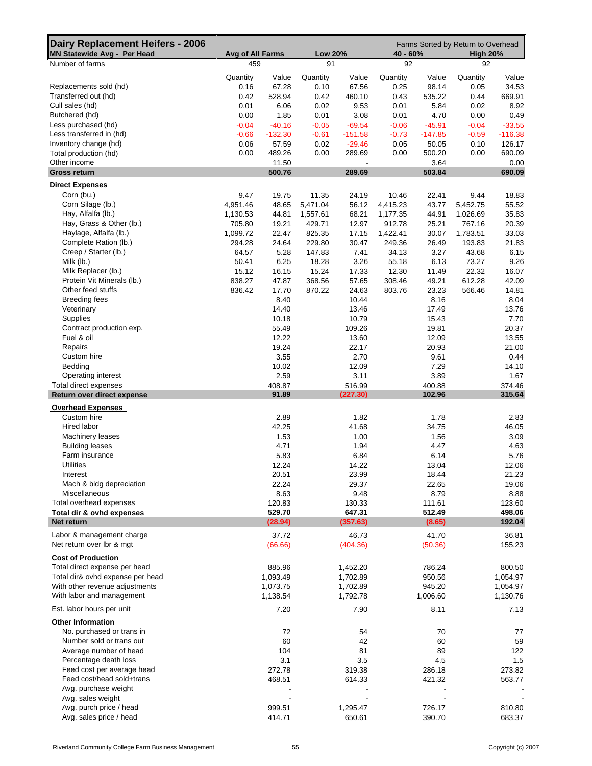| Dairy Replacement Heifers - 2006 | | | | | | | | Farms Sorted by Return to Overhead |
|---|---|---|---|---|---|---|---|---|
| MN Statewide Avg - Per Head | Avg of All Farms | | Low 20% | | 40 - 60% | | High 20% | |
| Number of farms | 459 | | 91 | | 92 | | 92 | |
| | Quantity | Value | Quantity | Value | Quantity | Value | Quantity | Value |
| Replacements sold (hd) | 0.16 | 67.28 | 0.10 | 67.56 | 0.25 | 98.14 | 0.05 | 34.53 |
| Transferred out (hd) | 0.42 | 528.94 | 0.42 | 460.10 | 0.43 | 535.22 | 0.44 | 669.91 |
| Cull sales (hd) | 0.01 | 6.06 | 0.02 | 9.53 | 0.01 | 5.84 | 0.02 | 8.92 |
| Butchered (hd) | 0.00 | 1.85 | 0.01 | 3.08 | 0.01 | 4.70 | 0.00 | 0.49 |
| Less purchased (hd) | -0.04 | -40.16 | -0.05 | -69.54 | -0.06 | -45.91 | -0.04 | -33.55 |
| Less transferred in (hd) | -0.66 | -132.30 | -0.61 | -151.58 | -0.73 | -147.85 | -0.59 | -116.38 |
| Inventory change (hd) | 0.06 | 57.59 | 0.02 | -29.46 | 0.05 | 50.05 | 0.10 | 126.17 |
| Total production (hd) | 0.00 | 489.26 | 0.00 | 289.69 | 0.00 | 500.20 | 0.00 | 690.09 |
| Other income | | 11.50 | | - | | 3.64 | | 0.00 |
| **Gross return** | | **500.76** | | **289.69** | | **503.84** | | **690.09** |
| **Direct Expenses** | | | | | | | | |
| Corn (bu.) | 9.47 | 19.75 | 11.35 | 24.19 | 10.46 | 22.41 | 9.44 | 18.83 |
| Corn Silage (lb.) | 4,951.46 | 48.65 | 5,471.04 | 56.12 | 4,415.23 | 43.77 | 5,452.75 | 55.52 |
| Hay, Alfalfa (lb.) | 1,130.53 | 44.81 | 1,557.61 | 68.21 | 1,177.35 | 44.91 | 1,026.69 | 35.83 |
| Hay, Grass & Other (lb.) | 705.80 | 19.21 | 429.71 | 12.97 | 912.78 | 25.21 | 767.16 | 20.39 |
| Haylage, Alfalfa (lb.) | 1,099.72 | 22.47 | 825.35 | 17.15 | 1,422.41 | 30.07 | 1,783.51 | 33.03 |
| Complete Ration (lb.) | 294.28 | 24.64 | 229.80 | 30.47 | 249.36 | 26.49 | 193.83 | 21.83 |
| Creep / Starter (lb.) | 64.57 | 5.28 | 147.83 | 7.41 | 34.13 | 3.27 | 43.68 | 6.15 |
| Milk (lb.) | 50.41 | 6.25 | 18.28 | 3.26 | 55.18 | 6.13 | 73.27 | 9.26 |
| Milk Replacer (lb.) | 15.12 | 16.15 | 15.24 | 17.33 | 12.30 | 11.49 | 22.32 | 16.07 |
| Protein Vit Minerals (lb.) | 838.27 | 47.87 | 368.56 | 57.65 | 308.46 | 49.21 | 612.28 | 42.09 |
| Other feed stuffs | 836.42 | 17.70 | 870.22 | 24.63 | 803.76 | 23.23 | 566.46 | 14.81 |
| Breeding fees | | 8.40 | | 10.44 | | 8.16 | | 8.04 |
| Veterinary | | 14.40 | | 13.46 | | 17.49 | | 13.76 |
| Supplies | | 10.18 | | 10.79 | | 15.43 | | 7.70 |
| Contract production exp. | | 55.49 | | 109.26 | | 19.81 | | 20.37 |
| Fuel & oil | | 12.22 | | 13.60 | | 12.09 | | 13.55 |
| Repairs | | 19.24 | | 22.17 | | 20.93 | | 21.00 |
| Custom hire | | 3.55 | | 2.70 | | 9.61 | | 0.44 |
| Bedding | | 10.02 | | 12.09 | | 7.29 | | 14.10 |
| Operating interest | | 2.59 | | 3.11 | | 3.89 | | 1.67 |
| Total direct expenses | | 408.87 | | 516.99 | | 400.88 | | 374.46 |
| **Return over direct expense** | | **91.89** | | **(227.30)** | | **102.96** | | **315.64** |
| **Overhead Expenses** | | | | | | | | |
| Custom hire | | 2.89 | | 1.82 | | 1.78 | | 2.83 |
| Hired labor | | 42.25 | | 41.68 | | 34.75 | | 46.05 |
| Machinery leases | | 1.53 | | 1.00 | | 1.56 | | 3.09 |
| Building leases | | 4.71 | | 1.94 | | 4.47 | | 4.63 |
| Farm insurance | | 5.83 | | 6.84 | | 6.14 | | 5.76 |
| Utilities | | 12.24 | | 14.22 | | 13.04 | | 12.06 |
| Interest | | 20.51 | | 23.99 | | 18.44 | | 21.23 |
| Mach & bldg depreciation | | 22.24 | | 29.37 | | 22.65 | | 19.06 |
| Miscellaneous | | 8.63 | | 9.48 | | 8.79 | | 8.88 |
| Total overhead expenses | | 120.83 | | 130.33 | | 111.61 | | 123.60 |
| **Total dir & ovhd expenses** | | **529.70** | | **647.31** | | **512.49** | | **498.06** |
| **Net return** | | **(28.94)** | | **(357.63)** | | **(8.65)** | | **192.04** |
| Labor & management charge | | 37.72 | | 46.73 | | 41.70 | | 36.81 |
| Net return over lbr & mgt | | (66.66) | | (404.36) | | (50.36) | | 155.23 |
| **Cost of Production** | | | | | | | | |
| Total direct expense per head | | 885.96 | | 1,452.20 | | 786.24 | | 800.50 |
| Total dir& ovhd expense per head | | 1,093.49 | | 1,702.89 | | 950.56 | | 1,054.97 |
| With other revenue adjustments | | 1,073.75 | | 1,702.89 | | 945.20 | | 1,054.97 |
| With labor and management | | 1,138.54 | | 1,792.78 | | 1,006.60 | | 1,130.76 |
| Est. labor hours per unit | | 7.20 | | 7.90 | | 8.11 | | 7.13 |
| **Other Information** | | | | | | | | |
| No. purchased or trans in | | 72 | | 54 | | 70 | | 77 |
| Number sold or trans out | | 60 | | 42 | | 60 | | 59 |
| Average number of head | | 104 | | 81 | | 89 | | 122 |
| Percentage death loss | | 3.1 | | 3.5 | | 4.5 | | 1.5 |
| Feed cost per average head | | 272.78 | | 319.38 | | 286.18 | | 273.82 |
| Feed cost/head sold+trans | | 468.51 | | 614.33 | | 421.32 | | 563.77 |
| Avg. purchase weight | | - | | - | | - | | - |
| Avg. sales weight | | - | | - | | - | | - |
| Avg. purch price / head | | 999.51 | | 1,295.47 | | 726.17 | | 810.80 |
| Avg. sales price / head | | 414.71 | | 650.61 | | 390.70 | | 683.37 |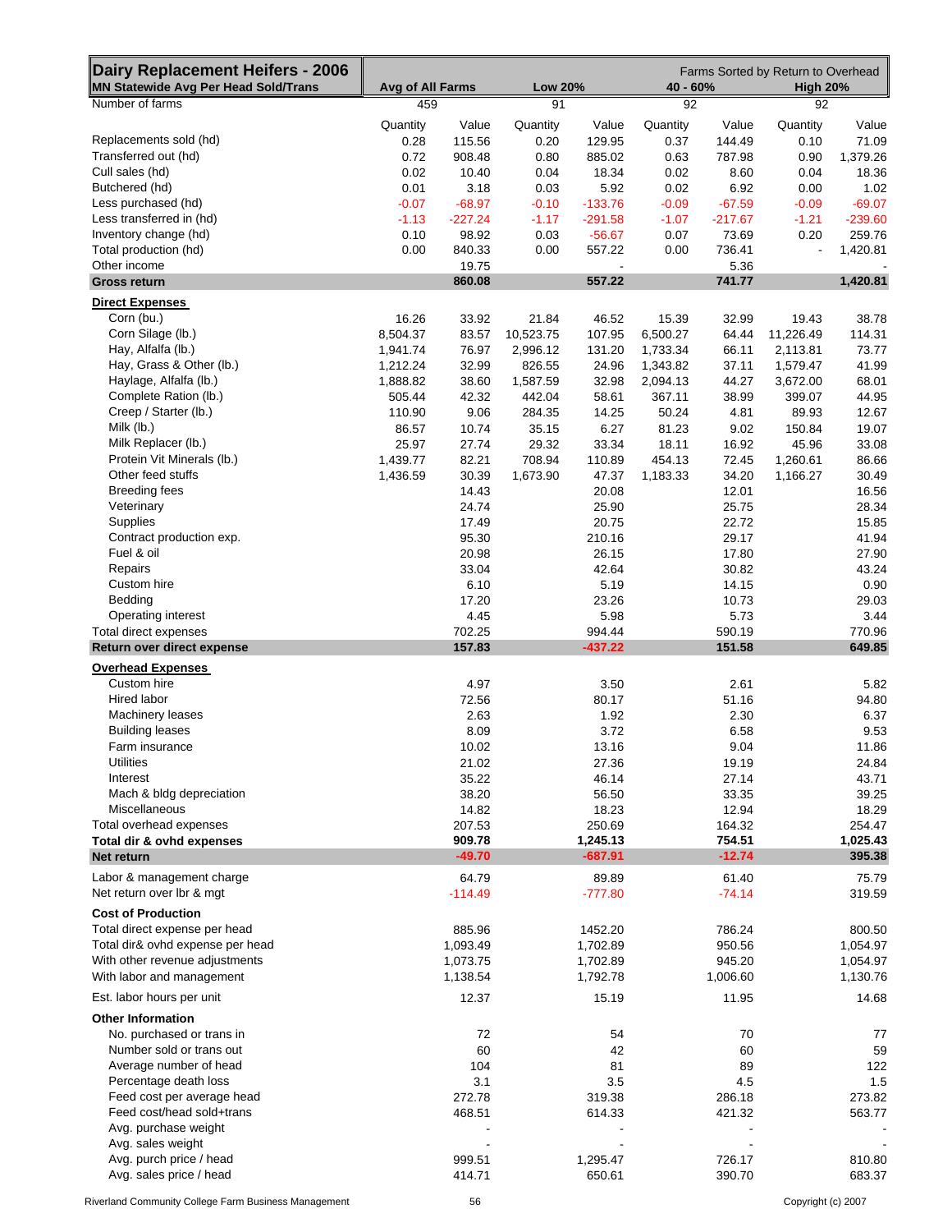| Dairy Replacement Heifers - 2006 | | | | | | | Farms Sorted by Return to Overhead | |
|---|---|---|---|---|---|---|---|---|
| MN Statewide Avg Per Head Sold/Trans | Avg of All Farms | | Low 20% | | 40 - 60% | | High 20% | |
| Number of farms | 459 | | 91 | | 92 | | 92 | |
| | Quantity | Value | Quantity | Value | Quantity | Value | Quantity | Value |
| Replacements sold (hd) | 0.28 | 115.56 | 0.20 | 129.95 | 0.37 | 144.49 | 0.10 | 71.09 |
| Transferred out (hd) | 0.72 | 908.48 | 0.80 | 885.02 | 0.63 | 787.98 | 0.90 | 1,379.26 |
| Cull sales (hd) | 0.02 | 10.40 | 0.04 | 18.34 | 0.02 | 8.60 | 0.04 | 18.36 |
| Butchered (hd) | 0.01 | 3.18 | 0.03 | 5.92 | 0.02 | 6.92 | 0.00 | 1.02 |
| Less purchased (hd) | -0.07 | -68.97 | -0.10 | -133.76 | -0.09 | -67.59 | -0.09 | -69.07 |
| Less transferred in (hd) | -1.13 | -227.24 | -1.17 | -291.58 | -1.07 | -217.67 | -1.21 | -239.60 |
| Inventory change (hd) | 0.10 | 98.92 | 0.03 | -56.67 | 0.07 | 73.69 | 0.20 | 259.76 |
| Total production (hd) | 0.00 | 840.33 | 0.00 | 557.22 | 0.00 | 736.41 | - | 1,420.81 |
| Other income | | 19.75 | | - | | 5.36 | | - |
| **Gross return** | | **860.08** | | **557.22** | | **741.77** | | **1,420.81** |
| **Direct Expenses** | | | | | | | | |
| Corn (bu.) | 16.26 | 33.92 | 21.84 | 46.52 | 15.39 | 32.99 | 19.43 | 38.78 |
| Corn Silage (lb.) | 8,504.37 | 83.57 | 10,523.75 | 107.95 | 6,500.27 | 64.44 | 11,226.49 | 114.31 |
| Hay, Alfalfa (lb.) | 1,941.74 | 76.97 | 2,996.12 | 131.20 | 1,733.34 | 66.11 | 2,113.81 | 73.77 |
| Hay, Grass & Other (lb.) | 1,212.24 | 32.99 | 826.55 | 24.96 | 1,343.82 | 37.11 | 1,579.47 | 41.99 |
| Haylage, Alfalfa (lb.) | 1,888.82 | 38.60 | 1,587.59 | 32.98 | 2,094.13 | 44.27 | 3,672.00 | 68.01 |
| Complete Ration (lb.) | 505.44 | 42.32 | 442.04 | 58.61 | 367.11 | 38.99 | 399.07 | 44.95 |
| Creep / Starter (lb.) | 110.90 | 9.06 | 284.35 | 14.25 | 50.24 | 4.81 | 89.93 | 12.67 |
| Milk (lb.) | 86.57 | 10.74 | 35.15 | 6.27 | 81.23 | 9.02 | 150.84 | 19.07 |
| Milk Replacer (lb.) | 25.97 | 27.74 | 29.32 | 33.34 | 18.11 | 16.92 | 45.96 | 33.08 |
| Protein Vit Minerals (lb.) | 1,439.77 | 82.21 | 708.94 | 110.89 | 454.13 | 72.45 | 1,260.61 | 86.66 |
| Other feed stuffs | 1,436.59 | 30.39 | 1,673.90 | 47.37 | 1,183.33 | 34.20 | 1,166.27 | 30.49 |
| Breeding fees | | 14.43 | | 20.08 | | 12.01 | | 16.56 |
| Veterinary | | 24.74 | | 25.90 | | 25.75 | | 28.34 |
| Supplies | | 17.49 | | 20.75 | | 22.72 | | 15.85 |
| Contract production exp. | | 95.30 | | 210.16 | | 29.17 | | 41.94 |
| Fuel & oil | | 20.98 | | 26.15 | | 17.80 | | 27.90 |
| Repairs | | 33.04 | | 42.64 | | 30.82 | | 43.24 |
| Custom hire | | 6.10 | | 5.19 | | 14.15 | | 0.90 |
| Bedding | | 17.20 | | 23.26 | | 10.73 | | 29.03 |
| Operating interest | | 4.45 | | 5.98 | | 5.73 | | 3.44 |
| Total direct expenses | | 702.25 | | 994.44 | | 590.19 | | 770.96 |
| **Return over direct expense** | | **157.83** | | **-437.22** | | **151.58** | | **649.85** |
| **Overhead Expenses** | | | | | | | | |
| Custom hire | | 4.97 | | 3.50 | | 2.61 | | 5.82 |
| Hired labor | | 72.56 | | 80.17 | | 51.16 | | 94.80 |
| Machinery leases | | 2.63 | | 1.92 | | 2.30 | | 6.37 |
| Building leases | | 8.09 | | 3.72 | | 6.58 | | 9.53 |
| Farm insurance | | 10.02 | | 13.16 | | 9.04 | | 11.86 |
| Utilities | | 21.02 | | 27.36 | | 19.19 | | 24.84 |
| Interest | | 35.22 | | 46.14 | | 27.14 | | 43.71 |
| Mach & bldg depreciation | | 38.20 | | 56.50 | | 33.35 | | 39.25 |
| Miscellaneous | | 14.82 | | 18.23 | | 12.94 | | 18.29 |
| Total overhead expenses | | 207.53 | | 250.69 | | 164.32 | | 254.47 |
| **Total dir & ovhd expenses** | | **909.78** | | **1,245.13** | | **754.51** | | **1,025.43** |
| **Net return** | | **-49.70** | | **-687.91** | | **-12.74** | | **395.38** |
| Labor & management charge | | 64.79 | | 89.89 | | 61.40 | | 75.79 |
| Net return over lbr & mgt | | -114.49 | | -777.80 | | -74.14 | | 319.59 |
| **Cost of Production** | | | | | | | | |
| Total direct expense per head | | 885.96 | | 1452.20 | | 786.24 | | 800.50 |
| Total dir& ovhd expense per head | | 1,093.49 | | 1,702.89 | | 950.56 | | 1,054.97 |
| With other revenue adjustments | | 1,073.75 | | 1,702.89 | | 945.20 | | 1,054.97 |
| With labor and management | | 1,138.54 | | 1,792.78 | | 1,006.60 | | 1,130.76 |
| Est. labor hours per unit | | 12.37 | | 15.19 | | 11.95 | | 14.68 |
| **Other Information** | | | | | | | | |
| No. purchased or trans in | | 72 | | 54 | | 70 | | 77 |
| Number sold or trans out | | 60 | | 42 | | 60 | | 59 |
| Average number of head | | 104 | | 81 | | 89 | | 122 |
| Percentage death loss | | 3.1 | | 3.5 | | 4.5 | | 1.5 |
| Feed cost per average head | | 272.78 | | 319.38 | | 286.18 | | 273.82 |
| Feed cost/head sold+trans | | 468.51 | | 614.33 | | 421.32 | | 563.77 |
| Avg. purchase weight | | - | | - | | - | | - |
| Avg. sales weight | | - | | - | | - | | - |
| Avg. purch price / head | | 999.51 | | 1,295.47 | | 726.17 | | 810.80 |
| Avg. sales price / head | | 414.71 | | 650.61 | | 390.70 | | 683.37 |

Riverland Community College Farm Business Management

Copyright (c) 2007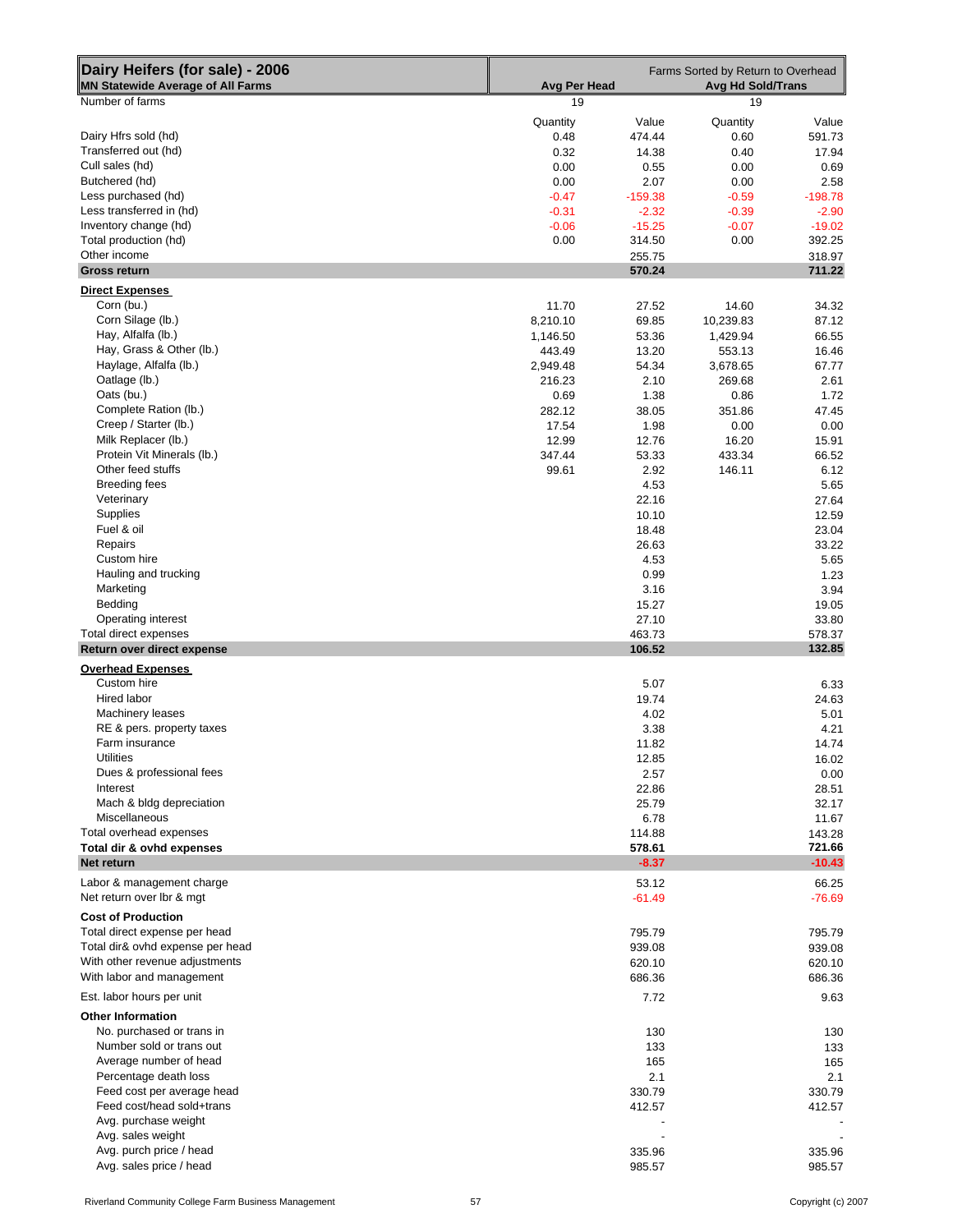| Dairy Heifers (for sale) - 2006 | Farms Sorted by Return to Overhead | | | |
|---|---|---|---|---|
| MN Statewide Average of All Farms | Avg Per Head | | Avg Hd Sold/Trans | |
| Number of farms | 19 | | 19 | |
| | Quantity | Value | Quantity | Value |
| Dairy Hfrs sold (hd) | 0.48 | 474.44 | 0.60 | 591.73 |
| Transferred out (hd) | 0.32 | 14.38 | 0.40 | 17.94 |
| Cull sales (hd) | 0.00 | 0.55 | 0.00 | 0.69 |
| Butchered (hd) | 0.00 | 2.07 | 0.00 | 2.58 |
| Less purchased (hd) | -0.47 | -159.38 | -0.59 | -198.78 |
| Less transferred in (hd) | -0.31 | -2.32 | -0.39 | -2.90 |
| Inventory change (hd) | -0.06 | -15.25 | -0.07 | -19.02 |
| Total production (hd) | 0.00 | 314.50 | 0.00 | 392.25 |
| Other income | | 255.75 | | 318.97 |
| **Gross return** | | **570.24** | | **711.22** |
| **Direct Expenses** | | | | |
| Corn (bu.) | 11.70 | 27.52 | 14.60 | 34.32 |
| Corn Silage (lb.) | 8,210.10 | 69.85 | 10,239.83 | 87.12 |
| Hay, Alfalfa (lb.) | 1,146.50 | 53.36 | 1,429.94 | 66.55 |
| Hay, Grass & Other (lb.) | 443.49 | 13.20 | 553.13 | 16.46 |
| Haylage, Alfalfa (lb.) | 2,949.48 | 54.34 | 3,678.65 | 67.77 |
| Oatlage (lb.) | 216.23 | 2.10 | 269.68 | 2.61 |
| Oats (bu.) | 0.69 | 1.38 | 0.86 | 1.72 |
| Complete Ration (lb.) | 282.12 | 38.05 | 351.86 | 47.45 |
| Creep / Starter (lb.) | 17.54 | 1.98 | 0.00 | 0.00 |
| Milk Replacer (lb.) | 12.99 | 12.76 | 16.20 | 15.91 |
| Protein Vit Minerals (lb.) | 347.44 | 53.33 | 433.34 | 66.52 |
| Other feed stuffs | 99.61 | 2.92 | 146.11 | 6.12 |
| Breeding fees | | 4.53 | | 5.65 |
| Veterinary | | 22.16 | | 27.64 |
| Supplies | | 10.10 | | 12.59 |
| Fuel & oil | | 18.48 | | 23.04 |
| Repairs | | 26.63 | | 33.22 |
| Custom hire | | 4.53 | | 5.65 |
| Hauling and trucking | | 0.99 | | 1.23 |
| Marketing | | 3.16 | | 3.94 |
| Bedding | | 15.27 | | 19.05 |
| Operating interest | | 27.10 | | 33.80 |
| Total direct expenses | | 463.73 | | 578.37 |
| **Return over direct expense** | | **106.52** | | **132.85** |
| **Overhead Expenses** | | | | |
| Custom hire | | 5.07 | | 6.33 |
| Hired labor | | 19.74 | | 24.63 |
| Machinery leases | | 4.02 | | 5.01 |
| RE & pers. property taxes | | 3.38 | | 4.21 |
| Farm insurance | | 11.82 | | 14.74 |
| Utilities | | 12.85 | | 16.02 |
| Dues & professional fees | | 2.57 | | 0.00 |
| Interest | | 22.86 | | 28.51 |
| Mach & bldg depreciation | | 25.79 | | 32.17 |
| Miscellaneous | | 6.78 | | 11.67 |
| Total overhead expenses | | 114.88 | | 143.28 |
| **Total dir & ovhd expenses** | | **578.61** | | **721.66** |
| **Net return** | | **-8.37** | | **-10.43** |
| Labor & management charge | | 53.12 | | 66.25 |
| Net return over lbr & mgt | | -61.49 | | -76.69 |
| **Cost of Production** | | | | |
| Total direct expense per head | | 795.79 | | 795.79 |
| Total dir& ovhd expense per head | | 939.08 | | 939.08 |
| With other revenue adjustments | | 620.10 | | 620.10 |
| With labor and management | | 686.36 | | 686.36 |
| Est. labor hours per unit | | 7.72 | | 9.63 |
| **Other Information** | | | | |
| No. purchased or trans in | | 130 | | 130 |
| Number sold or trans out | | 133 | | 133 |
| Average number of head | | 165 | | 165 |
| Percentage death loss | | 2.1 | | 2.1 |
| Feed cost per average head | | 330.79 | | 330.79 |
| Feed cost/head sold+trans | | 412.57 | | 412.57 |
| Avg. purchase weight | | - | | - |
| Avg. sales weight | | - | | - |
| Avg. purch price / head | | 335.96 | | 335.96 |
| Avg. sales price / head | | 985.57 | | 985.57 |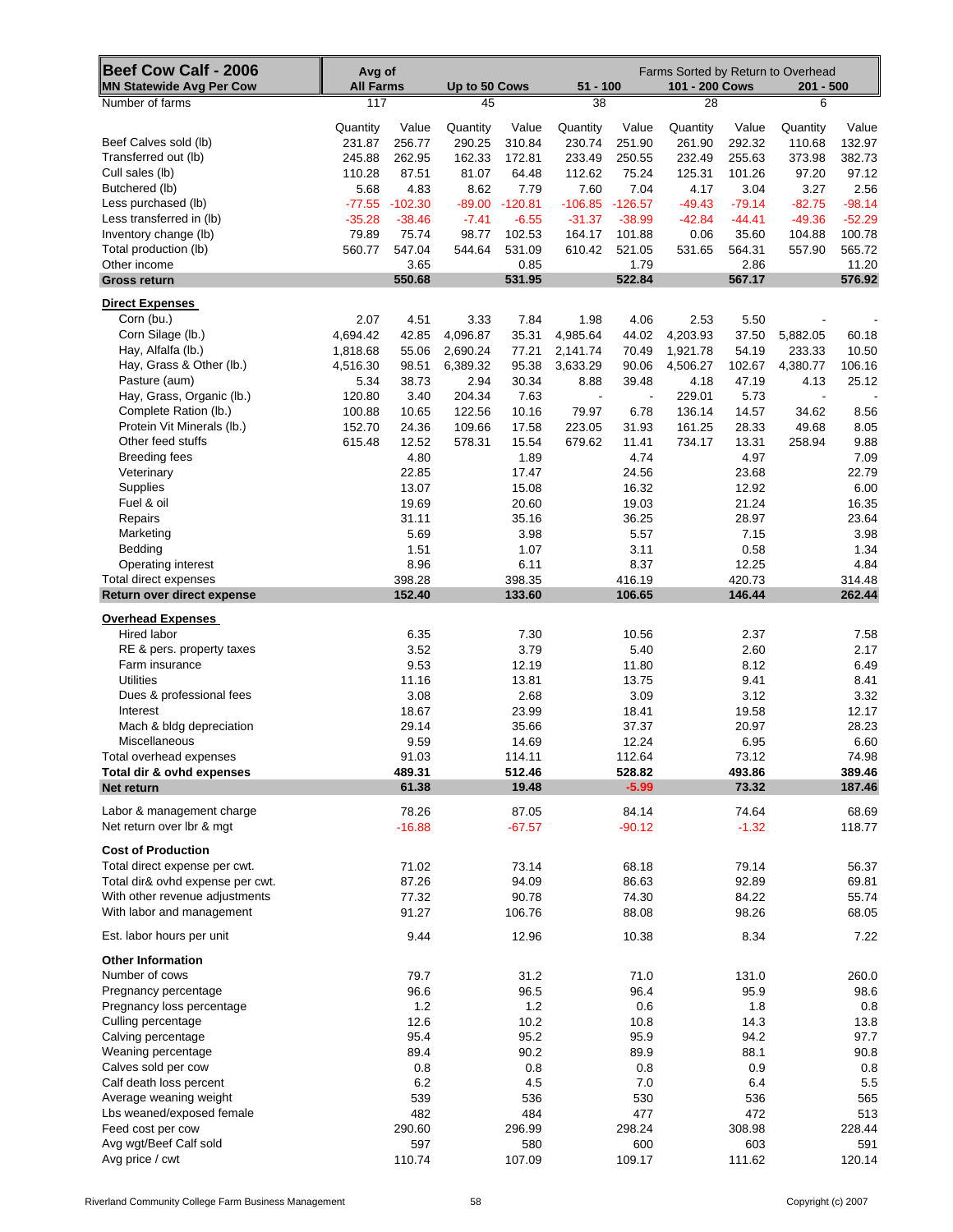| Beef Cow Calf - 2006<br>MN Statewide Avg Per Cow | Avg of<br>All Farms | | Farms Sorted by Return to Overhead<br>Up to 50 Cows | | 51 - 100 | | 101 - 200 Cows | | 201 - 500 | |
|---|---|---|---|---|---|---|---|---|---|---|
| Number of farms | 117 | | 45 | | 38 | | 28 | | 6 | |
| | Quantity | Value | Quantity | Value | Quantity | Value | Quantity | Value | Quantity | Value |
| Beef Calves sold (lb) | 231.87 | 256.77 | 290.25 | 310.84 | 230.74 | 251.90 | 261.90 | 292.32 | 110.68 | 132.97 |
| Transferred out (lb) | 245.88 | 262.95 | 162.33 | 172.81 | 233.49 | 250.55 | 232.49 | 255.63 | 373.98 | 382.73 |
| Cull sales (lb) | 110.28 | 87.51 | 81.07 | 64.48 | 112.62 | 75.24 | 125.31 | 101.26 | 97.20 | 97.12 |
| Butchered (lb) | 5.68 | 4.83 | 8.62 | 7.79 | 7.60 | 7.04 | 4.17 | 3.04 | 3.27 | 2.56 |
| Less purchased (lb) | -77.55 | -102.30 | -89.00 | -120.81 | -106.85 | -126.57 | -49.43 | -79.14 | -82.75 | -98.14 |
| Less transferred in (lb) | -35.28 | -38.46 | -7.41 | -6.55 | -31.37 | -38.99 | -42.84 | -44.41 | -49.36 | -52.29 |
| Inventory change (lb) | 79.89 | 75.74 | 98.77 | 102.53 | 164.17 | 101.88 | 0.06 | 35.60 | 104.88 | 100.78 |
| Total production (lb) | 560.77 | 547.04 | 544.64 | 531.09 | 610.42 | 521.05 | 531.65 | 564.31 | 557.90 | 565.72 |
| Other income | | 3.65 | | 0.85 | | 1.79 | | 2.86 | | 11.20 |
| **Gross return** | | **550.68** | | **531.95** | | **522.84** | | **567.17** | | **576.92** |
| **Direct Expenses** | | | | | | | | | | |
| Corn (bu.) | 2.07 | 4.51 | 3.33 | 7.84 | 1.98 | 4.06 | 2.53 | 5.50 | - | - |
| Corn Silage (lb.) | 4,694.42 | 42.85 | 4,096.87 | 35.31 | 4,985.64 | 44.02 | 4,203.93 | 37.50 | 5,882.05 | 60.18 |
| Hay, Alfalfa (lb.) | 1,818.68 | 55.06 | 2,690.24 | 77.21 | 2,141.74 | 70.49 | 1,921.78 | 54.19 | 233.33 | 10.50 |
| Hay, Grass & Other (lb.) | 4,516.30 | 98.51 | 6,389.32 | 95.38 | 3,633.29 | 90.06 | 4,506.27 | 102.67 | 4,380.77 | 106.16 |
| Pasture (aum) | 5.34 | 38.73 | 2.94 | 30.34 | 8.88 | 39.48 | 4.18 | 47.19 | 4.13 | 25.12 |
| Hay, Grass, Organic (lb.) | 120.80 | 3.40 | 204.34 | 7.63 | - | - | 229.01 | 5.73 | - | - |
| Complete Ration (lb.) | 100.88 | 10.65 | 122.56 | 10.16 | 79.97 | 6.78 | 136.14 | 14.57 | 34.62 | 8.56 |
| Protein Vit Minerals (lb.) | 152.70 | 24.36 | 109.66 | 17.58 | 223.05 | 31.93 | 161.25 | 28.33 | 49.68 | 8.05 |
| Other feed stuffs | 615.48 | 12.52 | 578.31 | 15.54 | 679.62 | 11.41 | 734.17 | 13.31 | 258.94 | 9.88 |
| Breeding fees | | 4.80 | | 1.89 | | 4.74 | | 4.97 | | 7.09 |
| Veterinary | | 22.85 | | 17.47 | | 24.56 | | 23.68 | | 22.79 |
| Supplies | | 13.07 | | 15.08 | | 16.32 | | 12.92 | | 6.00 |
| Fuel & oil | | 19.69 | | 20.60 | | 19.03 | | 21.24 | | 16.35 |
| Repairs | | 31.11 | | 35.16 | | 36.25 | | 28.97 | | 23.64 |
| Marketing | | 5.69 | | 3.98 | | 5.57 | | 7.15 | | 3.98 |
| Bedding | | 1.51 | | 1.07 | | 3.11 | | 0.58 | | 1.34 |
| Operating interest | | 8.96 | | 6.11 | | 8.37 | | 12.25 | | 4.84 |
| Total direct expenses | | 398.28 | | 398.35 | | 416.19 | | 420.73 | | 314.48 |
| **Return over direct expense** | | **152.40** | | **133.60** | | **106.65** | | **146.44** | | **262.44** |
| **Overhead Expenses** | | | | | | | | | | |
| Hired labor | | 6.35 | | 7.30 | | 10.56 | | 2.37 | | 7.58 |
| RE & pers. property taxes | | 3.52 | | 3.79 | | 5.40 | | 2.60 | | 2.17 |
| Farm insurance | | 9.53 | | 12.19 | | 11.80 | | 8.12 | | 6.49 |
| Utilities | | 11.16 | | 13.81 | | 13.75 | | 9.41 | | 8.41 |
| Dues & professional fees | | 3.08 | | 2.68 | | 3.09 | | 3.12 | | 3.32 |
| Interest | | 18.67 | | 23.99 | | 18.41 | | 19.58 | | 12.17 |
| Mach & bldg depreciation | | 29.14 | | 35.66 | | 37.37 | | 20.97 | | 28.23 |
| Miscellaneous | | 9.59 | | 14.69 | | 12.24 | | 6.95 | | 6.60 |
| Total overhead expenses | | 91.03 | | 114.11 | | 112.64 | | 73.12 | | 74.98 |
| **Total dir & ovhd expenses** | | **489.31** | | **512.46** | | **528.82** | | **493.86** | | **389.46** |
| **Net return** | | **61.38** | | **19.48** | | **-5.99** | | **73.32** | | **187.46** |
| Labor & management charge | | 78.26 | | 87.05 | | 84.14 | | 74.64 | | 68.69 |
| Net return over lbr & mgt | | -16.88 | | -67.57 | | -90.12 | | -1.32 | | 118.77 |
| **Cost of Production** | | | | | | | | | | |
| Total direct expense per cwt. | | 71.02 | | 73.14 | | 68.18 | | 79.14 | | 56.37 |
| Total dir& ovhd expense per cwt. | | 87.26 | | 94.09 | | 86.63 | | 92.89 | | 69.81 |
| With other revenue adjustments | | 77.32 | | 90.78 | | 74.30 | | 84.22 | | 55.74 |
| With labor and management | | 91.27 | | 106.76 | | 88.08 | | 98.26 | | 68.05 |
| Est. labor hours per unit | | 9.44 | | 12.96 | | 10.38 | | 8.34 | | 7.22 |
| **Other Information** | | | | | | | | | | |
| Number of cows | | 79.7 | | 31.2 | | 71.0 | | 131.0 | | 260.0 |
| Pregnancy percentage | | 96.6 | | 96.5 | | 96.4 | | 95.9 | | 98.6 |
| Pregnancy loss percentage | | 1.2 | | 1.2 | | 0.6 | | 1.8 | | 0.8 |
| Culling percentage | | 12.6 | | 10.2 | | 10.8 | | 14.3 | | 13.8 |
| Calving percentage | | 95.4 | | 95.2 | | 95.9 | | 94.2 | | 97.7 |
| Weaning percentage | | 89.4 | | 90.2 | | 89.9 | | 88.1 | | 90.8 |
| Calves sold per cow | | 0.8 | | 0.8 | | 0.8 | | 0.9 | | 0.8 |
| Calf death loss percent | | 6.2 | | 4.5 | | 7.0 | | 6.4 | | 5.5 |
| Average weaning weight | | 539 | | 536 | | 530 | | 536 | | 565 |
| Lbs weaned/exposed female | | 482 | | 484 | | 477 | | 472 | | 513 |
| Feed cost per cow | | 290.60 | | 296.99 | | 298.24 | | 308.98 | | 228.44 |
| Avg wgt/Beef Calf sold | | 597 | | 580 | | 600 | | 603 | | 591 |
| Avg price / cwt | | 110.74 | | 107.09 | | 109.17 | | 111.62 | | 120.14 |

Riverland Community College Farm Business Management

Copyright (c) 2007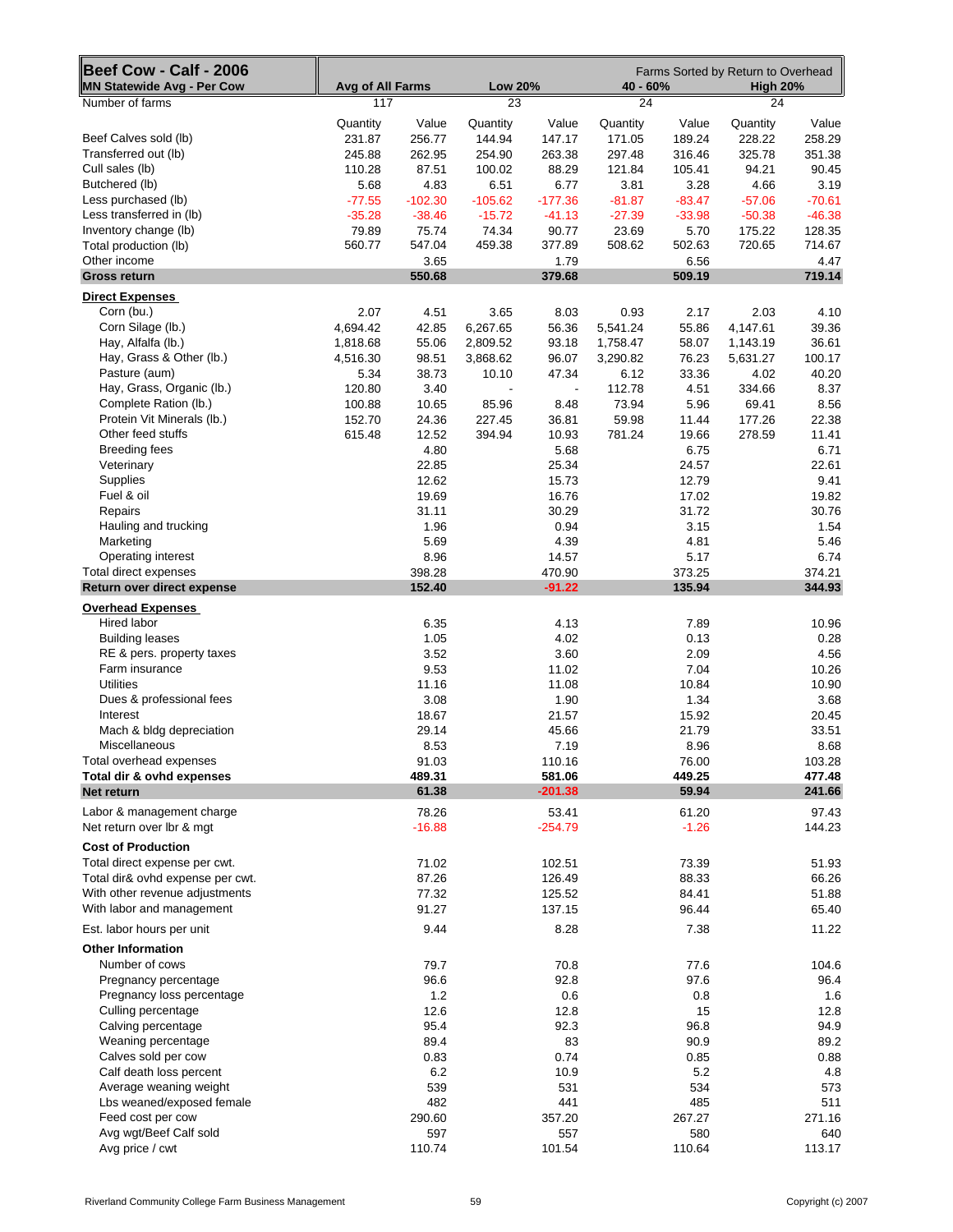| Beef Cow - Calf - 2006<br>MN Statewide Avg - Per Cow | Avg of All Farms | | Low 20% | | 40 - 60% | | High 20% | |
|---|---|---|---|---|---|---|---|---|
| | | | | | Farms Sorted by Return to Overhead | | | |
| Number of farms | 117 | | 23 | | 24 | | 24 | |
| | Quantity | Value | Quantity | Value | Quantity | Value | Quantity | Value |
| Beef Calves sold (lb) | 231.87 | 256.77 | 144.94 | 147.17 | 171.05 | 189.24 | 228.22 | 258.29 |
| Transferred out (lb) | 245.88 | 262.95 | 254.90 | 263.38 | 297.48 | 316.46 | 325.78 | 351.38 |
| Cull sales (lb) | 110.28 | 87.51 | 100.02 | 88.29 | 121.84 | 105.41 | 94.21 | 90.45 |
| Butchered (lb) | 5.68 | 4.83 | 6.51 | 6.77 | 3.81 | 3.28 | 4.66 | 3.19 |
| Less purchased (lb) | -77.55 | -102.30 | -105.62 | -177.36 | -81.87 | -83.47 | -57.06 | -70.61 |
| Less transferred in (lb) | -35.28 | -38.46 | -15.72 | -41.13 | -27.39 | -33.98 | -50.38 | -46.38 |
| Inventory change (lb) | 79.89 | 75.74 | 74.34 | 90.77 | 23.69 | 5.70 | 175.22 | 128.35 |
| Total production (lb) | 560.77 | 547.04 | 459.38 | 377.89 | 508.62 | 502.63 | 720.65 | 714.67 |
| Other income | | 3.65 | | 1.79 | | 6.56 | | 4.47 |
| **Gross return** | | **550.68** | | **379.68** | | **509.19** | | **719.14** |
| **Direct Expenses** | | | | | | | | |
| Corn (bu.) | 2.07 | 4.51 | 3.65 | 8.03 | 0.93 | 2.17 | 2.03 | 4.10 |
| Corn Silage (lb.) | 4,694.42 | 42.85 | 6,267.65 | 56.36 | 5,541.24 | 55.86 | 4,147.61 | 39.36 |
| Hay, Alfalfa (lb.) | 1,818.68 | 55.06 | 2,809.52 | 93.18 | 1,758.47 | 58.07 | 1,143.19 | 36.61 |
| Hay, Grass & Other (lb.) | 4,516.30 | 98.51 | 3,868.62 | 96.07 | 3,290.82 | 76.23 | 5,631.27 | 100.17 |
| Pasture (aum) | 5.34 | 38.73 | 10.10 | 47.34 | 6.12 | 33.36 | 4.02 | 40.20 |
| Hay, Grass, Organic (lb.) | 120.80 | 3.40 | - | - | 112.78 | 4.51 | 334.66 | 8.37 |
| Complete Ration (lb.) | 100.88 | 10.65 | 85.96 | 8.48 | 73.94 | 5.96 | 69.41 | 8.56 |
| Protein Vit Minerals (lb.) | 152.70 | 24.36 | 227.45 | 36.81 | 59.98 | 11.44 | 177.26 | 22.38 |
| Other feed stuffs | 615.48 | 12.52 | 394.94 | 10.93 | 781.24 | 19.66 | 278.59 | 11.41 |
| Breeding fees | | 4.80 | | 5.68 | | 6.75 | | 6.71 |
| Veterinary | | 22.85 | | 25.34 | | 24.57 | | 22.61 |
| Supplies | | 12.62 | | 15.73 | | 12.79 | | 9.41 |
| Fuel & oil | | 19.69 | | 16.76 | | 17.02 | | 19.82 |
| Repairs | | 31.11 | | 30.29 | | 31.72 | | 30.76 |
| Hauling and trucking | | 1.96 | | 0.94 | | 3.15 | | 1.54 |
| Marketing | | 5.69 | | 4.39 | | 4.81 | | 5.46 |
| Operating interest | | 8.96 | | 14.57 | | 5.17 | | 6.74 |
| Total direct expenses | | 398.28 | | 470.90 | | 373.25 | | 374.21 |
| **Return over direct expense** | | **152.40** | | **-91.22** | | **135.94** | | **344.93** |
| **Overhead Expenses** | | | | | | | | |
| Hired labor | | 6.35 | | 4.13 | | 7.89 | | 10.96 |
| Building leases | | 1.05 | | 4.02 | | 0.13 | | 0.28 |
| RE & pers. property taxes | | 3.52 | | 3.60 | | 2.09 | | 4.56 |
| Farm insurance | | 9.53 | | 11.02 | | 7.04 | | 10.26 |
| Utilities | | 11.16 | | 11.08 | | 10.84 | | 10.90 |
| Dues & professional fees | | 3.08 | | 1.90 | | 1.34 | | 3.68 |
| Interest | | 18.67 | | 21.57 | | 15.92 | | 20.45 |
| Mach & bldg depreciation | | 29.14 | | 45.66 | | 21.79 | | 33.51 |
| Miscellaneous | | 8.53 | | 7.19 | | 8.96 | | 8.68 |
| Total overhead expenses | | 91.03 | | 110.16 | | 76.00 | | 103.28 |
| **Total dir & ovhd expenses** | | **489.31** | | **581.06** | | **449.25** | | **477.48** |
| **Net return** | | **61.38** | | **-201.38** | | **59.94** | | **241.66** |
| Labor & management charge | | 78.26 | | 53.41 | | 61.20 | | 97.43 |
| Net return over lbr & mgt | | -16.88 | | -254.79 | | -1.26 | | 144.23 |
| **Cost of Production** | | | | | | | | |
| Total direct expense per cwt. | | 71.02 | | 102.51 | | 73.39 | | 51.93 |
| Total dir& ovhd expense per cwt. | | 87.26 | | 126.49 | | 88.33 | | 66.26 |
| With other revenue adjustments | | 77.32 | | 125.52 | | 84.41 | | 51.88 |
| With labor and management | | 91.27 | | 137.15 | | 96.44 | | 65.40 |
| Est. labor hours per unit | | 9.44 | | 8.28 | | 7.38 | | 11.22 |
| **Other Information** | | | | | | | | |
| Number of cows | | 79.7 | | 70.8 | | 77.6 | | 104.6 |
| Pregnancy percentage | | 96.6 | | 92.8 | | 97.6 | | 96.4 |
| Pregnancy loss percentage | | 1.2 | | 0.6 | | 0.8 | | 1.6 |
| Culling percentage | | 12.6 | | 12.8 | | 15 | | 12.8 |
| Calving percentage | | 95.4 | | 92.3 | | 96.8 | | 94.9 |
| Weaning percentage | | 89.4 | | 83 | | 90.9 | | 89.2 |
| Calves sold per cow | | 0.83 | | 0.74 | | 0.85 | | 0.88 |
| Calf death loss percent | | 6.2 | | 10.9 | | 5.2 | | 4.8 |
| Average weaning weight | | 539 | | 531 | | 534 | | 573 |
| Lbs weaned/exposed female | | 482 | | 441 | | 485 | | 511 |
| Feed cost per cow | | 290.60 | | 357.20 | | 267.27 | | 271.16 |
| Avg wgt/Beef Calf sold | | 597 | | 557 | | 580 | | 640 |
| Avg price / cwt | | 110.74 | | 101.54 | | 110.64 | | 113.17 |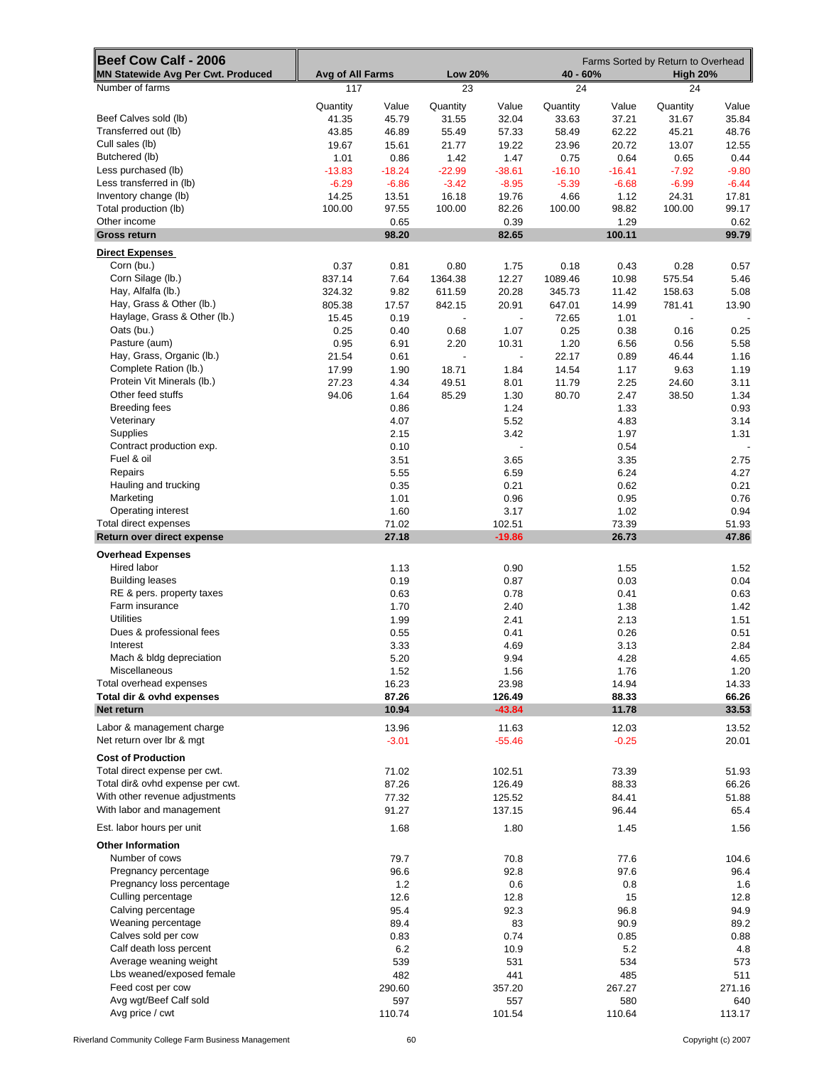| Beef Cow Calf - 2006<br>MN Statewide Avg Per Cwt. Produced | Avg of All Farms | | Low 20% | | 40 - 60% | | High 20% | |
|---|---|---|---|---|---|---|---|---|
| | Farms Sorted by Return to Overhead | | | | | | | |
| Number of farms | 117 | | 23 | | 24 | | 24 | |
| | Quantity | Value | Quantity | Value | Quantity | Value | Quantity | Value |
| Beef Calves sold (lb) | 41.35 | 45.79 | 31.55 | 32.04 | 33.63 | 37.21 | 31.67 | 35.84 |
| Transferred out (lb) | 43.85 | 46.89 | 55.49 | 57.33 | 58.49 | 62.22 | 45.21 | 48.76 |
| Cull sales (lb) | 19.67 | 15.61 | 21.77 | 19.22 | 23.96 | 20.72 | 13.07 | 12.55 |
| Butchered (lb) | 1.01 | 0.86 | 1.42 | 1.47 | 0.75 | 0.64 | 0.65 | 0.44 |
| Less purchased (lb) | -13.83 | -18.24 | -22.99 | -38.61 | -16.10 | -16.41 | -7.92 | -9.80 |
| Less transferred in (lb) | -6.29 | -6.86 | -3.42 | -8.95 | -5.39 | -6.68 | -6.99 | -6.44 |
| Inventory change (lb) | 14.25 | 13.51 | 16.18 | 19.76 | 4.66 | 1.12 | 24.31 | 17.81 |
| Total production (lb) | 100.00 | 97.55 | 100.00 | 82.26 | 100.00 | 98.82 | 100.00 | 99.17 |
| Other income | | 0.65 | | 0.39 | | 1.29 | | 0.62 |
| **Gross return** | | **98.20** | | **82.65** | | **100.11** | | **99.79** |
| **Direct Expenses** | | | | | | | | |
| Corn (bu.) | 0.37 | 0.81 | 0.80 | 1.75 | 0.18 | 0.43 | 0.28 | 0.57 |
| Corn Silage (lb.) | 837.14 | 7.64 | 1364.38 | 12.27 | 1089.46 | 10.98 | 575.54 | 5.46 |
| Hay, Alfalfa (lb.) | 324.32 | 9.82 | 611.59 | 20.28 | 345.73 | 11.42 | 158.63 | 5.08 |
| Hay, Grass & Other (lb.) | 805.38 | 17.57 | 842.15 | 20.91 | 647.01 | 14.99 | 781.41 | 13.90 |
| Haylage, Grass & Other (lb.) | 15.45 | 0.19 | - | - | 72.65 | 1.01 | - | - |
| Oats (bu.) | 0.25 | 0.40 | 0.68 | 1.07 | 0.25 | 0.38 | 0.16 | 0.25 |
| Pasture (aum) | 0.95 | 6.91 | 2.20 | 10.31 | 1.20 | 6.56 | 0.56 | 5.58 |
| Hay, Grass, Organic (lb.) | 21.54 | 0.61 | - | - | 22.17 | 0.89 | 46.44 | 1.16 |
| Complete Ration (lb.) | 17.99 | 1.90 | 18.71 | 1.84 | 14.54 | 1.17 | 9.63 | 1.19 |
| Protein Vit Minerals (lb.) | 27.23 | 4.34 | 49.51 | 8.01 | 11.79 | 2.25 | 24.60 | 3.11 |
| Other feed stuffs | 94.06 | 1.64 | 85.29 | 1.30 | 80.70 | 2.47 | 38.50 | 1.34 |
| Breeding fees | | 0.86 | | 1.24 | | 1.33 | | 0.93 |
| Veterinary | | 4.07 | | 5.52 | | 4.83 | | 3.14 |
| Supplies | | 2.15 | | 3.42 | | 1.97 | | 1.31 |
| Contract production exp. | | 0.10 | | - | | 0.54 | | - |
| Fuel & oil | | 3.51 | | 3.65 | | 3.35 | | 2.75 |
| Repairs | | 5.55 | | 6.59 | | 6.24 | | 4.27 |
| Hauling and trucking | | 0.35 | | 0.21 | | 0.62 | | 0.21 |
| Marketing | | 1.01 | | 0.96 | | 0.95 | | 0.76 |
| Operating interest | | 1.60 | | 3.17 | | 1.02 | | 0.94 |
| Total direct expenses | | 71.02 | | 102.51 | | 73.39 | | 51.93 |
| **Return over direct expense** | | **27.18** | | **-19.86** | | **26.73** | | **47.86** |
| **Overhead Expenses** | | | | | | | | |
| Hired labor | | 1.13 | | 0.90 | | 1.55 | | 1.52 |
| Building leases | | 0.19 | | 0.87 | | 0.03 | | 0.04 |
| RE & pers. property taxes | | 0.63 | | 0.78 | | 0.41 | | 0.63 |
| Farm insurance | | 1.70 | | 2.40 | | 1.38 | | 1.42 |
| Utilities | | 1.99 | | 2.41 | | 2.13 | | 1.51 |
| Dues & professional fees | | 0.55 | | 0.41 | | 0.26 | | 0.51 |
| Interest | | 3.33 | | 4.69 | | 3.13 | | 2.84 |
| Mach & bldg depreciation | | 5.20 | | 9.94 | | 4.28 | | 4.65 |
| Miscellaneous | | 1.52 | | 1.56 | | 1.76 | | 1.20 |
| Total overhead expenses | | 16.23 | | 23.98 | | 14.94 | | 14.33 |
| **Total dir & ovhd expenses** | | **87.26** | | **126.49** | | **88.33** | | **66.26** |
| **Net return** | | **10.94** | | **-43.84** | | **11.78** | | **33.53** |
| Labor & management charge | | 13.96 | | 11.63 | | 12.03 | | 13.52 |
| Net return over lbr & mgt | | -3.01 | | -55.46 | | -0.25 | | 20.01 |
| **Cost of Production** | | | | | | | | |
| Total direct expense per cwt. | | 71.02 | | 102.51 | | 73.39 | | 51.93 |
| Total dir& ovhd expense per cwt. | | 87.26 | | 126.49 | | 88.33 | | 66.26 |
| With other revenue adjustments | | 77.32 | | 125.52 | | 84.41 | | 51.88 |
| With labor and management | | 91.27 | | 137.15 | | 96.44 | | 65.4 |
| Est. labor hours per unit | | 1.68 | | 1.80 | | 1.45 | | 1.56 |
| **Other Information** | | | | | | | | |
| Number of cows | | 79.7 | | 70.8 | | 77.6 | | 104.6 |
| Pregnancy percentage | | 96.6 | | 92.8 | | 97.6 | | 96.4 |
| Pregnancy loss percentage | | 1.2 | | 0.6 | | 0.8 | | 1.6 |
| Culling percentage | | 12.6 | | 12.8 | | 15 | | 12.8 |
| Calving percentage | | 95.4 | | 92.3 | | 96.8 | | 94.9 |
| Weaning percentage | | 89.4 | | 83 | | 90.9 | | 89.2 |
| Calves sold per cow | | 0.83 | | 0.74 | | 0.85 | | 0.88 |
| Calf death loss percent | | 6.2 | | 10.9 | | 5.2 | | 4.8 |
| Average weaning weight | | 539 | | 531 | | 534 | | 573 |
| Lbs weaned/exposed female | | 482 | | 441 | | 485 | | 511 |
| Feed cost per cow | | 290.60 | | 357.20 | | 267.27 | | 271.16 |
| Avg wgt/Beef Calf sold | | 597 | | 557 | | 580 | | 640 |
| Avg price / cwt | | 110.74 | | 101.54 | | 110.64 | | 113.17 |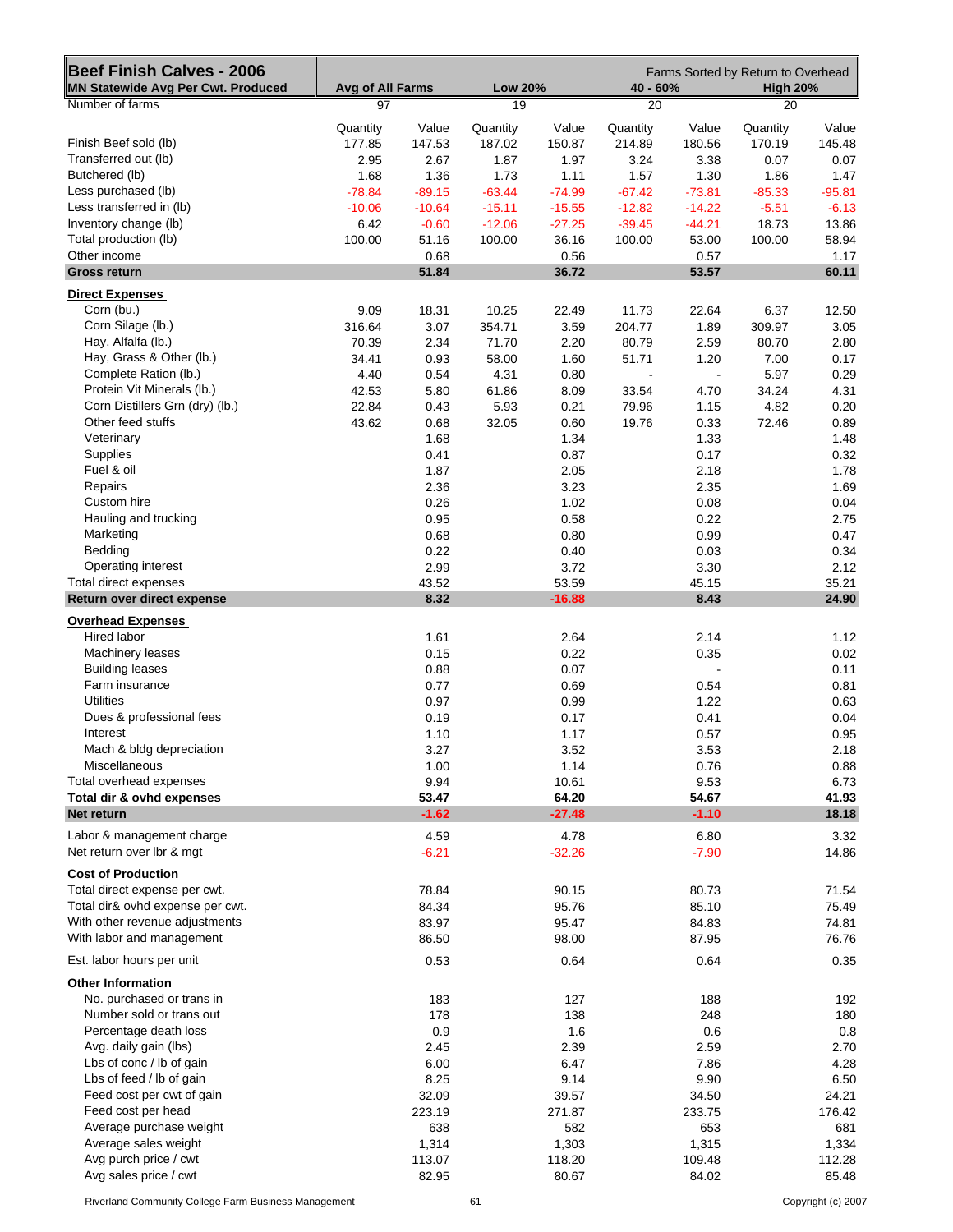| Beef Finish Calves - 2006<br>MN Statewide Avg Per Cwt. Produced | Avg of All Farms | | Low 20% | | 40 - 60% | | High 20% | |
|---|---|---|---|---|---|---|---|---|
| | | | | | Farms Sorted by Return to Overhead | | | |
| Number of farms | 97 | | 19 | | 20 | | 20 | |
| | Quantity | Value | Quantity | Value | Quantity | Value | Quantity | Value |
| Finish Beef sold (lb) | 177.85 | 147.53 | 187.02 | 150.87 | 214.89 | 180.56 | 170.19 | 145.48 |
| Transferred out (lb) | 2.95 | 2.67 | 1.87 | 1.97 | 3.24 | 3.38 | 0.07 | 0.07 |
| Butchered (lb) | 1.68 | 1.36 | 1.73 | 1.11 | 1.57 | 1.30 | 1.86 | 1.47 |
| Less purchased (lb) | -78.84 | -89.15 | -63.44 | -74.99 | -67.42 | -73.81 | -85.33 | -95.81 |
| Less transferred in (lb) | -10.06 | -10.64 | -15.11 | -15.55 | -12.82 | -14.22 | -5.51 | -6.13 |
| Inventory change (lb) | 6.42 | -0.60 | -12.06 | -27.25 | -39.45 | -44.21 | 18.73 | 13.86 |
| Total production (lb) | 100.00 | 51.16 | 100.00 | 36.16 | 100.00 | 53.00 | 100.00 | 58.94 |
| Other income | | 0.68 | | 0.56 | | 0.57 | | 1.17 |
| **Gross return** | | **51.84** | | **36.72** | | **53.57** | | **60.11** |
| **Direct Expenses** | | | | | | | | |
| Corn (bu.) | 9.09 | 18.31 | 10.25 | 22.49 | 11.73 | 22.64 | 6.37 | 12.50 |
| Corn Silage (lb.) | 316.64 | 3.07 | 354.71 | 3.59 | 204.77 | 1.89 | 309.97 | 3.05 |
| Hay, Alfalfa (lb.) | 70.39 | 2.34 | 71.70 | 2.20 | 80.79 | 2.59 | 80.70 | 2.80 |
| Hay, Grass & Other (lb.) | 34.41 | 0.93 | 58.00 | 1.60 | 51.71 | 1.20 | 7.00 | 0.17 |
| Complete Ration (lb.) | 4.40 | 0.54 | 4.31 | 0.80 | - | - | 5.97 | 0.29 |
| Protein Vit Minerals (lb.) | 42.53 | 5.80 | 61.86 | 8.09 | 33.54 | 4.70 | 34.24 | 4.31 |
| Corn Distillers Grn (dry) (lb.) | 22.84 | 0.43 | 5.93 | 0.21 | 79.96 | 1.15 | 4.82 | 0.20 |
| Other feed stuffs | 43.62 | 0.68 | 32.05 | 0.60 | 19.76 | 0.33 | 72.46 | 0.89 |
| Veterinary | | 1.68 | | 1.34 | | 1.33 | | 1.48 |
| Supplies | | 0.41 | | 0.87 | | 0.17 | | 0.32 |
| Fuel & oil | | 1.87 | | 2.05 | | 2.18 | | 1.78 |
| Repairs | | 2.36 | | 3.23 | | 2.35 | | 1.69 |
| Custom hire | | 0.26 | | 1.02 | | 0.08 | | 0.04 |
| Hauling and trucking | | 0.95 | | 0.58 | | 0.22 | | 2.75 |
| Marketing | | 0.68 | | 0.80 | | 0.99 | | 0.47 |
| Bedding | | 0.22 | | 0.40 | | 0.03 | | 0.34 |
| Operating interest | | 2.99 | | 3.72 | | 3.30 | | 2.12 |
| Total direct expenses | | 43.52 | | 53.59 | | 45.15 | | 35.21 |
| **Return over direct expense** | | **8.32** | | **-16.88** | | **8.43** | | **24.90** |
| **Overhead Expenses** | | | | | | | | |
| Hired labor | | 1.61 | | 2.64 | | 2.14 | | 1.12 |
| Machinery leases | | 0.15 | | 0.22 | | 0.35 | | 0.02 |
| Building leases | | 0.88 | | 0.07 | | - | | 0.11 |
| Farm insurance | | 0.77 | | 0.69 | | 0.54 | | 0.81 |
| Utilities | | 0.97 | | 0.99 | | 1.22 | | 0.63 |
| Dues & professional fees | | 0.19 | | 0.17 | | 0.41 | | 0.04 |
| Interest | | 1.10 | | 1.17 | | 0.57 | | 0.95 |
| Mach & bldg depreciation | | 3.27 | | 3.52 | | 3.53 | | 2.18 |
| Miscellaneous | | 1.00 | | 1.14 | | 0.76 | | 0.88 |
| Total overhead expenses | | 9.94 | | 10.61 | | 9.53 | | 6.73 |
| **Total dir & ovhd expenses** | | **53.47** | | **64.20** | | **54.67** | | **41.93** |
| **Net return** | | **-1.62** | | **-27.48** | | **-1.10** | | **18.18** |
| Labor & management charge | | 4.59 | | 4.78 | | 6.80 | | 3.32 |
| Net return over lbr & mgt | | -6.21 | | -32.26 | | -7.90 | | 14.86 |
| **Cost of Production** | | | | | | | | |
| Total direct expense per cwt. | | 78.84 | | 90.15 | | 80.73 | | 71.54 |
| Total dir& ovhd expense per cwt. | | 84.34 | | 95.76 | | 85.10 | | 75.49 |
| With other revenue adjustments | | 83.97 | | 95.47 | | 84.83 | | 74.81 |
| With labor and management | | 86.50 | | 98.00 | | 87.95 | | 76.76 |
| Est. labor hours per unit | | 0.53 | | 0.64 | | 0.64 | | 0.35 |
| **Other Information** | | | | | | | | |
| No. purchased or trans in | | 183 | | 127 | | 188 | | 192 |
| Number sold or trans out | | 178 | | 138 | | 248 | | 180 |
| Percentage death loss | | 0.9 | | 1.6 | | 0.6 | | 0.8 |
| Avg. daily gain (lbs) | | 2.45 | | 2.39 | | 2.59 | | 2.70 |
| Lbs of conc / lb of gain | | 6.00 | | 6.47 | | 7.86 | | 4.28 |
| Lbs of feed / lb of gain | | 8.25 | | 9.14 | | 9.90 | | 6.50 |
| Feed cost per cwt of gain | | 32.09 | | 39.57 | | 34.50 | | 24.21 |
| Feed cost per head | | 223.19 | | 271.87 | | 233.75 | | 176.42 |
| Average purchase weight | | 638 | | 582 | | 653 | | 681 |
| Average sales weight | | 1,314 | | 1,303 | | 1,315 | | 1,334 |
| Avg purch price / cwt | | 113.07 | | 118.20 | | 109.48 | | 112.28 |
| Avg sales price / cwt | | 82.95 | | 80.67 | | 84.02 | | 85.48 |

Riverland Community College Farm Business Management — Copyright (c) 2007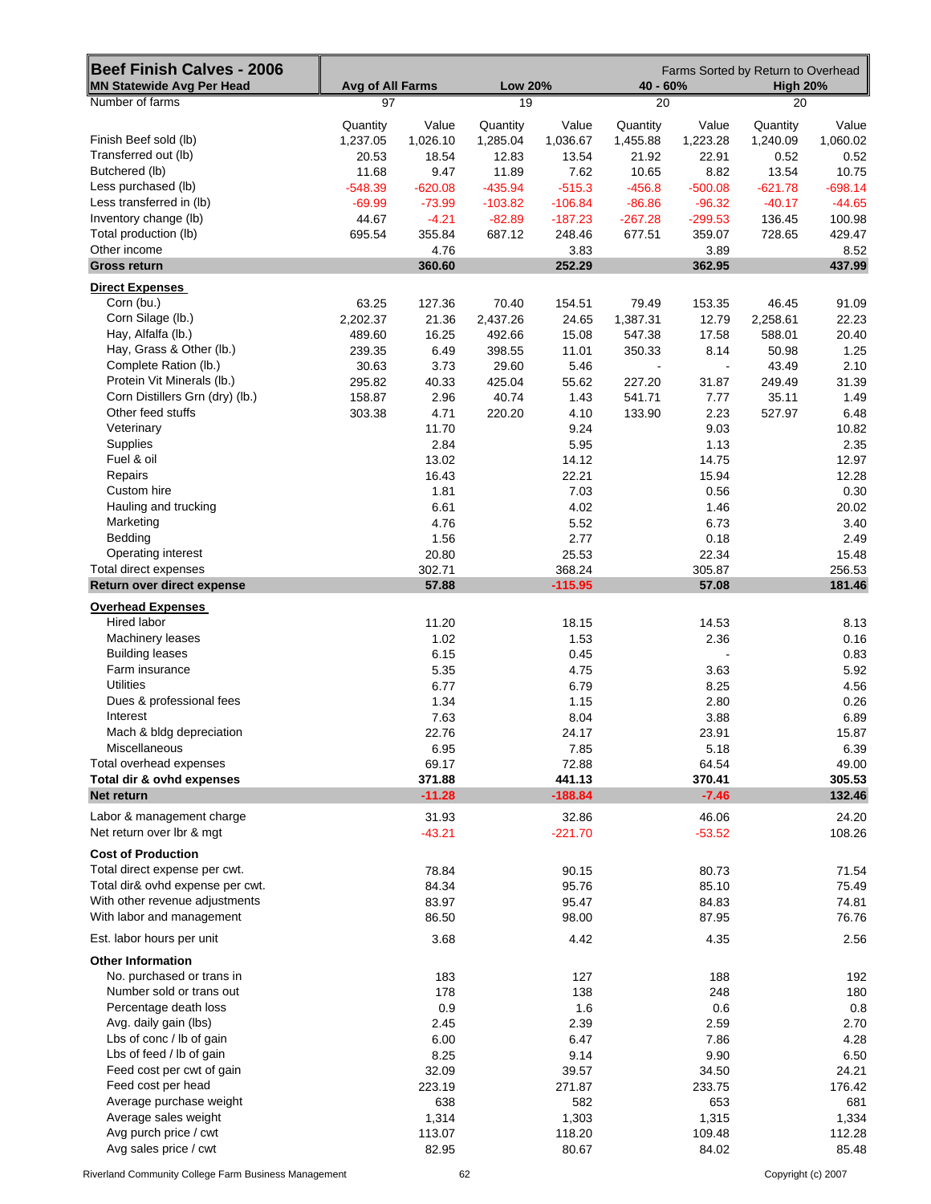| Beef Finish Calves - 2006 | Farms Sorted by Return to Overhead | | | | | | | |
|---|---|---|---|---|---|---|---|---|
| MN Statewide Avg Per Head | Avg of All Farms | | Low 20% | | 40 - 60% | | High 20% | |
| Number of farms | 97 | | 19 | | 20 | | 20 | |
| | Quantity | Value | Quantity | Value | Quantity | Value | Quantity | Value |
| Finish Beef sold (lb) | 1,237.05 | 1,026.10 | 1,285.04 | 1,036.67 | 1,455.88 | 1,223.28 | 1,240.09 | 1,060.02 |
| Transferred out (lb) | 20.53 | 18.54 | 12.83 | 13.54 | 21.92 | 22.91 | 0.52 | 0.52 |
| Butchered (lb) | 11.68 | 9.47 | 11.89 | 7.62 | 10.65 | 8.82 | 13.54 | 10.75 |
| Less purchased (lb) | -548.39 | -620.08 | -435.94 | -515.3 | -456.8 | -500.08 | -621.78 | -698.14 |
| Less transferred in (lb) | -69.99 | -73.99 | -103.82 | -106.84 | -86.86 | -96.32 | -40.17 | -44.65 |
| Inventory change (lb) | 44.67 | -4.21 | -82.89 | -187.23 | -267.28 | -299.53 | 136.45 | 100.98 |
| Total production (lb) | 695.54 | 355.84 | 687.12 | 248.46 | 677.51 | 359.07 | 728.65 | 429.47 |
| Other income | | 4.76 | | 3.83 | | 3.89 | | 8.52 |
| **Gross return** | | **360.60** | | **252.29** | | **362.95** | | **437.99** |
| **Direct Expenses** | | | | | | | | |
| Corn (bu.) | 63.25 | 127.36 | 70.40 | 154.51 | 79.49 | 153.35 | 46.45 | 91.09 |
| Corn Silage (lb.) | 2,202.37 | 21.36 | 2,437.26 | 24.65 | 1,387.31 | 12.79 | 2,258.61 | 22.23 |
| Hay, Alfalfa (lb.) | 489.60 | 16.25 | 492.66 | 15.08 | 547.38 | 17.58 | 588.01 | 20.40 |
| Hay, Grass & Other (lb.) | 239.35 | 6.49 | 398.55 | 11.01 | 350.33 | 8.14 | 50.98 | 1.25 |
| Complete Ration (lb.) | 30.63 | 3.73 | 29.60 | 5.46 | - | - | 43.49 | 2.10 |
| Protein Vit Minerals (lb.) | 295.82 | 40.33 | 425.04 | 55.62 | 227.20 | 31.87 | 249.49 | 31.39 |
| Corn Distillers Grn (dry) (lb.) | 158.87 | 2.96 | 40.74 | 1.43 | 541.71 | 7.77 | 35.11 | 1.49 |
| Other feed stuffs | 303.38 | 4.71 | 220.20 | 4.10 | 133.90 | 2.23 | 527.97 | 6.48 |
| Veterinary | | 11.70 | | 9.24 | | 9.03 | | 10.82 |
| Supplies | | 2.84 | | 5.95 | | 1.13 | | 2.35 |
| Fuel & oil | | 13.02 | | 14.12 | | 14.75 | | 12.97 |
| Repairs | | 16.43 | | 22.21 | | 15.94 | | 12.28 |
| Custom hire | | 1.81 | | 7.03 | | 0.56 | | 0.30 |
| Hauling and trucking | | 6.61 | | 4.02 | | 1.46 | | 20.02 |
| Marketing | | 4.76 | | 5.52 | | 6.73 | | 3.40 |
| Bedding | | 1.56 | | 2.77 | | 0.18 | | 2.49 |
| Operating interest | | 20.80 | | 25.53 | | 22.34 | | 15.48 |
| Total direct expenses | | 302.71 | | 368.24 | | 305.87 | | 256.53 |
| **Return over direct expense** | | **57.88** | | **-115.95** | | **57.08** | | **181.46** |
| **Overhead Expenses** | | | | | | | | |
| Hired labor | | 11.20 | | 18.15 | | 14.53 | | 8.13 |
| Machinery leases | | 1.02 | | 1.53 | | 2.36 | | 0.16 |
| Building leases | | 6.15 | | 0.45 | | - | | 0.83 |
| Farm insurance | | 5.35 | | 4.75 | | 3.63 | | 5.92 |
| Utilities | | 6.77 | | 6.79 | | 8.25 | | 4.56 |
| Dues & professional fees | | 1.34 | | 1.15 | | 2.80 | | 0.26 |
| Interest | | 7.63 | | 8.04 | | 3.88 | | 6.89 |
| Mach & bldg depreciation | | 22.76 | | 24.17 | | 23.91 | | 15.87 |
| Miscellaneous | | 6.95 | | 7.85 | | 5.18 | | 6.39 |
| Total overhead expenses | | 69.17 | | 72.88 | | 64.54 | | 49.00 |
| **Total dir & ovhd expenses** | | **371.88** | | **441.13** | | **370.41** | | **305.53** |
| **Net return** | | **-11.28** | | **-188.84** | | **-7.46** | | **132.46** |
| Labor & management charge | | 31.93 | | 32.86 | | 46.06 | | 24.20 |
| Net return over lbr & mgt | | -43.21 | | -221.70 | | -53.52 | | 108.26 |
| **Cost of Production** | | | | | | | | |
| Total direct expense per cwt. | | 78.84 | | 90.15 | | 80.73 | | 71.54 |
| Total dir& ovhd expense per cwt. | | 84.34 | | 95.76 | | 85.10 | | 75.49 |
| With other revenue adjustments | | 83.97 | | 95.47 | | 84.83 | | 74.81 |
| With labor and management | | 86.50 | | 98.00 | | 87.95 | | 76.76 |
| Est. labor hours per unit | | 3.68 | | 4.42 | | 4.35 | | 2.56 |
| **Other Information** | | | | | | | | |
| No. purchased or trans in | | 183 | | 127 | | 188 | | 192 |
| Number sold or trans out | | 178 | | 138 | | 248 | | 180 |
| Percentage death loss | | 0.9 | | 1.6 | | 0.6 | | 0.8 |
| Avg. daily gain (lbs) | | 2.45 | | 2.39 | | 2.59 | | 2.70 |
| Lbs of conc / lb of gain | | 6.00 | | 6.47 | | 7.86 | | 4.28 |
| Lbs of feed / lb of gain | | 8.25 | | 9.14 | | 9.90 | | 6.50 |
| Feed cost per cwt of gain | | 32.09 | | 39.57 | | 34.50 | | 24.21 |
| Feed cost per head | | 223.19 | | 271.87 | | 233.75 | | 176.42 |
| Average purchase weight | | 638 | | 582 | | 653 | | 681 |
| Average sales weight | | 1,314 | | 1,303 | | 1,315 | | 1,334 |
| Avg purch price / cwt | | 113.07 | | 118.20 | | 109.48 | | 112.28 |
| Avg sales price / cwt | | 82.95 | | 80.67 | | 84.02 | | 85.48 |

Riverland Community College Farm Business Management — Copyright (c) 2007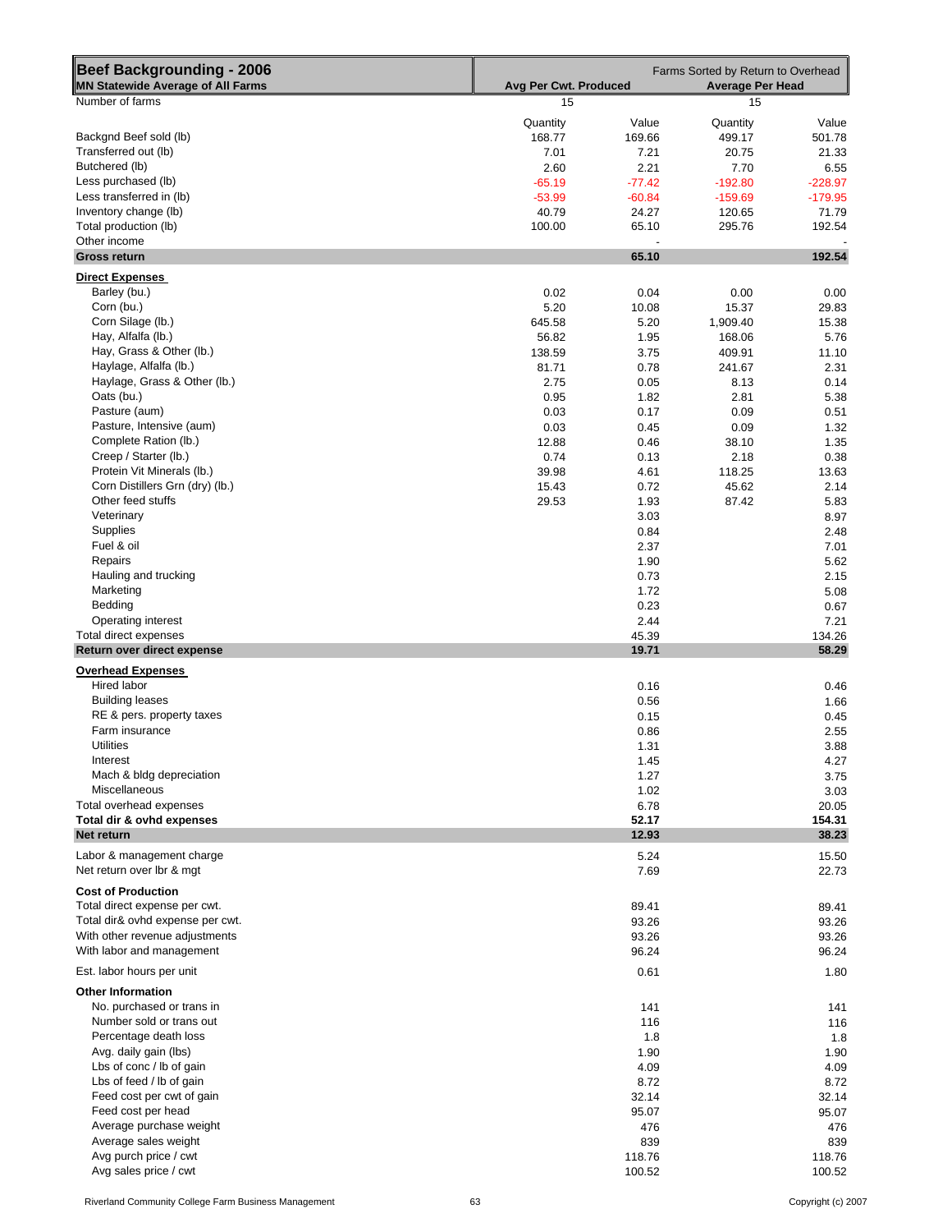| **Beef Backgrounding - 2006** | Farms Sorted by Return to Overhead | | | |
|---|---|---|---|---|
| **MN Statewide Average of All Farms** | **Avg Per Cwt. Produced** | | **Average Per Head** | |
| Number of farms | 15 | | 15 | |
| | Quantity | Value | Quantity | Value |
| Backgnd Beef sold (lb) | 168.77 | 169.66 | 499.17 | 501.78 |
| Transferred out (lb) | 7.01 | 7.21 | 20.75 | 21.33 |
| Butchered (lb) | 2.60 | 2.21 | 7.70 | 6.55 |
| Less purchased (lb) | -65.19 | -77.42 | -192.80 | -228.97 |
| Less transferred in (lb) | -53.99 | -60.84 | -159.69 | -179.95 |
| Inventory change (lb) | 40.79 | 24.27 | 120.65 | 71.79 |
| Total production (lb) | 100.00 | 65.10 | 295.76 | 192.54 |
| Other income | | - | | - |
| **Gross return** | | **65.10** | | **192.54** |
| **Direct Expenses** | | | | |
| Barley (bu.) | 0.02 | 0.04 | 0.00 | 0.00 |
| Corn (bu.) | 5.20 | 10.08 | 15.37 | 29.83 |
| Corn Silage (lb.) | 645.58 | 5.20 | 1,909.40 | 15.38 |
| Hay, Alfalfa (lb.) | 56.82 | 1.95 | 168.06 | 5.76 |
| Hay, Grass & Other (lb.) | 138.59 | 3.75 | 409.91 | 11.10 |
| Haylage, Alfalfa (lb.) | 81.71 | 0.78 | 241.67 | 2.31 |
| Haylage, Grass & Other (lb.) | 2.75 | 0.05 | 8.13 | 0.14 |
| Oats (bu.) | 0.95 | 1.82 | 2.81 | 5.38 |
| Pasture (aum) | 0.03 | 0.17 | 0.09 | 0.51 |
| Pasture, Intensive (aum) | 0.03 | 0.45 | 0.09 | 1.32 |
| Complete Ration (lb.) | 12.88 | 0.46 | 38.10 | 1.35 |
| Creep / Starter (lb.) | 0.74 | 0.13 | 2.18 | 0.38 |
| Protein Vit Minerals (lb.) | 39.98 | 4.61 | 118.25 | 13.63 |
| Corn Distillers Grn (dry) (lb.) | 15.43 | 0.72 | 45.62 | 2.14 |
| Other feed stuffs | 29.53 | 1.93 | 87.42 | 5.83 |
| Veterinary | | 3.03 | | 8.97 |
| Supplies | | 0.84 | | 2.48 |
| Fuel & oil | | 2.37 | | 7.01 |
| Repairs | | 1.90 | | 5.62 |
| Hauling and trucking | | 0.73 | | 2.15 |
| Marketing | | 1.72 | | 5.08 |
| Bedding | | 0.23 | | 0.67 |
| Operating interest | | 2.44 | | 7.21 |
| Total direct expenses | | 45.39 | | 134.26 |
| **Return over direct expense** | | **19.71** | | **58.29** |
| **Overhead Expenses** | | | | |
| Hired labor | | 0.16 | | 0.46 |
| Building leases | | 0.56 | | 1.66 |
| RE & pers. property taxes | | 0.15 | | 0.45 |
| Farm insurance | | 0.86 | | 2.55 |
| Utilities | | 1.31 | | 3.88 |
| Interest | | 1.45 | | 4.27 |
| Mach & bldg depreciation | | 1.27 | | 3.75 |
| Miscellaneous | | 1.02 | | 3.03 |
| Total overhead expenses | | 6.78 | | 20.05 |
| **Total dir & ovhd expenses** | | **52.17** | | **154.31** |
| **Net return** | | **12.93** | | **38.23** |
| Labor & management charge | | 5.24 | | 15.50 |
| Net return over lbr & mgt | | 7.69 | | 22.73 |
| **Cost of Production** | | | | |
| Total direct expense per cwt. | | 89.41 | | 89.41 |
| Total dir& ovhd expense per cwt. | | 93.26 | | 93.26 |
| With other revenue adjustments | | 93.26 | | 93.26 |
| With labor and management | | 96.24 | | 96.24 |
| Est. labor hours per unit | | 0.61 | | 1.80 |
| **Other Information** | | | | |
| No. purchased or trans in | | 141 | | 141 |
| Number sold or trans out | | 116 | | 116 |
| Percentage death loss | | 1.8 | | 1.8 |
| Avg. daily gain (lbs) | | 1.90 | | 1.90 |
| Lbs of conc / lb of gain | | 4.09 | | 4.09 |
| Lbs of feed / lb of gain | | 8.72 | | 8.72 |
| Feed cost per cwt of gain | | 32.14 | | 32.14 |
| Feed cost per head | | 95.07 | | 95.07 |
| Average purchase weight | | 476 | | 476 |
| Average sales weight | | 839 | | 839 |
| Avg purch price / cwt | | 118.76 | | 118.76 |
| Avg sales price / cwt | | 100.52 | | 100.52 |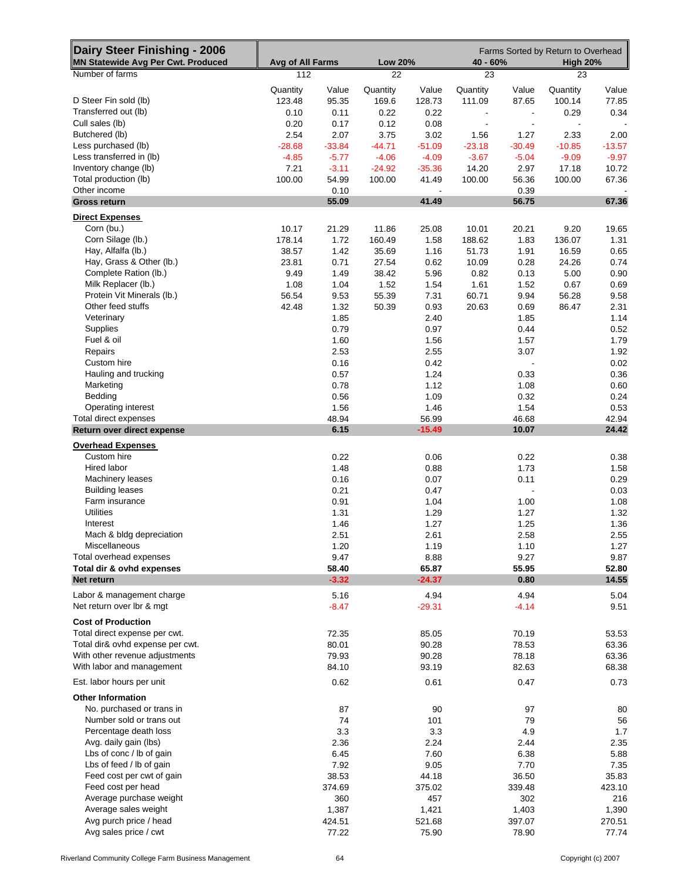| Dairy Steer Finishing - 2006<br>MN Statewide Avg Per Cwt. Produced | Avg of All Farms | | Low 20% | | 40 - 60% | | High 20% | |
|---|---|---|---|---|---|---|---|---|
| | | | | | Farms Sorted by Return to Overhead | | | |
| Number of farms | 112 | | 22 | | 23 | | 23 | |
| | Quantity | Value | Quantity | Value | Quantity | Value | Quantity | Value |
| D Steer Fin sold (lb) | 123.48 | 95.35 | 169.6 | 128.73 | 111.09 | 87.65 | 100.14 | 77.85 |
| Transferred out (lb) | 0.10 | 0.11 | 0.22 | 0.22 | - | - | 0.29 | 0.34 |
| Cull sales (lb) | 0.20 | 0.17 | 0.12 | 0.08 | - | - | - | - |
| Butchered (lb) | 2.54 | 2.07 | 3.75 | 3.02 | 1.56 | 1.27 | 2.33 | 2.00 |
| Less purchased (lb) | -28.68 | -33.84 | -44.71 | -51.09 | -23.18 | -30.49 | -10.85 | -13.57 |
| Less transferred in (lb) | -4.85 | -5.77 | -4.06 | -4.09 | -3.67 | -5.04 | -9.09 | -9.97 |
| Inventory change (lb) | 7.21 | -3.11 | -24.92 | -35.36 | 14.20 | 2.97 | 17.18 | 10.72 |
| Total production (lb) | 100.00 | 54.99 | 100.00 | 41.49 | 100.00 | 56.36 | 100.00 | 67.36 |
| Other income | | 0.10 | | - | | 0.39 | | - |
| **Gross return** | | **55.09** | | **41.49** | | **56.75** | | **67.36** |
| **Direct Expenses** | | | | | | | | |
| Corn (bu.) | 10.17 | 21.29 | 11.86 | 25.08 | 10.01 | 20.21 | 9.20 | 19.65 |
| Corn Silage (lb.) | 178.14 | 1.72 | 160.49 | 1.58 | 188.62 | 1.83 | 136.07 | 1.31 |
| Hay, Alfalfa (lb.) | 38.57 | 1.42 | 35.69 | 1.16 | 51.73 | 1.91 | 16.59 | 0.65 |
| Hay, Grass & Other (lb.) | 23.81 | 0.71 | 27.54 | 0.62 | 10.09 | 0.28 | 24.26 | 0.74 |
| Complete Ration (lb.) | 9.49 | 1.49 | 38.42 | 5.96 | 0.82 | 0.13 | 5.00 | 0.90 |
| Milk Replacer (lb.) | 1.08 | 1.04 | 1.52 | 1.54 | 1.61 | 1.52 | 0.67 | 0.69 |
| Protein Vit Minerals (lb.) | 56.54 | 9.53 | 55.39 | 7.31 | 60.71 | 9.94 | 56.28 | 9.58 |
| Other feed stuffs | 42.48 | 1.32 | 50.39 | 0.93 | 20.63 | 0.69 | 86.47 | 2.31 |
| Veterinary | | 1.85 | | 2.40 | | 1.85 | | 1.14 |
| Supplies | | 0.79 | | 0.97 | | 0.44 | | 0.52 |
| Fuel & oil | | 1.60 | | 1.56 | | 1.57 | | 1.79 |
| Repairs | | 2.53 | | 2.55 | | 3.07 | | 1.92 |
| Custom hire | | 0.16 | | 0.42 | | - | | 0.02 |
| Hauling and trucking | | 0.57 | | 1.24 | | 0.33 | | 0.36 |
| Marketing | | 0.78 | | 1.12 | | 1.08 | | 0.60 |
| Bedding | | 0.56 | | 1.09 | | 0.32 | | 0.24 |
| Operating interest | | 1.56 | | 1.46 | | 1.54 | | 0.53 |
| Total direct expenses | | 48.94 | | 56.99 | | 46.68 | | 42.94 |
| **Return over direct expense** | | **6.15** | | **-15.49** | | **10.07** | | **24.42** |
| **Overhead Expenses** | | | | | | | | |
| Custom hire | | 0.22 | | 0.06 | | 0.22 | | 0.38 |
| Hired labor | | 1.48 | | 0.88 | | 1.73 | | 1.58 |
| Machinery leases | | 0.16 | | 0.07 | | 0.11 | | 0.29 |
| Building leases | | 0.21 | | 0.47 | | - | | 0.03 |
| Farm insurance | | 0.91 | | 1.04 | | 1.00 | | 1.08 |
| Utilities | | 1.31 | | 1.29 | | 1.27 | | 1.32 |
| Interest | | 1.46 | | 1.27 | | 1.25 | | 1.36 |
| Mach & bldg depreciation | | 2.51 | | 2.61 | | 2.58 | | 2.55 |
| Miscellaneous | | 1.20 | | 1.19 | | 1.10 | | 1.27 |
| Total overhead expenses | | 9.47 | | 8.88 | | 9.27 | | 9.87 |
| **Total dir & ovhd expenses** | | **58.40** | | **65.87** | | **55.95** | | **52.80** |
| **Net return** | | **-3.32** | | **-24.37** | | **0.80** | | **14.55** |
| Labor & management charge | | 5.16 | | 4.94 | | 4.94 | | 5.04 |
| Net return over lbr & mgt | | -8.47 | | -29.31 | | -4.14 | | 9.51 |
| **Cost of Production** | | | | | | | | |
| Total direct expense per cwt. | | 72.35 | | 85.05 | | 70.19 | | 53.53 |
| Total dir& ovhd expense per cwt. | | 80.01 | | 90.28 | | 78.53 | | 63.36 |
| With other revenue adjustments | | 79.93 | | 90.28 | | 78.18 | | 63.36 |
| With labor and management | | 84.10 | | 93.19 | | 82.63 | | 68.38 |
| Est. labor hours per unit | | 0.62 | | 0.61 | | 0.47 | | 0.73 |
| **Other Information** | | | | | | | | |
| No. purchased or trans in | | 87 | | 90 | | 97 | | 80 |
| Number sold or trans out | | 74 | | 101 | | 79 | | 56 |
| Percentage death loss | | 3.3 | | 3.3 | | 4.9 | | 1.7 |
| Avg. daily gain (lbs) | | 2.36 | | 2.24 | | 2.44 | | 2.35 |
| Lbs of conc / lb of gain | | 6.45 | | 7.60 | | 6.38 | | 5.88 |
| Lbs of feed / lb of gain | | 7.92 | | 9.05 | | 7.70 | | 7.35 |
| Feed cost per cwt of gain | | 38.53 | | 44.18 | | 36.50 | | 35.83 |
| Feed cost per head | | 374.69 | | 375.02 | | 339.48 | | 423.10 |
| Average purchase weight | | 360 | | 457 | | 302 | | 216 |
| Average sales weight | | 1,387 | | 1,421 | | 1,403 | | 1,390 |
| Avg purch price / head | | 424.51 | | 521.68 | | 397.07 | | 270.51 |
| Avg sales price / cwt | | 77.22 | | 75.90 | | 78.90 | | 77.74 |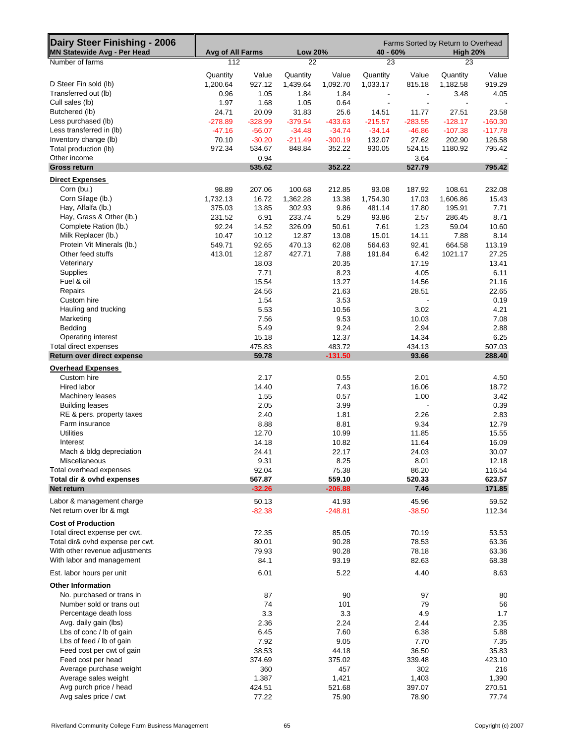| Dairy Steer Finishing - 2006 MN Statewide Avg - Per Head | Avg of All Farms | | Low 20% | | 40 - 60% | | High 20% | |
|---|---|---|---|---|---|---|---|---|
| | | | | | Farms Sorted by Return to Overhead | | | |
| Number of farms | 112 | | 22 | | 23 | | 23 | |
| | Quantity | Value | Quantity | Value | Quantity | Value | Quantity | Value |
| D Steer Fin sold (lb) | 1,200.64 | 927.12 | 1,439.64 | 1,092.70 | 1,033.17 | 815.18 | 1,182.58 | 919.29 |
| Transferred out (lb) | 0.96 | 1.05 | 1.84 | 1.84 | - | - | 3.48 | 4.05 |
| Cull sales (lb) | 1.97 | 1.68 | 1.05 | 0.64 | - | - | - | - |
| Butchered (lb) | 24.71 | 20.09 | 31.83 | 25.6 | 14.51 | 11.77 | 27.51 | 23.58 |
| Less purchased (lb) | -278.89 | -328.99 | -379.54 | -433.63 | -215.57 | -283.55 | -128.17 | -160.30 |
| Less transferred in (lb) | -47.16 | -56.07 | -34.48 | -34.74 | -34.14 | -46.86 | -107.38 | -117.78 |
| Inventory change (lb) | 70.10 | -30.20 | -211.49 | -300.19 | 132.07 | 27.62 | 202.90 | 126.58 |
| Total production (lb) | 972.34 | 534.67 | 848.84 | 352.22 | 930.05 | 524.15 | 1180.92 | 795.42 |
| Other income | | 0.94 | | - | | 3.64 | | - |
| **Gross return** | | **535.62** | | **352.22** | | **527.79** | | **795.42** |
| **Direct Expenses** | | | | | | | | |
| Corn (bu.) | 98.89 | 207.06 | 100.68 | 212.85 | 93.08 | 187.92 | 108.61 | 232.08 |
| Corn Silage (lb.) | 1,732.13 | 16.72 | 1,362.28 | 13.38 | 1,754.30 | 17.03 | 1,606.86 | 15.43 |
| Hay, Alfalfa (lb.) | 375.03 | 13.85 | 302.93 | 9.86 | 481.14 | 17.80 | 195.91 | 7.71 |
| Hay, Grass & Other (lb.) | 231.52 | 6.91 | 233.74 | 5.29 | 93.86 | 2.57 | 286.45 | 8.71 |
| Complete Ration (lb.) | 92.24 | 14.52 | 326.09 | 50.61 | 7.61 | 1.23 | 59.04 | 10.60 |
| Milk Replacer (lb.) | 10.47 | 10.12 | 12.87 | 13.08 | 15.01 | 14.11 | 7.88 | 8.14 |
| Protein Vit Minerals (lb.) | 549.71 | 92.65 | 470.13 | 62.08 | 564.63 | 92.41 | 664.58 | 113.19 |
| Other feed stuffs | 413.01 | 12.87 | 427.71 | 7.88 | 191.84 | 6.42 | 1021.17 | 27.25 |
| Veterinary | | 18.03 | | 20.35 | | 17.19 | | 13.41 |
| Supplies | | 7.71 | | 8.23 | | 4.05 | | 6.11 |
| Fuel & oil | | 15.54 | | 13.27 | | 14.56 | | 21.16 |
| Repairs | | 24.56 | | 21.63 | | 28.51 | | 22.65 |
| Custom hire | | 1.54 | | 3.53 | | - | | 0.19 |
| Hauling and trucking | | 5.53 | | 10.56 | | 3.02 | | 4.21 |
| Marketing | | 7.56 | | 9.53 | | 10.03 | | 7.08 |
| Bedding | | 5.49 | | 9.24 | | 2.94 | | 2.88 |
| Operating interest | | 15.18 | | 12.37 | | 14.34 | | 6.25 |
| Total direct expenses | | 475.83 | | 483.72 | | 434.13 | | 507.03 |
| **Return over direct expense** | | **59.78** | | **-131.50** | | **93.66** | | **288.40** |
| **Overhead Expenses** | | | | | | | | |
| Custom hire | | 2.17 | | 0.55 | | 2.01 | | 4.50 |
| Hired labor | | 14.40 | | 7.43 | | 16.06 | | 18.72 |
| Machinery leases | | 1.55 | | 0.57 | | 1.00 | | 3.42 |
| Building leases | | 2.05 | | 3.99 | | - | | 0.39 |
| RE & pers. property taxes | | 2.40 | | 1.81 | | 2.26 | | 2.83 |
| Farm insurance | | 8.88 | | 8.81 | | 9.34 | | 12.79 |
| Utilities | | 12.70 | | 10.99 | | 11.85 | | 15.55 |
| Interest | | 14.18 | | 10.82 | | 11.64 | | 16.09 |
| Mach & bldg depreciation | | 24.41 | | 22.17 | | 24.03 | | 30.07 |
| Miscellaneous | | 9.31 | | 8.25 | | 8.01 | | 12.18 |
| Total overhead expenses | | 92.04 | | 75.38 | | 86.20 | | 116.54 |
| **Total dir & ovhd expenses** | | **567.87** | | **559.10** | | **520.33** | | **623.57** |
| **Net return** | | **-32.26** | | **-206.88** | | **7.46** | | **171.85** |
| Labor & management charge | | 50.13 | | 41.93 | | 45.96 | | 59.52 |
| Net return over lbr & mgt | | -82.38 | | -248.81 | | -38.50 | | 112.34 |
| **Cost of Production** | | | | | | | | |
| Total direct expense per cwt. | | 72.35 | | 85.05 | | 70.19 | | 53.53 |
| Total dir& ovhd expense per cwt. | | 80.01 | | 90.28 | | 78.53 | | 63.36 |
| With other revenue adjustments | | 79.93 | | 90.28 | | 78.18 | | 63.36 |
| With labor and management | | 84.1 | | 93.19 | | 82.63 | | 68.38 |
| Est. labor hours per unit | | 6.01 | | 5.22 | | 4.40 | | 8.63 |
| **Other Information** | | | | | | | | |
| No. purchased or trans in | | 87 | | 90 | | 97 | | 80 |
| Number sold or trans out | | 74 | | 101 | | 79 | | 56 |
| Percentage death loss | | 3.3 | | 3.3 | | 4.9 | | 1.7 |
| Avg. daily gain (lbs) | | 2.36 | | 2.24 | | 2.44 | | 2.35 |
| Lbs of conc / lb of gain | | 6.45 | | 7.60 | | 6.38 | | 5.88 |
| Lbs of feed / lb of gain | | 7.92 | | 9.05 | | 7.70 | | 7.35 |
| Feed cost per cwt of gain | | 38.53 | | 44.18 | | 36.50 | | 35.83 |
| Feed cost per head | | 374.69 | | 375.02 | | 339.48 | | 423.10 |
| Average purchase weight | | 360 | | 457 | | 302 | | 216 |
| Average sales weight | | 1,387 | | 1,421 | | 1,403 | | 1,390 |
| Avg purch price / head | | 424.51 | | 521.68 | | 397.07 | | 270.51 |
| Avg sales price / cwt | | 77.22 | | 75.90 | | 78.90 | | 77.74 |

Riverland Community College Farm Business Management — Copyright (c) 2007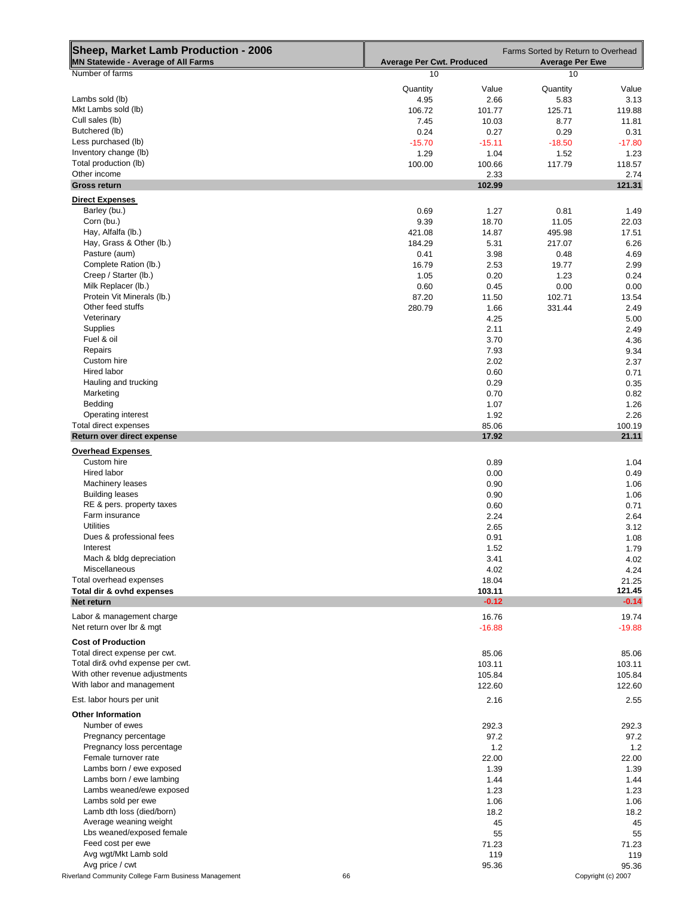| **Sheep, Market Lamb Production - 2006** | Farms Sorted by Return to Overhead | | | |
|---|---|---|---|---|
| **MN Statewide - Average of All Farms** | **Average Per Cwt. Produced** | | **Average Per Ewe** | |
| Number of farms | 10 | | 10 | |
| | Quantity | Value | Quantity | Value |
| Lambs sold (lb) | 4.95 | 2.66 | 5.83 | 3.13 |
| Mkt Lambs sold (lb) | 106.72 | 101.77 | 125.71 | 119.88 |
| Cull sales (lb) | 7.45 | 10.03 | 8.77 | 11.81 |
| Butchered (lb) | 0.24 | 0.27 | 0.29 | 0.31 |
| Less purchased (lb) | -15.70 | -15.11 | -18.50 | -17.80 |
| Inventory change (lb) | 1.29 | 1.04 | 1.52 | 1.23 |
| Total production (lb) | 100.00 | 100.66 | 117.79 | 118.57 |
| Other income | | 2.33 | | 2.74 |
| **Gross return** | | **102.99** | | **121.31** |
| **Direct Expenses** | | | | |
| Barley (bu.) | 0.69 | 1.27 | 0.81 | 1.49 |
| Corn (bu.) | 9.39 | 18.70 | 11.05 | 22.03 |
| Hay, Alfalfa (lb.) | 421.08 | 14.87 | 495.98 | 17.51 |
| Hay, Grass & Other (lb.) | 184.29 | 5.31 | 217.07 | 6.26 |
| Pasture (aum) | 0.41 | 3.98 | 0.48 | 4.69 |
| Complete Ration (lb.) | 16.79 | 2.53 | 19.77 | 2.99 |
| Creep / Starter (lb.) | 1.05 | 0.20 | 1.23 | 0.24 |
| Milk Replacer (lb.) | 0.60 | 0.45 | 0.00 | 0.00 |
| Protein Vit Minerals (lb.) | 87.20 | 11.50 | 102.71 | 13.54 |
| Other feed stuffs | 280.79 | 1.66 | 331.44 | 2.49 |
| Veterinary | | 4.25 | | 5.00 |
| Supplies | | 2.11 | | 2.49 |
| Fuel & oil | | 3.70 | | 4.36 |
| Repairs | | 7.93 | | 9.34 |
| Custom hire | | 2.02 | | 2.37 |
| Hired labor | | 0.60 | | 0.71 |
| Hauling and trucking | | 0.29 | | 0.35 |
| Marketing | | 0.70 | | 0.82 |
| Bedding | | 1.07 | | 1.26 |
| Operating interest | | 1.92 | | 2.26 |
| Total direct expenses | | 85.06 | | 100.19 |
| **Return over direct expense** | | **17.92** | | **21.11** |
| **Overhead Expenses** | | | | |
| Custom hire | | 0.89 | | 1.04 |
| Hired labor | | 0.00 | | 0.49 |
| Machinery leases | | 0.90 | | 1.06 |
| Building leases | | 0.90 | | 1.06 |
| RE & pers. property taxes | | 0.60 | | 0.71 |
| Farm insurance | | 2.24 | | 2.64 |
| Utilities | | 2.65 | | 3.12 |
| Dues & professional fees | | 0.91 | | 1.08 |
| Interest | | 1.52 | | 1.79 |
| Mach & bldg depreciation | | 3.41 | | 4.02 |
| Miscellaneous | | 4.02 | | 4.24 |
| Total overhead expenses | | 18.04 | | 21.25 |
| **Total dir & ovhd expenses** | | **103.11** | | **121.45** |
| **Net return** | | **-0.12** | | **-0.14** |
| Labor & management charge | | 16.76 | | 19.74 |
| Net return over lbr & mgt | | -16.88 | | -19.88 |
| **Cost of Production** | | | | |
| Total direct expense per cwt. | | 85.06 | | 85.06 |
| Total dir& ovhd expense per cwt. | | 103.11 | | 103.11 |
| With other revenue adjustments | | 105.84 | | 105.84 |
| With labor and management | | 122.60 | | 122.60 |
| Est. labor hours per unit | | 2.16 | | 2.55 |
| **Other Information** | | | | |
| Number of ewes | | 292.3 | | 292.3 |
| Pregnancy percentage | | 97.2 | | 97.2 |
| Pregnancy loss percentage | | 1.2 | | 1.2 |
| Female turnover rate | | 22.00 | | 22.00 |
| Lambs born / ewe exposed | | 1.39 | | 1.39 |
| Lambs born / ewe lambing | | 1.44 | | 1.44 |
| Lambs weaned/ewe exposed | | 1.23 | | 1.23 |
| Lambs sold per ewe | | 1.06 | | 1.06 |
| Lamb dth loss (died/born) | | 18.2 | | 18.2 |
| Average weaning weight | | 45 | | 45 |
| Lbs weaned/exposed female | | 55 | | 55 |
| Feed cost per ewe | | 71.23 | | 71.23 |
| Avg wgt/Mkt Lamb sold | | 119 | | 119 |
| Avg price / cwt | | 95.36 | | 95.36 |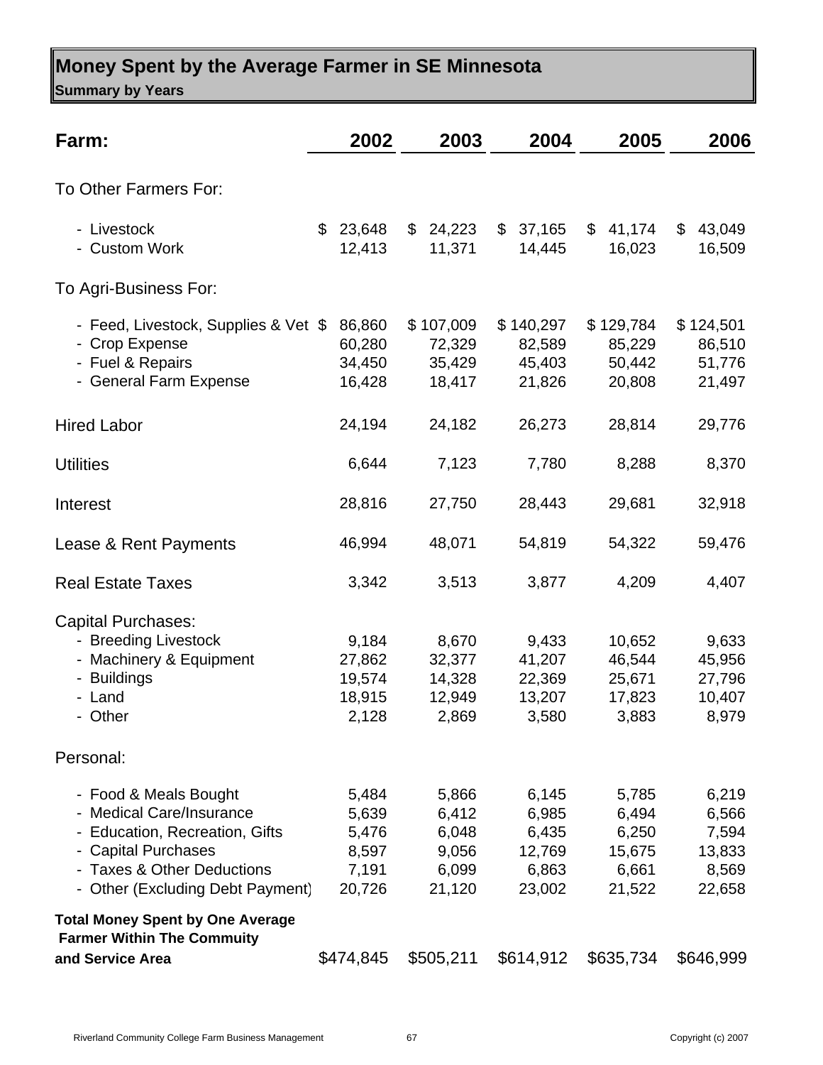## Money Spent by the Average Farmer in SE Minnesota

**Summary by Years**

| Farm: | 2002 | 2003 | 2004 | 2005 | 2006 |
|---|---|---|---|---|---|
| To Other Farmers For: | | | | | |
| - Livestock | $ 23,648 | $ 24,223 | $ 37,165 | $ 41,174 | $ 43,049 |
| - Custom Work | 12,413 | 11,371 | 14,445 | 16,023 | 16,509 |
| To Agri-Business For: | | | | | |
| - Feed, Livestock, Supplies & Vet | $ 86,860 | $ 107,009 | $ 140,297 | $ 129,784 | $ 124,501 |
| - Crop Expense | 60,280 | 72,329 | 82,589 | 85,229 | 86,510 |
| - Fuel & Repairs | 34,450 | 35,429 | 45,403 | 50,442 | 51,776 |
| - General Farm Expense | 16,428 | 18,417 | 21,826 | 20,808 | 21,497 |
| Hired Labor | 24,194 | 24,182 | 26,273 | 28,814 | 29,776 |
| Utilities | 6,644 | 7,123 | 7,780 | 8,288 | 8,370 |
| Interest | 28,816 | 27,750 | 28,443 | 29,681 | 32,918 |
| Lease & Rent Payments | 46,994 | 48,071 | 54,819 | 54,322 | 59,476 |
| Real Estate Taxes | 3,342 | 3,513 | 3,877 | 4,209 | 4,407 |
| Capital Purchases: | | | | | |
| - Breeding Livestock | 9,184 | 8,670 | 9,433 | 10,652 | 9,633 |
| - Machinery & Equipment | 27,862 | 32,377 | 41,207 | 46,544 | 45,956 |
| - Buildings | 19,574 | 14,328 | 22,369 | 25,671 | 27,796 |
| - Land | 18,915 | 12,949 | 13,207 | 17,823 | 10,407 |
| - Other | 2,128 | 2,869 | 3,580 | 3,883 | 8,979 |
| Personal: | | | | | |
| - Food & Meals Bought | 5,484 | 5,866 | 6,145 | 5,785 | 6,219 |
| - Medical Care/Insurance | 5,639 | 6,412 | 6,985 | 6,494 | 6,566 |
| - Education, Recreation, Gifts | 5,476 | 6,048 | 6,435 | 6,250 | 7,594 |
| - Capital Purchases | 8,597 | 9,056 | 12,769 | 15,675 | 13,833 |
| - Taxes & Other Deductions | 7,191 | 6,099 | 6,863 | 6,661 | 8,569 |
| - Other (Excluding Debt Payment) | 20,726 | 21,120 | 23,002 | 21,522 | 22,658 |
| **Total Money Spent by One Average Farmer Within The Commuity and Service Area** | $474,845 | $505,211 | $614,912 | $635,734 | $646,999 |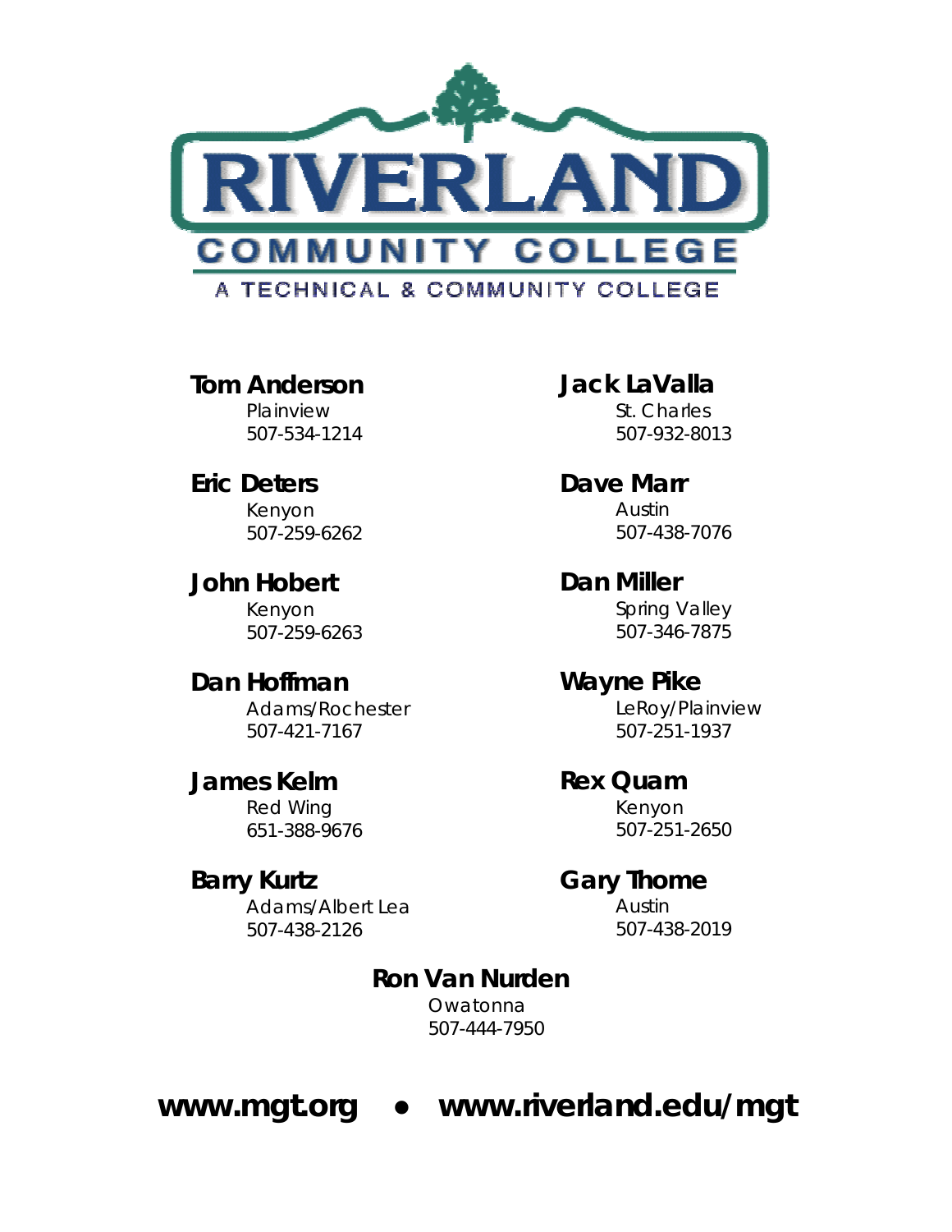# RIVERLAND

## COMMUNITY COLLEGE

A TECHNICAL & COMMUNITY COLLEGE

**Tom Anderson**
Plainview
507-534-1214

**Eric Deters**
Kenyon
507-259-6262

**John Hobert**
Kenyon
507-259-6263

**Dan Hoffman**
Adams/Rochester
507-421-7167

**James Kelm**
Red Wing
651-388-9676

**Barry Kurtz**
Adams/Albert Lea
507-438-2126

**Jack LaValla**
St. Charles
507-932-8013

**Dave Marr**
Austin
507-438-7076

**Dan Miller**
Spring Valley
507-346-7875

**Wayne Pike**
LeRoy/Plainview
507-251-1937

**Rex Quam**
Kenyon
507-251-2650

**Gary Thome**
Austin
507-438-2019

**Ron Van Nurden**
Owatonna
507-444-7950

**www.mgt.org • www.riverland.edu/mgt**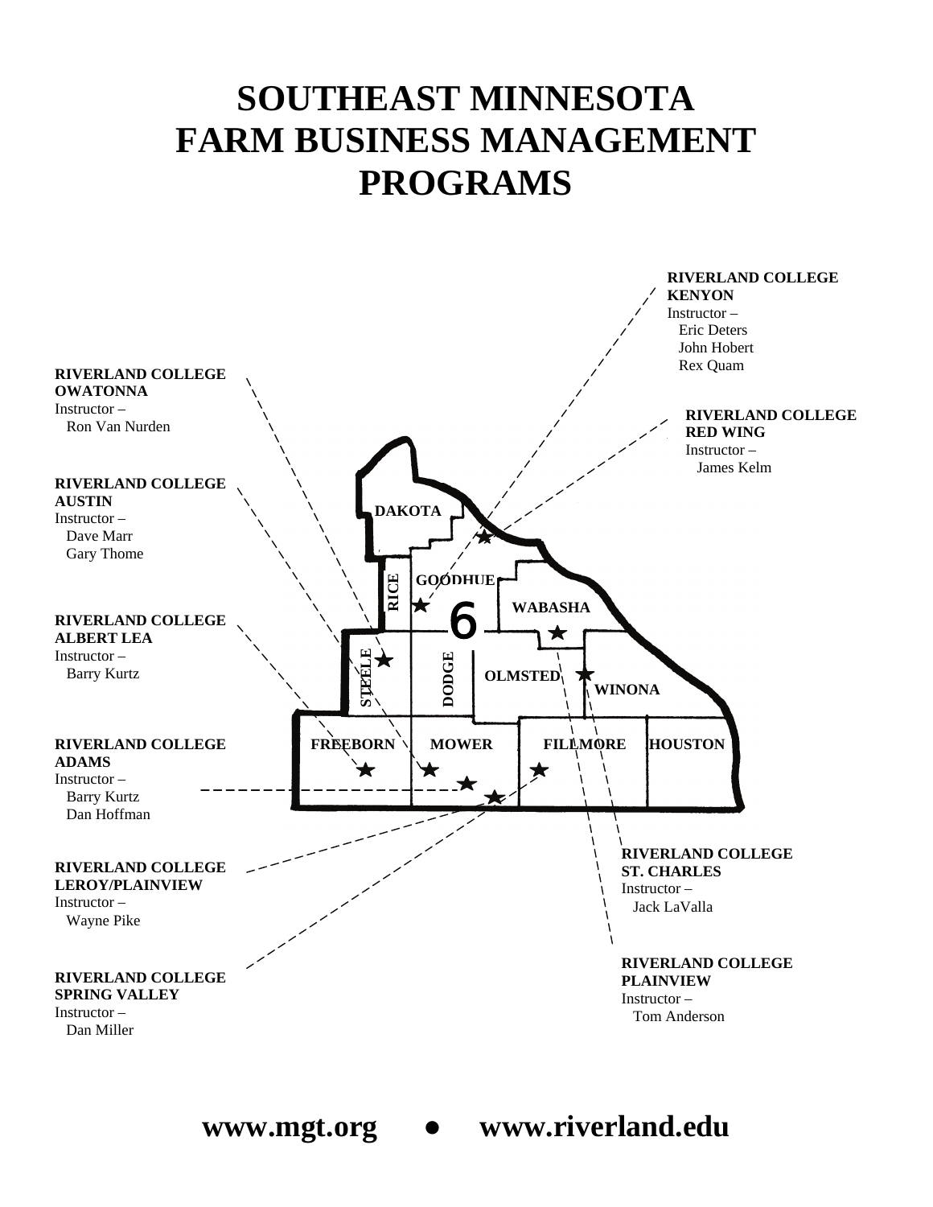# SOUTHEAST MINNESOTA FARM BUSINESS MANAGEMENT PROGRAMS

**RIVERLAND COLLEGE OWATONNA**
Instructor –
Ron Van Nurden

**RIVERLAND COLLEGE AUSTIN**
Instructor –
Dave Marr
Gary Thome

**RIVERLAND COLLEGE ALBERT LEA**
Instructor –
Barry Kurtz

**RIVERLAND COLLEGE ADAMS**
Instructor –
Barry Kurtz
Dan Hoffman

**RIVERLAND COLLEGE LEROY/PLAINVIEW**
Instructor –
Wayne Pike

**RIVERLAND COLLEGE SPRING VALLEY**
Instructor –
Dan Miller

**RIVERLAND COLLEGE KENYON**
Instructor –
Eric Deters
John Hobert
Rex Quam

**RIVERLAND COLLEGE RED WING**
Instructor –
James Kelm

**RIVERLAND COLLEGE ST. CHARLES**
Instructor –
Jack LaValla

**RIVERLAND COLLEGE PLAINVIEW**
Instructor –
Tom Anderson

DAKOTA
RICE
GOODHUE
6
WABASHA
STEELE
DODGE
OLMSTED
WINONA
FREEBORN
MOWER
FILLMORE
HOUSTON

**www.mgt.org ● www.riverland.edu**